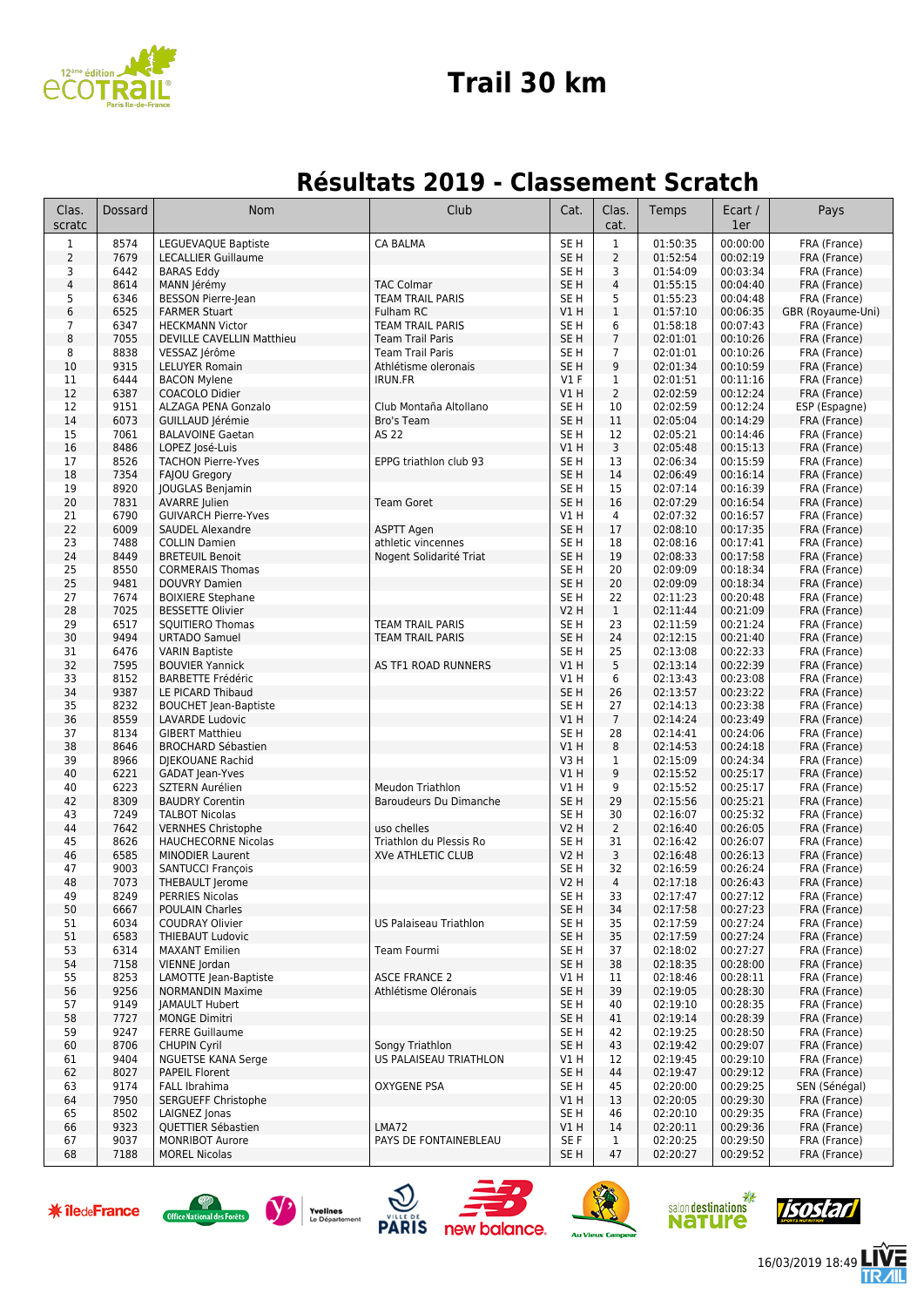# Trail 30 km

## Résultats 2019 - Classement Scratch

| Clas. scratc | Dossard | Nom | Club | Cat. | Clas. cat. | Temps | Ecart / 1er | Pays |
|---|---|---|---|---|---|---|---|---|
| 1 | 8574 | LEGUEVAQUE Baptiste | CA BALMA | SE H | 1 | 01:50:35 | 00:00:00 | FRA (France) |
| 2 | 7679 | LECALLIER Guillaume | | SE H | 2 | 01:52:54 | 00:02:19 | FRA (France) |
| 3 | 6442 | BARAS Eddy | | SE H | 3 | 01:54:09 | 00:03:34 | FRA (France) |
| 4 | 8614 | MANN Jérémy | TAC Colmar | SE H | 4 | 01:55:15 | 00:04:40 | FRA (France) |
| 5 | 6346 | BESSON Pierre-Jean | TEAM TRAIL PARIS | SE H | 5 | 01:55:23 | 00:04:48 | FRA (France) |
| 6 | 6525 | FARMER Stuart | Fulham RC | V1 H | 1 | 01:57:10 | 00:06:35 | GBR (Royaume-Uni) |
| 7 | 6347 | HECKMANN Victor | TEAM TRAIL PARIS | SE H | 6 | 01:58:18 | 00:07:43 | FRA (France) |
| 8 | 7055 | DEVILLE CAVELLIN Matthieu | Team Trail Paris | SE H | 7 | 02:01:01 | 00:10:26 | FRA (France) |
| 8 | 8838 | VESSAZ Jérôme | Team Trail Paris | SE H | 7 | 02:01:01 | 00:10:26 | FRA (France) |
| 10 | 9315 | LELUYER Romain | Athlétisme oleronais | SE H | 9 | 02:01:34 | 00:10:59 | FRA (France) |
| 11 | 6444 | BACON Mylene | IRUN.FR | V1 F | 1 | 02:01:51 | 00:11:16 | FRA (France) |
| 12 | 6387 | COACOLO Didier | | V1 H | 2 | 02:02:59 | 00:12:24 | FRA (France) |
| 12 | 9151 | ALZAGA PENA Gonzalo | Club Montaña Altollano | SE H | 10 | 02:02:59 | 00:12:24 | ESP (Espagne) |
| 14 | 6073 | GUILLAUD Jérémie | Bro's Team | SE H | 11 | 02:05:04 | 00:14:29 | FRA (France) |
| 15 | 7061 | BALAVOINE Gaetan | AS 22 | SE H | 12 | 02:05:21 | 00:14:46 | FRA (France) |
| 16 | 8486 | LOPEZ José-Luis | | V1 H | 3 | 02:05:48 | 00:15:13 | FRA (France) |
| 17 | 8526 | TACHON Pierre-Yves | EPPG triathlon club 93 | SE H | 13 | 02:06:34 | 00:15:59 | FRA (France) |
| 18 | 7354 | FAJOU Gregory | | SE H | 14 | 02:06:49 | 00:16:14 | FRA (France) |
| 19 | 8920 | JOUGLAS Benjamin | | SE H | 15 | 02:07:14 | 00:16:39 | FRA (France) |
| 20 | 7831 | AVARRE Julien | Team Goret | SE H | 16 | 02:07:29 | 00:16:54 | FRA (France) |
| 21 | 6790 | GUIVARCH Pierre-Yves | | V1 H | 4 | 02:07:32 | 00:16:57 | FRA (France) |
| 22 | 6009 | SAUDEL Alexandre | ASPTT Agen | SE H | 17 | 02:08:10 | 00:17:35 | FRA (France) |
| 23 | 7488 | COLLIN Damien | athletic vincennes | SE H | 18 | 02:08:16 | 00:17:41 | FRA (France) |
| 24 | 8449 | BRETEUIL Benoit | Nogent Solidarité Triat | SE H | 19 | 02:08:33 | 00:17:58 | FRA (France) |
| 25 | 8550 | CORMERAIS Thomas | | SE H | 20 | 02:09:09 | 00:18:34 | FRA (France) |
| 25 | 9481 | DOUVRY Damien | | SE H | 20 | 02:09:09 | 00:18:34 | FRA (France) |
| 27 | 7674 | BOIXIERE Stephane | | SE H | 22 | 02:11:23 | 00:20:48 | FRA (France) |
| 28 | 7025 | BESSETTE Olivier | | V2 H | 1 | 02:11:44 | 00:21:09 | FRA (France) |
| 29 | 6517 | SQUITIERO Thomas | TEAM TRAIL PARIS | SE H | 23 | 02:11:59 | 00:21:24 | FRA (France) |
| 30 | 9494 | URTADO Samuel | TEAM TRAIL PARIS | SE H | 24 | 02:12:15 | 00:21:40 | FRA (France) |
| 31 | 6476 | VARIN Baptiste | | SE H | 25 | 02:13:08 | 00:22:33 | FRA (France) |
| 32 | 7595 | BOUVIER Yannick | AS TF1 ROAD RUNNERS | V1 H | 5 | 02:13:14 | 00:22:39 | FRA (France) |
| 33 | 8152 | BARBETTE Frédéric | | V1 H | 6 | 02:13:43 | 00:23:08 | FRA (France) |
| 34 | 9387 | LE PICARD Thibaud | | SE H | 26 | 02:13:57 | 00:23:22 | FRA (France) |
| 35 | 8232 | BOUCHET Jean-Baptiste | | SE H | 27 | 02:14:13 | 00:23:38 | FRA (France) |
| 36 | 8559 | LAVARDE Ludovic | | V1 H | 7 | 02:14:24 | 00:23:49 | FRA (France) |
| 37 | 8134 | GIBERT Matthieu | | SE H | 28 | 02:14:41 | 00:24:06 | FRA (France) |
| 38 | 8646 | BROCHARD Sébastien | | V1 H | 8 | 02:14:53 | 00:24:18 | FRA (France) |
| 39 | 8966 | DJEKOUANE Rachid | | V3 H | 1 | 02:15:09 | 00:24:34 | FRA (France) |
| 40 | 6221 | GADAT Jean-Yves | | V1 H | 9 | 02:15:52 | 00:25:17 | FRA (France) |
| 40 | 6223 | SZTERN Aurélien | Meudon Triathlon | V1 H | 9 | 02:15:52 | 00:25:17 | FRA (France) |
| 42 | 8309 | BAUDRY Corentin | Baroudeurs Du Dimanche | SE H | 29 | 02:15:56 | 00:25:21 | FRA (France) |
| 43 | 7249 | TALBOT Nicolas | | SE H | 30 | 02:16:07 | 00:25:32 | FRA (France) |
| 44 | 7642 | VERNHES Christophe | uso chelles | V2 H | 2 | 02:16:40 | 00:26:05 | FRA (France) |
| 45 | 8626 | HAUCHECORNE Nicolas | Triathlon du Plessis Ro | SE H | 31 | 02:16:42 | 00:26:07 | FRA (France) |
| 46 | 6585 | MINODIER Laurent | XVe ATHLETIC CLUB | V2 H | 3 | 02:16:48 | 00:26:13 | FRA (France) |
| 47 | 9003 | SANTUCCI François | | SE H | 32 | 02:16:59 | 00:26:24 | FRA (France) |
| 48 | 7073 | THEBAULT Jerome | | V2 H | 4 | 02:17:18 | 00:26:43 | FRA (France) |
| 49 | 8249 | PERRIES Nicolas | | SE H | 33 | 02:17:47 | 00:27:12 | FRA (France) |
| 50 | 6667 | POULAIN Charles | | SE H | 34 | 02:17:58 | 00:27:23 | FRA (France) |
| 51 | 6034 | COUDRAY Olivier | US Palaiseau Triathlon | SE H | 35 | 02:17:59 | 00:27:24 | FRA (France) |
| 51 | 6583 | THIEBAUT Ludovic | | SE H | 35 | 02:17:59 | 00:27:24 | FRA (France) |
| 53 | 6314 | MAXANT Emilien | Team Fourmi | SE H | 37 | 02:18:02 | 00:27:27 | FRA (France) |
| 54 | 7158 | VIENNE Jordan | | SE H | 38 | 02:18:35 | 00:28:00 | FRA (France) |
| 55 | 8253 | LAMOTTE Jean-Baptiste | ASCE FRANCE 2 | V1 H | 11 | 02:18:46 | 00:28:11 | FRA (France) |
| 56 | 9256 | NORMANDIN Maxime | Athlétisme Oléronais | SE H | 39 | 02:19:05 | 00:28:30 | FRA (France) |
| 57 | 9149 | JAMAULT Hubert | | SE H | 40 | 02:19:10 | 00:28:35 | FRA (France) |
| 58 | 7727 | MONGE Dimitri | | SE H | 41 | 02:19:14 | 00:28:39 | FRA (France) |
| 59 | 9247 | FERRE Guillaume | | SE H | 42 | 02:19:25 | 00:28:50 | FRA (France) |
| 60 | 8706 | CHUPIN Cyril | Songy Triathlon | SE H | 43 | 02:19:42 | 00:29:07 | FRA (France) |
| 61 | 9404 | NGUETSE KANA Serge | US PALAISEAU TRIATHLON | V1 H | 12 | 02:19:45 | 00:29:10 | FRA (France) |
| 62 | 8027 | PAPEIL Florent | | SE H | 44 | 02:19:47 | 00:29:12 | FRA (France) |
| 63 | 9174 | FALL Ibrahima | OXYGENE PSA | SE H | 45 | 02:20:00 | 00:29:25 | SEN (Sénégal) |
| 64 | 7950 | SERGUEFF Christophe | | V1 H | 13 | 02:20:05 | 00:29:30 | FRA (France) |
| 65 | 8502 | LAIGNEZ Jonas | | SE H | 46 | 02:20:10 | 00:29:35 | FRA (France) |
| 66 | 9323 | QUETTIER Sébastien | LMA72 | V1 H | 14 | 02:20:11 | 00:29:36 | FRA (France) |
| 67 | 9037 | MONRIBOT Aurore | PAYS DE FONTAINEBLEAU | SE F | 1 | 02:20:25 | 00:29:50 | FRA (France) |
| 68 | 7188 | MOREL Nicolas | | SE H | 47 | 02:20:27 | 00:29:52 | FRA (France) |

16/03/2019 18:49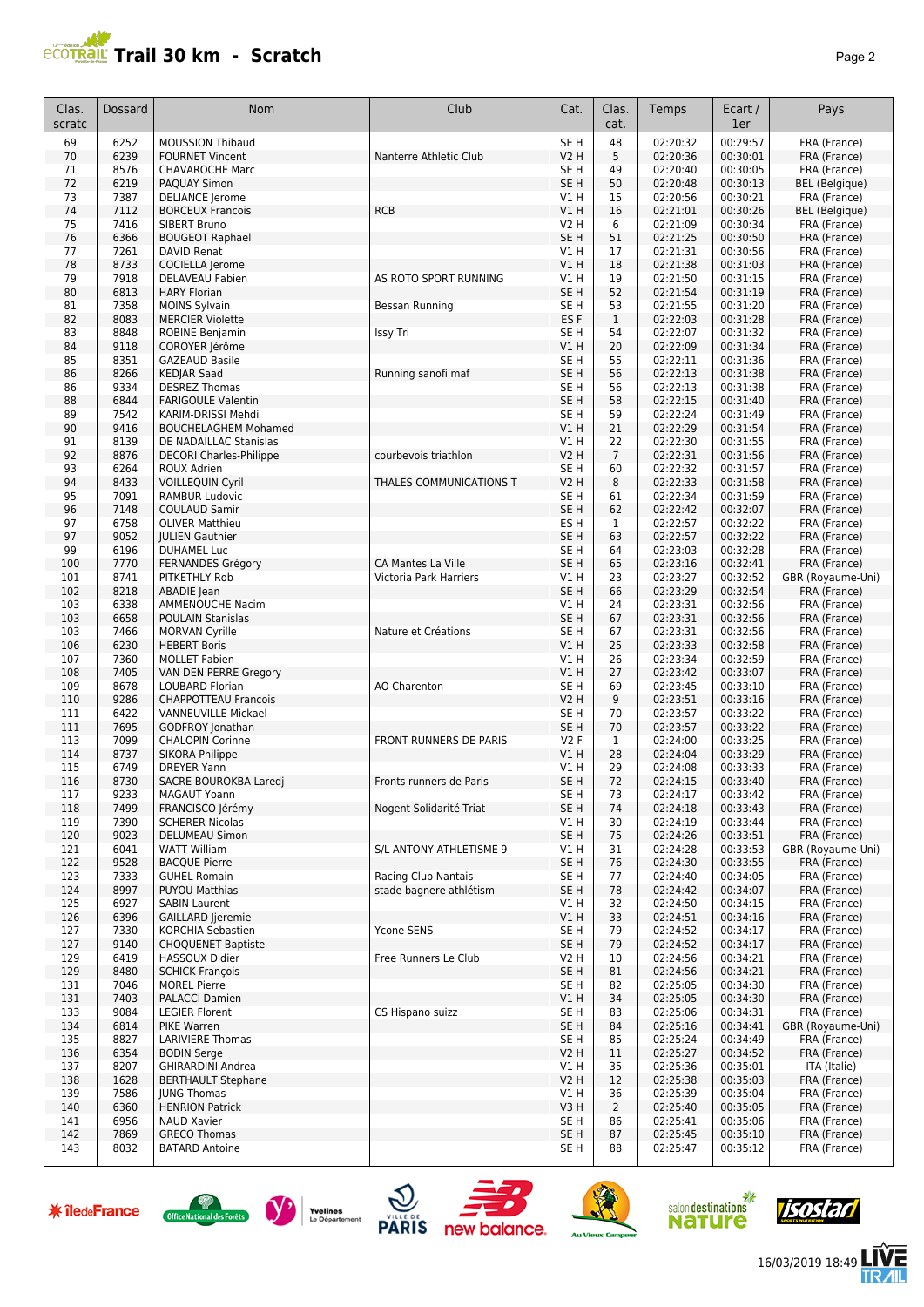# Trail 30 km - Scratch

| Clas. scratc | Dossard | Nom | Club | Cat. | Clas. cat. | Temps | Ecart / 1er | Pays |
|---|---|---|---|---|---|---|---|---|
| 69 | 6252 | MOUSSION Thibaud | | SE H | 48 | 02:20:32 | 00:29:57 | FRA (France) |
| 70 | 6239 | FOURNET Vincent | Nanterre Athletic Club | V2 H | 5 | 02:20:36 | 00:30:01 | FRA (France) |
| 71 | 8576 | CHAVAROCHE Marc | | SE H | 49 | 02:20:40 | 00:30:05 | FRA (France) |
| 72 | 6219 | PAQUAY Simon | | SE H | 50 | 02:20:48 | 00:30:13 | BEL (Belgique) |
| 73 | 7387 | DELIANCE Jerome | | V1 H | 15 | 02:20:56 | 00:30:21 | FRA (France) |
| 74 | 7112 | BORCEUX Francois | RCB | V1 H | 16 | 02:21:01 | 00:30:26 | BEL (Belgique) |
| 75 | 7416 | SIBERT Bruno | | V2 H | 6 | 02:21:09 | 00:30:34 | FRA (France) |
| 76 | 6366 | BOUGEOT Raphael | | SE H | 51 | 02:21:25 | 00:30:50 | FRA (France) |
| 77 | 7261 | DAVID Renat | | V1 H | 17 | 02:21:31 | 00:30:56 | FRA (France) |
| 78 | 8733 | COCIELLA Jerome | | V1 H | 18 | 02:21:38 | 00:31:03 | FRA (France) |
| 79 | 7918 | DELAVEAU Fabien | AS ROTO SPORT RUNNING | V1 H | 19 | 02:21:50 | 00:31:15 | FRA (France) |
| 80 | 6813 | HARY Florian | | SE H | 52 | 02:21:54 | 00:31:19 | FRA (France) |
| 81 | 7358 | MOINS Sylvain | Bessan Running | SE H | 53 | 02:21:55 | 00:31:20 | FRA (France) |
| 82 | 8083 | MERCIER Violette | | ES F | 1 | 02:22:03 | 00:31:28 | FRA (France) |
| 83 | 8848 | ROBINE Benjamin | Issy Tri | SE H | 54 | 02:22:07 | 00:31:32 | FRA (France) |
| 84 | 9118 | COROYER Jérôme | | V1 H | 20 | 02:22:09 | 00:31:34 | FRA (France) |
| 85 | 8351 | GAZEAUD Basile | | SE H | 55 | 02:22:11 | 00:31:36 | FRA (France) |
| 86 | 8266 | KEDJAR Saad | Running sanofi maf | SE H | 56 | 02:22:13 | 00:31:38 | FRA (France) |
| 86 | 9334 | DESREZ Thomas | | SE H | 56 | 02:22:13 | 00:31:38 | FRA (France) |
| 88 | 6844 | FARIGOULE Valentin | | SE H | 58 | 02:22:15 | 00:31:40 | FRA (France) |
| 89 | 7542 | KARIM-DRISSI Mehdi | | SE H | 59 | 02:22:24 | 00:31:49 | FRA (France) |
| 90 | 9416 | BOUCHELAGHEM Mohamed | | V1 H | 21 | 02:22:29 | 00:31:54 | FRA (France) |
| 91 | 8139 | DE NADAILLAC Stanislas | | V1 H | 22 | 02:22:30 | 00:31:55 | FRA (France) |
| 92 | 8876 | DECORI Charles-Philippe | courbevois triathlon | V2 H | 7 | 02:22:31 | 00:31:56 | FRA (France) |
| 93 | 6264 | ROUX Adrien | | SE H | 60 | 02:22:32 | 00:31:57 | FRA (France) |
| 94 | 8433 | VOILLEQUIN Cyril | THALES COMMUNICATIONS T | V2 H | 8 | 02:22:33 | 00:31:58 | FRA (France) |
| 95 | 7091 | RAMBUR Ludovic | | SE H | 61 | 02:22:34 | 00:31:59 | FRA (France) |
| 96 | 7148 | COULAUD Samir | | SE H | 62 | 02:22:42 | 00:32:07 | FRA (France) |
| 97 | 6758 | OLIVER Matthieu | | ES H | 1 | 02:22:57 | 00:32:22 | FRA (France) |
| 97 | 9052 | JULIEN Gauthier | | SE H | 63 | 02:22:57 | 00:32:22 | FRA (France) |
| 99 | 6196 | DUHAMEL Luc | | SE H | 64 | 02:23:03 | 00:32:28 | FRA (France) |
| 100 | 7770 | FERNANDES Grégory | CA Mantes La Ville | SE H | 65 | 02:23:16 | 00:32:41 | FRA (France) |
| 101 | 8741 | PITKETHLY Rob | Victoria Park Harriers | V1 H | 23 | 02:23:27 | 00:32:52 | GBR (Royaume-Uni) |
| 102 | 8218 | ABADIE Jean | | SE H | 66 | 02:23:29 | 00:32:54 | FRA (France) |
| 103 | 6338 | AMMENOUCHE Nacim | | V1 H | 24 | 02:23:31 | 00:32:56 | FRA (France) |
| 103 | 6658 | POULAIN Stanislas | | SE H | 67 | 02:23:31 | 00:32:56 | FRA (France) |
| 103 | 7466 | MORVAN Cyrille | Nature et Créations | SE H | 67 | 02:23:31 | 00:32:56 | FRA (France) |
| 106 | 6230 | HEBERT Boris | | V1 H | 25 | 02:23:33 | 00:32:58 | FRA (France) |
| 107 | 7360 | MOLLET Fabien | | V1 H | 26 | 02:23:34 | 00:32:59 | FRA (France) |
| 108 | 7405 | VAN DEN PERRE Gregory | | V1 H | 27 | 02:23:42 | 00:33:07 | FRA (France) |
| 109 | 8678 | LOUBARD Florian | AO Charenton | SE H | 69 | 02:23:45 | 00:33:10 | FRA (France) |
| 110 | 9286 | CHAPPOTTEAU Francois | | V2 H | 9 | 02:23:51 | 00:33:16 | FRA (France) |
| 111 | 6422 | VANNEUVILLE Mickael | | SE H | 70 | 02:23:57 | 00:33:22 | FRA (France) |
| 111 | 7695 | GODFROY Jonathan | | SE H | 70 | 02:23:57 | 00:33:22 | FRA (France) |
| 113 | 7099 | CHALOPIN Corinne | FRONT RUNNERS DE PARIS | V2 F | 1 | 02:24:00 | 00:33:25 | FRA (France) |
| 114 | 8737 | SIKORA Philippe | | V1 H | 28 | 02:24:04 | 00:33:29 | FRA (France) |
| 115 | 6749 | DREYER Yann | | V1 H | 29 | 02:24:08 | 00:33:33 | FRA (France) |
| 116 | 8730 | SACRE BOUROKBA Laredj | Fronts runners de Paris | SE H | 72 | 02:24:15 | 00:33:40 | FRA (France) |
| 117 | 9233 | MAGAUT Yoann | | SE H | 73 | 02:24:17 | 00:33:42 | FRA (France) |
| 118 | 7499 | FRANCISCO Jérémy | Nogent Solidarité Triat | SE H | 74 | 02:24:18 | 00:33:43 | FRA (France) |
| 119 | 7390 | SCHERER Nicolas | | V1 H | 30 | 02:24:19 | 00:33:44 | FRA (France) |
| 120 | 9023 | DELUMEAU Simon | | SE H | 75 | 02:24:26 | 00:33:51 | FRA (France) |
| 121 | 6041 | WATT William | S/L ANTONY ATHLETISME 9 | V1 H | 31 | 02:24:28 | 00:33:53 | GBR (Royaume-Uni) |
| 122 | 9528 | BACQUE Pierre | | SE H | 76 | 02:24:30 | 00:33:55 | FRA (France) |
| 123 | 7333 | GUHEL Romain | Racing Club Nantais | SE H | 77 | 02:24:40 | 00:34:05 | FRA (France) |
| 124 | 8997 | PUYOU Matthias | stade bagnere athlétism | SE H | 78 | 02:24:42 | 00:34:07 | FRA (France) |
| 125 | 6927 | SABIN Laurent | | V1 H | 32 | 02:24:50 | 00:34:15 | FRA (France) |
| 126 | 6396 | GAILLARD Jjeremie | | V1 H | 33 | 02:24:51 | 00:34:16 | FRA (France) |
| 127 | 7330 | KORCHIA Sebastien | Ycone SENS | SE H | 79 | 02:24:52 | 00:34:17 | FRA (France) |
| 127 | 9140 | CHOQUENET Baptiste | | SE H | 79 | 02:24:52 | 00:34:17 | FRA (France) |
| 129 | 6419 | HASSOUX Didier | Free Runners Le Club | V2 H | 10 | 02:24:56 | 00:34:21 | FRA (France) |
| 129 | 8480 | SCHICK François | | SE H | 81 | 02:24:56 | 00:34:21 | FRA (France) |
| 131 | 7046 | MOREL Pierre | | SE H | 82 | 02:25:05 | 00:34:30 | FRA (France) |
| 131 | 7403 | PALACCI Damien | | V1 H | 34 | 02:25:05 | 00:34:30 | FRA (France) |
| 133 | 9084 | LEGIER Florent | CS Hispano suizz | SE H | 83 | 02:25:06 | 00:34:31 | FRA (France) |
| 134 | 6814 | PIKE Warren | | SE H | 84 | 02:25:16 | 00:34:41 | GBR (Royaume-Uni) |
| 135 | 8827 | LARIVIERE Thomas | | SE H | 85 | 02:25:24 | 00:34:49 | FRA (France) |
| 136 | 6354 | BODIN Serge | | V2 H | 11 | 02:25:27 | 00:34:52 | FRA (France) |
| 137 | 8207 | GHIRARDINI Andrea | | V1 H | 35 | 02:25:36 | 00:35:01 | ITA (Italie) |
| 138 | 1628 | BERTHAULT Stephane | | V2 H | 12 | 02:25:38 | 00:35:03 | FRA (France) |
| 139 | 7586 | JUNG Thomas | | V1 H | 36 | 02:25:39 | 00:35:04 | FRA (France) |
| 140 | 6360 | HENRION Patrick | | V3 H | 2 | 02:25:40 | 00:35:05 | FRA (France) |
| 141 | 6956 | NAUD Xavier | | SE H | 86 | 02:25:41 | 00:35:06 | FRA (France) |
| 142 | 7869 | GRECO Thomas | | SE H | 87 | 02:25:45 | 00:35:10 | FRA (France) |
| 143 | 8032 | BATARD Antoine | | SE H | 88 | 02:25:47 | 00:35:12 | FRA (France) |

16/03/2019 18:49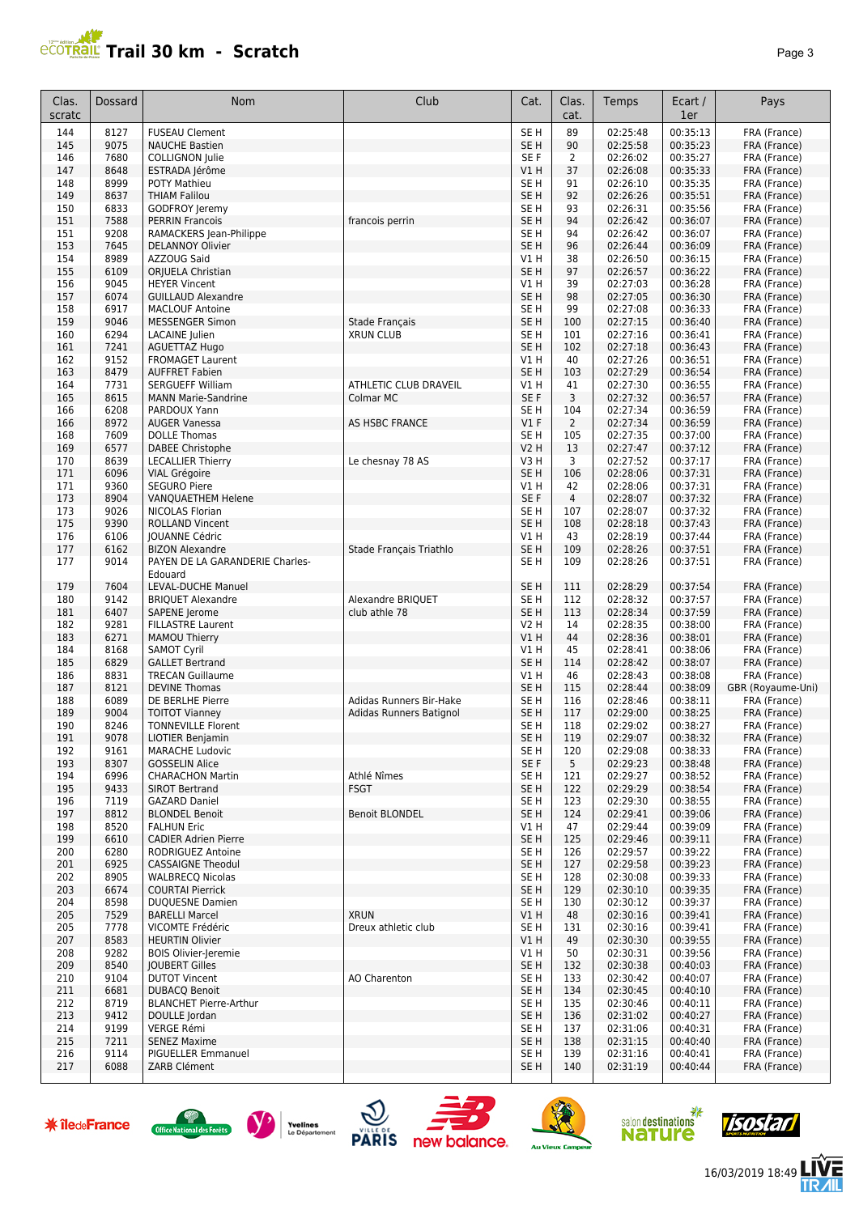# Trail 30 km - Scratch

| Clas. scratc | Dossard | Nom | Club | Cat. | Clas. cat. | Temps | Ecart / 1er | Pays |
|---|---|---|---|---|---|---|---|---|
| 144 | 8127 | FUSEAU Clement | | SE H | 89 | 02:25:48 | 00:35:13 | FRA (France) |
| 145 | 9075 | NAUCHE Bastien | | SE H | 90 | 02:25:58 | 00:35:23 | FRA (France) |
| 146 | 7680 | COLLIGNON Julie | | SE F | 2 | 02:26:02 | 00:35:27 | FRA (France) |
| 147 | 8648 | ESTRADA Jérôme | | V1 H | 37 | 02:26:08 | 00:35:33 | FRA (France) |
| 148 | 8999 | POTY Mathieu | | SE H | 91 | 02:26:10 | 00:35:35 | FRA (France) |
| 149 | 8637 | THIAM Falilou | | SE H | 92 | 02:26:26 | 00:35:51 | FRA (France) |
| 150 | 6833 | GODFROY Jeremy | | SE H | 93 | 02:26:31 | 00:35:56 | FRA (France) |
| 151 | 7588 | PERRIN Francois | francois perrin | SE H | 94 | 02:26:42 | 00:36:07 | FRA (France) |
| 151 | 9208 | RAMACKERS Jean-Philippe | | SE H | 94 | 02:26:42 | 00:36:07 | FRA (France) |
| 153 | 7645 | DELANNOY Olivier | | SE H | 96 | 02:26:44 | 00:36:09 | FRA (France) |
| 154 | 8989 | AZZOUG Said | | V1 H | 38 | 02:26:50 | 00:36:15 | FRA (France) |
| 155 | 6109 | ORJUELA Christian | | SE H | 97 | 02:26:57 | 00:36:22 | FRA (France) |
| 156 | 9045 | HEYER Vincent | | V1 H | 39 | 02:27:03 | 00:36:28 | FRA (France) |
| 157 | 6074 | GUILLAUD Alexandre | | SE H | 98 | 02:27:05 | 00:36:30 | FRA (France) |
| 158 | 6917 | MACLOUF Antoine | | SE H | 99 | 02:27:08 | 00:36:33 | FRA (France) |
| 159 | 9046 | MESSENGER Simon | Stade Français | SE H | 100 | 02:27:15 | 00:36:40 | FRA (France) |
| 160 | 6294 | LACAINE Julien | XRUN CLUB | SE H | 101 | 02:27:16 | 00:36:41 | FRA (France) |
| 161 | 7241 | AGUETTAZ Hugo | | SE H | 102 | 02:27:18 | 00:36:43 | FRA (France) |
| 162 | 9152 | FROMAGET Laurent | | V1 H | 40 | 02:27:26 | 00:36:51 | FRA (France) |
| 163 | 8479 | AUFFRET Fabien | | SE H | 103 | 02:27:29 | 00:36:54 | FRA (France) |
| 164 | 7731 | SERGUEFF William | ATHLETIC CLUB DRAVEIL | V1 H | 41 | 02:27:30 | 00:36:55 | FRA (France) |
| 165 | 8615 | MANN Marie-Sandrine | Colmar MC | SE F | 3 | 02:27:32 | 00:36:57 | FRA (France) |
| 166 | 6208 | PARDOUX Yann | | SE H | 104 | 02:27:34 | 00:36:59 | FRA (France) |
| 166 | 8972 | AUGER Vanessa | AS HSBC FRANCE | V1 F | 2 | 02:27:34 | 00:36:59 | FRA (France) |
| 168 | 7609 | DOLLE Thomas | | SE H | 105 | 02:27:35 | 00:37:00 | FRA (France) |
| 169 | 6577 | DABEE Christophe | | V2 H | 13 | 02:27:47 | 00:37:12 | FRA (France) |
| 170 | 8639 | LECALLIER Thierry | Le chesnay 78 AS | V3 H | 3 | 02:27:52 | 00:37:17 | FRA (France) |
| 171 | 6096 | VIAL Grégoire | | SE H | 106 | 02:28:06 | 00:37:31 | FRA (France) |
| 171 | 9360 | SEGURO Piere | | V1 H | 42 | 02:28:06 | 00:37:31 | FRA (France) |
| 173 | 8904 | VANQUAETHEM Helene | | SE F | 4 | 02:28:07 | 00:37:32 | FRA (France) |
| 173 | 9026 | NICOLAS Florian | | SE H | 107 | 02:28:07 | 00:37:32 | FRA (France) |
| 175 | 9390 | ROLLAND Vincent | | SE H | 108 | 02:28:18 | 00:37:43 | FRA (France) |
| 176 | 6106 | JOUANNE Cédric | | V1 H | 43 | 02:28:19 | 00:37:44 | FRA (France) |
| 177 | 6162 | BIZON Alexandre | Stade Français Triathlo | SE H | 109 | 02:28:26 | 00:37:51 | FRA (France) |
| 177 | 9014 | PAYEN DE LA GARANDERIE Charles-Edouard | | SE H | 109 | 02:28:26 | 00:37:51 | FRA (France) |
| 179 | 7604 | LEVAL-DUCHE Manuel | | SE H | 111 | 02:28:29 | 00:37:54 | FRA (France) |
| 180 | 9142 | BRIQUET Alexandre | Alexandre BRIQUET | SE H | 112 | 02:28:32 | 00:37:57 | FRA (France) |
| 181 | 6407 | SAPENE Jerome | club athle 78 | SE H | 113 | 02:28:34 | 00:37:59 | FRA (France) |
| 182 | 9281 | FILLASTRE Laurent | | V2 H | 14 | 02:28:35 | 00:38:00 | FRA (France) |
| 183 | 6271 | MAMOU Thierry | | V1 H | 44 | 02:28:36 | 00:38:01 | FRA (France) |
| 184 | 8168 | SAMOT Cyril | | V1 H | 45 | 02:28:41 | 00:38:06 | FRA (France) |
| 185 | 6829 | GALLET Bertrand | | SE H | 114 | 02:28:42 | 00:38:07 | FRA (France) |
| 186 | 8831 | TRECAN Guillaume | | V1 H | 46 | 02:28:43 | 00:38:08 | FRA (France) |
| 187 | 8121 | DEVINE Thomas | | SE H | 115 | 02:28:44 | 00:38:09 | GBR (Royaume-Uni) |
| 188 | 6089 | DE BERLHE Pierre | Adidas Runners Bir-Hake | SE H | 116 | 02:28:46 | 00:38:11 | FRA (France) |
| 189 | 9004 | TOITOT Vianney | Adidas Runners Batignol | SE H | 117 | 02:29:00 | 00:38:25 | FRA (France) |
| 190 | 8246 | TONNEVILLE Florent | | SE H | 118 | 02:29:02 | 00:38:27 | FRA (France) |
| 191 | 9078 | LIOTIER Benjamin | | SE H | 119 | 02:29:07 | 00:38:32 | FRA (France) |
| 192 | 9161 | MARACHE Ludovic | | SE H | 120 | 02:29:08 | 00:38:33 | FRA (France) |
| 193 | 8307 | GOSSELIN Alice | | SE F | 5 | 02:29:23 | 00:38:48 | FRA (France) |
| 194 | 6996 | CHARACHON Martin | Athlé Nîmes | SE H | 121 | 02:29:27 | 00:38:52 | FRA (France) |
| 195 | 9433 | SIROT Bertrand | FSGT | SE H | 122 | 02:29:29 | 00:38:54 | FRA (France) |
| 196 | 7119 | GAZARD Daniel | | SE H | 123 | 02:29:30 | 00:38:55 | FRA (France) |
| 197 | 8812 | BLONDEL Benoit | Benoit BLONDEL | SE H | 124 | 02:29:41 | 00:39:06 | FRA (France) |
| 198 | 8520 | FALHUN Eric | | V1 H | 47 | 02:29:44 | 00:39:09 | FRA (France) |
| 199 | 6610 | CADIER Adrien Pierre | | SE H | 125 | 02:29:46 | 00:39:11 | FRA (France) |
| 200 | 6280 | RODRIGUEZ Antoine | | SE H | 126 | 02:29:57 | 00:39:22 | FRA (France) |
| 201 | 6925 | CASSAIGNE Theodul | | SE H | 127 | 02:29:58 | 00:39:23 | FRA (France) |
| 202 | 8905 | WALBRECQ Nicolas | | SE H | 128 | 02:30:08 | 00:39:33 | FRA (France) |
| 203 | 6674 | COURTAI Pierrick | | SE H | 129 | 02:30:10 | 00:39:35 | FRA (France) |
| 204 | 8598 | DUQUESNE Damien | | SE H | 130 | 02:30:12 | 00:39:37 | FRA (France) |
| 205 | 7529 | BARELLI Marcel | XRUN | V1 H | 48 | 02:30:16 | 00:39:41 | FRA (France) |
| 205 | 7778 | VICOMTE Frédéric | Dreux athletic club | SE H | 131 | 02:30:16 | 00:39:41 | FRA (France) |
| 207 | 8583 | HEURTIN Olivier | | V1 H | 49 | 02:30:30 | 00:39:55 | FRA (France) |
| 208 | 9282 | BOIS Olivier-Jeremie | | V1 H | 50 | 02:30:31 | 00:39:56 | FRA (France) |
| 209 | 8540 | JOUBERT Gilles | | SE H | 132 | 02:30:38 | 00:40:03 | FRA (France) |
| 210 | 9104 | DUTOT Vincent | AO Charenton | SE H | 133 | 02:30:42 | 00:40:07 | FRA (France) |
| 211 | 6681 | DUBACQ Benoit | | SE H | 134 | 02:30:45 | 00:40:10 | FRA (France) |
| 212 | 8719 | BLANCHET Pierre-Arthur | | SE H | 135 | 02:30:46 | 00:40:11 | FRA (France) |
| 213 | 9412 | DOULLE Jordan | | SE H | 136 | 02:31:02 | 00:40:27 | FRA (France) |
| 214 | 9199 | VERGE Rémi | | SE H | 137 | 02:31:06 | 00:40:31 | FRA (France) |
| 215 | 7211 | SENEZ Maxime | | SE H | 138 | 02:31:15 | 00:40:40 | FRA (France) |
| 216 | 9114 | PIGUELLER Emmanuel | | SE H | 139 | 02:31:16 | 00:40:41 | FRA (France) |
| 217 | 6088 | ZARB Clément | | SE H | 140 | 02:31:19 | 00:40:44 | FRA (France) |

16/03/2019 18:49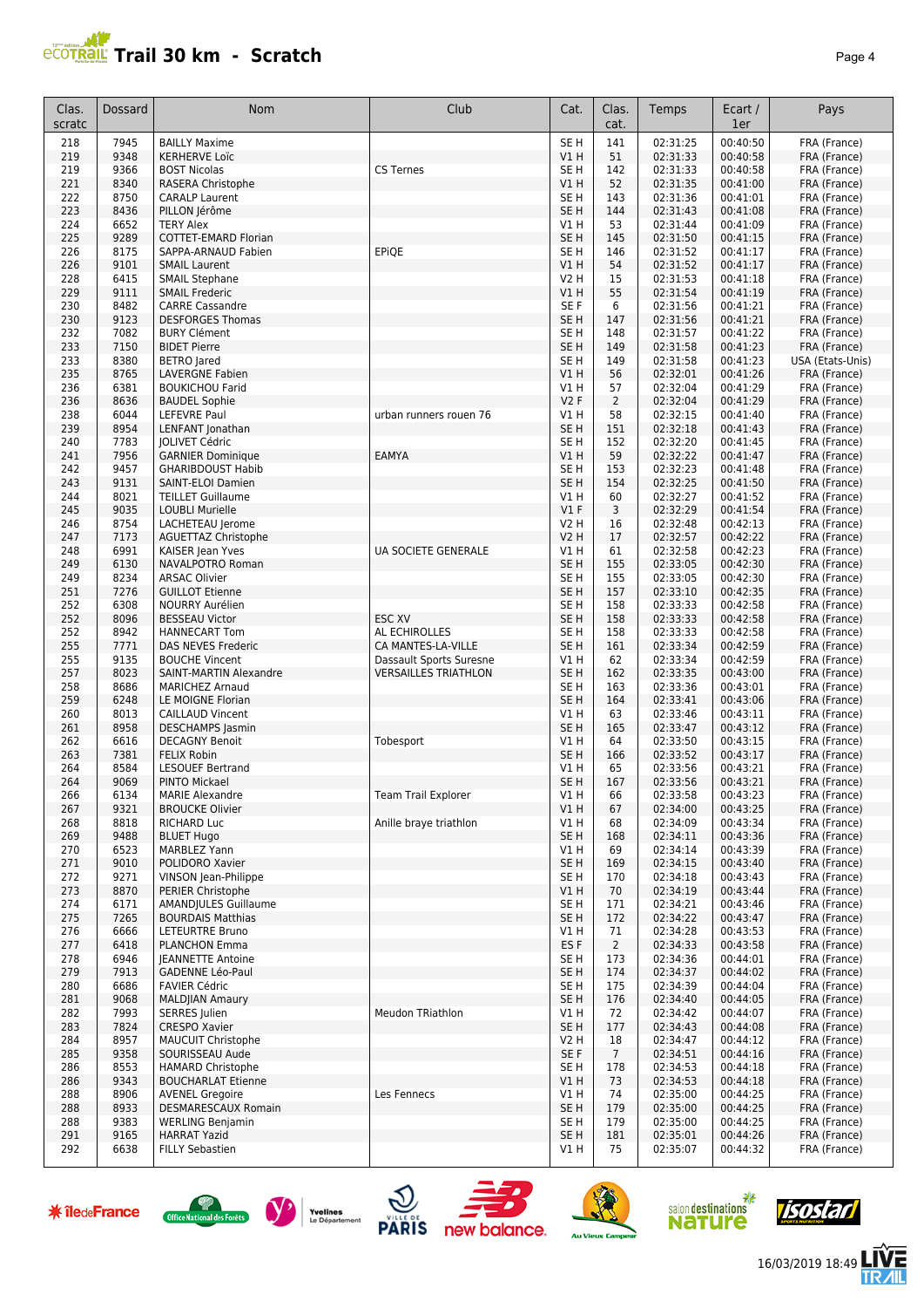# Trail 30 km - Scratch

| Clas. scratc | Dossard | Nom | Club | Cat. | Clas. cat. | Temps | Ecart / 1er | Pays |
|---|---|---|---|---|---|---|---|---|
| 218 | 7945 | BAILLY Maxime | | SE H | 141 | 02:31:25 | 00:40:50 | FRA (France) |
| 219 | 9348 | KERHERVE Loïc | | V1 H | 51 | 02:31:33 | 00:40:58 | FRA (France) |
| 219 | 9366 | BOST Nicolas | CS Ternes | SE H | 142 | 02:31:33 | 00:40:58 | FRA (France) |
| 221 | 8340 | RASERA Christophe | | V1 H | 52 | 02:31:35 | 00:41:00 | FRA (France) |
| 222 | 8750 | CARALP Laurent | | SE H | 143 | 02:31:36 | 00:41:01 | FRA (France) |
| 223 | 8436 | PILLON Jérôme | | SE H | 144 | 02:31:43 | 00:41:08 | FRA (France) |
| 224 | 6652 | TERY Alex | | V1 H | 53 | 02:31:44 | 00:41:09 | FRA (France) |
| 225 | 9289 | COTTET-EMARD Florian | | SE H | 145 | 02:31:50 | 00:41:15 | FRA (France) |
| 226 | 8175 | SAPPA-ARNAUD Fabien | EPiQE | SE H | 146 | 02:31:52 | 00:41:17 | FRA (France) |
| 226 | 9101 | SMAIL Laurent | | V1 H | 54 | 02:31:52 | 00:41:17 | FRA (France) |
| 228 | 6415 | SMAIL Stephane | | V2 H | 15 | 02:31:53 | 00:41:18 | FRA (France) |
| 229 | 9111 | SMAIL Frederic | | V1 H | 55 | 02:31:54 | 00:41:19 | FRA (France) |
| 230 | 8482 | CARRE Cassandre | | SE F | 6 | 02:31:56 | 00:41:21 | FRA (France) |
| 230 | 9123 | DESFORGES Thomas | | SE H | 147 | 02:31:56 | 00:41:21 | FRA (France) |
| 232 | 7082 | BURY Clément | | SE H | 148 | 02:31:57 | 00:41:22 | FRA (France) |
| 233 | 7150 | BIDET Pierre | | SE H | 149 | 02:31:58 | 00:41:23 | FRA (France) |
| 233 | 8380 | BETRO Jared | | SE H | 149 | 02:31:58 | 00:41:23 | USA (Etats-Unis) |
| 235 | 8765 | LAVERGNE Fabien | | V1 H | 56 | 02:32:01 | 00:41:26 | FRA (France) |
| 236 | 6381 | BOUKICHOU Farid | | V1 H | 57 | 02:32:04 | 00:41:29 | FRA (France) |
| 236 | 8636 | BAUDEL Sophie | | V2 F | 2 | 02:32:04 | 00:41:29 | FRA (France) |
| 238 | 6044 | LEFEVRE Paul | urban runners rouen 76 | V1 H | 58 | 02:32:15 | 00:41:40 | FRA (France) |
| 239 | 8954 | LENFANT Jonathan | | SE H | 151 | 02:32:18 | 00:41:43 | FRA (France) |
| 240 | 7783 | JOLIVET Cédric | | SE H | 152 | 02:32:20 | 00:41:45 | FRA (France) |
| 241 | 7956 | GARNIER Dominique | EAMYA | V1 H | 59 | 02:32:22 | 00:41:47 | FRA (France) |
| 242 | 9457 | GHARIBDOUST Habib | | SE H | 153 | 02:32:23 | 00:41:48 | FRA (France) |
| 243 | 9131 | SAINT-ELOI Damien | | SE H | 154 | 02:32:25 | 00:41:50 | FRA (France) |
| 244 | 8021 | TEILLET Guillaume | | V1 H | 60 | 02:32:27 | 00:41:52 | FRA (France) |
| 245 | 9035 | LOUBLI Murielle | | V1 F | 3 | 02:32:29 | 00:41:54 | FRA (France) |
| 246 | 8754 | LACHETEAU Jerome | | V2 H | 16 | 02:32:48 | 00:42:13 | FRA (France) |
| 247 | 7173 | AGUETTAZ Christophe | | V2 H | 17 | 02:32:57 | 00:42:22 | FRA (France) |
| 248 | 6991 | KAISER Jean Yves | UA SOCIETE GENERALE | V1 H | 61 | 02:32:58 | 00:42:23 | FRA (France) |
| 249 | 6130 | NAVALPOTRO Roman | | SE H | 155 | 02:33:05 | 00:42:30 | FRA (France) |
| 249 | 8234 | ARSAC Olivier | | SE H | 155 | 02:33:05 | 00:42:30 | FRA (France) |
| 251 | 7276 | GUILLOT Etienne | | SE H | 157 | 02:33:10 | 00:42:35 | FRA (France) |
| 252 | 6308 | NOURRY Aurélien | | SE H | 158 | 02:33:33 | 00:42:58 | FRA (France) |
| 252 | 8096 | BESSEAU Victor | ESC XV | SE H | 158 | 02:33:33 | 00:42:58 | FRA (France) |
| 252 | 8942 | HANNECART Tom | AL ECHIROLLES | SE H | 158 | 02:33:33 | 00:42:58 | FRA (France) |
| 255 | 7771 | DAS NEVES Frederic | CA MANTES-LA-VILLE | SE H | 161 | 02:33:34 | 00:42:59 | FRA (France) |
| 255 | 9135 | BOUCHE Vincent | Dassault Sports Suresne | V1 H | 62 | 02:33:34 | 00:42:59 | FRA (France) |
| 257 | 8023 | SAINT-MARTIN Alexandre | VERSAILLES TRIATHLON | SE H | 162 | 02:33:35 | 00:43:00 | FRA (France) |
| 258 | 8686 | MARICHEZ Arnaud | | SE H | 163 | 02:33:36 | 00:43:01 | FRA (France) |
| 259 | 6248 | LE MOIGNE Florian | | SE H | 164 | 02:33:41 | 00:43:06 | FRA (France) |
| 260 | 8013 | CAILLAUD Vincent | | V1 H | 63 | 02:33:46 | 00:43:11 | FRA (France) |
| 261 | 8958 | DESCHAMPS Jasmin | | SE H | 165 | 02:33:47 | 00:43:12 | FRA (France) |
| 262 | 6616 | DECAGNY Benoit | Tobesport | V1 H | 64 | 02:33:50 | 00:43:15 | FRA (France) |
| 263 | 7381 | FELIX Robin | | SE H | 166 | 02:33:52 | 00:43:17 | FRA (France) |
| 264 | 8584 | LESOUEF Bertrand | | V1 H | 65 | 02:33:56 | 00:43:21 | FRA (France) |
| 264 | 9069 | PINTO Mickael | | SE H | 167 | 02:33:56 | 00:43:21 | FRA (France) |
| 266 | 6134 | MARIE Alexandre | Team Trail Explorer | V1 H | 66 | 02:33:58 | 00:43:23 | FRA (France) |
| 267 | 9321 | BROUCKE Olivier | | V1 H | 67 | 02:34:00 | 00:43:25 | FRA (France) |
| 268 | 8818 | RICHARD Luc | Anille braye triathlon | V1 H | 68 | 02:34:09 | 00:43:34 | FRA (France) |
| 269 | 9488 | BLUET Hugo | | SE H | 168 | 02:34:11 | 00:43:36 | FRA (France) |
| 270 | 6523 | MARBLEZ Yann | | V1 H | 69 | 02:34:14 | 00:43:39 | FRA (France) |
| 271 | 9010 | POLIDORO Xavier | | SE H | 169 | 02:34:15 | 00:43:40 | FRA (France) |
| 272 | 9271 | VINSON Jean-Philippe | | SE H | 170 | 02:34:18 | 00:43:43 | FRA (France) |
| 273 | 8870 | PERIER Christophe | | V1 H | 70 | 02:34:19 | 00:43:44 | FRA (France) |
| 274 | 6171 | AMANDJULES Guillaume | | SE H | 171 | 02:34:21 | 00:43:46 | FRA (France) |
| 275 | 7265 | BOURDAIS Matthias | | SE H | 172 | 02:34:22 | 00:43:47 | FRA (France) |
| 276 | 6666 | LETEURTRE Bruno | | V1 H | 71 | 02:34:28 | 00:43:53 | FRA (France) |
| 277 | 6418 | PLANCHON Emma | | ES F | 2 | 02:34:33 | 00:43:58 | FRA (France) |
| 278 | 6946 | JEANNETTE Antoine | | SE H | 173 | 02:34:36 | 00:44:01 | FRA (France) |
| 279 | 7913 | GADENNE Léo-Paul | | SE H | 174 | 02:34:37 | 00:44:02 | FRA (France) |
| 280 | 6686 | FAVIER Cédric | | SE H | 175 | 02:34:39 | 00:44:04 | FRA (France) |
| 281 | 9068 | MALDJIAN Amaury | | SE H | 176 | 02:34:40 | 00:44:05 | FRA (France) |
| 282 | 7993 | SERRES Julien | Meudon TRiathlon | V1 H | 72 | 02:34:42 | 00:44:07 | FRA (France) |
| 283 | 7824 | CRESPO Xavier | | SE H | 177 | 02:34:43 | 00:44:08 | FRA (France) |
| 284 | 8957 | MAUCUIT Christophe | | V2 H | 18 | 02:34:47 | 00:44:12 | FRA (France) |
| 285 | 9358 | SOURISSEAU Aude | | SE F | 7 | 02:34:51 | 00:44:16 | FRA (France) |
| 286 | 8553 | HAMARD Christophe | | SE H | 178 | 02:34:53 | 00:44:18 | FRA (France) |
| 286 | 9343 | BOUCHARLAT Etienne | | V1 H | 73 | 02:34:53 | 00:44:18 | FRA (France) |
| 288 | 8906 | AVENEL Gregoire | Les Fennecs | V1 H | 74 | 02:35:00 | 00:44:25 | FRA (France) |
| 288 | 8933 | DESMARESCAUX Romain | | SE H | 179 | 02:35:00 | 00:44:25 | FRA (France) |
| 288 | 9383 | WERLING Benjamin | | SE H | 179 | 02:35:00 | 00:44:25 | FRA (France) |
| 291 | 9165 | HARRAT Yazid | | SE H | 181 | 02:35:01 | 00:44:26 | FRA (France) |
| 292 | 6638 | FILLY Sebastien | | V1 H | 75 | 02:35:07 | 00:44:32 | FRA (France) |

16/03/2019 18:49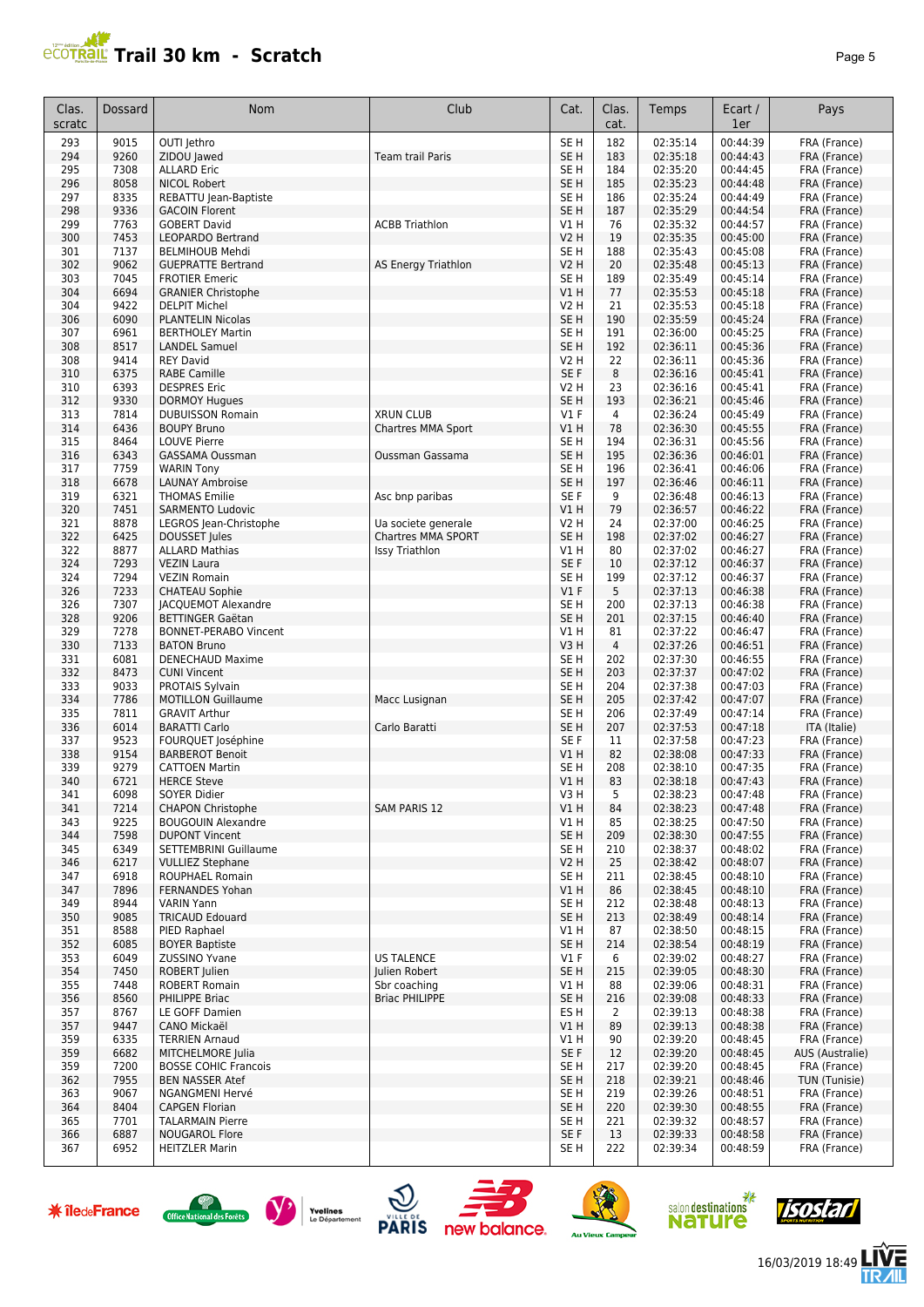# Trail 30 km - Scratch

| Clas. scratc | Dossard | Nom | Club | Cat. | Clas. cat. | Temps | Ecart / 1er | Pays |
|---|---|---|---|---|---|---|---|---|
| 293 | 9015 | OUTI Jethro | | SE H | 182 | 02:35:14 | 00:44:39 | FRA (France) |
| 294 | 9260 | ZIDOU Jawed | Team trail Paris | SE H | 183 | 02:35:18 | 00:44:43 | FRA (France) |
| 295 | 7308 | ALLARD Eric | | SE H | 184 | 02:35:20 | 00:44:45 | FRA (France) |
| 296 | 8058 | NICOL Robert | | SE H | 185 | 02:35:23 | 00:44:48 | FRA (France) |
| 297 | 8335 | REBATTU Jean-Baptiste | | SE H | 186 | 02:35:24 | 00:44:49 | FRA (France) |
| 298 | 9336 | GACOIN Florent | | SE H | 187 | 02:35:29 | 00:44:54 | FRA (France) |
| 299 | 7763 | GOBERT David | ACBB Triathlon | V1 H | 76 | 02:35:32 | 00:44:57 | FRA (France) |
| 300 | 7453 | LEOPARDO Bertrand | | V2 H | 19 | 02:35:35 | 00:45:00 | FRA (France) |
| 301 | 7137 | BELMIHOUB Mehdi | | SE H | 188 | 02:35:43 | 00:45:08 | FRA (France) |
| 302 | 9062 | GUEPRATTE Bertrand | AS Energy Triathlon | V2 H | 20 | 02:35:48 | 00:45:13 | FRA (France) |
| 303 | 7045 | FROTIER Emeric | | SE H | 189 | 02:35:49 | 00:45:14 | FRA (France) |
| 304 | 6694 | GRANIER Christophe | | V1 H | 77 | 02:35:53 | 00:45:18 | FRA (France) |
| 304 | 9422 | DELPIT Michel | | V2 H | 21 | 02:35:53 | 00:45:18 | FRA (France) |
| 306 | 6090 | PLANTELIN Nicolas | | SE H | 190 | 02:35:59 | 00:45:24 | FRA (France) |
| 307 | 6961 | BERTHOLEY Martin | | SE H | 191 | 02:36:00 | 00:45:25 | FRA (France) |
| 308 | 8517 | LANDEL Samuel | | SE H | 192 | 02:36:11 | 00:45:36 | FRA (France) |
| 308 | 9414 | REY David | | V2 H | 22 | 02:36:11 | 00:45:36 | FRA (France) |
| 310 | 6375 | RABE Camille | | SE F | 8 | 02:36:16 | 00:45:41 | FRA (France) |
| 310 | 6393 | DESPRES Eric | | V2 H | 23 | 02:36:16 | 00:45:41 | FRA (France) |
| 312 | 9330 | DORMOY Hugues | | SE H | 193 | 02:36:21 | 00:45:46 | FRA (France) |
| 313 | 7814 | DUBUISSON Romain | XRUN CLUB | V1 F | 4 | 02:36:24 | 00:45:49 | FRA (France) |
| 314 | 6436 | BOUPY Bruno | Chartres MMA Sport | V1 H | 78 | 02:36:30 | 00:45:55 | FRA (France) |
| 315 | 8464 | LOUVE Pierre | | SE H | 194 | 02:36:31 | 00:45:56 | FRA (France) |
| 316 | 6343 | GASSAMA Oussman | Oussman Gassama | SE H | 195 | 02:36:36 | 00:46:01 | FRA (France) |
| 317 | 7759 | WARIN Tony | | SE H | 196 | 02:36:41 | 00:46:06 | FRA (France) |
| 318 | 6678 | LAUNAY Ambroise | | SE H | 197 | 02:36:46 | 00:46:11 | FRA (France) |
| 319 | 6321 | THOMAS Emilie | Asc bnp paribas | SE F | 9 | 02:36:48 | 00:46:13 | FRA (France) |
| 320 | 7451 | SARMENTO Ludovic | | V1 H | 79 | 02:36:57 | 00:46:22 | FRA (France) |
| 321 | 8878 | LEGROS Jean-Christophe | Ua societe generale | V2 H | 24 | 02:37:00 | 00:46:25 | FRA (France) |
| 322 | 6425 | DOUSSET Jules | Chartres MMA SPORT | SE H | 198 | 02:37:02 | 00:46:27 | FRA (France) |
| 322 | 8877 | ALLARD Mathias | Issy Triathlon | V1 H | 80 | 02:37:02 | 00:46:27 | FRA (France) |
| 324 | 7293 | VEZIN Laura | | SE F | 10 | 02:37:12 | 00:46:37 | FRA (France) |
| 324 | 7294 | VEZIN Romain | | SE H | 199 | 02:37:12 | 00:46:37 | FRA (France) |
| 326 | 7233 | CHATEAU Sophie | | V1 F | 5 | 02:37:13 | 00:46:38 | FRA (France) |
| 326 | 7307 | JACQUEMOT Alexandre | | SE H | 200 | 02:37:13 | 00:46:38 | FRA (France) |
| 328 | 9206 | BETTINGER Gaëtan | | SE H | 201 | 02:37:15 | 00:46:40 | FRA (France) |
| 329 | 7278 | BONNET-PERABO Vincent | | V1 H | 81 | 02:37:22 | 00:46:47 | FRA (France) |
| 330 | 7133 | BATON Bruno | | V3 H | 4 | 02:37:26 | 00:46:51 | FRA (France) |
| 331 | 6081 | DENECHAUD Maxime | | SE H | 202 | 02:37:30 | 00:46:55 | FRA (France) |
| 332 | 8473 | CUNI Vincent | | SE H | 203 | 02:37:37 | 00:47:02 | FRA (France) |
| 333 | 9033 | PROTAIS Sylvain | | SE H | 204 | 02:37:38 | 00:47:03 | FRA (France) |
| 334 | 7786 | MOTILLON Guillaume | Macc Lusignan | SE H | 205 | 02:37:42 | 00:47:07 | FRA (France) |
| 335 | 7811 | GRAVIT Arthur | | SE H | 206 | 02:37:49 | 00:47:14 | FRA (France) |
| 336 | 6014 | BARATTI Carlo | Carlo Baratti | SE H | 207 | 02:37:53 | 00:47:18 | ITA (Italie) |
| 337 | 9523 | FOURQUET Joséphine | | SE F | 11 | 02:37:58 | 00:47:23 | FRA (France) |
| 338 | 9154 | BARBEROT Benoit | | V1 H | 82 | 02:38:08 | 00:47:33 | FRA (France) |
| 339 | 9279 | CATTOEN Martin | | SE H | 208 | 02:38:10 | 00:47:35 | FRA (France) |
| 340 | 6721 | HERCE Steve | | V1 H | 83 | 02:38:18 | 00:47:43 | FRA (France) |
| 341 | 6098 | SOYER Didier | | V3 H | 5 | 02:38:23 | 00:47:48 | FRA (France) |
| 341 | 7214 | CHAPON Christophe | SAM PARIS 12 | V1 H | 84 | 02:38:23 | 00:47:48 | FRA (France) |
| 343 | 9225 | BOUGOUIN Alexandre | | V1 H | 85 | 02:38:25 | 00:47:50 | FRA (France) |
| 344 | 7598 | DUPONT Vincent | | SE H | 209 | 02:38:30 | 00:47:55 | FRA (France) |
| 345 | 6349 | SETTEMBRINI Guillaume | | SE H | 210 | 02:38:37 | 00:48:02 | FRA (France) |
| 346 | 6217 | VULLIEZ Stephane | | V2 H | 25 | 02:38:42 | 00:48:07 | FRA (France) |
| 347 | 6918 | ROUPHAEL Romain | | SE H | 211 | 02:38:45 | 00:48:10 | FRA (France) |
| 347 | 7896 | FERNANDES Yohan | | V1 H | 86 | 02:38:45 | 00:48:10 | FRA (France) |
| 349 | 8944 | VARIN Yann | | SE H | 212 | 02:38:48 | 00:48:13 | FRA (France) |
| 350 | 9085 | TRICAUD Edouard | | SE H | 213 | 02:38:49 | 00:48:14 | FRA (France) |
| 351 | 8588 | PIED Raphael | | V1 H | 87 | 02:38:50 | 00:48:15 | FRA (France) |
| 352 | 6085 | BOYER Baptiste | | SE H | 214 | 02:38:54 | 00:48:19 | FRA (France) |
| 353 | 6049 | ZUSSINO Yvane | US TALENCE | V1 F | 6 | 02:39:02 | 00:48:27 | FRA (France) |
| 354 | 7450 | ROBERT Julien | Julien Robert | SE H | 215 | 02:39:05 | 00:48:30 | FRA (France) |
| 355 | 7448 | ROBERT Romain | Sbr coaching | V1 H | 88 | 02:39:06 | 00:48:31 | FRA (France) |
| 356 | 8560 | PHILIPPE Briac | Briac PHILIPPE | SE H | 216 | 02:39:08 | 00:48:33 | FRA (France) |
| 357 | 8767 | LE GOFF Damien | | ES H | 2 | 02:39:13 | 00:48:38 | FRA (France) |
| 357 | 9447 | CANO Mickaël | | V1 H | 89 | 02:39:13 | 00:48:38 | FRA (France) |
| 359 | 6335 | TERRIEN Arnaud | | V1 H | 90 | 02:39:20 | 00:48:45 | FRA (France) |
| 359 | 6682 | MITCHELMORE Julia | | SE F | 12 | 02:39:20 | 00:48:45 | AUS (Australie) |
| 359 | 7200 | BOSSE COHIC Francois | | SE H | 217 | 02:39:20 | 00:48:45 | FRA (France) |
| 362 | 7955 | BEN NASSER Atef | | SE H | 218 | 02:39:21 | 00:48:46 | TUN (Tunisie) |
| 363 | 9067 | NGANGMENI Hervé | | SE H | 219 | 02:39:26 | 00:48:51 | FRA (France) |
| 364 | 8404 | CAPGEN Florian | | SE H | 220 | 02:39:30 | 00:48:55 | FRA (France) |
| 365 | 7701 | TALARMAIN Pierre | | SE H | 221 | 02:39:32 | 00:48:57 | FRA (France) |
| 366 | 6887 | NOUGAROL Flore | | SE F | 13 | 02:39:33 | 00:48:58 | FRA (France) |
| 367 | 6952 | HEITZLER Marin | | SE H | 222 | 02:39:34 | 00:48:59 | FRA (France) |

16/03/2019 18:49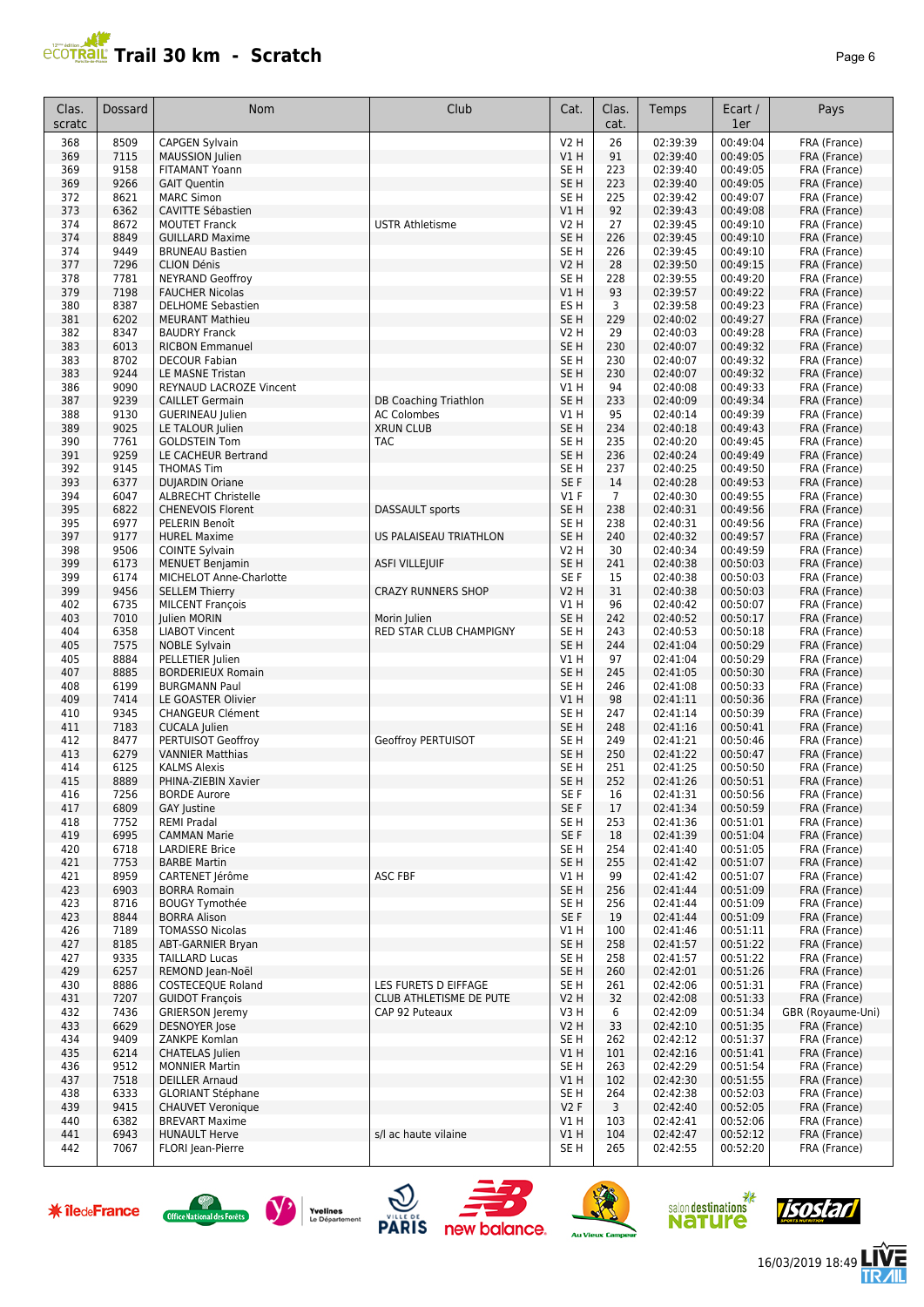# Trail 30 km - Scratch

| Clas. scratc | Dossard | Nom | Club | Cat. | Clas. cat. | Temps | Ecart / 1er | Pays |
|---|---|---|---|---|---|---|---|---|
| 368 | 8509 | CAPGEN Sylvain | | V2 H | 26 | 02:39:39 | 00:49:04 | FRA (France) |
| 369 | 7115 | MAUSSION Julien | | V1 H | 91 | 02:39:40 | 00:49:05 | FRA (France) |
| 369 | 9158 | FITAMANT Yoann | | SE H | 223 | 02:39:40 | 00:49:05 | FRA (France) |
| 369 | 9266 | GAIT Quentin | | SE H | 223 | 02:39:40 | 00:49:05 | FRA (France) |
| 372 | 8621 | MARC Simon | | SE H | 225 | 02:39:42 | 00:49:07 | FRA (France) |
| 373 | 6362 | CAVITTE Sébastien | | V1 H | 92 | 02:39:43 | 00:49:08 | FRA (France) |
| 374 | 8672 | MOUTET Franck | USTR Athletisme | V2 H | 27 | 02:39:45 | 00:49:10 | FRA (France) |
| 374 | 8849 | GUILLARD Maxime | | SE H | 226 | 02:39:45 | 00:49:10 | FRA (France) |
| 374 | 9449 | BRUNEAU Bastien | | SE H | 226 | 02:39:45 | 00:49:10 | FRA (France) |
| 377 | 7296 | CLION Dénis | | V2 H | 28 | 02:39:50 | 00:49:15 | FRA (France) |
| 378 | 7781 | NEYRAND Geoffroy | | SE H | 228 | 02:39:55 | 00:49:20 | FRA (France) |
| 379 | 7198 | FAUCHER Nicolas | | V1 H | 93 | 02:39:57 | 00:49:22 | FRA (France) |
| 380 | 8387 | DELHOME Sebastien | | ES H | 3 | 02:39:58 | 00:49:23 | FRA (France) |
| 381 | 6202 | MEURANT Mathieu | | SE H | 229 | 02:40:02 | 00:49:27 | FRA (France) |
| 382 | 8347 | BAUDRY Franck | | V2 H | 29 | 02:40:03 | 00:49:28 | FRA (France) |
| 383 | 6013 | RICBON Emmanuel | | SE H | 230 | 02:40:07 | 00:49:32 | FRA (France) |
| 383 | 8702 | DECOUR Fabian | | SE H | 230 | 02:40:07 | 00:49:32 | FRA (France) |
| 383 | 9244 | LE MASNE Tristan | | SE H | 230 | 02:40:07 | 00:49:32 | FRA (France) |
| 386 | 9090 | REYNAUD LACROZE Vincent | | V1 H | 94 | 02:40:08 | 00:49:33 | FRA (France) |
| 387 | 9239 | CAILLET Germain | DB Coaching Triathlon | SE H | 233 | 02:40:09 | 00:49:34 | FRA (France) |
| 388 | 9130 | GUERINEAU Julien | AC Colombes | V1 H | 95 | 02:40:14 | 00:49:39 | FRA (France) |
| 389 | 9025 | LE TALOUR Julien | XRUN CLUB | SE H | 234 | 02:40:18 | 00:49:43 | FRA (France) |
| 390 | 7761 | GOLDSTEIN Tom | TAC | SE H | 235 | 02:40:20 | 00:49:45 | FRA (France) |
| 391 | 9259 | LE CACHEUR Bertrand | | SE H | 236 | 02:40:24 | 00:49:49 | FRA (France) |
| 392 | 9145 | THOMAS Tim | | SE H | 237 | 02:40:25 | 00:49:50 | FRA (France) |
| 393 | 6377 | DUJARDIN Oriane | | SE F | 14 | 02:40:28 | 00:49:53 | FRA (France) |
| 394 | 6047 | ALBRECHT Christelle | | V1 F | 7 | 02:40:30 | 00:49:55 | FRA (France) |
| 395 | 6822 | CHENEVOIS Florent | DASSAULT sports | SE H | 238 | 02:40:31 | 00:49:56 | FRA (France) |
| 395 | 6977 | PELERIN Benoît | | SE H | 238 | 02:40:31 | 00:49:56 | FRA (France) |
| 397 | 9177 | HUREL Maxime | US PALAISEAU TRIATHLON | SE H | 240 | 02:40:32 | 00:49:57 | FRA (France) |
| 398 | 9506 | COINTE Sylvain | | V2 H | 30 | 02:40:34 | 00:49:59 | FRA (France) |
| 399 | 6173 | MENUET Benjamin | ASFI VILLEJUIF | SE H | 241 | 02:40:38 | 00:50:03 | FRA (France) |
| 399 | 6174 | MICHELOT Anne-Charlotte | | SE F | 15 | 02:40:38 | 00:50:03 | FRA (France) |
| 399 | 9456 | SELLEM Thierry | CRAZY RUNNERS SHOP | V2 H | 31 | 02:40:38 | 00:50:03 | FRA (France) |
| 402 | 6735 | MILCENT François | | V1 H | 96 | 02:40:42 | 00:50:07 | FRA (France) |
| 403 | 7010 | Julien MORIN | Morin Julien | SE H | 242 | 02:40:52 | 00:50:17 | FRA (France) |
| 404 | 6358 | LIABOT Vincent | RED STAR CLUB CHAMPIGNY | SE H | 243 | 02:40:53 | 00:50:18 | FRA (France) |
| 405 | 7575 | NOBLE Sylvain | | SE H | 244 | 02:41:04 | 00:50:29 | FRA (France) |
| 405 | 8884 | PELLETIER Julien | | V1 H | 97 | 02:41:04 | 00:50:29 | FRA (France) |
| 407 | 8885 | BORDERIEUX Romain | | SE H | 245 | 02:41:05 | 00:50:30 | FRA (France) |
| 408 | 6199 | BURGMANN Paul | | SE H | 246 | 02:41:08 | 00:50:33 | FRA (France) |
| 409 | 7414 | LE GOASTER Olivier | | V1 H | 98 | 02:41:11 | 00:50:36 | FRA (France) |
| 410 | 9345 | CHANGEUR Clément | | SE H | 247 | 02:41:14 | 00:50:39 | FRA (France) |
| 411 | 7183 | CUCALA Julien | | SE H | 248 | 02:41:16 | 00:50:41 | FRA (France) |
| 412 | 8477 | PERTUISOT Geoffroy | Geoffroy PERTUISOT | SE H | 249 | 02:41:21 | 00:50:46 | FRA (France) |
| 413 | 6279 | VANNIER Matthias | | SE H | 250 | 02:41:22 | 00:50:47 | FRA (France) |
| 414 | 6125 | KALMS Alexis | | SE H | 251 | 02:41:25 | 00:50:50 | FRA (France) |
| 415 | 8889 | PHINA-ZIEBIN Xavier | | SE H | 252 | 02:41:26 | 00:50:51 | FRA (France) |
| 416 | 7256 | BORDE Aurore | | SE F | 16 | 02:41:31 | 00:50:56 | FRA (France) |
| 417 | 6809 | GAY Justine | | SE F | 17 | 02:41:34 | 00:50:59 | FRA (France) |
| 418 | 7752 | REMI Pradal | | SE H | 253 | 02:41:36 | 00:51:01 | FRA (France) |
| 419 | 6995 | CAMMAN Marie | | SE F | 18 | 02:41:39 | 00:51:04 | FRA (France) |
| 420 | 6718 | LARDIERE Brice | | SE H | 254 | 02:41:40 | 00:51:05 | FRA (France) |
| 421 | 7753 | BARBE Martin | | SE H | 255 | 02:41:42 | 00:51:07 | FRA (France) |
| 421 | 8959 | CARTENET Jérôme | ASC FBF | V1 H | 99 | 02:41:42 | 00:51:07 | FRA (France) |
| 423 | 6903 | BORRA Romain | | SE H | 256 | 02:41:44 | 00:51:09 | FRA (France) |
| 423 | 8716 | BOUGY Tymothée | | SE H | 256 | 02:41:44 | 00:51:09 | FRA (France) |
| 423 | 8844 | BORRA Alison | | SE F | 19 | 02:41:44 | 00:51:09 | FRA (France) |
| 426 | 7189 | TOMASSO Nicolas | | V1 H | 100 | 02:41:46 | 00:51:11 | FRA (France) |
| 427 | 8185 | ABT-GARNIER Bryan | | SE H | 258 | 02:41:57 | 00:51:22 | FRA (France) |
| 427 | 9335 | TAILLARD Lucas | | SE H | 258 | 02:41:57 | 00:51:22 | FRA (France) |
| 429 | 6257 | REMOND Jean-Noël | | SE H | 260 | 02:42:01 | 00:51:26 | FRA (France) |
| 430 | 8886 | COSTECEQUE Roland | LES FURETS D EIFFAGE | SE H | 261 | 02:42:06 | 00:51:31 | FRA (France) |
| 431 | 7207 | GUIDOT François | CLUB ATHLETISME DE PUTE | V2 H | 32 | 02:42:08 | 00:51:33 | FRA (France) |
| 432 | 7436 | GRIERSON Jeremy | CAP 92 Puteaux | V3 H | 6 | 02:42:09 | 00:51:34 | GBR (Royaume-Uni) |
| 433 | 6629 | DESNOYER Jose | | V2 H | 33 | 02:42:10 | 00:51:35 | FRA (France) |
| 434 | 9409 | ZANKPE Komlan | | SE H | 262 | 02:42:12 | 00:51:37 | FRA (France) |
| 435 | 6214 | CHATELAS Julien | | V1 H | 101 | 02:42:16 | 00:51:41 | FRA (France) |
| 436 | 9512 | MONNIER Martin | | SE H | 263 | 02:42:29 | 00:51:54 | FRA (France) |
| 437 | 7518 | DEILLER Arnaud | | V1 H | 102 | 02:42:30 | 00:51:55 | FRA (France) |
| 438 | 6333 | GLORIANT Stéphane | | SE H | 264 | 02:42:38 | 00:52:03 | FRA (France) |
| 439 | 9415 | CHAUVET Veronique | | V2 F | 3 | 02:42:40 | 00:52:05 | FRA (France) |
| 440 | 6382 | BREVART Maxime | | V1 H | 103 | 02:42:41 | 00:52:06 | FRA (France) |
| 441 | 6943 | HUNAULT Herve | s/l ac haute vilaine | V1 H | 104 | 02:42:47 | 00:52:12 | FRA (France) |
| 442 | 7067 | FLORI Jean-Pierre | | SE H | 265 | 02:42:55 | 00:52:20 | FRA (France) |

16/03/2019 18:49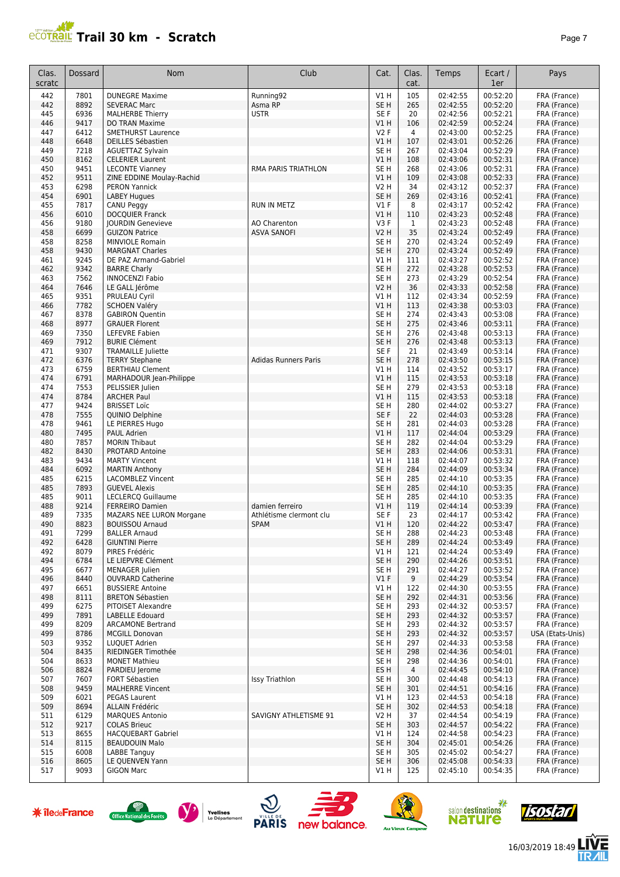# Trail 30 km - Scratch

| Clas. scratc | Dossard | Nom | Club | Cat. | Clas. cat. | Temps | Ecart / 1er | Pays |
|---|---|---|---|---|---|---|---|---|
| 442 | 7801 | DUNEGRE Maxime | Running92 | V1 H | 105 | 02:42:55 | 00:52:20 | FRA (France) |
| 442 | 8892 | SEVERAC Marc | Asma RP | SE H | 265 | 02:42:55 | 00:52:20 | FRA (France) |
| 445 | 6936 | MALHERBE Thierry | USTR | SE F | 20 | 02:42:56 | 00:52:21 | FRA (France) |
| 446 | 9417 | DO TRAN Maxime | | V1 H | 106 | 02:42:59 | 00:52:24 | FRA (France) |
| 447 | 6412 | SMETHURST Laurence | | V2 F | 4 | 02:43:00 | 00:52:25 | FRA (France) |
| 448 | 6648 | DEILLES Sébastien | | V1 H | 107 | 02:43:01 | 00:52:26 | FRA (France) |
| 449 | 7218 | AGUETTAZ Sylvain | | SE H | 267 | 02:43:04 | 00:52:29 | FRA (France) |
| 450 | 8162 | CELERIER Laurent | | V1 H | 108 | 02:43:06 | 00:52:31 | FRA (France) |
| 450 | 9451 | LECONTE Vianney | RMA PARIS TRIATHLON | SE H | 268 | 02:43:06 | 00:52:31 | FRA (France) |
| 452 | 9511 | ZINE EDDINE Moulay-Rachid | | V1 H | 109 | 02:43:08 | 00:52:33 | FRA (France) |
| 453 | 6298 | PERON Yannick | | V2 H | 34 | 02:43:12 | 00:52:37 | FRA (France) |
| 454 | 6901 | LABEY Hugues | | SE H | 269 | 02:43:16 | 00:52:41 | FRA (France) |
| 455 | 7817 | CANU Peggy | RUN IN METZ | V1 F | 8 | 02:43:17 | 00:52:42 | FRA (France) |
| 456 | 6010 | DOCQUIER Franck | | V1 H | 110 | 02:43:23 | 00:52:48 | FRA (France) |
| 456 | 9180 | JOURDIN Genevieve | AO Charenton | V3 F | 1 | 02:43:23 | 00:52:48 | FRA (France) |
| 458 | 6699 | GUIZON Patrice | ASVA SANOFI | V2 H | 35 | 02:43:24 | 00:52:49 | FRA (France) |
| 458 | 8258 | MINVIOLE Romain | | SE H | 270 | 02:43:24 | 00:52:49 | FRA (France) |
| 458 | 9430 | MARGNAT Charles | | SE H | 270 | 02:43:24 | 00:52:49 | FRA (France) |
| 461 | 9245 | DE PAZ Armand-Gabriel | | V1 H | 111 | 02:43:27 | 00:52:52 | FRA (France) |
| 462 | 9342 | BARRE Charly | | SE H | 272 | 02:43:28 | 00:52:53 | FRA (France) |
| 463 | 7562 | INNOCENZI Fabio | | SE H | 273 | 02:43:29 | 00:52:54 | FRA (France) |
| 464 | 7646 | LE GALL Jérôme | | V2 H | 36 | 02:43:33 | 00:52:58 | FRA (France) |
| 465 | 9351 | PRULEAU Cyril | | V1 H | 112 | 02:43:34 | 00:52:59 | FRA (France) |
| 466 | 7782 | SCHOEN Valéry | | V1 H | 113 | 02:43:38 | 00:53:03 | FRA (France) |
| 467 | 8378 | GABIRON Quentin | | SE H | 274 | 02:43:43 | 00:53:08 | FRA (France) |
| 468 | 8977 | GRAUER Florent | | SE H | 275 | 02:43:46 | 00:53:11 | FRA (France) |
| 469 | 7350 | LEFEVRE Fabien | | SE H | 276 | 02:43:48 | 00:53:13 | FRA (France) |
| 469 | 7912 | BURIE Clément | | SE H | 276 | 02:43:48 | 00:53:13 | FRA (France) |
| 471 | 9307 | TRAMAILLE Juliette | | SE F | 21 | 02:43:49 | 00:53:14 | FRA (France) |
| 472 | 6376 | TERRY Stephane | Adidas Runners Paris | SE H | 278 | 02:43:50 | 00:53:15 | FRA (France) |
| 473 | 6759 | BERTHIAU Clement | | V1 H | 114 | 02:43:52 | 00:53:17 | FRA (France) |
| 474 | 6791 | MARHADOUR Jean-Philippe | | V1 H | 115 | 02:43:53 | 00:53:18 | FRA (France) |
| 474 | 7553 | PELISSIER Julien | | SE H | 279 | 02:43:53 | 00:53:18 | FRA (France) |
| 474 | 8784 | ARCHER Paul | | V1 H | 115 | 02:43:53 | 00:53:18 | FRA (France) |
| 477 | 9424 | BRISSET Loïc | | SE H | 280 | 02:44:02 | 00:53:27 | FRA (France) |
| 478 | 7555 | QUINIO Delphine | | SE F | 22 | 02:44:03 | 00:53:28 | FRA (France) |
| 478 | 9461 | LE PIERRES Hugo | | SE H | 281 | 02:44:03 | 00:53:28 | FRA (France) |
| 480 | 7495 | PAUL Adrien | | V1 H | 117 | 02:44:04 | 00:53:29 | FRA (France) |
| 480 | 7857 | MORIN Thibaut | | SE H | 282 | 02:44:04 | 00:53:29 | FRA (France) |
| 482 | 8430 | PROTARD Antoine | | SE H | 283 | 02:44:06 | 00:53:31 | FRA (France) |
| 483 | 9434 | MARTY Vincent | | V1 H | 118 | 02:44:07 | 00:53:32 | FRA (France) |
| 484 | 6092 | MARTIN Anthony | | SE H | 284 | 02:44:09 | 00:53:34 | FRA (France) |
| 485 | 6215 | LACOMBLEZ Vincent | | SE H | 285 | 02:44:10 | 00:53:35 | FRA (France) |
| 485 | 7893 | GUEVEL Alexis | | SE H | 285 | 02:44:10 | 00:53:35 | FRA (France) |
| 485 | 9011 | LECLERCQ Guillaume | | SE H | 285 | 02:44:10 | 00:53:35 | FRA (France) |
| 488 | 9214 | FERREIRO Damien | damien ferreiro | V1 H | 119 | 02:44:14 | 00:53:39 | FRA (France) |
| 489 | 7335 | MAZARS NEE LURON Morgane | Athlétisme clermont clu | SE F | 23 | 02:44:17 | 00:53:42 | FRA (France) |
| 490 | 8823 | BOUISSOU Arnaud | SPAM | V1 H | 120 | 02:44:22 | 00:53:47 | FRA (France) |
| 491 | 7299 | BALLER Arnaud | | SE H | 288 | 02:44:23 | 00:53:48 | FRA (France) |
| 492 | 6428 | GIUNTINI Pierre | | SE H | 289 | 02:44:24 | 00:53:49 | FRA (France) |
| 492 | 8079 | PIRES Frédéric | | V1 H | 121 | 02:44:24 | 00:53:49 | FRA (France) |
| 494 | 6784 | LE LIEPVRE Clément | | SE H | 290 | 02:44:26 | 00:53:51 | FRA (France) |
| 495 | 6677 | MENAGER Julien | | SE H | 291 | 02:44:27 | 00:53:52 | FRA (France) |
| 496 | 8440 | OUVRARD Catherine | | V1 F | 9 | 02:44:29 | 00:53:54 | FRA (France) |
| 497 | 6651 | BUSSIERE Antoine | | V1 H | 122 | 02:44:30 | 00:53:55 | FRA (France) |
| 498 | 8111 | BRETON Sébastien | | SE H | 292 | 02:44:31 | 00:53:56 | FRA (France) |
| 499 | 6275 | PITOISET Alexandre | | SE H | 293 | 02:44:32 | 00:53:57 | FRA (France) |
| 499 | 7891 | LABELLE Edouard | | SE H | 293 | 02:44:32 | 00:53:57 | FRA (France) |
| 499 | 8209 | ARCAMONE Bertrand | | SE H | 293 | 02:44:32 | 00:53:57 | FRA (France) |
| 499 | 8786 | MCGILL Donovan | | SE H | 293 | 02:44:32 | 00:53:57 | USA (Etats-Unis) |
| 503 | 9352 | LUQUET Adrien | | SE H | 297 | 02:44:33 | 00:53:58 | FRA (France) |
| 504 | 8435 | RIEDINGER Timothée | | SE H | 298 | 02:44:36 | 00:54:01 | FRA (France) |
| 504 | 8633 | MONET Mathieu | | SE H | 298 | 02:44:36 | 00:54:01 | FRA (France) |
| 506 | 8824 | PARDIEU Jerome | | ES H | 4 | 02:44:45 | 00:54:10 | FRA (France) |
| 507 | 7607 | FORT Sébastien | Issy Triathlon | SE H | 300 | 02:44:48 | 00:54:13 | FRA (France) |
| 508 | 9459 | MALHERRE Vincent | | SE H | 301 | 02:44:51 | 00:54:16 | FRA (France) |
| 509 | 6021 | PEGAS Laurent | | V1 H | 123 | 02:44:53 | 00:54:18 | FRA (France) |
| 509 | 8694 | ALLAIN Frédéric | | SE H | 302 | 02:44:53 | 00:54:18 | FRA (France) |
| 511 | 6129 | MARQUES Antonio | SAVIGNY ATHLETISME 91 | V2 H | 37 | 02:44:54 | 00:54:19 | FRA (France) |
| 512 | 9217 | COLAS Brieuc | | SE H | 303 | 02:44:57 | 00:54:22 | FRA (France) |
| 513 | 8655 | HACQUEBART Gabriel | | V1 H | 124 | 02:44:58 | 00:54:23 | FRA (France) |
| 514 | 8115 | BEAUDOUIN Malo | | SE H | 304 | 02:45:01 | 00:54:26 | FRA (France) |
| 515 | 6008 | LABBE Tanguy | | SE H | 305 | 02:45:02 | 00:54:27 | FRA (France) |
| 516 | 8605 | LE QUENVEN Yann | | SE H | 306 | 02:45:08 | 00:54:33 | FRA (France) |
| 517 | 9093 | GIGON Marc | | V1 H | 125 | 02:45:10 | 00:54:35 | FRA (France) |

16/03/2019 18:49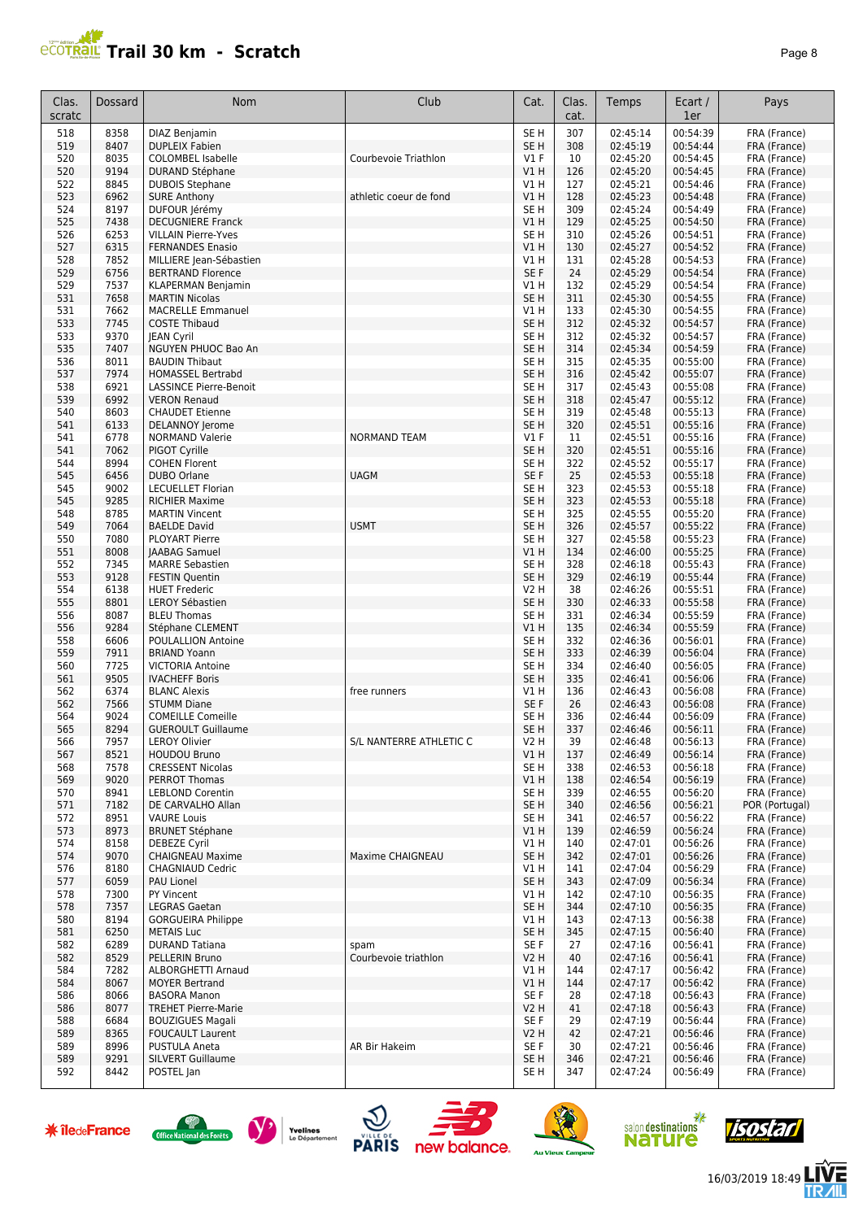# Trail 30 km - Scratch

| Clas. scratc | Dossard | Nom | Club | Cat. | Clas. cat. | Temps | Ecart / 1er | Pays |
|---|---|---|---|---|---|---|---|---|
| 518 | 8358 | DIAZ Benjamin | | SE H | 307 | 02:45:14 | 00:54:39 | FRA (France) |
| 519 | 8407 | DUPLEIX Fabien | | SE H | 308 | 02:45:19 | 00:54:44 | FRA (France) |
| 520 | 8035 | COLOMBEL Isabelle | Courbevoie Triathlon | V1 F | 10 | 02:45:20 | 00:54:45 | FRA (France) |
| 520 | 9194 | DURAND Stéphane | | V1 H | 126 | 02:45:20 | 00:54:45 | FRA (France) |
| 522 | 8845 | DUBOIS Stephane | | V1 H | 127 | 02:45:21 | 00:54:46 | FRA (France) |
| 523 | 6962 | SURE Anthony | athletic coeur de fond | V1 H | 128 | 02:45:23 | 00:54:48 | FRA (France) |
| 524 | 8197 | DUFOUR Jérémy | | SE H | 309 | 02:45:24 | 00:54:49 | FRA (France) |
| 525 | 7438 | DECUGNIERE Franck | | V1 H | 129 | 02:45:25 | 00:54:50 | FRA (France) |
| 526 | 6253 | VILLAIN Pierre-Yves | | SE H | 310 | 02:45:26 | 00:54:51 | FRA (France) |
| 527 | 6315 | FERNANDES Enasio | | V1 H | 130 | 02:45:27 | 00:54:52 | FRA (France) |
| 528 | 7852 | MILLIERE Jean-Sébastien | | V1 H | 131 | 02:45:28 | 00:54:53 | FRA (France) |
| 529 | 6756 | BERTRAND Florence | | SE F | 24 | 02:45:29 | 00:54:54 | FRA (France) |
| 529 | 7537 | KLAPERMAN Benjamin | | V1 H | 132 | 02:45:29 | 00:54:54 | FRA (France) |
| 531 | 7658 | MARTIN Nicolas | | SE H | 311 | 02:45:30 | 00:54:55 | FRA (France) |
| 531 | 7662 | MACRELLE Emmanuel | | V1 H | 133 | 02:45:30 | 00:54:55 | FRA (France) |
| 533 | 7745 | COSTE Thibaud | | SE H | 312 | 02:45:32 | 00:54:57 | FRA (France) |
| 533 | 9370 | JEAN Cyril | | SE H | 312 | 02:45:32 | 00:54:57 | FRA (France) |
| 535 | 7407 | NGUYEN PHUOC Bao An | | SE H | 314 | 02:45:34 | 00:54:59 | FRA (France) |
| 536 | 8011 | BAUDIN Thibaut | | SE H | 315 | 02:45:35 | 00:55:00 | FRA (France) |
| 537 | 7974 | HOMASSEL Bertrabd | | SE H | 316 | 02:45:42 | 00:55:07 | FRA (France) |
| 538 | 6921 | LASSINCE Pierre-Benoit | | SE H | 317 | 02:45:43 | 00:55:08 | FRA (France) |
| 539 | 6992 | VERON Renaud | | SE H | 318 | 02:45:47 | 00:55:12 | FRA (France) |
| 540 | 8603 | CHAUDET Etienne | | SE H | 319 | 02:45:48 | 00:55:13 | FRA (France) |
| 541 | 6133 | DELANNOY Jerome | | SE H | 320 | 02:45:51 | 00:55:16 | FRA (France) |
| 541 | 6778 | NORMAND Valerie | NORMAND TEAM | V1 F | 11 | 02:45:51 | 00:55:16 | FRA (France) |
| 541 | 7062 | PIGOT Cyrille | | SE H | 320 | 02:45:51 | 00:55:16 | FRA (France) |
| 544 | 8994 | COHEN Florent | | SE H | 322 | 02:45:52 | 00:55:17 | FRA (France) |
| 545 | 6456 | DUBO Orlane | UAGM | SE F | 25 | 02:45:53 | 00:55:18 | FRA (France) |
| 545 | 9002 | LECUELLET Florian | | SE H | 323 | 02:45:53 | 00:55:18 | FRA (France) |
| 545 | 9285 | RICHIER Maxime | | SE H | 323 | 02:45:53 | 00:55:18 | FRA (France) |
| 548 | 8785 | MARTIN Vincent | | SE H | 325 | 02:45:55 | 00:55:20 | FRA (France) |
| 549 | 7064 | BAELDE David | USMT | SE H | 326 | 02:45:57 | 00:55:22 | FRA (France) |
| 550 | 7080 | PLOYART Pierre | | SE H | 327 | 02:45:58 | 00:55:23 | FRA (France) |
| 551 | 8008 | JAABAG Samuel | | V1 H | 134 | 02:46:00 | 00:55:25 | FRA (France) |
| 552 | 7345 | MARRE Sebastien | | SE H | 328 | 02:46:18 | 00:55:43 | FRA (France) |
| 553 | 9128 | FESTIN Quentin | | SE H | 329 | 02:46:19 | 00:55:44 | FRA (France) |
| 554 | 6138 | HUET Frederic | | V2 H | 38 | 02:46:26 | 00:55:51 | FRA (France) |
| 555 | 8801 | LEROY Sébastien | | SE H | 330 | 02:46:33 | 00:55:58 | FRA (France) |
| 556 | 8087 | BLEU Thomas | | SE H | 331 | 02:46:34 | 00:55:59 | FRA (France) |
| 556 | 9284 | Stéphane CLEMENT | | V1 H | 135 | 02:46:34 | 00:55:59 | FRA (France) |
| 558 | 6606 | POULALLION Antoine | | SE H | 332 | 02:46:36 | 00:56:01 | FRA (France) |
| 559 | 7911 | BRIAND Yoann | | SE H | 333 | 02:46:39 | 00:56:04 | FRA (France) |
| 560 | 7725 | VICTORIA Antoine | | SE H | 334 | 02:46:40 | 00:56:05 | FRA (France) |
| 561 | 9505 | IVACHEFF Boris | | SE H | 335 | 02:46:41 | 00:56:06 | FRA (France) |
| 562 | 6374 | BLANC Alexis | free runners | V1 H | 136 | 02:46:43 | 00:56:08 | FRA (France) |
| 562 | 7566 | STUMM Diane | | SE F | 26 | 02:46:43 | 00:56:08 | FRA (France) |
| 564 | 9024 | COMEILLE Comeille | | SE H | 336 | 02:46:44 | 00:56:09 | FRA (France) |
| 565 | 8294 | GUEROULT Guillaume | | SE H | 337 | 02:46:46 | 00:56:11 | FRA (France) |
| 566 | 7957 | LEROY Olivier | S/L NANTERRE ATHLETIC C | V2 H | 39 | 02:46:48 | 00:56:13 | FRA (France) |
| 567 | 8521 | HOUDOU Bruno | | V1 H | 137 | 02:46:49 | 00:56:14 | FRA (France) |
| 568 | 7578 | CRESSENT Nicolas | | SE H | 338 | 02:46:53 | 00:56:18 | FRA (France) |
| 569 | 9020 | PERROT Thomas | | V1 H | 138 | 02:46:54 | 00:56:19 | FRA (France) |
| 570 | 8941 | LEBLOND Corentin | | SE H | 339 | 02:46:55 | 00:56:20 | FRA (France) |
| 571 | 7182 | DE CARVALHO Allan | | SE H | 340 | 02:46:56 | 00:56:21 | POR (Portugal) |
| 572 | 8951 | VAURE Louis | | SE H | 341 | 02:46:57 | 00:56:22 | FRA (France) |
| 573 | 8973 | BRUNET Stéphane | | V1 H | 139 | 02:46:59 | 00:56:24 | FRA (France) |
| 574 | 8158 | DEBEZE Cyril | | V1 H | 140 | 02:47:01 | 00:56:26 | FRA (France) |
| 574 | 9070 | CHAIGNEAU Maxime | Maxime CHAIGNEAU | SE H | 342 | 02:47:01 | 00:56:26 | FRA (France) |
| 576 | 8180 | CHAGNIAUD Cedric | | V1 H | 141 | 02:47:04 | 00:56:29 | FRA (France) |
| 577 | 6059 | PAU Lionel | | SE H | 343 | 02:47:09 | 00:56:34 | FRA (France) |
| 578 | 7300 | PY Vincent | | V1 H | 142 | 02:47:10 | 00:56:35 | FRA (France) |
| 578 | 7357 | LEGRAS Gaetan | | SE H | 344 | 02:47:10 | 00:56:35 | FRA (France) |
| 580 | 8194 | GORGUEIRA Philippe | | V1 H | 143 | 02:47:13 | 00:56:38 | FRA (France) |
| 581 | 6250 | METAIS Luc | | SE H | 345 | 02:47:15 | 00:56:40 | FRA (France) |
| 582 | 6289 | DURAND Tatiana | spam | SE F | 27 | 02:47:16 | 00:56:41 | FRA (France) |
| 582 | 8529 | PELLERIN Bruno | Courbevoie triathlon | V2 H | 40 | 02:47:16 | 00:56:41 | FRA (France) |
| 584 | 7282 | ALBORGHETTI Arnaud | | V1 H | 144 | 02:47:17 | 00:56:42 | FRA (France) |
| 584 | 8067 | MOYER Bertrand | | V1 H | 144 | 02:47:17 | 00:56:42 | FRA (France) |
| 586 | 8066 | BASORA Manon | | SE F | 28 | 02:47:18 | 00:56:43 | FRA (France) |
| 586 | 8077 | TREHET Pierre-Marie | | V2 H | 41 | 02:47:18 | 00:56:43 | FRA (France) |
| 588 | 6684 | BOUZIGUES Magali | | SE F | 29 | 02:47:19 | 00:56:44 | FRA (France) |
| 589 | 8365 | FOUCAULT Laurent | | V2 H | 42 | 02:47:21 | 00:56:46 | FRA (France) |
| 589 | 8996 | PUSTULA Aneta | AR Bir Hakeim | SE F | 30 | 02:47:21 | 00:56:46 | FRA (France) |
| 589 | 9291 | SILVERT Guillaume | | SE H | 346 | 02:47:21 | 00:56:46 | FRA (France) |
| 592 | 8442 | POSTEL Jan | | SE H | 347 | 02:47:24 | 00:56:49 | FRA (France) |

16/03/2019 18:49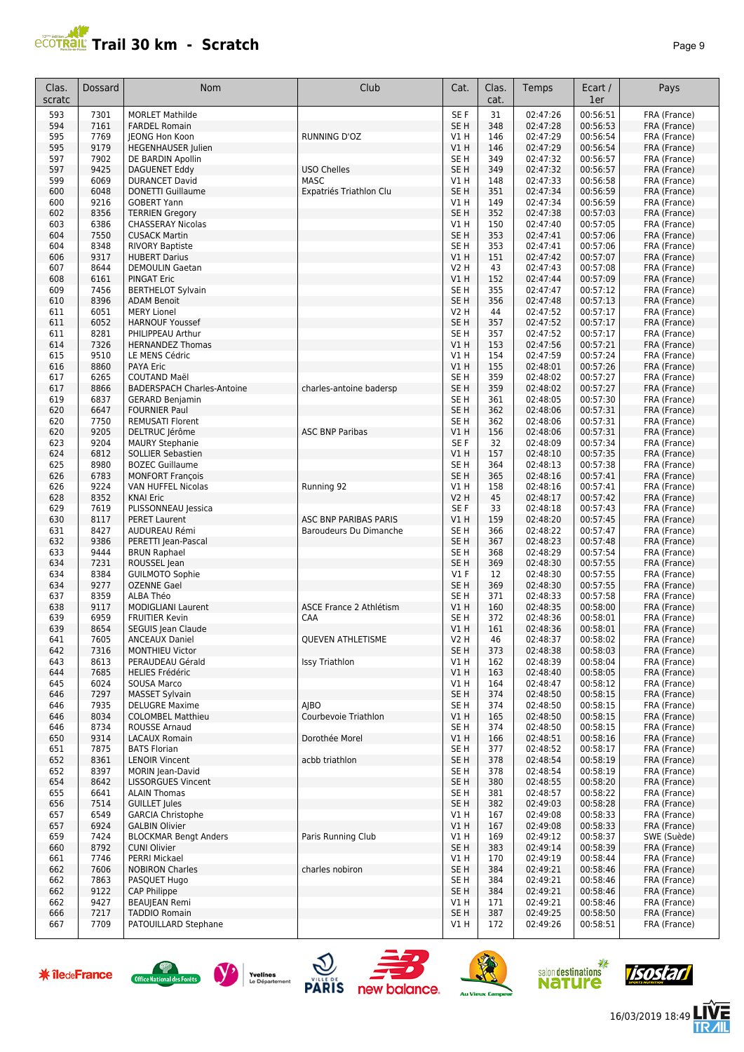# Trail 30 km - Scratch

| Clas. scratc | Dossard | Nom | Club | Cat. | Clas. cat. | Temps | Ecart / 1er | Pays |
|---|---|---|---|---|---|---|---|---|
| 593 | 7301 | MORLET Mathilde | | SE F | 31 | 02:47:26 | 00:56:51 | FRA (France) |
| 594 | 7161 | FARDEL Romain | | SE H | 348 | 02:47:28 | 00:56:53 | FRA (France) |
| 595 | 7769 | JEONG Hon Koon | RUNNING D'OZ | V1 H | 146 | 02:47:29 | 00:56:54 | FRA (France) |
| 595 | 9179 | HEGENHAUSER Julien | | V1 H | 146 | 02:47:29 | 00:56:54 | FRA (France) |
| 597 | 7902 | DE BARDIN Apollin | | SE H | 349 | 02:47:32 | 00:56:57 | FRA (France) |
| 597 | 9425 | DAGUENET Eddy | USO Chelles | SE H | 349 | 02:47:32 | 00:56:57 | FRA (France) |
| 599 | 6069 | DURANCET David | MASC | V1 H | 148 | 02:47:33 | 00:56:58 | FRA (France) |
| 600 | 6048 | DONETTI Guillaume | Expatriés Triathlon Clu | SE H | 351 | 02:47:34 | 00:56:59 | FRA (France) |
| 600 | 9216 | GOBERT Yann | | V1 H | 149 | 02:47:34 | 00:56:59 | FRA (France) |
| 602 | 8356 | TERRIEN Gregory | | SE H | 352 | 02:47:38 | 00:57:03 | FRA (France) |
| 603 | 6386 | CHASSERAY Nicolas | | V1 H | 150 | 02:47:40 | 00:57:05 | FRA (France) |
| 604 | 7550 | CUSACK Martin | | SE H | 353 | 02:47:41 | 00:57:06 | FRA (France) |
| 604 | 8348 | RIVORY Baptiste | | SE H | 353 | 02:47:41 | 00:57:06 | FRA (France) |
| 606 | 9317 | HUBERT Darius | | V1 H | 151 | 02:47:42 | 00:57:07 | FRA (France) |
| 607 | 8644 | DEMOULIN Gaetan | | V2 H | 43 | 02:47:43 | 00:57:08 | FRA (France) |
| 608 | 6161 | PINGAT Eric | | V1 H | 152 | 02:47:44 | 00:57:09 | FRA (France) |
| 609 | 7456 | BERTHELOT Sylvain | | SE H | 355 | 02:47:47 | 00:57:12 | FRA (France) |
| 610 | 8396 | ADAM Benoit | | SE H | 356 | 02:47:48 | 00:57:13 | FRA (France) |
| 611 | 6051 | MERY Lionel | | V2 H | 44 | 02:47:52 | 00:57:17 | FRA (France) |
| 611 | 6052 | HARNOUF Youssef | | SE H | 357 | 02:47:52 | 00:57:17 | FRA (France) |
| 611 | 8281 | PHILIPPEAU Arthur | | SE H | 357 | 02:47:52 | 00:57:17 | FRA (France) |
| 614 | 7326 | HERNANDEZ Thomas | | V1 H | 153 | 02:47:56 | 00:57:21 | FRA (France) |
| 615 | 9510 | LE MENS Cédric | | V1 H | 154 | 02:47:59 | 00:57:24 | FRA (France) |
| 616 | 8860 | PAYA Eric | | V1 H | 155 | 02:48:01 | 00:57:26 | FRA (France) |
| 617 | 6265 | COUTAND Maël | | SE H | 359 | 02:48:02 | 00:57:27 | FRA (France) |
| 617 | 8866 | BADERSPACH Charles-Antoine | charles-antoine badersp | SE H | 359 | 02:48:02 | 00:57:27 | FRA (France) |
| 619 | 6837 | GERARD Benjamin | | SE H | 361 | 02:48:05 | 00:57:30 | FRA (France) |
| 620 | 6647 | FOURNIER Paul | | SE H | 362 | 02:48:06 | 00:57:31 | FRA (France) |
| 620 | 7750 | REMUSATI Florent | | SE H | 362 | 02:48:06 | 00:57:31 | FRA (France) |
| 620 | 9205 | DELTRUC Jérôme | ASC BNP Paribas | V1 H | 156 | 02:48:06 | 00:57:31 | FRA (France) |
| 623 | 9204 | MAURY Stephanie | | SE F | 32 | 02:48:09 | 00:57:34 | FRA (France) |
| 624 | 6812 | SOLLIER Sebastien | | V1 H | 157 | 02:48:10 | 00:57:35 | FRA (France) |
| 625 | 8980 | BOZEC Guillaume | | SE H | 364 | 02:48:13 | 00:57:38 | FRA (France) |
| 626 | 6783 | MONFORT François | | SE H | 365 | 02:48:16 | 00:57:41 | FRA (France) |
| 626 | 9224 | VAN HUFFEL Nicolas | Running 92 | V1 H | 158 | 02:48:16 | 00:57:41 | FRA (France) |
| 628 | 8352 | KNAI Eric | | V2 H | 45 | 02:48:17 | 00:57:42 | FRA (France) |
| 629 | 7619 | PLISSONNEAU Jessica | | SE F | 33 | 02:48:18 | 00:57:43 | FRA (France) |
| 630 | 8117 | PERET Laurent | ASC BNP PARIBAS PARIS | V1 H | 159 | 02:48:20 | 00:57:45 | FRA (France) |
| 631 | 8427 | AUDUREAU Rémi | Baroudeurs Du Dimanche | SE H | 366 | 02:48:22 | 00:57:47 | FRA (France) |
| 632 | 9386 | PERETTI Jean-Pascal | | SE H | 367 | 02:48:23 | 00:57:48 | FRA (France) |
| 633 | 9444 | BRUN Raphael | | SE H | 368 | 02:48:29 | 00:57:54 | FRA (France) |
| 634 | 7231 | ROUSSEL Jean | | SE H | 369 | 02:48:30 | 00:57:55 | FRA (France) |
| 634 | 8384 | GUILMOTO Sophie | | V1 F | 12 | 02:48:30 | 00:57:55 | FRA (France) |
| 634 | 9277 | OZENNE Gael | | SE H | 369 | 02:48:30 | 00:57:55 | FRA (France) |
| 637 | 8359 | ALBA Théo | | SE H | 371 | 02:48:33 | 00:57:58 | FRA (France) |
| 638 | 9117 | MODIGLIANI Laurent | ASCE France 2 Athlétism | V1 H | 160 | 02:48:35 | 00:58:00 | FRA (France) |
| 639 | 6959 | FRUITIER Kevin | CAA | SE H | 372 | 02:48:36 | 00:58:01 | FRA (France) |
| 639 | 8654 | SEGUIS Jean Claude | | V1 H | 161 | 02:48:36 | 00:58:01 | FRA (France) |
| 641 | 7605 | ANCEAUX Daniel | QUEVEN ATHLETISME | V2 H | 46 | 02:48:37 | 00:58:02 | FRA (France) |
| 642 | 7316 | MONTHIEU Victor | | SE H | 373 | 02:48:38 | 00:58:03 | FRA (France) |
| 643 | 8613 | PERAUDEAU Gérald | Issy Triathlon | V1 H | 162 | 02:48:39 | 00:58:04 | FRA (France) |
| 644 | 7685 | HELIES Frédéric | | V1 H | 163 | 02:48:40 | 00:58:05 | FRA (France) |
| 645 | 6024 | SOUSA Marco | | V1 H | 164 | 02:48:47 | 00:58:12 | FRA (France) |
| 646 | 7297 | MASSET Sylvain | | SE H | 374 | 02:48:50 | 00:58:15 | FRA (France) |
| 646 | 7935 | DELUGRE Maxime | AJBO | SE H | 374 | 02:48:50 | 00:58:15 | FRA (France) |
| 646 | 8034 | COLOMBEL Matthieu | Courbevoie Triathlon | V1 H | 165 | 02:48:50 | 00:58:15 | FRA (France) |
| 646 | 8734 | ROUSSE Arnaud | | SE H | 374 | 02:48:50 | 00:58:15 | FRA (France) |
| 650 | 9314 | LACAUX Romain | Dorothée Morel | V1 H | 166 | 02:48:51 | 00:58:16 | FRA (France) |
| 651 | 7875 | BATS Florian | | SE H | 377 | 02:48:52 | 00:58:17 | FRA (France) |
| 652 | 8361 | LENOIR Vincent | acbb triathlon | SE H | 378 | 02:48:54 | 00:58:19 | FRA (France) |
| 652 | 8397 | MORIN Jean-David | | SE H | 378 | 02:48:54 | 00:58:19 | FRA (France) |
| 654 | 8642 | LISSORGUES Vincent | | SE H | 380 | 02:48:55 | 00:58:20 | FRA (France) |
| 655 | 6641 | ALAIN Thomas | | SE H | 381 | 02:48:57 | 00:58:22 | FRA (France) |
| 656 | 7514 | GUILLET Jules | | SE H | 382 | 02:49:03 | 00:58:28 | FRA (France) |
| 657 | 6549 | GARCIA Christophe | | V1 H | 167 | 02:49:08 | 00:58:33 | FRA (France) |
| 657 | 6924 | GALBIN Olivier | | V1 H | 167 | 02:49:08 | 00:58:33 | FRA (France) |
| 659 | 7424 | BLOCKMAR Bengt Anders | Paris Running Club | V1 H | 169 | 02:49:12 | 00:58:37 | SWE (Suède) |
| 660 | 8792 | CUNI Olivier | | SE H | 383 | 02:49:14 | 00:58:39 | FRA (France) |
| 661 | 7746 | PERRI Mickael | | V1 H | 170 | 02:49:19 | 00:58:44 | FRA (France) |
| 662 | 7606 | NOBIRON Charles | charles nobiron | SE H | 384 | 02:49:21 | 00:58:46 | FRA (France) |
| 662 | 7863 | PASQUET Hugo | | SE H | 384 | 02:49:21 | 00:58:46 | FRA (France) |
| 662 | 9122 | CAP Philippe | | SE H | 384 | 02:49:21 | 00:58:46 | FRA (France) |
| 662 | 9427 | BEAUJEAN Remi | | V1 H | 171 | 02:49:21 | 00:58:46 | FRA (France) |
| 666 | 7217 | TADDIO Romain | | SE H | 387 | 02:49:25 | 00:58:50 | FRA (France) |
| 667 | 7709 | PATOUILLARD Stephane | | V1 H | 172 | 02:49:26 | 00:58:51 | FRA (France) |

16/03/2019 18:49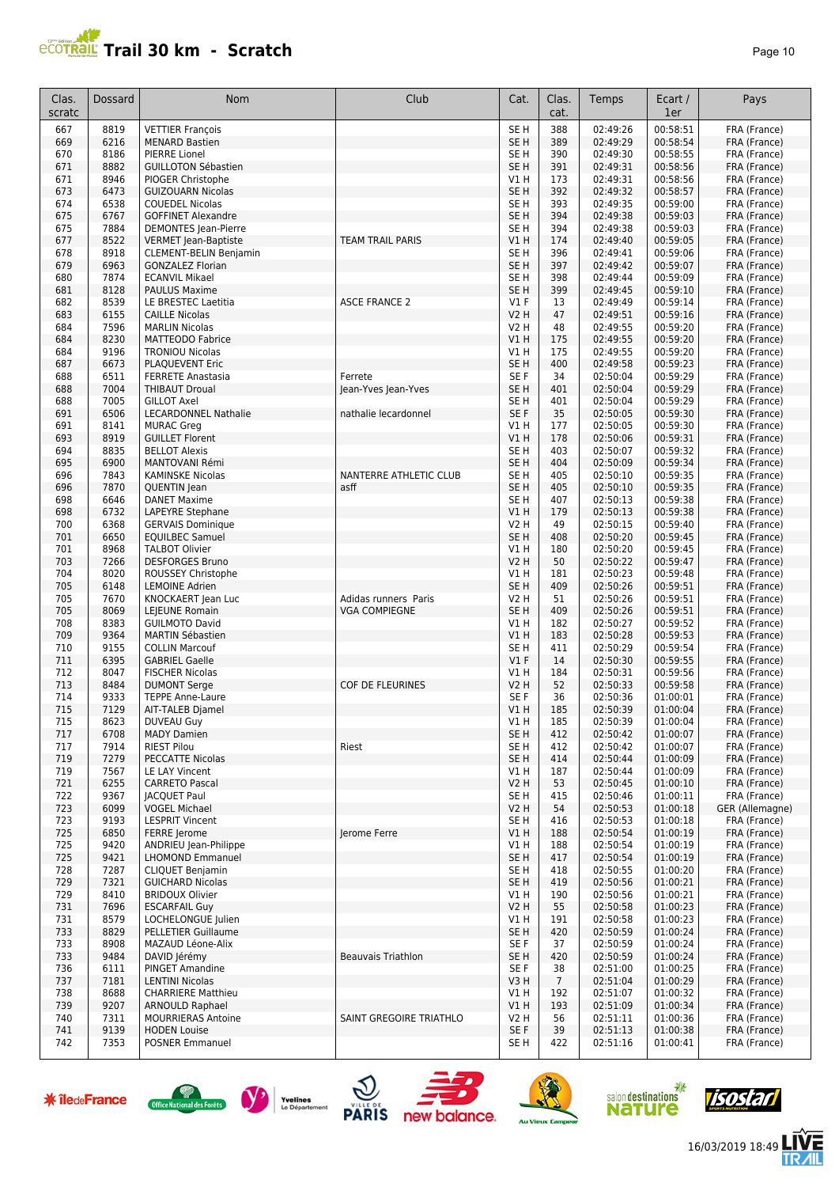# Trail 30 km - Scratch

| Clas. scratc | Dossard | Nom | Club | Cat. | Clas. cat. | Temps | Ecart / 1er | Pays |
|---|---|---|---|---|---|---|---|---|
| 667 | 8819 | VETTIER François | | SE H | 388 | 02:49:26 | 00:58:51 | FRA (France) |
| 669 | 6216 | MENARD Bastien | | SE H | 389 | 02:49:29 | 00:58:54 | FRA (France) |
| 670 | 8186 | PIERRE Lionel | | SE H | 390 | 02:49:30 | 00:58:55 | FRA (France) |
| 671 | 8882 | GUILLOTON Sébastien | | SE H | 391 | 02:49:31 | 00:58:56 | FRA (France) |
| 671 | 8946 | PIOGER Christophe | | V1 H | 173 | 02:49:31 | 00:58:56 | FRA (France) |
| 673 | 6473 | GUIZOUARN Nicolas | | SE H | 392 | 02:49:32 | 00:58:57 | FRA (France) |
| 674 | 6538 | COUEDEL Nicolas | | SE H | 393 | 02:49:35 | 00:59:00 | FRA (France) |
| 675 | 6767 | GOFFINET Alexandre | | SE H | 394 | 02:49:38 | 00:59:03 | FRA (France) |
| 675 | 7884 | DEMONTES Jean-Pierre | | SE H | 394 | 02:49:38 | 00:59:03 | FRA (France) |
| 677 | 8522 | VERMET Jean-Baptiste | TEAM TRAIL PARIS | V1 H | 174 | 02:49:40 | 00:59:05 | FRA (France) |
| 678 | 8918 | CLEMENT-BELIN Benjamin | | SE H | 396 | 02:49:41 | 00:59:06 | FRA (France) |
| 679 | 6963 | GONZALEZ Florian | | SE H | 397 | 02:49:42 | 00:59:07 | FRA (France) |
| 680 | 7874 | ECANVIL Mikael | | SE H | 398 | 02:49:44 | 00:59:09 | FRA (France) |
| 681 | 8128 | PAULUS Maxime | | SE H | 399 | 02:49:45 | 00:59:10 | FRA (France) |
| 682 | 8539 | LE BRESTEC Laetitia | ASCE FRANCE 2 | V1 F | 13 | 02:49:49 | 00:59:14 | FRA (France) |
| 683 | 6155 | CAILLE Nicolas | | V2 H | 47 | 02:49:51 | 00:59:16 | FRA (France) |
| 684 | 7596 | MARLIN Nicolas | | V2 H | 48 | 02:49:55 | 00:59:20 | FRA (France) |
| 684 | 8230 | MATTEODO Fabrice | | V1 H | 175 | 02:49:55 | 00:59:20 | FRA (France) |
| 684 | 9196 | TRONIOU Nicolas | | V1 H | 175 | 02:49:55 | 00:59:20 | FRA (France) |
| 687 | 6673 | PLAQUEVENT Eric | | SE H | 400 | 02:49:58 | 00:59:23 | FRA (France) |
| 688 | 6511 | FERRETE Anastasia | Ferrete | SE F | 34 | 02:50:04 | 00:59:29 | FRA (France) |
| 688 | 7004 | THIBAUT Droual | Jean-Yves Jean-Yves | SE H | 401 | 02:50:04 | 00:59:29 | FRA (France) |
| 688 | 7005 | GILLOT Axel | | SE H | 401 | 02:50:04 | 00:59:29 | FRA (France) |
| 691 | 6506 | LECARDONNEL Nathalie | nathalie lecardonnel | SE F | 35 | 02:50:05 | 00:59:30 | FRA (France) |
| 691 | 8141 | MURAC Greg | | V1 H | 177 | 02:50:05 | 00:59:30 | FRA (France) |
| 693 | 8919 | GUILLET Florent | | V1 H | 178 | 02:50:06 | 00:59:31 | FRA (France) |
| 694 | 8835 | BELLOT Alexis | | SE H | 403 | 02:50:07 | 00:59:32 | FRA (France) |
| 695 | 6900 | MANTOVANI Rémi | | SE H | 404 | 02:50:09 | 00:59:34 | FRA (France) |
| 696 | 7843 | KAMINSKE Nicolas | NANTERRE ATHLETIC CLUB | SE H | 405 | 02:50:10 | 00:59:35 | FRA (France) |
| 696 | 7870 | QUENTIN Jean | asff | SE H | 405 | 02:50:10 | 00:59:35 | FRA (France) |
| 698 | 6646 | DANET Maxime | | SE H | 407 | 02:50:13 | 00:59:38 | FRA (France) |
| 698 | 6732 | LAPEYRE Stephane | | V1 H | 179 | 02:50:13 | 00:59:38 | FRA (France) |
| 700 | 6368 | GERVAIS Dominique | | V2 H | 49 | 02:50:15 | 00:59:40 | FRA (France) |
| 701 | 6650 | EQUILBEC Samuel | | SE H | 408 | 02:50:20 | 00:59:45 | FRA (France) |
| 701 | 8968 | TALBOT Olivier | | V1 H | 180 | 02:50:20 | 00:59:45 | FRA (France) |
| 703 | 7266 | DESFORGES Bruno | | V2 H | 50 | 02:50:22 | 00:59:47 | FRA (France) |
| 704 | 8020 | ROUSSEY Christophe | | V1 H | 181 | 02:50:23 | 00:59:48 | FRA (France) |
| 705 | 6148 | LEMOINE Adrien | | SE H | 409 | 02:50:26 | 00:59:51 | FRA (France) |
| 705 | 7670 | KNOCKAERT Jean Luc | Adidas runners Paris | V2 H | 51 | 02:50:26 | 00:59:51 | FRA (France) |
| 705 | 8069 | LEJEUNE Romain | VGA COMPIEGNE | SE H | 409 | 02:50:26 | 00:59:51 | FRA (France) |
| 708 | 8383 | GUILMOTO David | | V1 H | 182 | 02:50:27 | 00:59:52 | FRA (France) |
| 709 | 9364 | MARTIN Sébastien | | V1 H | 183 | 02:50:28 | 00:59:53 | FRA (France) |
| 710 | 9155 | COLLIN Marcouf | | SE H | 411 | 02:50:29 | 00:59:54 | FRA (France) |
| 711 | 6395 | GABRIEL Gaelle | | V1 F | 14 | 02:50:30 | 00:59:55 | FRA (France) |
| 712 | 8047 | FISCHER Nicolas | | V1 H | 184 | 02:50:31 | 00:59:56 | FRA (France) |
| 713 | 8484 | DUMONT Serge | COF DE FLEURINES | V2 H | 52 | 02:50:33 | 00:59:58 | FRA (France) |
| 714 | 9333 | TEPPE Anne-Laure | | SE F | 36 | 02:50:36 | 01:00:01 | FRA (France) |
| 715 | 7129 | AIT-TALEB Djamel | | V1 H | 185 | 02:50:39 | 01:00:04 | FRA (France) |
| 715 | 8623 | DUVEAU Guy | | V1 H | 185 | 02:50:39 | 01:00:04 | FRA (France) |
| 717 | 6708 | MADY Damien | | SE H | 412 | 02:50:42 | 01:00:07 | FRA (France) |
| 717 | 7914 | RIEST Pilou | Riest | SE H | 412 | 02:50:42 | 01:00:07 | FRA (France) |
| 719 | 7279 | PECCATTE Nicolas | | SE H | 414 | 02:50:44 | 01:00:09 | FRA (France) |
| 719 | 7567 | LE LAY Vincent | | V1 H | 187 | 02:50:44 | 01:00:09 | FRA (France) |
| 721 | 6255 | CARRETO Pascal | | V2 H | 53 | 02:50:45 | 01:00:10 | FRA (France) |
| 722 | 9367 | JACQUET Paul | | SE H | 415 | 02:50:46 | 01:00:11 | FRA (France) |
| 723 | 6099 | VOGEL Michael | | V2 H | 54 | 02:50:53 | 01:00:18 | GER (Allemagne) |
| 723 | 9193 | LESPRIT Vincent | | SE H | 416 | 02:50:53 | 01:00:18 | FRA (France) |
| 725 | 6850 | FERRE Jerome | Jerome Ferre | V1 H | 188 | 02:50:54 | 01:00:19 | FRA (France) |
| 725 | 9420 | ANDRIEU Jean-Philippe | | V1 H | 188 | 02:50:54 | 01:00:19 | FRA (France) |
| 725 | 9421 | LHOMOND Emmanuel | | SE H | 417 | 02:50:54 | 01:00:19 | FRA (France) |
| 728 | 7287 | CLIQUET Benjamin | | SE H | 418 | 02:50:55 | 01:00:20 | FRA (France) |
| 729 | 7321 | GUICHARD Nicolas | | SE H | 419 | 02:50:56 | 01:00:21 | FRA (France) |
| 729 | 8410 | BRIDOUX Olivier | | V1 H | 190 | 02:50:56 | 01:00:21 | FRA (France) |
| 731 | 7696 | ESCARFAIL Guy | | V2 H | 55 | 02:50:58 | 01:00:23 | FRA (France) |
| 731 | 8579 | LOCHELONGUE Julien | | V1 H | 191 | 02:50:58 | 01:00:23 | FRA (France) |
| 733 | 8829 | PELLETIER Guillaume | | SE H | 420 | 02:50:59 | 01:00:24 | FRA (France) |
| 733 | 8908 | MAZAUD Léone-Alix | | SE F | 37 | 02:50:59 | 01:00:24 | FRA (France) |
| 733 | 9484 | DAVID Jérémy | Beauvais Triathlon | SE H | 420 | 02:50:59 | 01:00:24 | FRA (France) |
| 736 | 6111 | PINGET Amandine | | SE F | 38 | 02:51:00 | 01:00:25 | FRA (France) |
| 737 | 7181 | LENTINI Nicolas | | V3 H | 7 | 02:51:04 | 01:00:29 | FRA (France) |
| 738 | 8688 | CHARRIERE Matthieu | | V1 H | 192 | 02:51:07 | 01:00:32 | FRA (France) |
| 739 | 9207 | ARNOULD Raphael | | V1 H | 193 | 02:51:09 | 01:00:34 | FRA (France) |
| 740 | 7311 | MOURRIERAS Antoine | SAINT GREGOIRE TRIATHLO | V2 H | 56 | 02:51:11 | 01:00:36 | FRA (France) |
| 741 | 9139 | HODEN Louise | | SE F | 39 | 02:51:13 | 01:00:38 | FRA (France) |
| 742 | 7353 | POSNER Emmanuel | | SE H | 422 | 02:51:16 | 01:00:41 | FRA (France) |

16/03/2019 18:49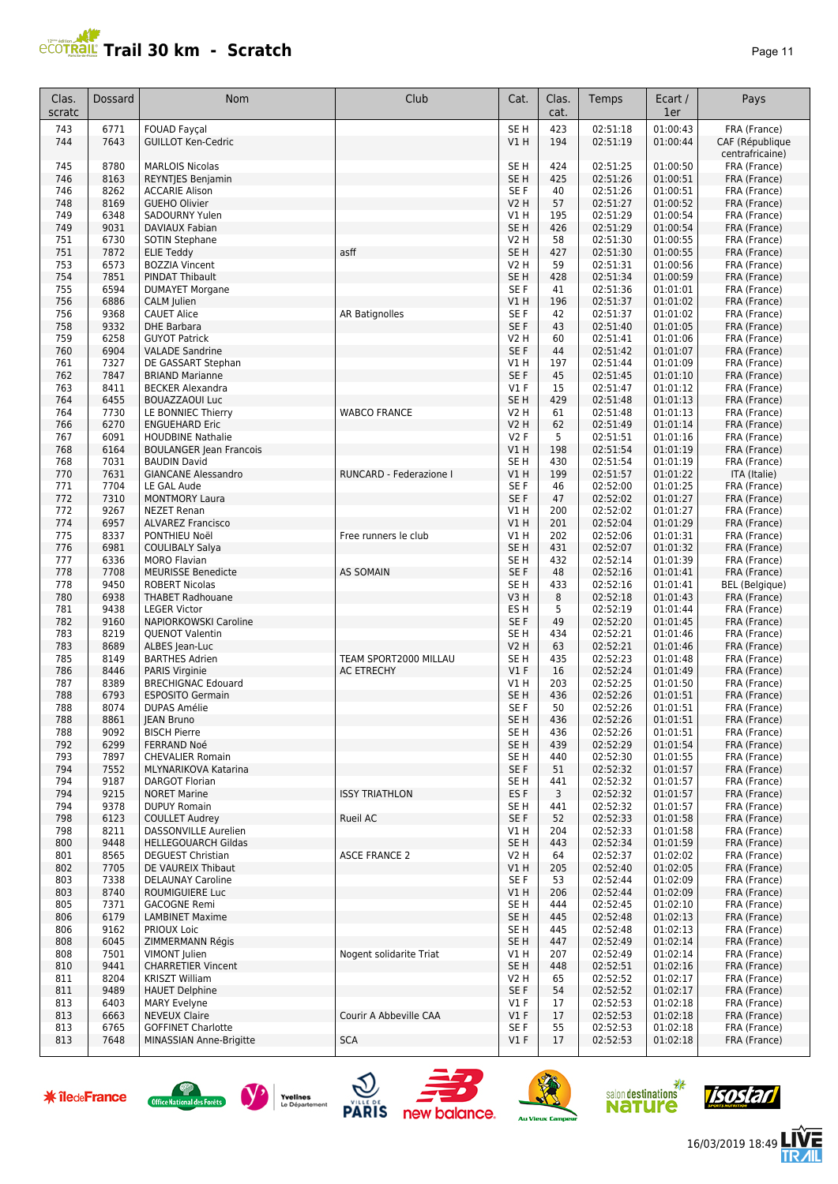# Trail 30 km - Scratch

| Clas. scratc | Dossard | Nom | Club | Cat. | Clas. cat. | Temps | Ecart / 1er | Pays |
|---|---|---|---|---|---|---|---|---|
| 743 | 6771 | FOUAD Fayçal | | SE H | 423 | 02:51:18 | 01:00:43 | FRA (France) |
| 744 | 7643 | GUILLOT Ken-Cedric | | V1 H | 194 | 02:51:19 | 01:00:44 | CAF (République centrafricaine) |
| 745 | 8780 | MARLOIS Nicolas | | SE H | 424 | 02:51:25 | 01:00:50 | FRA (France) |
| 746 | 8163 | REYNTJES Benjamin | | SE H | 425 | 02:51:26 | 01:00:51 | FRA (France) |
| 746 | 8262 | ACCARIE Alison | | SE F | 40 | 02:51:26 | 01:00:51 | FRA (France) |
| 748 | 8169 | GUEHO Olivier | | V2 H | 57 | 02:51:27 | 01:00:52 | FRA (France) |
| 749 | 6348 | SADOURNY Yulen | | V1 H | 195 | 02:51:29 | 01:00:54 | FRA (France) |
| 749 | 9031 | DAVIAUX Fabian | | SE H | 426 | 02:51:29 | 01:00:54 | FRA (France) |
| 751 | 6730 | SOTIN Stephane | | V2 H | 58 | 02:51:30 | 01:00:55 | FRA (France) |
| 751 | 7872 | ELIE Teddy | asff | SE H | 427 | 02:51:30 | 01:00:55 | FRA (France) |
| 753 | 6573 | BOZZIA Vincent | | V2 H | 59 | 02:51:31 | 01:00:56 | FRA (France) |
| 754 | 7851 | PINDAT Thibault | | SE H | 428 | 02:51:34 | 01:00:59 | FRA (France) |
| 755 | 6594 | DUMAYET Morgane | | SE F | 41 | 02:51:36 | 01:01:01 | FRA (France) |
| 756 | 6886 | CALM Julien | | V1 H | 196 | 02:51:37 | 01:01:02 | FRA (France) |
| 756 | 9368 | CAUET Alice | AR Batignolles | SE F | 42 | 02:51:37 | 01:01:02 | FRA (France) |
| 758 | 9332 | DHE Barbara | | SE F | 43 | 02:51:40 | 01:01:05 | FRA (France) |
| 759 | 6258 | GUYOT Patrick | | V2 H | 60 | 02:51:41 | 01:01:06 | FRA (France) |
| 760 | 6904 | VALADE Sandrine | | SE F | 44 | 02:51:42 | 01:01:07 | FRA (France) |
| 761 | 7327 | DE GASSART Stephan | | V1 H | 197 | 02:51:44 | 01:01:09 | FRA (France) |
| 762 | 7847 | BRIAND Marianne | | SE F | 45 | 02:51:45 | 01:01:10 | FRA (France) |
| 763 | 8411 | BECKER Alexandra | | V1 F | 15 | 02:51:47 | 01:01:12 | FRA (France) |
| 764 | 6455 | BOUAZZAOUI Luc | | SE H | 429 | 02:51:48 | 01:01:13 | FRA (France) |
| 764 | 7730 | LE BONNIEC Thierry | WABCO FRANCE | V2 H | 61 | 02:51:48 | 01:01:13 | FRA (France) |
| 766 | 6270 | ENGUEHARD Eric | | V2 H | 62 | 02:51:49 | 01:01:14 | FRA (France) |
| 767 | 6091 | HOUDBINE Nathalie | | V2 F | 5 | 02:51:51 | 01:01:16 | FRA (France) |
| 768 | 6164 | BOULANGER Jean Francois | | V1 H | 198 | 02:51:54 | 01:01:19 | FRA (France) |
| 768 | 7031 | BAUDIN David | | SE H | 430 | 02:51:54 | 01:01:19 | FRA (France) |
| 770 | 7631 | GIANCANE Alessandro | RUNCARD - Federazione I | V1 H | 199 | 02:51:57 | 01:01:22 | ITA (Italie) |
| 771 | 7704 | LE GAL Aude | | SE F | 46 | 02:52:00 | 01:01:25 | FRA (France) |
| 772 | 7310 | MONTMORY Laura | | SE F | 47 | 02:52:02 | 01:01:27 | FRA (France) |
| 772 | 9267 | NEZET Renan | | V1 H | 200 | 02:52:02 | 01:01:27 | FRA (France) |
| 774 | 6957 | ALVAREZ Francisco | | V1 H | 201 | 02:52:04 | 01:01:29 | FRA (France) |
| 775 | 8337 | PONTHIEU Noël | Free runners le club | V1 H | 202 | 02:52:06 | 01:01:31 | FRA (France) |
| 776 | 6981 | COULIBALY Salya | | SE H | 431 | 02:52:07 | 01:01:32 | FRA (France) |
| 777 | 6336 | MORO Flavian | | SE H | 432 | 02:52:14 | 01:01:39 | FRA (France) |
| 778 | 7708 | MEURISSE Benedicte | AS SOMAIN | SE F | 48 | 02:52:16 | 01:01:41 | FRA (France) |
| 778 | 9450 | ROBERT Nicolas | | SE H | 433 | 02:52:16 | 01:01:41 | BEL (Belgique) |
| 780 | 6938 | THABET Radhouane | | V3 H | 8 | 02:52:18 | 01:01:43 | FRA (France) |
| 781 | 9438 | LEGER Victor | | ES H | 5 | 02:52:19 | 01:01:44 | FRA (France) |
| 782 | 9160 | NAPIORKOWSKI Caroline | | SE F | 49 | 02:52:20 | 01:01:45 | FRA (France) |
| 783 | 8219 | QUENOT Valentin | | SE H | 434 | 02:52:21 | 01:01:46 | FRA (France) |
| 783 | 8689 | ALBES Jean-Luc | | V2 H | 63 | 02:52:21 | 01:01:46 | FRA (France) |
| 785 | 8149 | BARTHES Adrien | TEAM SPORT2000 MILLAU | SE H | 435 | 02:52:23 | 01:01:48 | FRA (France) |
| 786 | 8446 | PARIS Virginie | AC ETRECHY | V1 F | 16 | 02:52:24 | 01:01:49 | FRA (France) |
| 787 | 8389 | BRECHIGNAC Edouard | | V1 H | 203 | 02:52:25 | 01:01:50 | FRA (France) |
| 788 | 6793 | ESPOSITO Germain | | SE H | 436 | 02:52:26 | 01:01:51 | FRA (France) |
| 788 | 8074 | DUPAS Amélie | | SE F | 50 | 02:52:26 | 01:01:51 | FRA (France) |
| 788 | 8861 | JEAN Bruno | | SE H | 436 | 02:52:26 | 01:01:51 | FRA (France) |
| 788 | 9092 | BISCH Pierre | | SE H | 436 | 02:52:26 | 01:01:51 | FRA (France) |
| 792 | 6299 | FERRAND Noé | | SE H | 439 | 02:52:29 | 01:01:54 | FRA (France) |
| 793 | 7897 | CHEVALIER Romain | | SE H | 440 | 02:52:30 | 01:01:55 | FRA (France) |
| 794 | 7552 | MLYNARIKOVA Katarina | | SE F | 51 | 02:52:32 | 01:01:57 | FRA (France) |
| 794 | 9187 | DARGOT Florian | | SE H | 441 | 02:52:32 | 01:01:57 | FRA (France) |
| 794 | 9215 | NORET Marine | ISSY TRIATHLON | ES F | 3 | 02:52:32 | 01:01:57 | FRA (France) |
| 794 | 9378 | DUPUY Romain | | SE H | 441 | 02:52:32 | 01:01:57 | FRA (France) |
| 798 | 6123 | COULLET Audrey | Rueil AC | SE F | 52 | 02:52:33 | 01:01:58 | FRA (France) |
| 798 | 8211 | DASSONVILLE Aurelien | | V1 H | 204 | 02:52:33 | 01:01:58 | FRA (France) |
| 800 | 9448 | HELLEGOUARCH Gildas | | SE H | 443 | 02:52:34 | 01:01:59 | FRA (France) |
| 801 | 8565 | DEGUEST Christian | ASCE FRANCE 2 | V2 H | 64 | 02:52:37 | 01:02:02 | FRA (France) |
| 802 | 7705 | DE VAUREIX Thibaut | | V1 H | 205 | 02:52:40 | 01:02:05 | FRA (France) |
| 803 | 7338 | DELAUNAY Caroline | | SE F | 53 | 02:52:44 | 01:02:09 | FRA (France) |
| 803 | 8740 | ROUMIGUIERE Luc | | V1 H | 206 | 02:52:44 | 01:02:09 | FRA (France) |
| 805 | 7371 | GACOGNE Remi | | SE H | 444 | 02:52:45 | 01:02:10 | FRA (France) |
| 806 | 6179 | LAMBINET Maxime | | SE H | 445 | 02:52:48 | 01:02:13 | FRA (France) |
| 806 | 9162 | PRIOUX Loic | | SE H | 445 | 02:52:48 | 01:02:13 | FRA (France) |
| 808 | 6045 | ZIMMERMANN Régis | | SE H | 447 | 02:52:49 | 01:02:14 | FRA (France) |
| 808 | 7501 | VIMONT Julien | Nogent solidarite Triat | V1 H | 207 | 02:52:49 | 01:02:14 | FRA (France) |
| 810 | 9441 | CHARRETIER Vincent | | SE H | 448 | 02:52:51 | 01:02:16 | FRA (France) |
| 811 | 8204 | KRISZT William | | V2 H | 65 | 02:52:52 | 01:02:17 | FRA (France) |
| 811 | 9489 | HAUET Delphine | | SE F | 54 | 02:52:52 | 01:02:17 | FRA (France) |
| 813 | 6403 | MARY Evelyne | | V1 F | 17 | 02:52:53 | 01:02:18 | FRA (France) |
| 813 | 6663 | NEVEUX Claire | Courir A Abbeville CAA | V1 F | 17 | 02:52:53 | 01:02:18 | FRA (France) |
| 813 | 6765 | GOFFINET Charlotte | | SE F | 55 | 02:52:53 | 01:02:18 | FRA (France) |
| 813 | 7648 | MINASSIAN Anne-Brigitte | SCA | V1 F | 17 | 02:52:53 | 01:02:18 | FRA (France) |

16/03/2019 18:49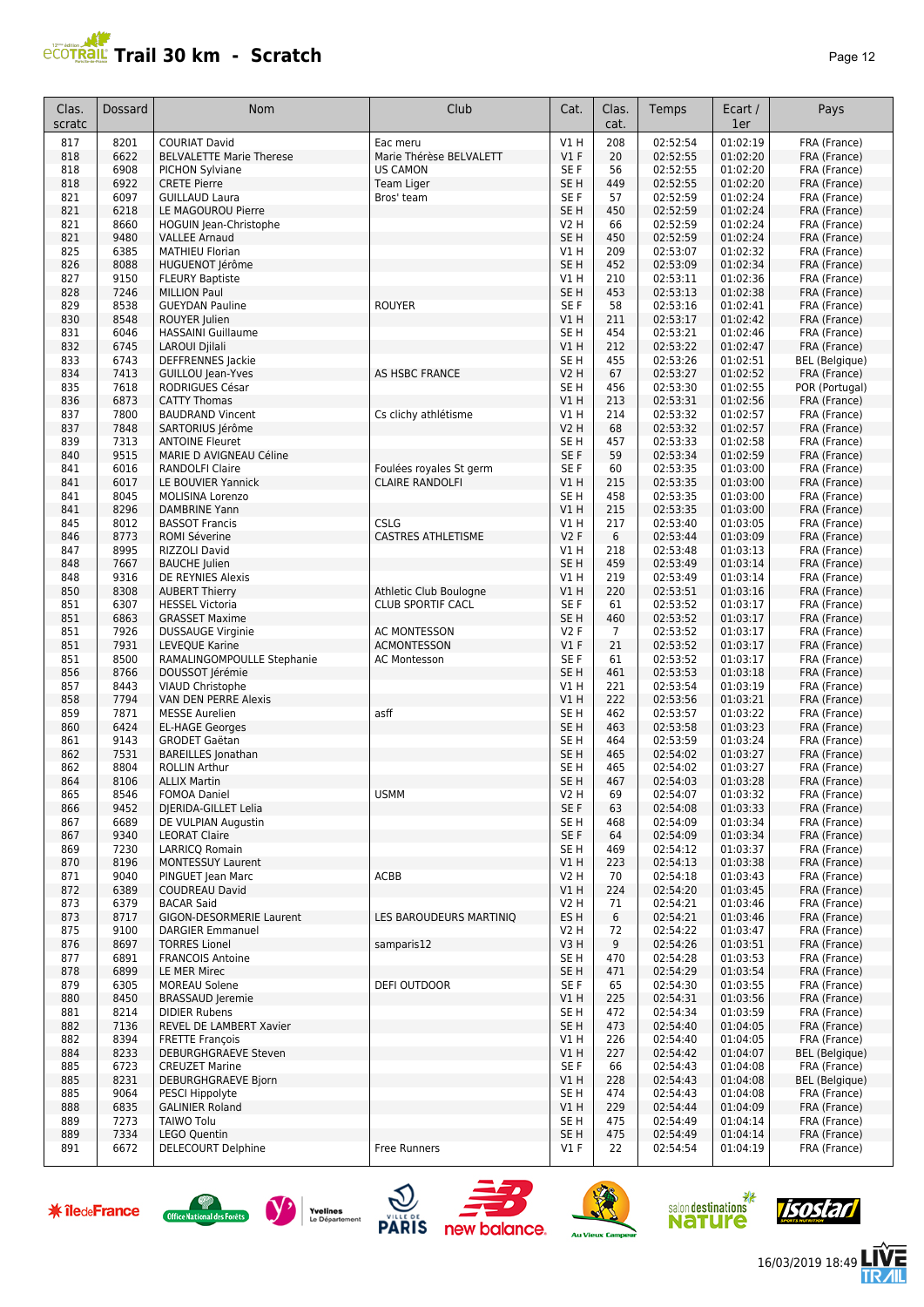# Trail 30 km - Scratch

| Clas. scratc | Dossard | Nom | Club | Cat. | Clas. cat. | Temps | Ecart / 1er | Pays |
|---|---|---|---|---|---|---|---|---|
| 817 | 8201 | COURIAT David | Eac meru | V1 H | 208 | 02:52:54 | 01:02:19 | FRA (France) |
| 818 | 6622 | BELVALETTE Marie Therese | Marie Thérèse BELVALETT | V1 F | 20 | 02:52:55 | 01:02:20 | FRA (France) |
| 818 | 6908 | PICHON Sylviane | US CAMON | SE F | 56 | 02:52:55 | 01:02:20 | FRA (France) |
| 818 | 6922 | CRETE Pierre | Team Liger | SE H | 449 | 02:52:55 | 01:02:20 | FRA (France) |
| 821 | 6097 | GUILLAUD Laura | Bros' team | SE F | 57 | 02:52:59 | 01:02:24 | FRA (France) |
| 821 | 6218 | LE MAGOUROU Pierre | | SE H | 450 | 02:52:59 | 01:02:24 | FRA (France) |
| 821 | 8660 | HOGUIN Jean-Christophe | | V2 H | 66 | 02:52:59 | 01:02:24 | FRA (France) |
| 821 | 9480 | VALLEE Arnaud | | SE H | 450 | 02:52:59 | 01:02:24 | FRA (France) |
| 825 | 6385 | MATHIEU Florian | | V1 H | 209 | 02:53:07 | 01:02:32 | FRA (France) |
| 826 | 8088 | HUGUENOT Jérôme | | SE H | 452 | 02:53:09 | 01:02:34 | FRA (France) |
| 827 | 9150 | FLEURY Baptiste | | V1 H | 210 | 02:53:11 | 01:02:36 | FRA (France) |
| 828 | 7246 | MILLION Paul | | SE H | 453 | 02:53:13 | 01:02:38 | FRA (France) |
| 829 | 8538 | GUEYDAN Pauline | ROUYER | SE F | 58 | 02:53:16 | 01:02:41 | FRA (France) |
| 830 | 8548 | ROUYER Julien | | V1 H | 211 | 02:53:17 | 01:02:42 | FRA (France) |
| 831 | 6046 | HASSAINI Guillaume | | SE H | 454 | 02:53:21 | 01:02:46 | FRA (France) |
| 832 | 6745 | LAROUI Djilali | | V1 H | 212 | 02:53:22 | 01:02:47 | FRA (France) |
| 833 | 6743 | DEFFRENNES Jackie | | SE H | 455 | 02:53:26 | 01:02:51 | BEL (Belgique) |
| 834 | 7413 | GUILLOU Jean-Yves | AS HSBC FRANCE | V2 H | 67 | 02:53:27 | 01:02:52 | FRA (France) |
| 835 | 7618 | RODRIGUES César | | SE H | 456 | 02:53:30 | 01:02:55 | POR (Portugal) |
| 836 | 6873 | CATTY Thomas | | V1 H | 213 | 02:53:31 | 01:02:56 | FRA (France) |
| 837 | 7800 | BAUDRAND Vincent | Cs clichy athlétisme | V1 H | 214 | 02:53:32 | 01:02:57 | FRA (France) |
| 837 | 7848 | SARTORIUS Jérôme | | V2 H | 68 | 02:53:32 | 01:02:57 | FRA (France) |
| 839 | 7313 | ANTOINE Fleuret | | SE H | 457 | 02:53:33 | 01:02:58 | FRA (France) |
| 840 | 9515 | MARIE D AVIGNEAU Céline | | SE F | 59 | 02:53:34 | 01:02:59 | FRA (France) |
| 841 | 6016 | RANDOLFI Claire | Foulées royales St germ | SE F | 60 | 02:53:35 | 01:03:00 | FRA (France) |
| 841 | 6017 | LE BOUVIER Yannick | CLAIRE RANDOLFI | V1 H | 215 | 02:53:35 | 01:03:00 | FRA (France) |
| 841 | 8045 | MOLISINA Lorenzo | | SE H | 458 | 02:53:35 | 01:03:00 | FRA (France) |
| 841 | 8296 | DAMBRINE Yann | | V1 H | 215 | 02:53:35 | 01:03:00 | FRA (France) |
| 845 | 8012 | BASSOT Francis | CSLG | V1 H | 217 | 02:53:40 | 01:03:05 | FRA (France) |
| 846 | 8773 | ROMI Séverine | CASTRES ATHLETISME | V2 F | 6 | 02:53:44 | 01:03:09 | FRA (France) |
| 847 | 8995 | RIZZOLI David | | V1 H | 218 | 02:53:48 | 01:03:13 | FRA (France) |
| 848 | 7667 | BAUCHE Julien | | SE H | 459 | 02:53:49 | 01:03:14 | FRA (France) |
| 848 | 9316 | DE REYNIES Alexis | | V1 H | 219 | 02:53:49 | 01:03:14 | FRA (France) |
| 850 | 8308 | AUBERT Thierry | Athletic Club Boulogne | V1 H | 220 | 02:53:51 | 01:03:16 | FRA (France) |
| 851 | 6307 | HESSEL Victoria | CLUB SPORTIF CACL | SE F | 61 | 02:53:52 | 01:03:17 | FRA (France) |
| 851 | 6863 | GRASSET Maxime | | SE H | 460 | 02:53:52 | 01:03:17 | FRA (France) |
| 851 | 7926 | DUSSAUGE Virginie | AC MONTESSON | V2 F | 7 | 02:53:52 | 01:03:17 | FRA (France) |
| 851 | 7931 | LEVEQUE Karine | ACMONTESSON | V1 F | 21 | 02:53:52 | 01:03:17 | FRA (France) |
| 851 | 8500 | RAMALINGOMPOULLE Stephanie | AC Montesson | SE F | 61 | 02:53:52 | 01:03:17 | FRA (France) |
| 856 | 8766 | DOUSSOT Jérémie | | SE H | 461 | 02:53:53 | 01:03:18 | FRA (France) |
| 857 | 8443 | VIAUD Christophe | | V1 H | 221 | 02:53:54 | 01:03:19 | FRA (France) |
| 858 | 7794 | VAN DEN PERRE Alexis | | V1 H | 222 | 02:53:56 | 01:03:21 | FRA (France) |
| 859 | 7871 | MESSE Aurelien | asff | SE H | 462 | 02:53:57 | 01:03:22 | FRA (France) |
| 860 | 6424 | EL-HAGE Georges | | SE H | 463 | 02:53:58 | 01:03:23 | FRA (France) |
| 861 | 9143 | GRODET Gaëtan | | SE H | 464 | 02:53:59 | 01:03:24 | FRA (France) |
| 862 | 7531 | BAREILLES Jonathan | | SE H | 465 | 02:54:02 | 01:03:27 | FRA (France) |
| 862 | 8804 | ROLLIN Arthur | | SE H | 465 | 02:54:02 | 01:03:27 | FRA (France) |
| 864 | 8106 | ALLIX Martin | | SE H | 467 | 02:54:03 | 01:03:28 | FRA (France) |
| 865 | 8546 | FOMOA Daniel | USMM | V2 H | 69 | 02:54:07 | 01:03:32 | FRA (France) |
| 866 | 9452 | DJERIDA-GILLET Lelia | | SE F | 63 | 02:54:08 | 01:03:33 | FRA (France) |
| 867 | 6689 | DE VULPIAN Augustin | | SE H | 468 | 02:54:09 | 01:03:34 | FRA (France) |
| 867 | 9340 | LEORAT Claire | | SE F | 64 | 02:54:09 | 01:03:34 | FRA (France) |
| 869 | 7230 | LARRICQ Romain | | SE H | 469 | 02:54:12 | 01:03:37 | FRA (France) |
| 870 | 8196 | MONTESSUY Laurent | | V1 H | 223 | 02:54:13 | 01:03:38 | FRA (France) |
| 871 | 9040 | PINGUET Jean Marc | ACBB | V2 H | 70 | 02:54:18 | 01:03:43 | FRA (France) |
| 872 | 6389 | COUDREAU David | | V1 H | 224 | 02:54:20 | 01:03:45 | FRA (France) |
| 873 | 6379 | BACAR Said | | V2 H | 71 | 02:54:21 | 01:03:46 | FRA (France) |
| 873 | 8717 | GIGON-DESORMERIE Laurent | LES BAROUDEURS MARTINIQ | ES H | 6 | 02:54:21 | 01:03:46 | FRA (France) |
| 875 | 9100 | DARGIER Emmanuel | | V2 H | 72 | 02:54:22 | 01:03:47 | FRA (France) |
| 876 | 8697 | TORRES Lionel | samparis12 | V3 H | 9 | 02:54:26 | 01:03:51 | FRA (France) |
| 877 | 6891 | FRANCOIS Antoine | | SE H | 470 | 02:54:28 | 01:03:53 | FRA (France) |
| 878 | 6899 | LE MER Mirec | | SE H | 471 | 02:54:29 | 01:03:54 | FRA (France) |
| 879 | 6305 | MOREAU Solene | DEFI OUTDOOR | SE F | 65 | 02:54:30 | 01:03:55 | FRA (France) |
| 880 | 8450 | BRASSAUD Jeremie | | V1 H | 225 | 02:54:31 | 01:03:56 | FRA (France) |
| 881 | 8214 | DIDIER Rubens | | SE H | 472 | 02:54:34 | 01:03:59 | FRA (France) |
| 882 | 7136 | REVEL DE LAMBERT Xavier | | SE H | 473 | 02:54:40 | 01:04:05 | FRA (France) |
| 882 | 8394 | FRETTE François | | V1 H | 226 | 02:54:40 | 01:04:05 | FRA (France) |
| 884 | 8233 | DEBURGHGRAEVE Steven | | V1 H | 227 | 02:54:42 | 01:04:07 | BEL (Belgique) |
| 885 | 6723 | CREUZET Marine | | SE F | 66 | 02:54:43 | 01:04:08 | FRA (France) |
| 885 | 8231 | DEBURGHGRAEVE Bjorn | | V1 H | 228 | 02:54:43 | 01:04:08 | BEL (Belgique) |
| 885 | 9064 | PESCI Hippolyte | | SE H | 474 | 02:54:43 | 01:04:08 | FRA (France) |
| 888 | 6835 | GALINIER Roland | | V1 H | 229 | 02:54:44 | 01:04:09 | FRA (France) |
| 889 | 7273 | TAIWO Tolu | | SE H | 475 | 02:54:49 | 01:04:14 | FRA (France) |
| 889 | 7334 | LEGO Quentin | | SE H | 475 | 02:54:49 | 01:04:14 | FRA (France) |
| 891 | 6672 | DELECOURT Delphine | Free Runners | V1 F | 22 | 02:54:54 | 01:04:19 | FRA (France) |

16/03/2019 18:49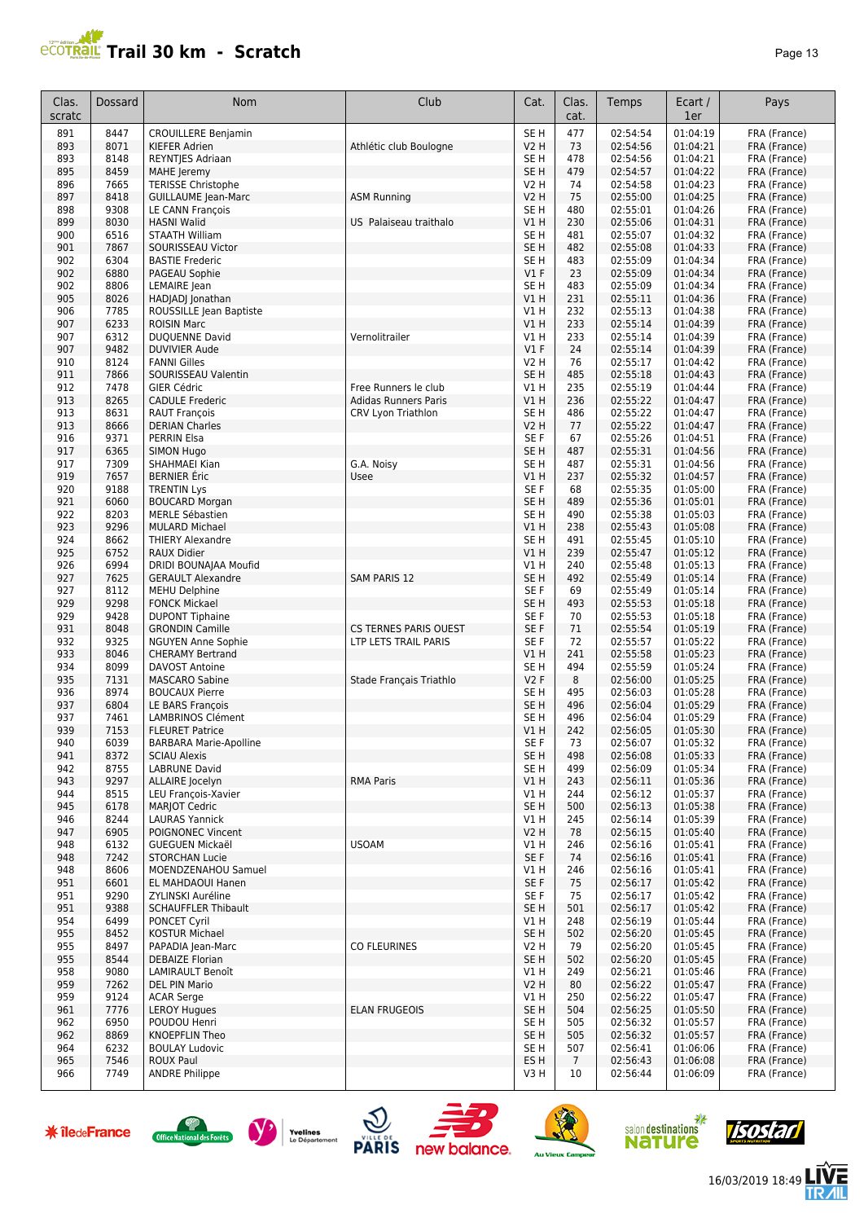# Trail 30 km - Scratch

| Clas. scratc | Dossard | Nom | Club | Cat. | Clas. cat. | Temps | Ecart / 1er | Pays |
|---|---|---|---|---|---|---|---|---|
| 891 | 8447 | CROUILLERE Benjamin | | SE H | 477 | 02:54:54 | 01:04:19 | FRA (France) |
| 893 | 8071 | KIEFER Adrien | Athlétic club Boulogne | V2 H | 73 | 02:54:56 | 01:04:21 | FRA (France) |
| 893 | 8148 | REYNTJES Adriaan | | SE H | 478 | 02:54:56 | 01:04:21 | FRA (France) |
| 895 | 8459 | MAHE Jeremy | | SE H | 479 | 02:54:57 | 01:04:22 | FRA (France) |
| 896 | 7665 | TERISSE Christophe | | V2 H | 74 | 02:54:58 | 01:04:23 | FRA (France) |
| 897 | 8418 | GUILLAUME Jean-Marc | ASM Running | V2 H | 75 | 02:55:00 | 01:04:25 | FRA (France) |
| 898 | 9308 | LE CANN François | | SE H | 480 | 02:55:01 | 01:04:26 | FRA (France) |
| 899 | 8030 | HASNI Walid | US Palaiseau traithalo | V1 H | 230 | 02:55:06 | 01:04:31 | FRA (France) |
| 900 | 6516 | STAATH William | | SE H | 481 | 02:55:07 | 01:04:32 | FRA (France) |
| 901 | 7867 | SOURISSEAU Victor | | SE H | 482 | 02:55:08 | 01:04:33 | FRA (France) |
| 902 | 6304 | BASTIE Frederic | | SE H | 483 | 02:55:09 | 01:04:34 | FRA (France) |
| 902 | 6880 | PAGEAU Sophie | | V1 F | 23 | 02:55:09 | 01:04:34 | FRA (France) |
| 902 | 8806 | LEMAIRE Jean | | SE H | 483 | 02:55:09 | 01:04:34 | FRA (France) |
| 905 | 8026 | HADJADJ Jonathan | | V1 H | 231 | 02:55:11 | 01:04:36 | FRA (France) |
| 906 | 7785 | ROUSSILLE Jean Baptiste | | V1 H | 232 | 02:55:13 | 01:04:38 | FRA (France) |
| 907 | 6233 | ROISIN Marc | | V1 H | 233 | 02:55:14 | 01:04:39 | FRA (France) |
| 907 | 6312 | DUQUENNE David | Vernolitrailer | V1 H | 233 | 02:55:14 | 01:04:39 | FRA (France) |
| 907 | 9482 | DUVIVIER Aude | | V1 F | 24 | 02:55:14 | 01:04:39 | FRA (France) |
| 910 | 8124 | FANNI Gilles | | V2 H | 76 | 02:55:17 | 01:04:42 | FRA (France) |
| 911 | 7866 | SOURISSEAU Valentin | | SE H | 485 | 02:55:18 | 01:04:43 | FRA (France) |
| 912 | 7478 | GIER Cédric | Free Runners le club | V1 H | 235 | 02:55:19 | 01:04:44 | FRA (France) |
| 913 | 8265 | CADULE Frederic | Adidas Runners Paris | V1 H | 236 | 02:55:22 | 01:04:47 | FRA (France) |
| 913 | 8631 | RAUT François | CRV Lyon Triathlon | SE H | 486 | 02:55:22 | 01:04:47 | FRA (France) |
| 913 | 8666 | DERIAN Charles | | V2 H | 77 | 02:55:22 | 01:04:47 | FRA (France) |
| 916 | 9371 | PERRIN Elsa | | SE F | 67 | 02:55:26 | 01:04:51 | FRA (France) |
| 917 | 6365 | SIMON Hugo | | SE H | 487 | 02:55:31 | 01:04:56 | FRA (France) |
| 917 | 7309 | SHAHMAEI Kian | G.A. Noisy | SE H | 487 | 02:55:31 | 01:04:56 | FRA (France) |
| 919 | 7657 | BERNIER Éric | Usee | V1 H | 237 | 02:55:32 | 01:04:57 | FRA (France) |
| 920 | 9188 | TRENTIN Lys | | SE F | 68 | 02:55:35 | 01:05:00 | FRA (France) |
| 921 | 6060 | BOUCARD Morgan | | SE H | 489 | 02:55:36 | 01:05:01 | FRA (France) |
| 922 | 8203 | MERLE Sébastien | | SE H | 490 | 02:55:38 | 01:05:03 | FRA (France) |
| 923 | 9296 | MULARD Michael | | V1 H | 238 | 02:55:43 | 01:05:08 | FRA (France) |
| 924 | 8662 | THIERY Alexandre | | SE H | 491 | 02:55:45 | 01:05:10 | FRA (France) |
| 925 | 6752 | RAUX Didier | | V1 H | 239 | 02:55:47 | 01:05:12 | FRA (France) |
| 926 | 6994 | DRIDI BOUNAJAA Moufid | | V1 H | 240 | 02:55:48 | 01:05:13 | FRA (France) |
| 927 | 7625 | GERAULT Alexandre | SAM PARIS 12 | SE H | 492 | 02:55:49 | 01:05:14 | FRA (France) |
| 927 | 8112 | MEHU Delphine | | SE F | 69 | 02:55:49 | 01:05:14 | FRA (France) |
| 929 | 9298 | FONCK Mickael | | SE H | 493 | 02:55:53 | 01:05:18 | FRA (France) |
| 929 | 9428 | DUPONT Tiphaine | | SE F | 70 | 02:55:53 | 01:05:18 | FRA (France) |
| 931 | 8048 | GRONDIN Camille | CS TERNES PARIS OUEST | SE F | 71 | 02:55:54 | 01:05:19 | FRA (France) |
| 932 | 9325 | NGUYEN Anne Sophie | LTP LETS TRAIL PARIS | SE F | 72 | 02:55:57 | 01:05:22 | FRA (France) |
| 933 | 8046 | CHERAMY Bertrand | | V1 H | 241 | 02:55:58 | 01:05:23 | FRA (France) |
| 934 | 8099 | DAVOST Antoine | | SE H | 494 | 02:55:59 | 01:05:24 | FRA (France) |
| 935 | 7131 | MASCARO Sabine | Stade Français Triathlo | V2 F | 8 | 02:56:00 | 01:05:25 | FRA (France) |
| 936 | 8974 | BOUCAUX Pierre | | SE H | 495 | 02:56:03 | 01:05:28 | FRA (France) |
| 937 | 6804 | LE BARS François | | SE H | 496 | 02:56:04 | 01:05:29 | FRA (France) |
| 937 | 7461 | LAMBRINOS Clément | | SE H | 496 | 02:56:04 | 01:05:29 | FRA (France) |
| 939 | 7153 | FLEURET Patrice | | V1 H | 242 | 02:56:05 | 01:05:30 | FRA (France) |
| 940 | 6039 | BARBARA Marie-Apolline | | SE F | 73 | 02:56:07 | 01:05:32 | FRA (France) |
| 941 | 8372 | SCIAU Alexis | | SE H | 498 | 02:56:08 | 01:05:33 | FRA (France) |
| 942 | 8755 | LABRUNE David | | SE H | 499 | 02:56:09 | 01:05:34 | FRA (France) |
| 943 | 9297 | ALLAIRE Jocelyn | RMA Paris | V1 H | 243 | 02:56:11 | 01:05:36 | FRA (France) |
| 944 | 8515 | LEU François-Xavier | | V1 H | 244 | 02:56:12 | 01:05:37 | FRA (France) |
| 945 | 6178 | MARJOT Cedric | | SE H | 500 | 02:56:13 | 01:05:38 | FRA (France) |
| 946 | 8244 | LAURAS Yannick | | V1 H | 245 | 02:56:14 | 01:05:39 | FRA (France) |
| 947 | 6905 | POIGNONEC Vincent | | V2 H | 78 | 02:56:15 | 01:05:40 | FRA (France) |
| 948 | 6132 | GUEGUEN Mickaël | USOAM | V1 H | 246 | 02:56:16 | 01:05:41 | FRA (France) |
| 948 | 7242 | STORCHAN Lucie | | SE F | 74 | 02:56:16 | 01:05:41 | FRA (France) |
| 948 | 8606 | MOENDZENAHOU Samuel | | V1 H | 246 | 02:56:16 | 01:05:41 | FRA (France) |
| 951 | 6601 | EL MAHDAOUI Hanen | | SE F | 75 | 02:56:17 | 01:05:42 | FRA (France) |
| 951 | 9290 | ZYLINSKI Auréline | | SE F | 75 | 02:56:17 | 01:05:42 | FRA (France) |
| 951 | 9388 | SCHAUFFLER Thibault | | SE H | 501 | 02:56:17 | 01:05:42 | FRA (France) |
| 954 | 6499 | PONCET Cyril | | V1 H | 248 | 02:56:19 | 01:05:44 | FRA (France) |
| 955 | 8452 | KOSTUR Michael | | SE H | 502 | 02:56:20 | 01:05:45 | FRA (France) |
| 955 | 8497 | PAPADIA Jean-Marc | CO FLEURINES | V2 H | 79 | 02:56:20 | 01:05:45 | FRA (France) |
| 955 | 8544 | DEBAIZE Florian | | SE H | 502 | 02:56:20 | 01:05:45 | FRA (France) |
| 958 | 9080 | LAMIRAULT Benoît | | V1 H | 249 | 02:56:21 | 01:05:46 | FRA (France) |
| 959 | 7262 | DEL PIN Mario | | V2 H | 80 | 02:56:22 | 01:05:47 | FRA (France) |
| 959 | 9124 | ACAR Serge | | V1 H | 250 | 02:56:22 | 01:05:47 | FRA (France) |
| 961 | 7776 | LEROY Hugues | ELAN FRUGEOIS | SE H | 504 | 02:56:25 | 01:05:50 | FRA (France) |
| 962 | 6950 | POUDOU Henri | | SE H | 505 | 02:56:32 | 01:05:57 | FRA (France) |
| 962 | 8869 | KNOEPFLIN Theo | | SE H | 505 | 02:56:32 | 01:05:57 | FRA (France) |
| 964 | 6232 | BOULAY Ludovic | | SE H | 507 | 02:56:41 | 01:06:06 | FRA (France) |
| 965 | 7546 | ROUX Paul | | ES H | 7 | 02:56:43 | 01:06:08 | FRA (France) |
| 966 | 7749 | ANDRE Philippe | | V3 H | 10 | 02:56:44 | 01:06:09 | FRA (France) |

16/03/2019 18:49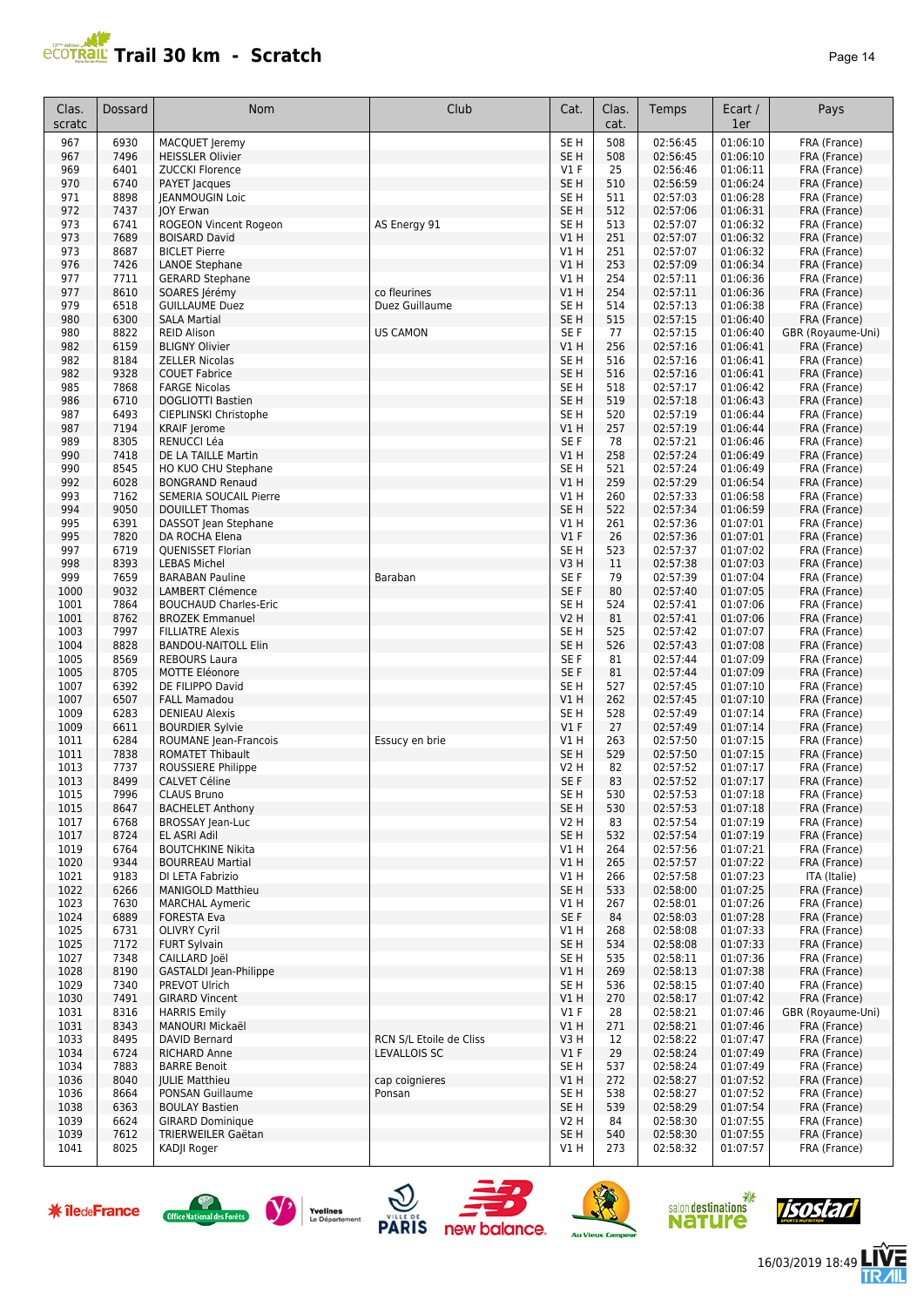# Trail 30 km - Scratch

| Clas. scratc | Dossard | Nom | Club | Cat. | Clas. cat. | Temps | Ecart / 1er | Pays |
|---|---|---|---|---|---|---|---|---|
| 967 | 6930 | MACQUET Jeremy | | SE H | 508 | 02:56:45 | 01:06:10 | FRA (France) |
| 967 | 7496 | HEISSLER Olivier | | SE H | 508 | 02:56:45 | 01:06:10 | FRA (France) |
| 969 | 6401 | ZUCCKI Florence | | V1 F | 25 | 02:56:46 | 01:06:11 | FRA (France) |
| 970 | 6740 | PAYET Jacques | | SE H | 510 | 02:56:59 | 01:06:24 | FRA (France) |
| 971 | 8898 | JEANMOUGIN Loic | | SE H | 511 | 02:57:03 | 01:06:28 | FRA (France) |
| 972 | 7437 | JOY Erwan | | SE H | 512 | 02:57:06 | 01:06:31 | FRA (France) |
| 973 | 6741 | ROGEON Vincent Rogeon | AS Energy 91 | SE H | 513 | 02:57:07 | 01:06:32 | FRA (France) |
| 973 | 7689 | BOISARD David | | V1 H | 251 | 02:57:07 | 01:06:32 | FRA (France) |
| 973 | 8687 | BICLET Pierre | | V1 H | 251 | 02:57:07 | 01:06:32 | FRA (France) |
| 976 | 7426 | LANOE Stephane | | V1 H | 253 | 02:57:09 | 01:06:34 | FRA (France) |
| 977 | 7711 | GERARD Stephane | | V1 H | 254 | 02:57:11 | 01:06:36 | FRA (France) |
| 977 | 8610 | SOARES Jérémy | co fleurines | V1 H | 254 | 02:57:11 | 01:06:36 | FRA (France) |
| 979 | 6518 | GUILLAUME Duez | Duez Guillaume | SE H | 514 | 02:57:13 | 01:06:38 | FRA (France) |
| 980 | 6300 | SALA Martial | | SE H | 515 | 02:57:15 | 01:06:40 | FRA (France) |
| 980 | 8822 | REID Alison | US CAMON | SE F | 77 | 02:57:15 | 01:06:40 | GBR (Royaume-Uni) |
| 982 | 6159 | BLIGNY Olivier | | V1 H | 256 | 02:57:16 | 01:06:41 | FRA (France) |
| 982 | 8184 | ZELLER Nicolas | | SE H | 516 | 02:57:16 | 01:06:41 | FRA (France) |
| 982 | 9328 | COUET Fabrice | | SE H | 516 | 02:57:16 | 01:06:41 | FRA (France) |
| 985 | 7868 | FARGE Nicolas | | SE H | 518 | 02:57:17 | 01:06:42 | FRA (France) |
| 986 | 6710 | DOGLIOTTI Bastien | | SE H | 519 | 02:57:18 | 01:06:43 | FRA (France) |
| 987 | 6493 | CIEPLINSKI Christophe | | SE H | 520 | 02:57:19 | 01:06:44 | FRA (France) |
| 987 | 7194 | KRAIF Jerome | | V1 H | 257 | 02:57:19 | 01:06:44 | FRA (France) |
| 989 | 8305 | RENUCCI Léa | | SE F | 78 | 02:57:21 | 01:06:46 | FRA (France) |
| 990 | 7418 | DE LA TAILLE Martin | | V1 H | 258 | 02:57:24 | 01:06:49 | FRA (France) |
| 990 | 8545 | HO KUO CHU Stephane | | SE H | 521 | 02:57:24 | 01:06:49 | FRA (France) |
| 992 | 6028 | BONGRAND Renaud | | V1 H | 259 | 02:57:29 | 01:06:54 | FRA (France) |
| 993 | 7162 | SEMERIA SOUCAIL Pierre | | V1 H | 260 | 02:57:33 | 01:06:58 | FRA (France) |
| 994 | 9050 | DOUILLET Thomas | | SE H | 522 | 02:57:34 | 01:06:59 | FRA (France) |
| 995 | 6391 | DASSOT Jean Stephane | | V1 H | 261 | 02:57:36 | 01:07:01 | FRA (France) |
| 995 | 7820 | DA ROCHA Elena | | V1 F | 26 | 02:57:36 | 01:07:01 | FRA (France) |
| 997 | 6719 | QUENISSET Florian | | SE H | 523 | 02:57:37 | 01:07:02 | FRA (France) |
| 998 | 8393 | LEBAS Michel | | V3 H | 11 | 02:57:38 | 01:07:03 | FRA (France) |
| 999 | 7659 | BARABAN Pauline | Baraban | SE F | 79 | 02:57:39 | 01:07:04 | FRA (France) |
| 1000 | 9032 | LAMBERT Clémence | | SE F | 80 | 02:57:40 | 01:07:05 | FRA (France) |
| 1001 | 7864 | BOUCHAUD Charles-Eric | | SE H | 524 | 02:57:41 | 01:07:06 | FRA (France) |
| 1001 | 8762 | BROZEK Emmanuel | | V2 H | 81 | 02:57:41 | 01:07:06 | FRA (France) |
| 1003 | 7997 | FILLIATRE Alexis | | SE H | 525 | 02:57:42 | 01:07:07 | FRA (France) |
| 1004 | 8828 | BANDOU-NAITOLL Elin | | SE H | 526 | 02:57:43 | 01:07:08 | FRA (France) |
| 1005 | 8569 | REBOURS Laura | | SE F | 81 | 02:57:44 | 01:07:09 | FRA (France) |
| 1005 | 8705 | MOTTE Eléonore | | SE F | 81 | 02:57:44 | 01:07:09 | FRA (France) |
| 1007 | 6392 | DE FILIPPO David | | SE H | 527 | 02:57:45 | 01:07:10 | FRA (France) |
| 1007 | 6507 | FALL Mamadou | | V1 H | 262 | 02:57:45 | 01:07:10 | FRA (France) |
| 1009 | 6283 | DENIEAU Alexis | | SE H | 528 | 02:57:49 | 01:07:14 | FRA (France) |
| 1009 | 6611 | BOURDIER Sylvie | | V1 F | 27 | 02:57:49 | 01:07:14 | FRA (France) |
| 1011 | 6284 | ROUMANE Jean-Francois | Essucy en brie | V1 H | 263 | 02:57:50 | 01:07:15 | FRA (France) |
| 1011 | 7838 | ROMATET Thibault | | SE H | 529 | 02:57:50 | 01:07:15 | FRA (France) |
| 1013 | 7737 | ROUSSIERE Philippe | | V2 H | 82 | 02:57:52 | 01:07:17 | FRA (France) |
| 1013 | 8499 | CALVET Céline | | SE F | 83 | 02:57:52 | 01:07:17 | FRA (France) |
| 1015 | 7996 | CLAUS Bruno | | SE H | 530 | 02:57:53 | 01:07:18 | FRA (France) |
| 1015 | 8647 | BACHELET Anthony | | SE H | 530 | 02:57:53 | 01:07:18 | FRA (France) |
| 1017 | 6768 | BROSSAY Jean-Luc | | V2 H | 83 | 02:57:54 | 01:07:19 | FRA (France) |
| 1017 | 8724 | EL ASRI Adil | | SE H | 532 | 02:57:54 | 01:07:19 | FRA (France) |
| 1019 | 6764 | BOUTCHKINE Nikita | | V1 H | 264 | 02:57:56 | 01:07:21 | FRA (France) |
| 1020 | 9344 | BOURREAU Martial | | V1 H | 265 | 02:57:57 | 01:07:22 | FRA (France) |
| 1021 | 9183 | DI LETA Fabrizio | | V1 H | 266 | 02:57:58 | 01:07:23 | ITA (Italie) |
| 1022 | 6266 | MANIGOLD Matthieu | | SE H | 533 | 02:58:00 | 01:07:25 | FRA (France) |
| 1023 | 7630 | MARCHAL Aymeric | | V1 H | 267 | 02:58:01 | 01:07:26 | FRA (France) |
| 1024 | 6889 | FORESTA Eva | | SE F | 84 | 02:58:03 | 01:07:28 | FRA (France) |
| 1025 | 6731 | OLIVRY Cyril | | V1 H | 268 | 02:58:08 | 01:07:33 | FRA (France) |
| 1025 | 7172 | FURT Sylvain | | SE H | 534 | 02:58:08 | 01:07:33 | FRA (France) |
| 1027 | 7348 | CAILLARD Joël | | SE H | 535 | 02:58:11 | 01:07:36 | FRA (France) |
| 1028 | 8190 | GASTALDI Jean-Philippe | | V1 H | 269 | 02:58:13 | 01:07:38 | FRA (France) |
| 1029 | 7340 | PREVOT Ulrich | | SE H | 536 | 02:58:15 | 01:07:40 | FRA (France) |
| 1030 | 7491 | GIRARD Vincent | | V1 H | 270 | 02:58:17 | 01:07:42 | FRA (France) |
| 1031 | 8316 | HARRIS Emily | | V1 F | 28 | 02:58:21 | 01:07:46 | GBR (Royaume-Uni) |
| 1031 | 8343 | MANOURI Mickaël | | V1 H | 271 | 02:58:21 | 01:07:46 | FRA (France) |
| 1033 | 8495 | DAVID Bernard | RCN S/L Etoile de Cliss | V3 H | 12 | 02:58:22 | 01:07:47 | FRA (France) |
| 1034 | 6724 | RICHARD Anne | LEVALLOIS SC | V1 F | 29 | 02:58:24 | 01:07:49 | FRA (France) |
| 1034 | 7883 | BARRE Benoit | | SE H | 537 | 02:58:24 | 01:07:49 | FRA (France) |
| 1036 | 8040 | JULIE Matthieu | cap coignieres | V1 H | 272 | 02:58:27 | 01:07:52 | FRA (France) |
| 1036 | 8664 | PONSAN Guillaume | Ponsan | SE H | 538 | 02:58:27 | 01:07:52 | FRA (France) |
| 1038 | 6363 | BOULAY Bastien | | SE H | 539 | 02:58:29 | 01:07:54 | FRA (France) |
| 1039 | 6624 | GIRARD Dominique | | V2 H | 84 | 02:58:30 | 01:07:55 | FRA (France) |
| 1039 | 7612 | TRIERWEILER Gaëtan | | SE H | 540 | 02:58:30 | 01:07:55 | FRA (France) |
| 1041 | 8025 | KADJI Roger | | V1 H | 273 | 02:58:32 | 01:07:57 | FRA (France) |

16/03/2019 18:49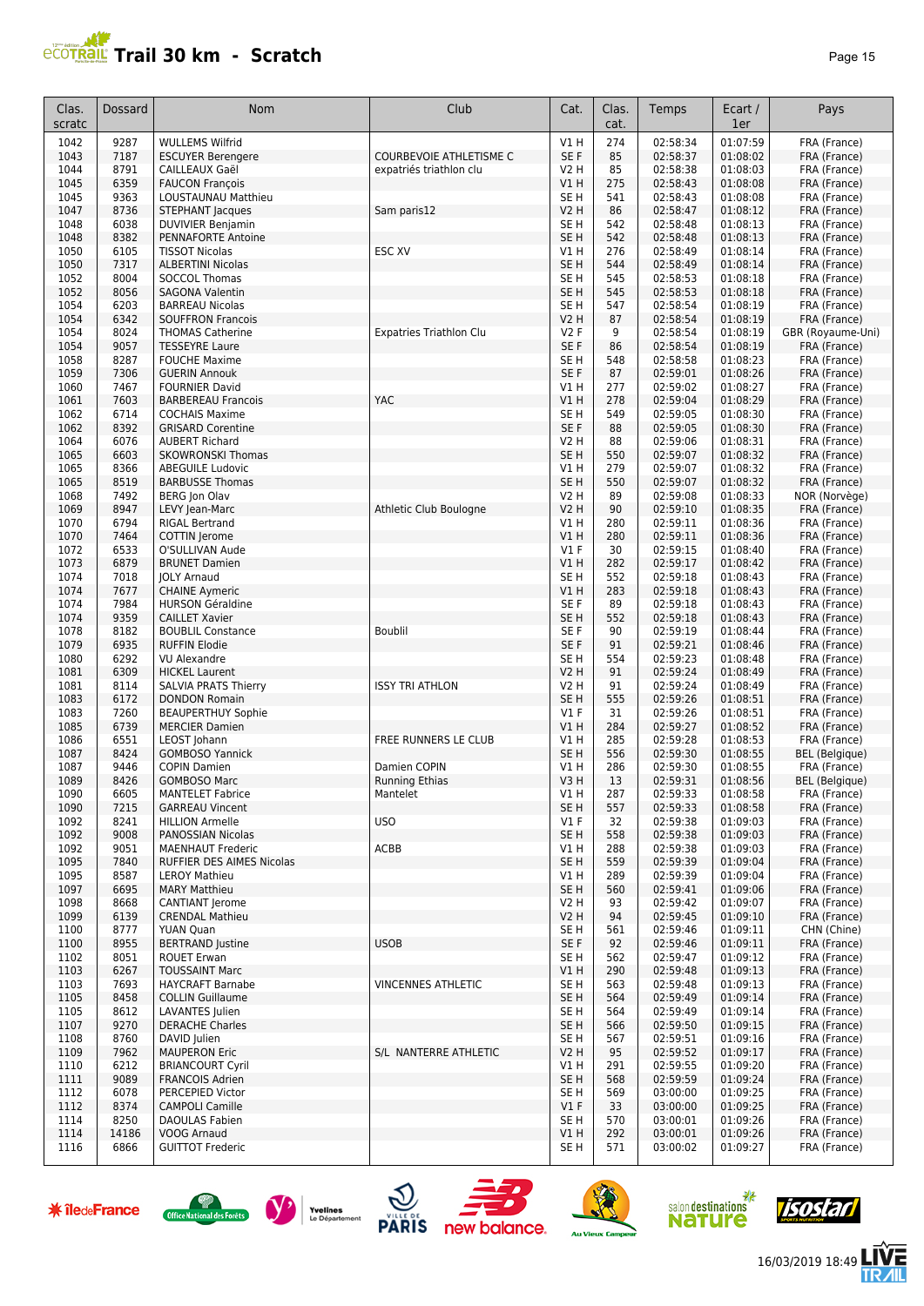# Trail 30 km - Scratch

| Clas. scratc | Dossard | Nom | Club | Cat. | Clas. cat. | Temps | Ecart / 1er | Pays |
|---|---|---|---|---|---|---|---|---|
| 1042 | 9287 | WULLEMS Wilfrid | | V1 H | 274 | 02:58:34 | 01:07:59 | FRA (France) |
| 1043 | 7187 | ESCUYER Berengere | COURBEVOIE ATHLETISME C | SE F | 85 | 02:58:37 | 01:08:02 | FRA (France) |
| 1044 | 8791 | CAILLEAUX Gaël | expatriés triathlon clu | V2 H | 85 | 02:58:38 | 01:08:03 | FRA (France) |
| 1045 | 6359 | FAUCON François | | V1 H | 275 | 02:58:43 | 01:08:08 | FRA (France) |
| 1045 | 9363 | LOUSTAUNAU Matthieu | | SE H | 541 | 02:58:43 | 01:08:08 | FRA (France) |
| 1047 | 8736 | STEPHANT Jacques | Sam paris12 | V2 H | 86 | 02:58:47 | 01:08:12 | FRA (France) |
| 1048 | 6038 | DUVIVIER Benjamin | | SE H | 542 | 02:58:48 | 01:08:13 | FRA (France) |
| 1048 | 8382 | PENNAFORTE Antoine | | SE H | 542 | 02:58:48 | 01:08:13 | FRA (France) |
| 1050 | 6105 | TISSOT Nicolas | ESC XV | V1 H | 276 | 02:58:49 | 01:08:14 | FRA (France) |
| 1050 | 7317 | ALBERTINI Nicolas | | SE H | 544 | 02:58:49 | 01:08:14 | FRA (France) |
| 1052 | 8004 | SOCCOL Thomas | | SE H | 545 | 02:58:53 | 01:08:18 | FRA (France) |
| 1052 | 8056 | SAGONA Valentin | | SE H | 545 | 02:58:53 | 01:08:18 | FRA (France) |
| 1054 | 6203 | BARREAU Nicolas | | SE H | 547 | 02:58:54 | 01:08:19 | FRA (France) |
| 1054 | 6342 | SOUFFRON Francois | | V2 H | 87 | 02:58:54 | 01:08:19 | FRA (France) |
| 1054 | 8024 | THOMAS Catherine | Expatries Triathlon Clu | V2 F | 9 | 02:58:54 | 01:08:19 | GBR (Royaume-Uni) |
| 1054 | 9057 | TESSEYRE Laure | | SE F | 86 | 02:58:54 | 01:08:19 | FRA (France) |
| 1058 | 8287 | FOUCHE Maxime | | SE H | 548 | 02:58:58 | 01:08:23 | FRA (France) |
| 1059 | 7306 | GUERIN Annouk | | SE F | 87 | 02:59:01 | 01:08:26 | FRA (France) |
| 1060 | 7467 | FOURNIER David | | V1 H | 277 | 02:59:02 | 01:08:27 | FRA (France) |
| 1061 | 7603 | BARBEREAU Francois | YAC | V1 H | 278 | 02:59:04 | 01:08:29 | FRA (France) |
| 1062 | 6714 | COCHAIS Maxime | | SE H | 549 | 02:59:05 | 01:08:30 | FRA (France) |
| 1062 | 8392 | GRISARD Corentine | | SE F | 88 | 02:59:05 | 01:08:30 | FRA (France) |
| 1064 | 6076 | AUBERT Richard | | V2 H | 88 | 02:59:06 | 01:08:31 | FRA (France) |
| 1065 | 6603 | SKOWRONSKI Thomas | | SE H | 550 | 02:59:07 | 01:08:32 | FRA (France) |
| 1065 | 8366 | ABEGUILE Ludovic | | V1 H | 279 | 02:59:07 | 01:08:32 | FRA (France) |
| 1065 | 8519 | BARBUSSE Thomas | | SE H | 550 | 02:59:07 | 01:08:32 | FRA (France) |
| 1068 | 7492 | BERG Jon Olav | | V2 H | 89 | 02:59:08 | 01:08:33 | NOR (Norvège) |
| 1069 | 8947 | LEVY Jean-Marc | Athletic Club Boulogne | V2 H | 90 | 02:59:10 | 01:08:35 | FRA (France) |
| 1070 | 6794 | RIGAL Bertrand | | V1 H | 280 | 02:59:11 | 01:08:36 | FRA (France) |
| 1070 | 7464 | COTTIN Jerome | | V1 H | 280 | 02:59:11 | 01:08:36 | FRA (France) |
| 1072 | 6533 | O'SULLIVAN Aude | | V1 F | 30 | 02:59:15 | 01:08:40 | FRA (France) |
| 1073 | 6879 | BRUNET Damien | | V1 H | 282 | 02:59:17 | 01:08:42 | FRA (France) |
| 1074 | 7018 | JOLY Arnaud | | SE H | 552 | 02:59:18 | 01:08:43 | FRA (France) |
| 1074 | 7677 | CHAINE Aymeric | | V1 H | 283 | 02:59:18 | 01:08:43 | FRA (France) |
| 1074 | 7984 | HURSON Géraldine | | SE F | 89 | 02:59:18 | 01:08:43 | FRA (France) |
| 1074 | 9359 | CAILLET Xavier | | SE H | 552 | 02:59:18 | 01:08:43 | FRA (France) |
| 1078 | 8182 | BOUBLIL Constance | Boublil | SE F | 90 | 02:59:19 | 01:08:44 | FRA (France) |
| 1079 | 6935 | RUFFIN Elodie | | SE F | 91 | 02:59:21 | 01:08:46 | FRA (France) |
| 1080 | 6292 | VU Alexandre | | SE H | 554 | 02:59:23 | 01:08:48 | FRA (France) |
| 1081 | 6309 | HICKEL Laurent | | V2 H | 91 | 02:59:24 | 01:08:49 | FRA (France) |
| 1081 | 8114 | SALVIA PRATS Thierry | ISSY TRI ATHLON | V2 H | 91 | 02:59:24 | 01:08:49 | FRA (France) |
| 1083 | 6172 | DONDON Romain | | SE H | 555 | 02:59:26 | 01:08:51 | FRA (France) |
| 1083 | 7260 | BEAUPERTHUY Sophie | | V1 F | 31 | 02:59:26 | 01:08:51 | FRA (France) |
| 1085 | 6739 | MERCIER Damien | | V1 H | 284 | 02:59:27 | 01:08:52 | FRA (France) |
| 1086 | 6551 | LEOST Johann | FREE RUNNERS LE CLUB | V1 H | 285 | 02:59:28 | 01:08:53 | FRA (France) |
| 1087 | 8424 | GOMBOSO Yannick | | SE H | 556 | 02:59:30 | 01:08:55 | BEL (Belgique) |
| 1087 | 9446 | COPIN Damien | Damien COPIN | V1 H | 286 | 02:59:30 | 01:08:55 | FRA (France) |
| 1089 | 8426 | GOMBOSO Marc | Running Ethias | V3 H | 13 | 02:59:31 | 01:08:56 | BEL (Belgique) |
| 1090 | 6605 | MANTELET Fabrice | Mantelet | V1 H | 287 | 02:59:33 | 01:08:58 | FRA (France) |
| 1090 | 7215 | GARREAU Vincent | | SE H | 557 | 02:59:33 | 01:08:58 | FRA (France) |
| 1092 | 8241 | HILLION Armelle | USO | V1 F | 32 | 02:59:38 | 01:09:03 | FRA (France) |
| 1092 | 9008 | PANOSSIAN Nicolas | | SE H | 558 | 02:59:38 | 01:09:03 | FRA (France) |
| 1092 | 9051 | MAENHAUT Frederic | ACBB | V1 H | 288 | 02:59:38 | 01:09:03 | FRA (France) |
| 1095 | 7840 | RUFFIER DES AIMES Nicolas | | SE H | 559 | 02:59:39 | 01:09:04 | FRA (France) |
| 1095 | 8587 | LEROY Mathieu | | V1 H | 289 | 02:59:39 | 01:09:04 | FRA (France) |
| 1097 | 6695 | MARY Matthieu | | SE H | 560 | 02:59:41 | 01:09:06 | FRA (France) |
| 1098 | 8668 | CANTIANT Jerome | | V2 H | 93 | 02:59:42 | 01:09:07 | FRA (France) |
| 1099 | 6139 | CRENDAL Mathieu | | V2 H | 94 | 02:59:45 | 01:09:10 | FRA (France) |
| 1100 | 8777 | YUAN Quan | | SE H | 561 | 02:59:46 | 01:09:11 | CHN (Chine) |
| 1100 | 8955 | BERTRAND Justine | USOB | SE F | 92 | 02:59:46 | 01:09:11 | FRA (France) |
| 1102 | 8051 | ROUET Erwan | | SE H | 562 | 02:59:47 | 01:09:12 | FRA (France) |
| 1103 | 6267 | TOUSSAINT Marc | | V1 H | 290 | 02:59:48 | 01:09:13 | FRA (France) |
| 1103 | 7693 | HAYCRAFT Barnabe | VINCENNES ATHLETIC | SE H | 563 | 02:59:48 | 01:09:13 | FRA (France) |
| 1105 | 8458 | COLLIN Guillaume | | SE H | 564 | 02:59:49 | 01:09:14 | FRA (France) |
| 1105 | 8612 | LAVANTES Julien | | SE H | 564 | 02:59:49 | 01:09:14 | FRA (France) |
| 1107 | 9270 | DERACHE Charles | | SE H | 566 | 02:59:50 | 01:09:15 | FRA (France) |
| 1108 | 8760 | DAVID Julien | | SE H | 567 | 02:59:51 | 01:09:16 | FRA (France) |
| 1109 | 7962 | MAUPERON Eric | S/L NANTERRE ATHLETIC | V2 H | 95 | 02:59:52 | 01:09:17 | FRA (France) |
| 1110 | 6212 | BRIANCOURT Cyril | | V1 H | 291 | 02:59:55 | 01:09:20 | FRA (France) |
| 1111 | 9089 | FRANCOIS Adrien | | SE H | 568 | 02:59:59 | 01:09:24 | FRA (France) |
| 1112 | 6078 | PERCEPIED Victor | | SE H | 569 | 03:00:00 | 01:09:25 | FRA (France) |
| 1112 | 8374 | CAMPOLI Camille | | V1 F | 33 | 03:00:00 | 01:09:25 | FRA (France) |
| 1114 | 8250 | DAOULAS Fabien | | SE H | 570 | 03:00:01 | 01:09:26 | FRA (France) |
| 1114 | 14186 | VOOG Arnaud | | V1 H | 292 | 03:00:01 | 01:09:26 | FRA (France) |
| 1116 | 6866 | GUITTOT Frederic | | SE H | 571 | 03:00:02 | 01:09:27 | FRA (France) |

16/03/2019 18:49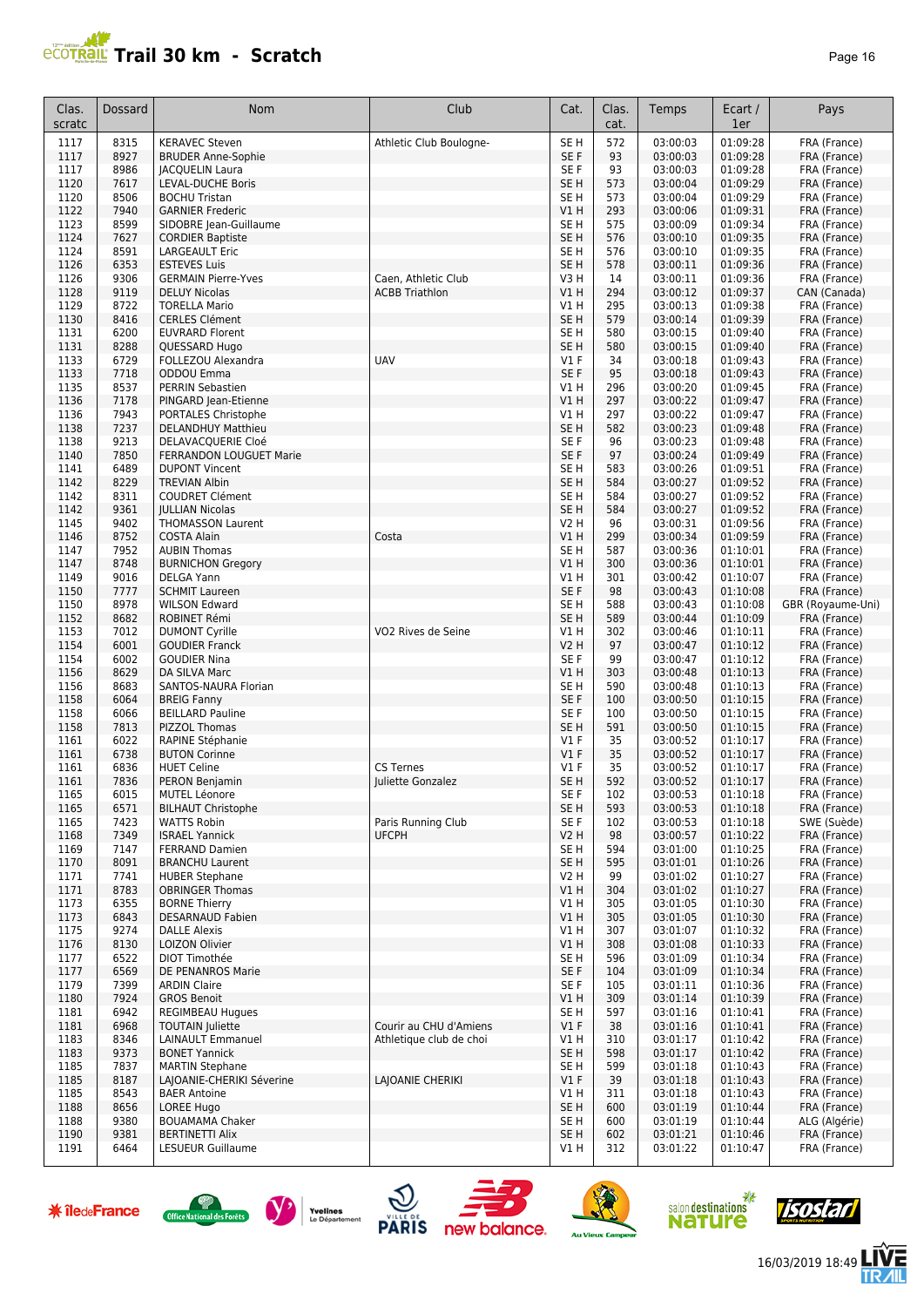# Trail 30 km - Scratch

| Clas. scratc | Dossard | Nom | Club | Cat. | Clas. cat. | Temps | Ecart / 1er | Pays |
|---|---|---|---|---|---|---|---|---|
| 1117 | 8315 | KERAVEC Steven | Athletic Club Boulogne- | SE H | 572 | 03:00:03 | 01:09:28 | FRA (France) |
| 1117 | 8927 | BRUDER Anne-Sophie | | SE F | 93 | 03:00:03 | 01:09:28 | FRA (France) |
| 1117 | 8986 | JACQUELIN Laura | | SE F | 93 | 03:00:03 | 01:09:28 | FRA (France) |
| 1120 | 7617 | LEVAL-DUCHE Boris | | SE H | 573 | 03:00:04 | 01:09:29 | FRA (France) |
| 1120 | 8506 | BOCHU Tristan | | SE H | 573 | 03:00:04 | 01:09:29 | FRA (France) |
| 1122 | 7940 | GARNIER Frederic | | V1 H | 293 | 03:00:06 | 01:09:31 | FRA (France) |
| 1123 | 8599 | SIDOBRE Jean-Guillaume | | SE H | 575 | 03:00:09 | 01:09:34 | FRA (France) |
| 1124 | 7627 | CORDIER Baptiste | | SE H | 576 | 03:00:10 | 01:09:35 | FRA (France) |
| 1124 | 8591 | LARGEAULT Eric | | SE H | 576 | 03:00:10 | 01:09:35 | FRA (France) |
| 1126 | 6353 | ESTEVES Luis | | SE H | 578 | 03:00:11 | 01:09:36 | FRA (France) |
| 1126 | 9306 | GERMAIN Pierre-Yves | Caen, Athletic Club | V3 H | 14 | 03:00:11 | 01:09:36 | FRA (France) |
| 1128 | 9119 | DELUY Nicolas | ACBB Triathlon | V1 H | 294 | 03:00:12 | 01:09:37 | CAN (Canada) |
| 1129 | 8722 | TORELLA Mario | | V1 H | 295 | 03:00:13 | 01:09:38 | FRA (France) |
| 1130 | 8416 | CERLES Clément | | SE H | 579 | 03:00:14 | 01:09:39 | FRA (France) |
| 1131 | 6200 | EUVRARD Florent | | SE H | 580 | 03:00:15 | 01:09:40 | FRA (France) |
| 1131 | 8288 | QUESSARD Hugo | | SE H | 580 | 03:00:15 | 01:09:40 | FRA (France) |
| 1133 | 6729 | FOLLEZOU Alexandra | UAV | V1 F | 34 | 03:00:18 | 01:09:43 | FRA (France) |
| 1133 | 7718 | ODDOU Emma | | SE F | 95 | 03:00:18 | 01:09:43 | FRA (France) |
| 1135 | 8537 | PERRIN Sebastien | | V1 H | 296 | 03:00:20 | 01:09:45 | FRA (France) |
| 1136 | 7178 | PINGARD Jean-Etienne | | V1 H | 297 | 03:00:22 | 01:09:47 | FRA (France) |
| 1136 | 7943 | PORTALES Christophe | | V1 H | 297 | 03:00:22 | 01:09:47 | FRA (France) |
| 1138 | 7237 | DELANDHUY Matthieu | | SE H | 582 | 03:00:23 | 01:09:48 | FRA (France) |
| 1138 | 9213 | DELAVACQUERIE Cloé | | SE F | 96 | 03:00:23 | 01:09:48 | FRA (France) |
| 1140 | 7850 | FERRANDON LOUGUET Marie | | SE F | 97 | 03:00:24 | 01:09:49 | FRA (France) |
| 1141 | 6489 | DUPONT Vincent | | SE H | 583 | 03:00:26 | 01:09:51 | FRA (France) |
| 1142 | 8229 | TREVIAN Albin | | SE H | 584 | 03:00:27 | 01:09:52 | FRA (France) |
| 1142 | 8311 | COUDRET Clément | | SE H | 584 | 03:00:27 | 01:09:52 | FRA (France) |
| 1142 | 9361 | JULLIAN Nicolas | | SE H | 584 | 03:00:27 | 01:09:52 | FRA (France) |
| 1145 | 9402 | THOMASSON Laurent | | V2 H | 96 | 03:00:31 | 01:09:56 | FRA (France) |
| 1146 | 8752 | COSTA Alain | Costa | V1 H | 299 | 03:00:34 | 01:09:59 | FRA (France) |
| 1147 | 7952 | AUBIN Thomas | | SE H | 587 | 03:00:36 | 01:10:01 | FRA (France) |
| 1147 | 8748 | BURNICHON Gregory | | V1 H | 300 | 03:00:36 | 01:10:01 | FRA (France) |
| 1149 | 9016 | DELGA Yann | | V1 H | 301 | 03:00:42 | 01:10:07 | FRA (France) |
| 1150 | 7777 | SCHMIT Laureen | | SE F | 98 | 03:00:43 | 01:10:08 | FRA (France) |
| 1150 | 8978 | WILSON Edward | | SE H | 588 | 03:00:43 | 01:10:08 | GBR (Royaume-Uni) |
| 1152 | 8682 | ROBINET Rémi | | SE H | 589 | 03:00:44 | 01:10:09 | FRA (France) |
| 1153 | 7012 | DUMONT Cyrille | VO2 Rives de Seine | V1 H | 302 | 03:00:46 | 01:10:11 | FRA (France) |
| 1154 | 6001 | GOUDIER Franck | | V2 H | 97 | 03:00:47 | 01:10:12 | FRA (France) |
| 1154 | 6002 | GOUDIER Nina | | SE F | 99 | 03:00:47 | 01:10:12 | FRA (France) |
| 1156 | 8629 | DA SILVA Marc | | V1 H | 303 | 03:00:48 | 01:10:13 | FRA (France) |
| 1156 | 8683 | SANTOS-NAURA Florian | | SE H | 590 | 03:00:48 | 01:10:13 | FRA (France) |
| 1158 | 6064 | BREIG Fanny | | SE F | 100 | 03:00:50 | 01:10:15 | FRA (France) |
| 1158 | 6066 | BEILLARD Pauline | | SE F | 100 | 03:00:50 | 01:10:15 | FRA (France) |
| 1158 | 7813 | PIZZOL Thomas | | SE H | 591 | 03:00:50 | 01:10:15 | FRA (France) |
| 1161 | 6022 | RAPINE Stéphanie | | V1 F | 35 | 03:00:52 | 01:10:17 | FRA (France) |
| 1161 | 6738 | BUTON Corinne | | V1 F | 35 | 03:00:52 | 01:10:17 | FRA (France) |
| 1161 | 6836 | HUET Celine | CS Ternes | V1 F | 35 | 03:00:52 | 01:10:17 | FRA (France) |
| 1161 | 7836 | PERON Benjamin | Juliette Gonzalez | SE H | 592 | 03:00:52 | 01:10:17 | FRA (France) |
| 1165 | 6015 | MUTEL Léonore | | SE F | 102 | 03:00:53 | 01:10:18 | FRA (France) |
| 1165 | 6571 | BILHAUT Christophe | | SE H | 593 | 03:00:53 | 01:10:18 | FRA (France) |
| 1165 | 7423 | WATTS Robin | Paris Running Club | SE F | 102 | 03:00:53 | 01:10:18 | SWE (Suède) |
| 1168 | 7349 | ISRAEL Yannick | UFCPH | V2 H | 98 | 03:00:57 | 01:10:22 | FRA (France) |
| 1169 | 7147 | FERRAND Damien | | SE H | 594 | 03:01:00 | 01:10:25 | FRA (France) |
| 1170 | 8091 | BRANCHU Laurent | | SE H | 595 | 03:01:01 | 01:10:26 | FRA (France) |
| 1171 | 7741 | HUBER Stephane | | V2 H | 99 | 03:01:02 | 01:10:27 | FRA (France) |
| 1171 | 8783 | OBRINGER Thomas | | V1 H | 304 | 03:01:02 | 01:10:27 | FRA (France) |
| 1173 | 6355 | BORNE Thierry | | V1 H | 305 | 03:01:05 | 01:10:30 | FRA (France) |
| 1173 | 6843 | DESARNAUD Fabien | | V1 H | 305 | 03:01:05 | 01:10:30 | FRA (France) |
| 1175 | 9274 | DALLE Alexis | | V1 H | 307 | 03:01:07 | 01:10:32 | FRA (France) |
| 1176 | 8130 | LOIZON Olivier | | V1 H | 308 | 03:01:08 | 01:10:33 | FRA (France) |
| 1177 | 6522 | DIOT Timothée | | SE H | 596 | 03:01:09 | 01:10:34 | FRA (France) |
| 1177 | 6569 | DE PENANROS Marie | | SE F | 104 | 03:01:09 | 01:10:34 | FRA (France) |
| 1179 | 7399 | ARDIN Claire | | SE F | 105 | 03:01:11 | 01:10:36 | FRA (France) |
| 1180 | 7924 | GROS Benoit | | V1 H | 309 | 03:01:14 | 01:10:39 | FRA (France) |
| 1181 | 6942 | REGIMBEAU Hugues | | SE H | 597 | 03:01:16 | 01:10:41 | FRA (France) |
| 1181 | 6968 | TOUTAIN Juliette | Courir au CHU d'Amiens | V1 F | 38 | 03:01:16 | 01:10:41 | FRA (France) |
| 1183 | 8346 | LAINAULT Emmanuel | Athletique club de choi | V1 H | 310 | 03:01:17 | 01:10:42 | FRA (France) |
| 1183 | 9373 | BONET Yannick | | SE H | 598 | 03:01:17 | 01:10:42 | FRA (France) |
| 1185 | 7837 | MARTIN Stephane | | SE H | 599 | 03:01:18 | 01:10:43 | FRA (France) |
| 1185 | 8187 | LAJOANIE-CHERIKI Séverine | LAJOANIE CHERIKI | V1 F | 39 | 03:01:18 | 01:10:43 | FRA (France) |
| 1185 | 8543 | BAER Antoine | | V1 H | 311 | 03:01:18 | 01:10:43 | FRA (France) |
| 1188 | 8656 | LOREE Hugo | | SE H | 600 | 03:01:19 | 01:10:44 | FRA (France) |
| 1188 | 9380 | BOUAMAMA Chaker | | SE H | 600 | 03:01:19 | 01:10:44 | ALG (Algérie) |
| 1190 | 9381 | BERTINETTI Alix | | SE H | 602 | 03:01:21 | 01:10:46 | FRA (France) |
| 1191 | 6464 | LESUEUR Guillaume | | V1 H | 312 | 03:01:22 | 01:10:47 | FRA (France) |

16/03/2019 18:49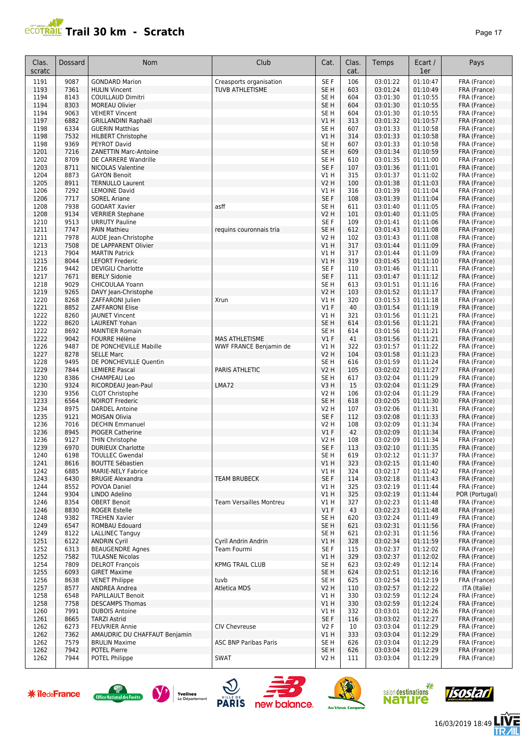# Trail 30 km - Scratch

| Clas. scratc | Dossard | Nom | Club | Cat. | Clas. cat. | Temps | Ecart / 1er | Pays |
|---|---|---|---|---|---|---|---|---|
| 1191 | 9087 | GONDARD Marion | Creasports organisation | SE F | 106 | 03:01:22 | 01:10:47 | FRA (France) |
| 1193 | 7361 | HULIN Vincent | TUVB ATHLETISME | SE H | 603 | 03:01:24 | 01:10:49 | FRA (France) |
| 1194 | 8143 | COUILLAUD Dimitri | | SE H | 604 | 03:01:30 | 01:10:55 | FRA (France) |
| 1194 | 8303 | MOREAU Olivier | | SE H | 604 | 03:01:30 | 01:10:55 | FRA (France) |
| 1194 | 9063 | VEHERT Vincent | | SE H | 604 | 03:01:30 | 01:10:55 | FRA (France) |
| 1197 | 6882 | GRILLANDINI Raphaël | | V1 H | 313 | 03:01:32 | 01:10:57 | FRA (France) |
| 1198 | 6334 | GUERIN Matthias | | SE H | 607 | 03:01:33 | 01:10:58 | FRA (France) |
| 1198 | 7532 | HILBERT Christophe | | V1 H | 314 | 03:01:33 | 01:10:58 | FRA (France) |
| 1198 | 9369 | PEYROT David | | SE H | 607 | 03:01:33 | 01:10:58 | FRA (France) |
| 1201 | 7216 | ZANETTIN Marc-Antoine | | SE H | 609 | 03:01:34 | 01:10:59 | FRA (France) |
| 1202 | 8709 | DE CARRERE Wandrille | | SE H | 610 | 03:01:35 | 01:11:00 | FRA (France) |
| 1203 | 8711 | NICOLAS Valentine | | SE F | 107 | 03:01:36 | 01:11:01 | FRA (France) |
| 1204 | 8873 | GAYON Benoit | | V1 H | 315 | 03:01:37 | 01:11:02 | FRA (France) |
| 1205 | 8911 | TERNULLO Laurent | | V2 H | 100 | 03:01:38 | 01:11:03 | FRA (France) |
| 1206 | 7292 | LEMOINE David | | V1 H | 316 | 03:01:39 | 01:11:04 | FRA (France) |
| 1206 | 7717 | SOREL Ariane | | SE F | 108 | 03:01:39 | 01:11:04 | FRA (France) |
| 1208 | 7938 | GODART Xavier | asff | SE H | 611 | 03:01:40 | 01:11:05 | FRA (France) |
| 1208 | 9134 | VERRIER Stephane | | V2 H | 101 | 03:01:40 | 01:11:05 | FRA (France) |
| 1210 | 9513 | URRUTY Pauline | | SE F | 109 | 03:01:41 | 01:11:06 | FRA (France) |
| 1211 | 7747 | PAIN Mathieu | requins couronnais tria | SE H | 612 | 03:01:43 | 01:11:08 | FRA (France) |
| 1211 | 7978 | AUDE Jean-Christophe | | V2 H | 102 | 03:01:43 | 01:11:08 | FRA (France) |
| 1213 | 7508 | DE LAPPARENT Olivier | | V1 H | 317 | 03:01:44 | 01:11:09 | FRA (France) |
| 1213 | 7904 | MARTIN Patrick | | V1 H | 317 | 03:01:44 | 01:11:09 | FRA (France) |
| 1215 | 8044 | LEFORT Frederic | | V1 H | 319 | 03:01:45 | 01:11:10 | FRA (France) |
| 1216 | 9442 | DEVIGILI Charlotte | | SE F | 110 | 03:01:46 | 01:11:11 | FRA (France) |
| 1217 | 7671 | BERLY Sidonie | | SE F | 111 | 03:01:47 | 01:11:12 | FRA (France) |
| 1218 | 9029 | CHICOULAA Yoann | | SE H | 613 | 03:01:51 | 01:11:16 | FRA (France) |
| 1219 | 9265 | DAVY Jean-Christophe | | V2 H | 103 | 03:01:52 | 01:11:17 | FRA (France) |
| 1220 | 8268 | ZAFFARONI Julien | Xrun | V1 H | 320 | 03:01:53 | 01:11:18 | FRA (France) |
| 1221 | 8852 | ZAFFARONI Elise | | V1 F | 40 | 03:01:54 | 01:11:19 | FRA (France) |
| 1222 | 8260 | JAUNET Vincent | | V1 H | 321 | 03:01:56 | 01:11:21 | FRA (France) |
| 1222 | 8620 | LAURENT Yohan | | SE H | 614 | 03:01:56 | 01:11:21 | FRA (France) |
| 1222 | 8692 | MAINTIER Romain | | SE H | 614 | 03:01:56 | 01:11:21 | FRA (France) |
| 1222 | 9042 | FOURRE Hélène | MAS ATHLETISME | V1 F | 41 | 03:01:56 | 01:11:21 | FRA (France) |
| 1226 | 9487 | DE PONCHEVILLE Mabille | WWF FRANCE Benjamin de | V1 H | 322 | 03:01:57 | 01:11:22 | FRA (France) |
| 1227 | 8278 | SELLE Marc | | V2 H | 104 | 03:01:58 | 01:11:23 | FRA (France) |
| 1228 | 9495 | DE PONCHEVILLE Quentin | | SE H | 616 | 03:01:59 | 01:11:24 | FRA (France) |
| 1229 | 7844 | LEMIERE Pascal | PARIS ATHLETIC | V2 H | 105 | 03:02:02 | 01:11:27 | FRA (France) |
| 1230 | 8386 | CHAMPEAU Leo | | SE H | 617 | 03:02:04 | 01:11:29 | FRA (France) |
| 1230 | 9324 | RICORDEAU Jean-Paul | LMA72 | V3 H | 15 | 03:02:04 | 01:11:29 | FRA (France) |
| 1230 | 9356 | CLOT Christophe | | V2 H | 106 | 03:02:04 | 01:11:29 | FRA (France) |
| 1233 | 6564 | NOIROT Frederic | | SE H | 618 | 03:02:05 | 01:11:30 | FRA (France) |
| 1234 | 8975 | DARDEL Antoine | | V2 H | 107 | 03:02:06 | 01:11:31 | FRA (France) |
| 1235 | 9121 | MOISAN Olivia | | SE F | 112 | 03:02:08 | 01:11:33 | FRA (France) |
| 1236 | 7016 | DECHIN Emmanuel | | V2 H | 108 | 03:02:09 | 01:11:34 | FRA (France) |
| 1236 | 8945 | PIOGER Catherine | | V1 F | 42 | 03:02:09 | 01:11:34 | FRA (France) |
| 1236 | 9127 | THIN Christophe | | V2 H | 108 | 03:02:09 | 01:11:34 | FRA (France) |
| 1239 | 6970 | DURIEUX Charlotte | | SE F | 113 | 03:02:10 | 01:11:35 | FRA (France) |
| 1240 | 6198 | TOULLEC Gwendal | | SE H | 619 | 03:02:12 | 01:11:37 | FRA (France) |
| 1241 | 8616 | BOUTTE Sébastien | | V1 H | 323 | 03:02:15 | 01:11:40 | FRA (France) |
| 1242 | 6885 | MARIE-NELY Fabrice | | V1 H | 324 | 03:02:17 | 01:11:42 | FRA (France) |
| 1243 | 6430 | BRUGIE Alexandra | TEAM BRUBECK | SE F | 114 | 03:02:18 | 01:11:43 | FRA (France) |
| 1244 | 8552 | POVOA Daniel | | V1 H | 325 | 03:02:19 | 01:11:44 | FRA (France) |
| 1244 | 9304 | LINDO Adelino | | V1 H | 325 | 03:02:19 | 01:11:44 | POR (Portugal) |
| 1246 | 8354 | OBERT Benoit | Team Versailles Montreu | V1 H | 327 | 03:02:23 | 01:11:48 | FRA (France) |
| 1246 | 8830 | ROGER Estelle | | V1 F | 43 | 03:02:23 | 01:11:48 | FRA (France) |
| 1248 | 9382 | TREHEN Xavier | | SE H | 620 | 03:02:24 | 01:11:49 | FRA (France) |
| 1249 | 6547 | ROMBAU Edouard | | SE H | 621 | 03:02:31 | 01:11:56 | FRA (France) |
| 1249 | 8122 | LALLINEC Tanguy | | SE H | 621 | 03:02:31 | 01:11:56 | FRA (France) |
| 1251 | 6122 | ANDRIN Cyril | Cyril Andrin Andrin | V1 H | 328 | 03:02:34 | 01:11:59 | FRA (France) |
| 1252 | 6313 | BEAUGENDRE Agnes | Team Fourmi | SE F | 115 | 03:02:37 | 01:12:02 | FRA (France) |
| 1252 | 7582 | TULASNE Nicolas | | V1 H | 329 | 03:02:37 | 01:12:02 | FRA (France) |
| 1254 | 7809 | DELROT François | KPMG TRAIL CLUB | SE H | 623 | 03:02:49 | 01:12:14 | FRA (France) |
| 1255 | 6093 | GIRET Maxime | | SE H | 624 | 03:02:51 | 01:12:16 | FRA (France) |
| 1256 | 8638 | VENET Philippe | tuvb | SE H | 625 | 03:02:54 | 01:12:19 | FRA (France) |
| 1257 | 8577 | ANDREA Andrea | Atletica MDS | V2 H | 110 | 03:02:57 | 01:12:22 | ITA (Italie) |
| 1258 | 6548 | PAPILLAULT Benoit | | V1 H | 330 | 03:02:59 | 01:12:24 | FRA (France) |
| 1258 | 7758 | DESCAMPS Thomas | | V1 H | 330 | 03:02:59 | 01:12:24 | FRA (France) |
| 1260 | 7991 | DUBOIS Antoine | | V1 H | 332 | 03:03:01 | 01:12:26 | FRA (France) |
| 1261 | 8665 | TARZI Astrid | | SE F | 116 | 03:03:02 | 01:12:27 | FRA (France) |
| 1262 | 6273 | FEUVRIER Annie | CIV Chevreuse | V2 F | 10 | 03:03:04 | 01:12:29 | FRA (France) |
| 1262 | 7362 | AMAUDRIC DU CHAFFAUT Benjamin | | V1 H | 333 | 03:03:04 | 01:12:29 | FRA (France) |
| 1262 | 7579 | BRULIN Maxime | ASC BNP Paribas Paris | SE H | 626 | 03:03:04 | 01:12:29 | FRA (France) |
| 1262 | 7942 | POTEL Pierre | | SE H | 626 | 03:03:04 | 01:12:29 | FRA (France) |
| 1262 | 7944 | POTEL Philippe | SWAT | V2 H | 111 | 03:03:04 | 01:12:29 | FRA (France) |

16/03/2019 18:49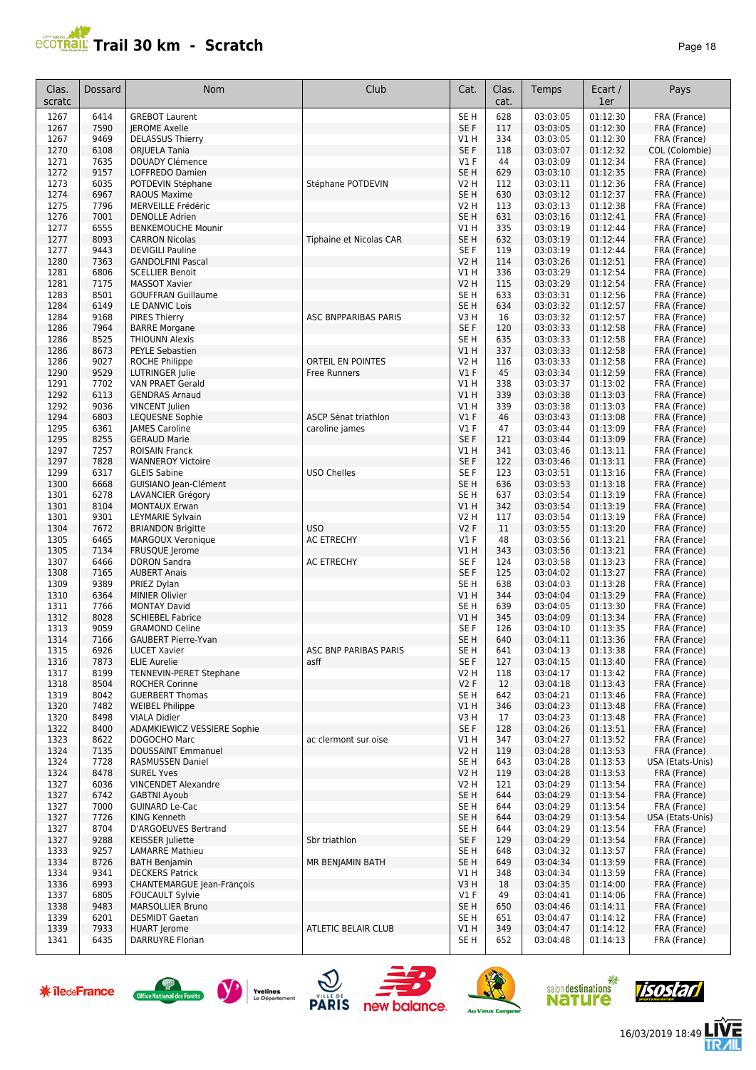# Trail 30 km - Scratch

| Clas. scratc | Dossard | Nom | Club | Cat. | Clas. cat. | Temps | Ecart / 1er | Pays |
|---|---|---|---|---|---|---|---|---|
| 1267 | 6414 | GREBOT Laurent | | SE H | 628 | 03:03:05 | 01:12:30 | FRA (France) |
| 1267 | 7590 | JEROME Axelle | | SE F | 117 | 03:03:05 | 01:12:30 | FRA (France) |
| 1267 | 9469 | DELASSUS Thierry | | V1 H | 334 | 03:03:05 | 01:12:30 | FRA (France) |
| 1270 | 6108 | ORJUELA Tania | | SE F | 118 | 03:03:07 | 01:12:32 | COL (Colombie) |
| 1271 | 7635 | DOUADY Clémence | | V1 F | 44 | 03:03:09 | 01:12:34 | FRA (France) |
| 1272 | 9157 | LOFFREDO Damien | | SE H | 629 | 03:03:10 | 01:12:35 | FRA (France) |
| 1273 | 6035 | POTDEVIN Stéphane | Stéphane POTDEVIN | V2 H | 112 | 03:03:11 | 01:12:36 | FRA (France) |
| 1274 | 6967 | RAOUS Maxime | | SE H | 630 | 03:03:12 | 01:12:37 | FRA (France) |
| 1275 | 7796 | MERVEILLE Frédéric | | V2 H | 113 | 03:03:13 | 01:12:38 | FRA (France) |
| 1276 | 7001 | DENOLLE Adrien | | SE H | 631 | 03:03:16 | 01:12:41 | FRA (France) |
| 1277 | 6555 | BENKEMOUCHE Mounir | | V1 H | 335 | 03:03:19 | 01:12:44 | FRA (France) |
| 1277 | 8093 | CARRON Nicolas | Tiphaine et Nicolas CAR | SE H | 632 | 03:03:19 | 01:12:44 | FRA (France) |
| 1277 | 9443 | DEVIGILI Pauline | | SE F | 119 | 03:03:19 | 01:12:44 | FRA (France) |
| 1280 | 7363 | GANDOLFINI Pascal | | V2 H | 114 | 03:03:26 | 01:12:51 | FRA (France) |
| 1281 | 6806 | SCELLIER Benoit | | V1 H | 336 | 03:03:29 | 01:12:54 | FRA (France) |
| 1281 | 7175 | MASSOT Xavier | | V2 H | 115 | 03:03:29 | 01:12:54 | FRA (France) |
| 1283 | 8501 | GOUFFRAN Guillaume | | SE H | 633 | 03:03:31 | 01:12:56 | FRA (France) |
| 1284 | 6149 | LE DANVIC Lois | | SE H | 634 | 03:03:32 | 01:12:57 | FRA (France) |
| 1284 | 9168 | PIRES Thierry | ASC BNPPARIBAS PARIS | V3 H | 16 | 03:03:32 | 01:12:57 | FRA (France) |
| 1286 | 7964 | BARRE Morgane | | SE F | 120 | 03:03:33 | 01:12:58 | FRA (France) |
| 1286 | 8525 | THIOUNN Alexis | | SE H | 635 | 03:03:33 | 01:12:58 | FRA (France) |
| 1286 | 8673 | PEYLE Sebastien | | V1 H | 337 | 03:03:33 | 01:12:58 | FRA (France) |
| 1286 | 9027 | ROCHE Philippe | ORTEIL EN POINTES | V2 H | 116 | 03:03:33 | 01:12:58 | FRA (France) |
| 1290 | 9529 | LUTRINGER Julie | Free Runners | V1 F | 45 | 03:03:34 | 01:12:59 | FRA (France) |
| 1291 | 7702 | VAN PRAET Gerald | | V1 H | 338 | 03:03:37 | 01:13:02 | FRA (France) |
| 1292 | 6113 | GENDRAS Arnaud | | V1 H | 339 | 03:03:38 | 01:13:03 | FRA (France) |
| 1292 | 9036 | VINCENT Julien | | V1 H | 339 | 03:03:38 | 01:13:03 | FRA (France) |
| 1294 | 6803 | LEQUESNE Sophie | ASCP Sénat triathlon | V1 F | 46 | 03:03:43 | 01:13:08 | FRA (France) |
| 1295 | 6361 | JAMES Caroline | caroline james | V1 F | 47 | 03:03:44 | 01:13:09 | FRA (France) |
| 1295 | 8255 | GERAUD Marie | | SE F | 121 | 03:03:44 | 01:13:09 | FRA (France) |
| 1297 | 7257 | ROISAIN Franck | | V1 H | 341 | 03:03:46 | 01:13:11 | FRA (France) |
| 1297 | 7828 | WANNEROY Victoire | | SE F | 122 | 03:03:46 | 01:13:11 | FRA (France) |
| 1299 | 6317 | GLEIS Sabine | USO Chelles | SE F | 123 | 03:03:51 | 01:13:16 | FRA (France) |
| 1300 | 6668 | GUISIANO Jean-Clément | | SE H | 636 | 03:03:53 | 01:13:18 | FRA (France) |
| 1301 | 6278 | LAVANCIER Grégory | | SE H | 637 | 03:03:54 | 01:13:19 | FRA (France) |
| 1301 | 8104 | MONTAUX Erwan | | V1 H | 342 | 03:03:54 | 01:13:19 | FRA (France) |
| 1301 | 9301 | LEYMARIE Sylvain | | V2 H | 117 | 03:03:54 | 01:13:19 | FRA (France) |
| 1304 | 7672 | BRIANDON Brigitte | USO | V2 F | 11 | 03:03:55 | 01:13:20 | FRA (France) |
| 1305 | 6465 | MARGOUX Veronique | AC ETRECHY | V1 F | 48 | 03:03:56 | 01:13:21 | FRA (France) |
| 1305 | 7134 | FRUSQUE Jerome | | V1 H | 343 | 03:03:56 | 01:13:21 | FRA (France) |
| 1307 | 6466 | DORON Sandra | AC ETRECHY | SE F | 124 | 03:03:58 | 01:13:23 | FRA (France) |
| 1308 | 7165 | AUBERT Anais | | SE F | 125 | 03:04:02 | 01:13:27 | FRA (France) |
| 1309 | 9389 | PRIEZ Dylan | | SE H | 638 | 03:04:03 | 01:13:28 | FRA (France) |
| 1310 | 6364 | MINIER Olivier | | V1 H | 344 | 03:04:04 | 01:13:29 | FRA (France) |
| 1311 | 7766 | MONTAY David | | SE H | 639 | 03:04:05 | 01:13:30 | FRA (France) |
| 1312 | 8028 | SCHIEBEL Fabrice | | V1 H | 345 | 03:04:09 | 01:13:34 | FRA (France) |
| 1313 | 9059 | GRAMOND Celine | | SE F | 126 | 03:04:10 | 01:13:35 | FRA (France) |
| 1314 | 7166 | GAUBERT Pierre-Yvan | | SE H | 640 | 03:04:11 | 01:13:36 | FRA (France) |
| 1315 | 6926 | LUCET Xavier | ASC BNP PARIBAS PARIS | SE H | 641 | 03:04:13 | 01:13:38 | FRA (France) |
| 1316 | 7873 | ELIE Aurelie | asff | SE F | 127 | 03:04:15 | 01:13:40 | FRA (France) |
| 1317 | 8199 | TENNEVIN-PERET Stephane | | V2 H | 118 | 03:04:17 | 01:13:42 | FRA (France) |
| 1318 | 8504 | ROCHER Corinne | | V2 F | 12 | 03:04:18 | 01:13:43 | FRA (France) |
| 1319 | 8042 | GUERBERT Thomas | | SE H | 642 | 03:04:21 | 01:13:46 | FRA (France) |
| 1320 | 7482 | WEIBEL Philippe | | V1 H | 346 | 03:04:23 | 01:13:48 | FRA (France) |
| 1320 | 8498 | VIALA Didier | | V3 H | 17 | 03:04:23 | 01:13:48 | FRA (France) |
| 1322 | 8400 | ADAMKIEWICZ VESSIERE Sophie | | SE F | 128 | 03:04:26 | 01:13:51 | FRA (France) |
| 1323 | 8622 | DOGOCHO Marc | ac clermont sur oise | V1 H | 347 | 03:04:27 | 01:13:52 | FRA (France) |
| 1324 | 7135 | DOUSSAINT Emmanuel | | V2 H | 119 | 03:04:28 | 01:13:53 | FRA (France) |
| 1324 | 7728 | RASMUSSEN Daniel | | SE H | 643 | 03:04:28 | 01:13:53 | USA (Etats-Unis) |
| 1324 | 8478 | SUREL Yves | | V2 H | 119 | 03:04:28 | 01:13:53 | FRA (France) |
| 1327 | 6036 | VINCENDET Alexandre | | V2 H | 121 | 03:04:29 | 01:13:54 | FRA (France) |
| 1327 | 6742 | GABTNI Ayoub | | SE H | 644 | 03:04:29 | 01:13:54 | FRA (France) |
| 1327 | 7000 | GUINARD Le-Cac | | SE H | 644 | 03:04:29 | 01:13:54 | FRA (France) |
| 1327 | 7726 | KING Kenneth | | SE H | 644 | 03:04:29 | 01:13:54 | USA (Etats-Unis) |
| 1327 | 8704 | D'ARGOEUVES Bertrand | | SE H | 644 | 03:04:29 | 01:13:54 | FRA (France) |
| 1327 | 9288 | KEISSER Juliette | Sbr triathlon | SE F | 129 | 03:04:29 | 01:13:54 | FRA (France) |
| 1333 | 9257 | LAMARRE Mathieu | | SE H | 648 | 03:04:32 | 01:13:57 | FRA (France) |
| 1334 | 8726 | BATH Benjamin | MR BENJAMIN BATH | SE H | 649 | 03:04:34 | 01:13:59 | FRA (France) |
| 1334 | 9341 | DECKERS Patrick | | V1 H | 348 | 03:04:34 | 01:13:59 | FRA (France) |
| 1336 | 6993 | CHANTEMARGUE Jean-François | | V3 H | 18 | 03:04:35 | 01:14:00 | FRA (France) |
| 1337 | 6805 | FOUCAULT Sylvie | | V1 F | 49 | 03:04:41 | 01:14:06 | FRA (France) |
| 1338 | 9483 | MARSOLLIER Bruno | | SE H | 650 | 03:04:46 | 01:14:11 | FRA (France) |
| 1339 | 6201 | DESMIDT Gaetan | | SE H | 651 | 03:04:47 | 01:14:12 | FRA (France) |
| 1339 | 7933 | HUART Jerome | ATLETIC BELAIR CLUB | V1 H | 349 | 03:04:47 | 01:14:12 | FRA (France) |
| 1341 | 6435 | DARRUYRE Florian | | SE H | 652 | 03:04:48 | 01:14:13 | FRA (France) |

16/03/2019 18:49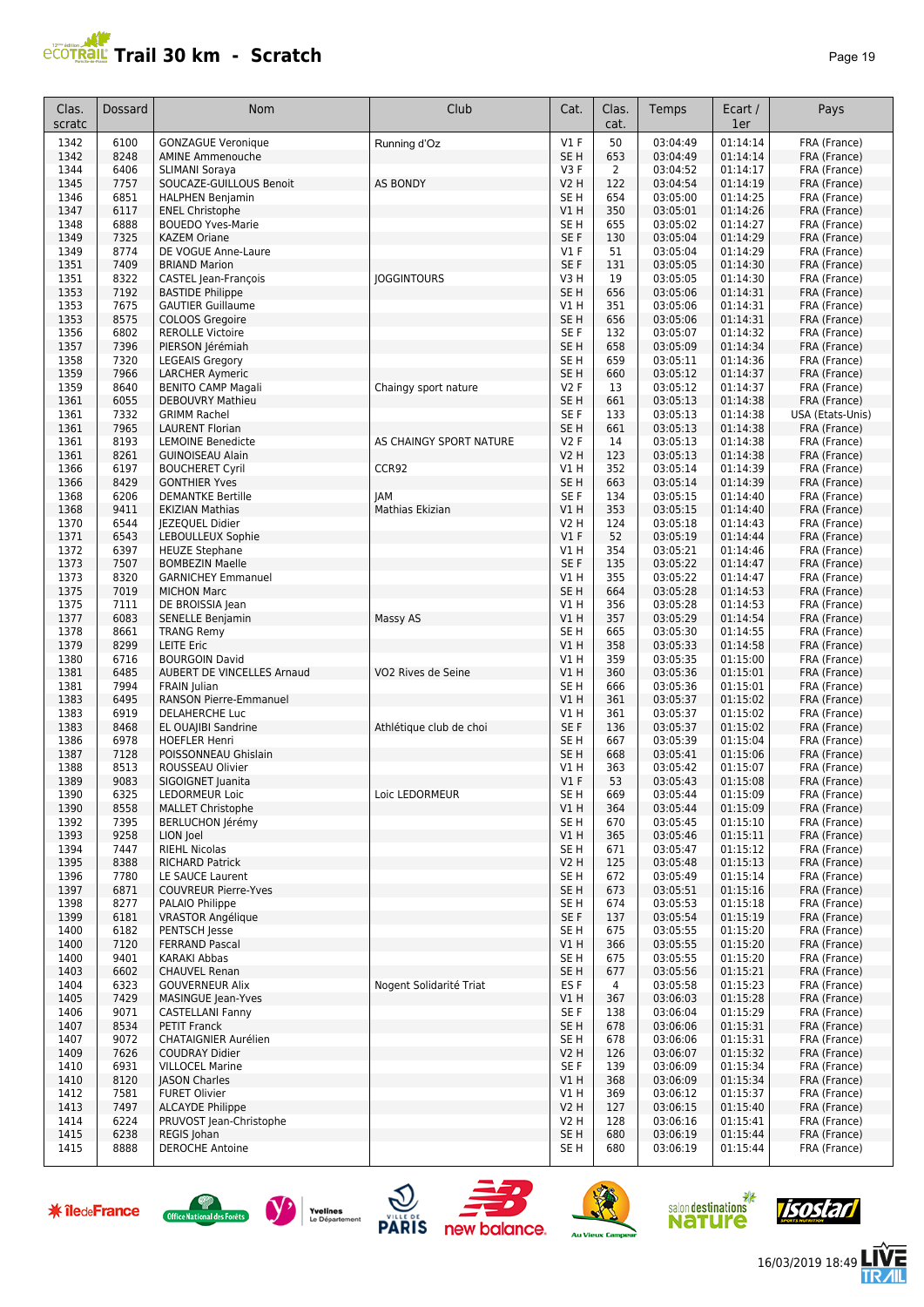# Trail 30 km - Scratch

| Clas. scratc | Dossard | Nom | Club | Cat. | Clas. cat. | Temps | Ecart / 1er | Pays |
|---|---|---|---|---|---|---|---|---|
| 1342 | 6100 | GONZAGUE Veronique | Running d'Oz | V1 F | 50 | 03:04:49 | 01:14:14 | FRA (France) |
| 1342 | 8248 | AMINE Ammenouche | | SE H | 653 | 03:04:49 | 01:14:14 | FRA (France) |
| 1344 | 6406 | SLIMANI Soraya | | V3 F | 2 | 03:04:52 | 01:14:17 | FRA (France) |
| 1345 | 7757 | SOUCAZE-GUILLOUS Benoit | AS BONDY | V2 H | 122 | 03:04:54 | 01:14:19 | FRA (France) |
| 1346 | 6851 | HALPHEN Benjamin | | SE H | 654 | 03:05:00 | 01:14:25 | FRA (France) |
| 1347 | 6117 | ENEL Christophe | | V1 H | 350 | 03:05:01 | 01:14:26 | FRA (France) |
| 1348 | 6888 | BOUEDO Yves-Marie | | SE H | 655 | 03:05:02 | 01:14:27 | FRA (France) |
| 1349 | 7325 | KAZEM Oriane | | SE F | 130 | 03:05:04 | 01:14:29 | FRA (France) |
| 1349 | 8774 | DE VOGUE Anne-Laure | | V1 F | 51 | 03:05:04 | 01:14:29 | FRA (France) |
| 1351 | 7409 | BRIAND Marion | | SE F | 131 | 03:05:05 | 01:14:30 | FRA (France) |
| 1351 | 8322 | CASTEL Jean-François | JOGGINTOURS | V3 H | 19 | 03:05:05 | 01:14:30 | FRA (France) |
| 1353 | 7192 | BASTIDE Philippe | | SE H | 656 | 03:05:06 | 01:14:31 | FRA (France) |
| 1353 | 7675 | GAUTIER Guillaume | | V1 H | 351 | 03:05:06 | 01:14:31 | FRA (France) |
| 1353 | 8575 | COLOOS Gregoire | | SE H | 656 | 03:05:06 | 01:14:31 | FRA (France) |
| 1356 | 6802 | REROLLE Victoire | | SE F | 132 | 03:05:07 | 01:14:32 | FRA (France) |
| 1357 | 7396 | PIERSON Jérémiah | | SE H | 658 | 03:05:09 | 01:14:34 | FRA (France) |
| 1358 | 7320 | LEGEAIS Gregory | | SE H | 659 | 03:05:11 | 01:14:36 | FRA (France) |
| 1359 | 7966 | LARCHER Aymeric | | SE H | 660 | 03:05:12 | 01:14:37 | FRA (France) |
| 1359 | 8640 | BENITO CAMP Magali | Chaingy sport nature | V2 F | 13 | 03:05:12 | 01:14:37 | FRA (France) |
| 1361 | 6055 | DEBOUVRY Mathieu | | SE H | 661 | 03:05:13 | 01:14:38 | FRA (France) |
| 1361 | 7332 | GRIMM Rachel | | SE F | 133 | 03:05:13 | 01:14:38 | USA (Etats-Unis) |
| 1361 | 7965 | LAURENT Florian | | SE H | 661 | 03:05:13 | 01:14:38 | FRA (France) |
| 1361 | 8193 | LEMOINE Benedicte | AS CHAINGY SPORT NATURE | V2 F | 14 | 03:05:13 | 01:14:38 | FRA (France) |
| 1361 | 8261 | GUINOISEAU Alain | | V2 H | 123 | 03:05:13 | 01:14:38 | FRA (France) |
| 1366 | 6197 | BOUCHERET Cyril | CCR92 | V1 H | 352 | 03:05:14 | 01:14:39 | FRA (France) |
| 1366 | 8429 | GONTHIER Yves | | SE H | 663 | 03:05:14 | 01:14:39 | FRA (France) |
| 1368 | 6206 | DEMANTKE Bertille | JAM | SE F | 134 | 03:05:15 | 01:14:40 | FRA (France) |
| 1368 | 9411 | EKIZIAN Mathias | Mathias Ekizian | V1 H | 353 | 03:05:15 | 01:14:40 | FRA (France) |
| 1370 | 6544 | JEZEQUEL Didier | | V2 H | 124 | 03:05:18 | 01:14:43 | FRA (France) |
| 1371 | 6543 | LEBOULLEUX Sophie | | V1 F | 52 | 03:05:19 | 01:14:44 | FRA (France) |
| 1372 | 6397 | HEUZE Stephane | | V1 H | 354 | 03:05:21 | 01:14:46 | FRA (France) |
| 1373 | 7507 | BOMBEZIN Maelle | | SE F | 135 | 03:05:22 | 01:14:47 | FRA (France) |
| 1373 | 8320 | GARNICHEY Emmanuel | | V1 H | 355 | 03:05:22 | 01:14:47 | FRA (France) |
| 1375 | 7019 | MICHON Marc | | SE H | 664 | 03:05:28 | 01:14:53 | FRA (France) |
| 1375 | 7111 | DE BROISSIA Jean | | V1 H | 356 | 03:05:28 | 01:14:53 | FRA (France) |
| 1377 | 6083 | SENELLE Benjamin | Massy AS | V1 H | 357 | 03:05:29 | 01:14:54 | FRA (France) |
| 1378 | 8661 | TRANG Remy | | SE H | 665 | 03:05:30 | 01:14:55 | FRA (France) |
| 1379 | 8299 | LEITE Eric | | V1 H | 358 | 03:05:33 | 01:14:58 | FRA (France) |
| 1380 | 6716 | BOURGOIN David | | V1 H | 359 | 03:05:35 | 01:15:00 | FRA (France) |
| 1381 | 6485 | AUBERT DE VINCELLES Arnaud | VO2 Rives de Seine | V1 H | 360 | 03:05:36 | 01:15:01 | FRA (France) |
| 1381 | 7994 | FRAIN Julian | | SE H | 666 | 03:05:36 | 01:15:01 | FRA (France) |
| 1383 | 6495 | RANSON Pierre-Emmanuel | | V1 H | 361 | 03:05:37 | 01:15:02 | FRA (France) |
| 1383 | 6919 | DELAHERCHE Luc | | V1 H | 361 | 03:05:37 | 01:15:02 | FRA (France) |
| 1383 | 8468 | EL OUAJIBI Sandrine | Athlétique club de choi | SE F | 136 | 03:05:37 | 01:15:02 | FRA (France) |
| 1386 | 6978 | HOEFLER Henri | | SE H | 667 | 03:05:39 | 01:15:04 | FRA (France) |
| 1387 | 7128 | POISSONNEAU Ghislain | | SE H | 668 | 03:05:41 | 01:15:06 | FRA (France) |
| 1388 | 8513 | ROUSSEAU Olivier | | V1 H | 363 | 03:05:42 | 01:15:07 | FRA (France) |
| 1389 | 9083 | SIGOIGNET Juanita | | V1 F | 53 | 03:05:43 | 01:15:08 | FRA (France) |
| 1390 | 6325 | LEDORMEUR Loic | Loic LEDORMEUR | SE H | 669 | 03:05:44 | 01:15:09 | FRA (France) |
| 1390 | 8558 | MALLET Christophe | | V1 H | 364 | 03:05:44 | 01:15:09 | FRA (France) |
| 1392 | 7395 | BERLUCHON Jérémy | | SE H | 670 | 03:05:45 | 01:15:10 | FRA (France) |
| 1393 | 9258 | LION Joel | | V1 H | 365 | 03:05:46 | 01:15:11 | FRA (France) |
| 1394 | 7447 | RIEHL Nicolas | | SE H | 671 | 03:05:47 | 01:15:12 | FRA (France) |
| 1395 | 8388 | RICHARD Patrick | | V2 H | 125 | 03:05:48 | 01:15:13 | FRA (France) |
| 1396 | 7780 | LE SAUCE Laurent | | SE H | 672 | 03:05:49 | 01:15:14 | FRA (France) |
| 1397 | 6871 | COUVREUR Pierre-Yves | | SE H | 673 | 03:05:51 | 01:15:16 | FRA (France) |
| 1398 | 8277 | PALAIO Philippe | | SE H | 674 | 03:05:53 | 01:15:18 | FRA (France) |
| 1399 | 6181 | VRASTOR Angélique | | SE F | 137 | 03:05:54 | 01:15:19 | FRA (France) |
| 1400 | 6182 | PENTSCH Jesse | | SE H | 675 | 03:05:55 | 01:15:20 | FRA (France) |
| 1400 | 7120 | FERRAND Pascal | | V1 H | 366 | 03:05:55 | 01:15:20 | FRA (France) |
| 1400 | 9401 | KARAKI Abbas | | SE H | 675 | 03:05:55 | 01:15:20 | FRA (France) |
| 1403 | 6602 | CHAUVEL Renan | | SE H | 677 | 03:05:56 | 01:15:21 | FRA (France) |
| 1404 | 6323 | GOUVERNEUR Alix | Nogent Solidarité Triat | ES F | 4 | 03:05:58 | 01:15:23 | FRA (France) |
| 1405 | 7429 | MASINGUE Jean-Yves | | V1 H | 367 | 03:06:03 | 01:15:28 | FRA (France) |
| 1406 | 9071 | CASTELLANI Fanny | | SE F | 138 | 03:06:04 | 01:15:29 | FRA (France) |
| 1407 | 8534 | PETIT Franck | | SE H | 678 | 03:06:06 | 01:15:31 | FRA (France) |
| 1407 | 9072 | CHATAIGNIER Aurélien | | SE H | 678 | 03:06:06 | 01:15:31 | FRA (France) |
| 1409 | 7626 | COUDRAY Didier | | V2 H | 126 | 03:06:07 | 01:15:32 | FRA (France) |
| 1410 | 6931 | VILLOCEL Marine | | SE F | 139 | 03:06:09 | 01:15:34 | FRA (France) |
| 1410 | 8120 | JASON Charles | | V1 H | 368 | 03:06:09 | 01:15:34 | FRA (France) |
| 1412 | 7581 | FURET Olivier | | V1 H | 369 | 03:06:12 | 01:15:37 | FRA (France) |
| 1413 | 7497 | ALCAYDE Philippe | | V2 H | 127 | 03:06:15 | 01:15:40 | FRA (France) |
| 1414 | 6224 | PRUVOST Jean-Christophe | | V2 H | 128 | 03:06:16 | 01:15:41 | FRA (France) |
| 1415 | 6238 | REGIS Johan | | SE H | 680 | 03:06:19 | 01:15:44 | FRA (France) |
| 1415 | 8888 | DEROCHE Antoine | | SE H | 680 | 03:06:19 | 01:15:44 | FRA (France) |

16/03/2019 18:49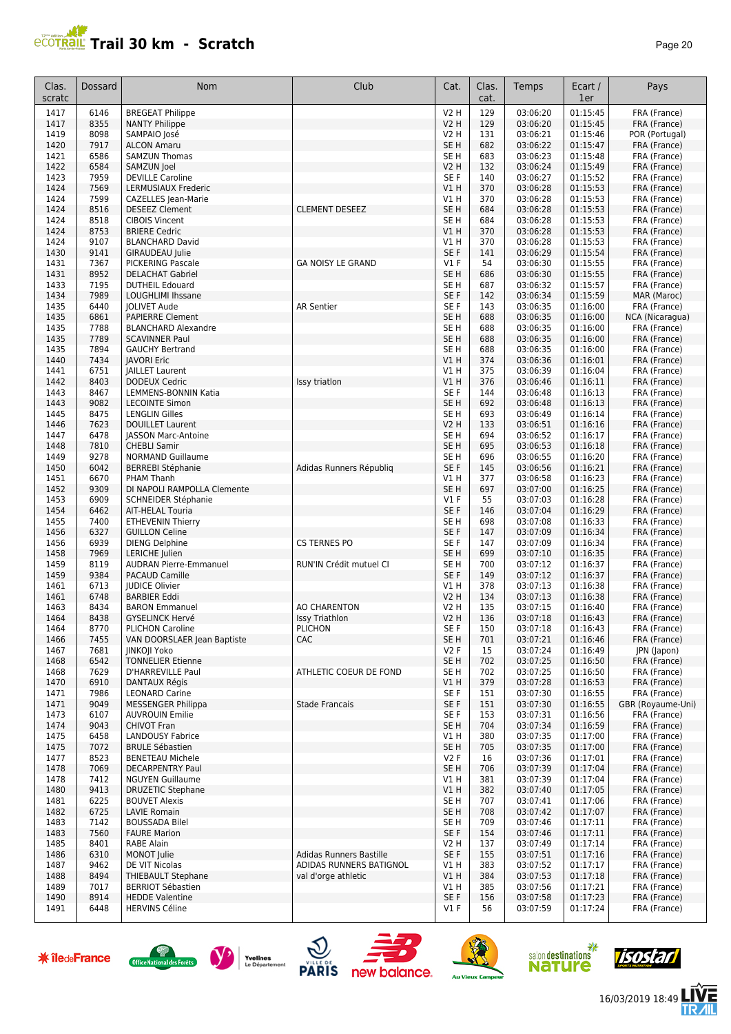# Trail 30 km - Scratch

| Clas. scratc | Dossard | Nom | Club | Cat. | Clas. cat. | Temps | Ecart / 1er | Pays |
|---|---|---|---|---|---|---|---|---|
| 1417 | 6146 | BREGEAT Philippe | | V2 H | 129 | 03:06:20 | 01:15:45 | FRA (France) |
| 1417 | 8355 | NANTY Philippe | | V2 H | 129 | 03:06:20 | 01:15:45 | FRA (France) |
| 1419 | 8098 | SAMPAIO José | | V2 H | 131 | 03:06:21 | 01:15:46 | POR (Portugal) |
| 1420 | 7917 | ALCON Amaru | | SE H | 682 | 03:06:22 | 01:15:47 | FRA (France) |
| 1421 | 6586 | SAMZUN Thomas | | SE H | 683 | 03:06:23 | 01:15:48 | FRA (France) |
| 1422 | 6584 | SAMZUN Joel | | V2 H | 132 | 03:06:24 | 01:15:49 | FRA (France) |
| 1423 | 7959 | DEVILLE Caroline | | SE F | 140 | 03:06:27 | 01:15:52 | FRA (France) |
| 1424 | 7569 | LERMUSIAUX Frederic | | V1 H | 370 | 03:06:28 | 01:15:53 | FRA (France) |
| 1424 | 7599 | CAZELLES Jean-Marie | | V1 H | 370 | 03:06:28 | 01:15:53 | FRA (France) |
| 1424 | 8516 | DESEEZ Clement | CLEMENT DESEEZ | SE H | 684 | 03:06:28 | 01:15:53 | FRA (France) |
| 1424 | 8518 | CIBOIS Vincent | | SE H | 684 | 03:06:28 | 01:15:53 | FRA (France) |
| 1424 | 8753 | BRIERE Cedric | | V1 H | 370 | 03:06:28 | 01:15:53 | FRA (France) |
| 1424 | 9107 | BLANCHARD David | | V1 H | 370 | 03:06:28 | 01:15:53 | FRA (France) |
| 1430 | 9141 | GIRAUDEAU Julie | | SE F | 141 | 03:06:29 | 01:15:54 | FRA (France) |
| 1431 | 7367 | PICKERING Pascale | GA NOISY LE GRAND | V1 F | 54 | 03:06:30 | 01:15:55 | FRA (France) |
| 1431 | 8952 | DELACHAT Gabriel | | SE H | 686 | 03:06:30 | 01:15:55 | FRA (France) |
| 1433 | 7195 | DUTHEIL Edouard | | SE H | 687 | 03:06:32 | 01:15:57 | FRA (France) |
| 1434 | 7989 | LOUGHLIMI Ihssane | | SE F | 142 | 03:06:34 | 01:15:59 | MAR (Maroc) |
| 1435 | 6440 | JOLIVET Aude | AR Sentier | SE F | 143 | 03:06:35 | 01:16:00 | FRA (France) |
| 1435 | 6861 | PAPIERRE Clement | | SE H | 688 | 03:06:35 | 01:16:00 | NCA (Nicaragua) |
| 1435 | 7788 | BLANCHARD Alexandre | | SE H | 688 | 03:06:35 | 01:16:00 | FRA (France) |
| 1435 | 7789 | SCAVINNER Paul | | SE H | 688 | 03:06:35 | 01:16:00 | FRA (France) |
| 1435 | 7894 | GAUCHY Bertrand | | SE H | 688 | 03:06:35 | 01:16:00 | FRA (France) |
| 1440 | 7434 | JAVORI Eric | | V1 H | 374 | 03:06:36 | 01:16:01 | FRA (France) |
| 1441 | 6751 | JAILLET Laurent | | V1 H | 375 | 03:06:39 | 01:16:04 | FRA (France) |
| 1442 | 8403 | DODEUX Cedric | Issy triatlon | V1 H | 376 | 03:06:46 | 01:16:11 | FRA (France) |
| 1443 | 8467 | LEMMENS-BONNIN Katia | | SE F | 144 | 03:06:48 | 01:16:13 | FRA (France) |
| 1443 | 9082 | LECOINTE Simon | | SE H | 692 | 03:06:48 | 01:16:13 | FRA (France) |
| 1445 | 8475 | LENGLIN Gilles | | SE H | 693 | 03:06:49 | 01:16:14 | FRA (France) |
| 1446 | 7623 | DOUILLET Laurent | | V2 H | 133 | 03:06:51 | 01:16:16 | FRA (France) |
| 1447 | 6478 | JASSON Marc-Antoine | | SE H | 694 | 03:06:52 | 01:16:17 | FRA (France) |
| 1448 | 7810 | CHEBLI Samir | | SE H | 695 | 03:06:53 | 01:16:18 | FRA (France) |
| 1449 | 9278 | NORMAND Guillaume | | SE H | 696 | 03:06:55 | 01:16:20 | FRA (France) |
| 1450 | 6042 | BERREBI Stéphanie | Adidas Runners Républiq | SE F | 145 | 03:06:56 | 01:16:21 | FRA (France) |
| 1451 | 6670 | PHAM Thanh | | V1 H | 377 | 03:06:58 | 01:16:23 | FRA (France) |
| 1452 | 9309 | DI NAPOLI RAMPOLLA Clemente | | SE H | 697 | 03:07:00 | 01:16:25 | FRA (France) |
| 1453 | 6909 | SCHNEIDER Stéphanie | | V1 F | 55 | 03:07:03 | 01:16:28 | FRA (France) |
| 1454 | 6462 | AIT-HELAL Touria | | SE F | 146 | 03:07:04 | 01:16:29 | FRA (France) |
| 1455 | 7400 | ETHEVENIN Thierry | | SE H | 698 | 03:07:08 | 01:16:33 | FRA (France) |
| 1456 | 6327 | GUILLON Celine | | SE F | 147 | 03:07:09 | 01:16:34 | FRA (France) |
| 1456 | 6939 | DIENG Delphine | CS TERNES PO | SE F | 147 | 03:07:09 | 01:16:34 | FRA (France) |
| 1458 | 7969 | LERICHE Julien | | SE H | 699 | 03:07:10 | 01:16:35 | FRA (France) |
| 1459 | 8119 | AUDRAN Pierre-Emmanuel | RUN'IN Crédit mutuel CI | SE H | 700 | 03:07:12 | 01:16:37 | FRA (France) |
| 1459 | 9384 | PACAUD Camille | | SE F | 149 | 03:07:12 | 01:16:37 | FRA (France) |
| 1461 | 6713 | JUDICE Olivier | | V1 H | 378 | 03:07:13 | 01:16:38 | FRA (France) |
| 1461 | 6748 | BARBIER Eddi | | V2 H | 134 | 03:07:13 | 01:16:38 | FRA (France) |
| 1463 | 8434 | BARON Emmanuel | AO CHARENTON | V2 H | 135 | 03:07:15 | 01:16:40 | FRA (France) |
| 1464 | 8438 | GYSELINCK Hervé | Issy Triathlon | V2 H | 136 | 03:07:18 | 01:16:43 | FRA (France) |
| 1464 | 8770 | PLICHON Caroline | PLICHON | SE F | 150 | 03:07:18 | 01:16:43 | FRA (France) |
| 1466 | 7455 | VAN DOORSLAER Jean Baptiste | CAC | SE H | 701 | 03:07:21 | 01:16:46 | FRA (France) |
| 1467 | 7681 | JINKOJI Yoko | | V2 F | 15 | 03:07:24 | 01:16:49 | JPN (Japon) |
| 1468 | 6542 | TONNELIER Etienne | | SE H | 702 | 03:07:25 | 01:16:50 | FRA (France) |
| 1468 | 7629 | D'HARREVILLE Paul | ATHLETIC COEUR DE FOND | SE H | 702 | 03:07:25 | 01:16:50 | FRA (France) |
| 1470 | 6910 | DANTAUX Régis | | V1 H | 379 | 03:07:28 | 01:16:53 | FRA (France) |
| 1471 | 7986 | LEONARD Carine | | SE F | 151 | 03:07:30 | 01:16:55 | FRA (France) |
| 1471 | 9049 | MESSENGER Philippa | Stade Francais | SE F | 151 | 03:07:30 | 01:16:55 | GBR (Royaume-Uni) |
| 1473 | 6107 | AUVROUIN Emilie | | SE F | 153 | 03:07:31 | 01:16:56 | FRA (France) |
| 1474 | 9043 | CHIVOT Fran | | SE H | 704 | 03:07:34 | 01:16:59 | FRA (France) |
| 1475 | 6458 | LANDOUSY Fabrice | | V1 H | 380 | 03:07:35 | 01:17:00 | FRA (France) |
| 1475 | 7072 | BRULE Sébastien | | SE H | 705 | 03:07:35 | 01:17:00 | FRA (France) |
| 1477 | 8523 | BENETEAU Michele | | V2 F | 16 | 03:07:36 | 01:17:01 | FRA (France) |
| 1478 | 7069 | DECARPENTRY Paul | | SE H | 706 | 03:07:39 | 01:17:04 | FRA (France) |
| 1478 | 7412 | NGUYEN Guillaume | | V1 H | 381 | 03:07:39 | 01:17:04 | FRA (France) |
| 1480 | 9413 | DRUZETIC Stephane | | V1 H | 382 | 03:07:40 | 01:17:05 | FRA (France) |
| 1481 | 6225 | BOUVET Alexis | | SE H | 707 | 03:07:41 | 01:17:06 | FRA (France) |
| 1482 | 6725 | LAVIE Romain | | SE H | 708 | 03:07:42 | 01:17:07 | FRA (France) |
| 1483 | 7142 | BOUSSADA Bilel | | SE H | 709 | 03:07:46 | 01:17:11 | FRA (France) |
| 1483 | 7560 | FAURE Marion | | SE F | 154 | 03:07:46 | 01:17:11 | FRA (France) |
| 1485 | 8401 | RABE Alain | | V2 H | 137 | 03:07:49 | 01:17:14 | FRA (France) |
| 1486 | 6310 | MONOT Julie | Adidas Runners Bastille | SE F | 155 | 03:07:51 | 01:17:16 | FRA (France) |
| 1487 | 9462 | DE VIT Nicolas | ADIDAS RUNNERS BATIGNOL | V1 H | 383 | 03:07:52 | 01:17:17 | FRA (France) |
| 1488 | 8494 | THIEBAULT Stephane | val d'orge athletic | V1 H | 384 | 03:07:53 | 01:17:18 | FRA (France) |
| 1489 | 7017 | BERRIOT Sébastien | | V1 H | 385 | 03:07:56 | 01:17:21 | FRA (France) |
| 1490 | 8914 | HEDDE Valentine | | SE F | 156 | 03:07:58 | 01:17:23 | FRA (France) |
| 1491 | 6448 | HERVINS Céline | | V1 F | 56 | 03:07:59 | 01:17:24 | FRA (France) |

16/03/2019 18:49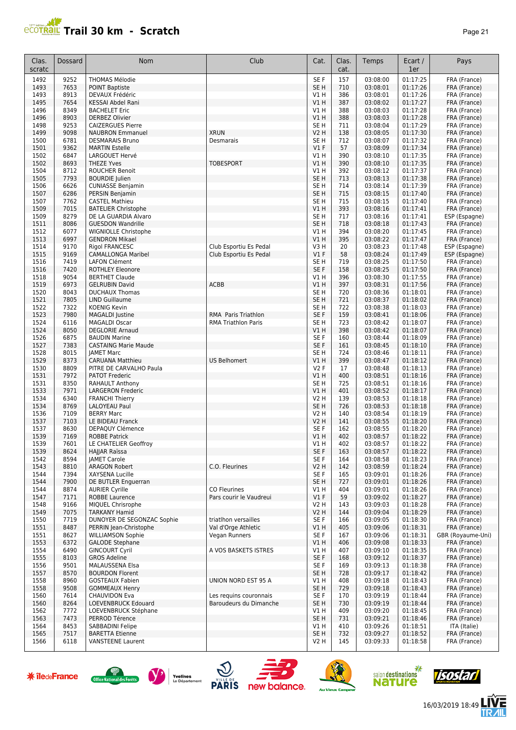# Trail 30 km - Scratch

| Clas. scratc | Dossard | Nom | Club | Cat. | Clas. cat. | Temps | Ecart / 1er | Pays |
|---|---|---|---|---|---|---|---|---|
| 1492 | 9252 | THOMAS Mélodie | | SE F | 157 | 03:08:00 | 01:17:25 | FRA (France) |
| 1493 | 7653 | POINT Baptiste | | SE H | 710 | 03:08:01 | 01:17:26 | FRA (France) |
| 1493 | 8913 | DEVAUX Frédéric | | V1 H | 386 | 03:08:01 | 01:17:26 | FRA (France) |
| 1495 | 7654 | KESSAI Abdel Rani | | V1 H | 387 | 03:08:02 | 01:17:27 | FRA (France) |
| 1496 | 8349 | BACHELET Eric | | V1 H | 388 | 03:08:03 | 01:17:28 | FRA (France) |
| 1496 | 8903 | DERBEZ Olivier | | V1 H | 388 | 03:08:03 | 01:17:28 | FRA (France) |
| 1498 | 9253 | CAIZERGUES Pierre | | SE H | 711 | 03:08:04 | 01:17:29 | FRA (France) |
| 1499 | 9098 | NAUBRON Emmanuel | XRUN | V2 H | 138 | 03:08:05 | 01:17:30 | FRA (France) |
| 1500 | 6781 | DESMARAIS Bruno | Desmarais | SE H | 712 | 03:08:07 | 01:17:32 | FRA (France) |
| 1501 | 9362 | MARTIN Estelle | | V1 F | 57 | 03:08:09 | 01:17:34 | FRA (France) |
| 1502 | 6847 | LARGOUET Hervé | | V1 H | 390 | 03:08:10 | 01:17:35 | FRA (France) |
| 1502 | 8693 | THEZE Yves | TOBESPORT | V1 H | 390 | 03:08:10 | 01:17:35 | FRA (France) |
| 1504 | 8712 | ROUCHER Benoit | | V1 H | 392 | 03:08:12 | 01:17:37 | FRA (France) |
| 1505 | 7793 | BOURDIE Julien | | SE H | 713 | 03:08:13 | 01:17:38 | FRA (France) |
| 1506 | 6626 | CUNIASSE Benjamin | | SE H | 714 | 03:08:14 | 01:17:39 | FRA (France) |
| 1507 | 6286 | PERSIN Benjamin | | SE H | 715 | 03:08:15 | 01:17:40 | FRA (France) |
| 1507 | 7762 | CASTEL Mathieu | | SE H | 715 | 03:08:15 | 01:17:40 | FRA (France) |
| 1509 | 7015 | BATELIER Christophe | | V1 H | 393 | 03:08:16 | 01:17:41 | FRA (France) |
| 1509 | 8279 | DE LA GUARDIA Alvaro | | SE H | 717 | 03:08:16 | 01:17:41 | ESP (Espagne) |
| 1511 | 8086 | GUESDON Wandrille | | SE H | 718 | 03:08:18 | 01:17:43 | FRA (France) |
| 1512 | 6077 | WIGNIOLLE Christophe | | V1 H | 394 | 03:08:20 | 01:17:45 | FRA (France) |
| 1513 | 6997 | GENDRON Mikael | | V1 H | 395 | 03:08:22 | 01:17:47 | FRA (France) |
| 1514 | 9170 | Rigol FRANCESC | Club Esportiu Es Pedal | V3 H | 20 | 03:08:23 | 01:17:48 | ESP (Espagne) |
| 1515 | 9169 | CAMALLONGA Maribel | Club Esportiu Es Pedal | V1 F | 58 | 03:08:24 | 01:17:49 | ESP (Espagne) |
| 1516 | 7419 | LAFON Clément | | SE H | 719 | 03:08:25 | 01:17:50 | FRA (France) |
| 1516 | 7420 | ROTHLEY Eleonore | | SE F | 158 | 03:08:25 | 01:17:50 | FRA (France) |
| 1518 | 9054 | BERTHET Claude | | V1 H | 396 | 03:08:30 | 01:17:55 | FRA (France) |
| 1519 | 6973 | GELRUBIN David | ACBB | V1 H | 397 | 03:08:31 | 01:17:56 | FRA (France) |
| 1520 | 8043 | DUCHAUX Thomas | | SE H | 720 | 03:08:36 | 01:18:01 | FRA (France) |
| 1521 | 7805 | LIND Guillaume | | SE H | 721 | 03:08:37 | 01:18:02 | FRA (France) |
| 1522 | 7322 | KOENIG Kevin | | SE H | 722 | 03:08:38 | 01:18:03 | FRA (France) |
| 1523 | 7980 | MAGALDI Justine | RMA Paris Triathlon | SE F | 159 | 03:08:41 | 01:18:06 | FRA (France) |
| 1524 | 6116 | MAGALDI Oscar | RMA Triathlon Paris | SE H | 723 | 03:08:42 | 01:18:07 | FRA (France) |
| 1524 | 8050 | DEGLORIE Arnaud | | V1 H | 398 | 03:08:42 | 01:18:07 | FRA (France) |
| 1526 | 6875 | BAUDIN Marine | | SE F | 160 | 03:08:44 | 01:18:09 | FRA (France) |
| 1527 | 7383 | CASTAING Marie Maude | | SE F | 161 | 03:08:45 | 01:18:10 | FRA (France) |
| 1528 | 8015 | JAMET Marc | | SE H | 724 | 03:08:46 | 01:18:11 | FRA (France) |
| 1529 | 8373 | CARUANA Matthieu | US Belhomert | V1 H | 399 | 03:08:47 | 01:18:12 | FRA (France) |
| 1530 | 8809 | PITRE DE CARVALHO Paula | | V2 F | 17 | 03:08:48 | 01:18:13 | FRA (France) |
| 1531 | 7972 | PATOT Frederic | | V1 H | 400 | 03:08:51 | 01:18:16 | FRA (France) |
| 1531 | 8350 | RAHAULT Anthony | | SE H | 725 | 03:08:51 | 01:18:16 | FRA (France) |
| 1533 | 7971 | LARGERON Frederic | | V1 H | 401 | 03:08:52 | 01:18:17 | FRA (France) |
| 1534 | 6340 | FRANCHI Thierry | | V2 H | 139 | 03:08:53 | 01:18:18 | FRA (France) |
| 1534 | 8769 | LALOYEAU Paul | | SE H | 726 | 03:08:53 | 01:18:18 | FRA (France) |
| 1536 | 7109 | BERRY Marc | | V2 H | 140 | 03:08:54 | 01:18:19 | FRA (France) |
| 1537 | 7103 | LE BIDEAU Franck | | V2 H | 141 | 03:08:55 | 01:18:20 | FRA (France) |
| 1537 | 8630 | DEPAQUY Clémence | | SE F | 162 | 03:08:55 | 01:18:20 | FRA (France) |
| 1539 | 7169 | ROBBE Patrick | | V1 H | 402 | 03:08:57 | 01:18:22 | FRA (France) |
| 1539 | 7601 | LE CHATELIER Geoffroy | | V1 H | 402 | 03:08:57 | 01:18:22 | FRA (France) |
| 1539 | 8624 | HAJJAR Raïssa | | SE F | 163 | 03:08:57 | 01:18:22 | FRA (France) |
| 1542 | 8594 | JAMET Carole | | SE F | 164 | 03:08:58 | 01:18:23 | FRA (France) |
| 1543 | 8810 | ARAGON Robert | C.O. Fleurines | V2 H | 142 | 03:08:59 | 01:18:24 | FRA (France) |
| 1544 | 7394 | XAYSENA Lucille | | SE F | 165 | 03:09:01 | 01:18:26 | FRA (France) |
| 1544 | 7900 | DE BUTLER Enguerran | | SE H | 727 | 03:09:01 | 01:18:26 | FRA (France) |
| 1544 | 8874 | AURIER Cyrille | CO Fleurines | V1 H | 404 | 03:09:01 | 01:18:26 | FRA (France) |
| 1547 | 7171 | ROBBE Laurence | Pars courir le Vaudreui | V1 F | 59 | 03:09:02 | 01:18:27 | FRA (France) |
| 1548 | 9166 | MIQUEL Chrisrophe | | V2 H | 143 | 03:09:03 | 01:18:28 | FRA (France) |
| 1549 | 7075 | TARKANY Hamid | | V2 H | 144 | 03:09:04 | 01:18:29 | FRA (France) |
| 1550 | 7719 | DUNOYER DE SEGONZAC Sophie | triatlhon versailles | SE F | 166 | 03:09:05 | 01:18:30 | FRA (France) |
| 1551 | 8487 | PERRIN Jean-Christophe | Val d'Orge Athletic | V1 H | 405 | 03:09:06 | 01:18:31 | FRA (France) |
| 1551 | 8627 | WILLIAMSON Sophie | Vegan Runners | SE F | 167 | 03:09:06 | 01:18:31 | GBR (Royaume-Uni) |
| 1553 | 6372 | GALODE Stephane | | V1 H | 406 | 03:09:08 | 01:18:33 | FRA (France) |
| 1554 | 6490 | GINCOURT Cyril | A VOS BASKETS ISTRES | V1 H | 407 | 03:09:10 | 01:18:35 | FRA (France) |
| 1555 | 8103 | GROS Adeline | | SE F | 168 | 03:09:12 | 01:18:37 | FRA (France) |
| 1556 | 9501 | MALAUSSENA Elsa | | SE F | 169 | 03:09:13 | 01:18:38 | FRA (France) |
| 1557 | 8570 | BOURDON Florent | | SE H | 728 | 03:09:17 | 01:18:42 | FRA (France) |
| 1558 | 8960 | GOSTEAUX Fabien | UNION NORD EST 95 A | V1 H | 408 | 03:09:18 | 01:18:43 | FRA (France) |
| 1558 | 9508 | GOMMEAUX Henry | | SE H | 729 | 03:09:18 | 01:18:43 | FRA (France) |
| 1560 | 7614 | CHAUVIDON Eva | Les requins couronnais | SE F | 170 | 03:09:19 | 01:18:44 | FRA (France) |
| 1560 | 8264 | LOEVENBRUCK Edouard | Baroudeurs du Dimanche | SE H | 730 | 03:09:19 | 01:18:44 | FRA (France) |
| 1562 | 7772 | LOEVENBRUCK Stéphane | | V1 H | 409 | 03:09:20 | 01:18:45 | FRA (France) |
| 1563 | 7473 | PERROD Térence | | SE H | 731 | 03:09:21 | 01:18:46 | FRA (France) |
| 1564 | 8453 | SABBADINI Felipe | | V1 H | 410 | 03:09:26 | 01:18:51 | ITA (Italie) |
| 1565 | 7517 | BARETTA Etienne | | SE H | 732 | 03:09:27 | 01:18:52 | FRA (France) |
| 1566 | 6118 | VANSTEENE Laurent | | V2 H | 145 | 03:09:33 | 01:18:58 | FRA (France) |

16/03/2019 18:49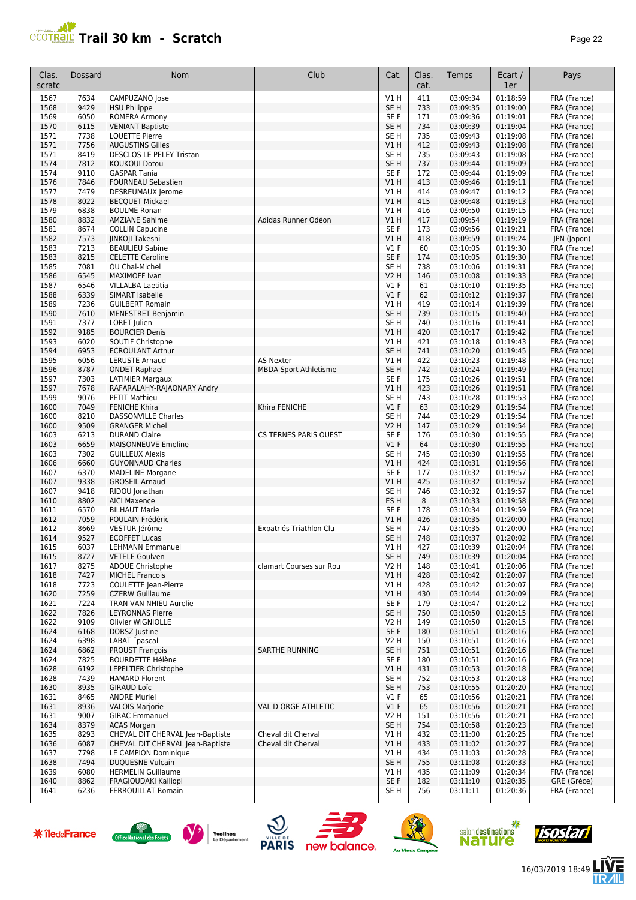# Trail 30 km - Scratch

| Clas. scratc | Dossard | Nom | Club | Cat. | Clas. cat. | Temps | Ecart / 1er | Pays |
|---|---|---|---|---|---|---|---|---|
| 1567 | 7634 | CAMPUZANO Jose | | V1 H | 411 | 03:09:34 | 01:18:59 | FRA (France) |
| 1568 | 9429 | HSU Philippe | | SE H | 733 | 03:09:35 | 01:19:00 | FRA (France) |
| 1569 | 6050 | ROMERA Armony | | SE F | 171 | 03:09:36 | 01:19:01 | FRA (France) |
| 1570 | 6115 | VENIANT Baptiste | | SE H | 734 | 03:09:39 | 01:19:04 | FRA (France) |
| 1571 | 7738 | LOUETTE Pierre | | SE H | 735 | 03:09:43 | 01:19:08 | FRA (France) |
| 1571 | 7756 | AUGUSTINS Gilles | | V1 H | 412 | 03:09:43 | 01:19:08 | FRA (France) |
| 1571 | 8419 | DESCLOS LE PELEY Tristan | | SE H | 735 | 03:09:43 | 01:19:08 | FRA (France) |
| 1574 | 7812 | KOUKOUI Dotou | | SE H | 737 | 03:09:44 | 01:19:09 | FRA (France) |
| 1574 | 9110 | GASPAR Tania | | SE F | 172 | 03:09:44 | 01:19:09 | FRA (France) |
| 1576 | 7846 | FOURNEAU Sebastien | | V1 H | 413 | 03:09:46 | 01:19:11 | FRA (France) |
| 1577 | 7479 | DESREUMAUX Jerome | | V1 H | 414 | 03:09:47 | 01:19:12 | FRA (France) |
| 1578 | 8022 | BECQUET Mickael | | V1 H | 415 | 03:09:48 | 01:19:13 | FRA (France) |
| 1579 | 6838 | BOULME Ronan | | V1 H | 416 | 03:09:50 | 01:19:15 | FRA (France) |
| 1580 | 8832 | AMZIANE Sahime | Adidas Runner Odéon | V1 H | 417 | 03:09:54 | 01:19:19 | FRA (France) |
| 1581 | 8674 | COLLIN Capucine | | SE F | 173 | 03:09:56 | 01:19:21 | FRA (France) |
| 1582 | 7573 | JINKOJI Takeshi | | V1 H | 418 | 03:09:59 | 01:19:24 | JPN (Japon) |
| 1583 | 7213 | BEAULIEU Sabine | | V1 F | 60 | 03:10:05 | 01:19:30 | FRA (France) |
| 1583 | 8215 | CELETTE Caroline | | SE F | 174 | 03:10:05 | 01:19:30 | FRA (France) |
| 1585 | 7081 | OU Chal-Michel | | SE H | 738 | 03:10:06 | 01:19:31 | FRA (France) |
| 1586 | 6545 | MAXIMOFF Ivan | | V2 H | 146 | 03:10:08 | 01:19:33 | FRA (France) |
| 1587 | 6546 | VILLALBA Laetitia | | V1 F | 61 | 03:10:10 | 01:19:35 | FRA (France) |
| 1588 | 6339 | SIMART Isabelle | | V1 F | 62 | 03:10:12 | 01:19:37 | FRA (France) |
| 1589 | 7236 | GUILBERT Romain | | V1 H | 419 | 03:10:14 | 01:19:39 | FRA (France) |
| 1590 | 7610 | MENESTRET Benjamin | | SE H | 739 | 03:10:15 | 01:19:40 | FRA (France) |
| 1591 | 7377 | LORET Julien | | SE H | 740 | 03:10:16 | 01:19:41 | FRA (France) |
| 1592 | 9185 | BOURCIER Denis | | V1 H | 420 | 03:10:17 | 01:19:42 | FRA (France) |
| 1593 | 6020 | SOUTIF Christophe | | V1 H | 421 | 03:10:18 | 01:19:43 | FRA (France) |
| 1594 | 6953 | ECROULANT Arthur | | SE H | 741 | 03:10:20 | 01:19:45 | FRA (France) |
| 1595 | 6056 | LERUSTE Arnaud | AS Nexter | V1 H | 422 | 03:10:23 | 01:19:48 | FRA (France) |
| 1596 | 8787 | ONDET Raphael | MBDA Sport Athletisme | SE H | 742 | 03:10:24 | 01:19:49 | FRA (France) |
| 1597 | 7303 | LATIMIER Margaux | | SE F | 175 | 03:10:26 | 01:19:51 | FRA (France) |
| 1597 | 7678 | RAFARALAHY-RAJAONARY Andry | | V1 H | 423 | 03:10:26 | 01:19:51 | FRA (France) |
| 1599 | 9076 | PETIT Mathieu | | SE H | 743 | 03:10:28 | 01:19:53 | FRA (France) |
| 1600 | 7049 | FENICHE Khira | Khira FENICHE | V1 F | 63 | 03:10:29 | 01:19:54 | FRA (France) |
| 1600 | 8210 | DASSONVILLE Charles | | SE H | 744 | 03:10:29 | 01:19:54 | FRA (France) |
| 1600 | 9509 | GRANGER Michel | | V2 H | 147 | 03:10:29 | 01:19:54 | FRA (France) |
| 1603 | 6213 | DURAND Claire | CS TERNES PARIS OUEST | SE F | 176 | 03:10:30 | 01:19:55 | FRA (France) |
| 1603 | 6659 | MAISONNEUVE Emeline | | V1 F | 64 | 03:10:30 | 01:19:55 | FRA (France) |
| 1603 | 7302 | GUILLEUX Alexis | | SE H | 745 | 03:10:30 | 01:19:55 | FRA (France) |
| 1606 | 6660 | GUYONNAUD Charles | | V1 H | 424 | 03:10:31 | 01:19:56 | FRA (France) |
| 1607 | 6370 | MADELINE Morgane | | SE F | 177 | 03:10:32 | 01:19:57 | FRA (France) |
| 1607 | 9338 | GROSEIL Arnaud | | V1 H | 425 | 03:10:32 | 01:19:57 | FRA (France) |
| 1607 | 9418 | RIDOU Jonathan | | SE H | 746 | 03:10:32 | 01:19:57 | FRA (France) |
| 1610 | 8802 | AICI Maxence | | ES H | 8 | 03:10:33 | 01:19:58 | FRA (France) |
| 1611 | 6570 | BILHAUT Marie | | SE F | 178 | 03:10:34 | 01:19:59 | FRA (France) |
| 1612 | 7059 | POULAIN Frédéric | | V1 H | 426 | 03:10:35 | 01:20:00 | FRA (France) |
| 1612 | 8669 | VESTUR Jérôme | Expatriés Triathlon Clu | SE H | 747 | 03:10:35 | 01:20:00 | FRA (France) |
| 1614 | 9527 | ECOFFET Lucas | | SE H | 748 | 03:10:37 | 01:20:02 | FRA (France) |
| 1615 | 6037 | LEHMANN Emmanuel | | V1 H | 427 | 03:10:39 | 01:20:04 | FRA (France) |
| 1615 | 8727 | VETELE Goulven | | SE H | 749 | 03:10:39 | 01:20:04 | FRA (France) |
| 1617 | 8275 | ADOUE Christophe | clamart Courses sur Rou | V2 H | 148 | 03:10:41 | 01:20:06 | FRA (France) |
| 1618 | 7427 | MICHEL Francois | | V1 H | 428 | 03:10:42 | 01:20:07 | FRA (France) |
| 1618 | 7723 | COULETTE Jean-Pierre | | V1 H | 428 | 03:10:42 | 01:20:07 | FRA (France) |
| 1620 | 7259 | CZERW Guillaume | | V1 H | 430 | 03:10:44 | 01:20:09 | FRA (France) |
| 1621 | 7224 | TRAN VAN NHIEU Aurelie | | SE F | 179 | 03:10:47 | 01:20:12 | FRA (France) |
| 1622 | 7826 | LEYRONNAS Pierre | | SE H | 750 | 03:10:50 | 01:20:15 | FRA (France) |
| 1622 | 9109 | Olivier WIGNIOLLE | | V2 H | 149 | 03:10:50 | 01:20:15 | FRA (France) |
| 1624 | 6168 | DORSZ Justine | | SE F | 180 | 03:10:51 | 01:20:16 | FRA (France) |
| 1624 | 6398 | LABAT ¨pascal | | V2 H | 150 | 03:10:51 | 01:20:16 | FRA (France) |
| 1624 | 6862 | PROUST François | SARTHE RUNNING | SE H | 751 | 03:10:51 | 01:20:16 | FRA (France) |
| 1624 | 7825 | BOURDETTE Hélène | | SE F | 180 | 03:10:51 | 01:20:16 | FRA (France) |
| 1628 | 6192 | LEPELTIER Christophe | | V1 H | 431 | 03:10:53 | 01:20:18 | FRA (France) |
| 1628 | 7439 | HAMARD Florent | | SE H | 752 | 03:10:53 | 01:20:18 | FRA (France) |
| 1630 | 8935 | GIRAUD Loïc | | SE H | 753 | 03:10:55 | 01:20:20 | FRA (France) |
| 1631 | 8465 | ANDRE Muriel | | V1 F | 65 | 03:10:56 | 01:20:21 | FRA (France) |
| 1631 | 8936 | VALOIS Marjorie | VAL D ORGE ATHLETIC | V1 F | 65 | 03:10:56 | 01:20:21 | FRA (France) |
| 1631 | 9007 | GIRAC Emmanuel | | V2 H | 151 | 03:10:56 | 01:20:21 | FRA (France) |
| 1634 | 8379 | ACAS Morgan | | SE H | 754 | 03:10:58 | 01:20:23 | FRA (France) |
| 1635 | 8293 | CHEVAL DIT CHERVAL Jean-Baptiste | Cheval dit Cherval | V1 H | 432 | 03:11:00 | 01:20:25 | FRA (France) |
| 1636 | 6087 | CHEVAL DIT CHERVAL Jean-Baptiste | Cheval dit Cherval | V1 H | 433 | 03:11:02 | 01:20:27 | FRA (France) |
| 1637 | 7798 | LE CAMPION Dominique | | V1 H | 434 | 03:11:03 | 01:20:28 | FRA (France) |
| 1638 | 7494 | DUQUESNE Vulcain | | SE H | 755 | 03:11:08 | 01:20:33 | FRA (France) |
| 1639 | 6080 | HERMELIN Guillaume | | V1 H | 435 | 03:11:09 | 01:20:34 | FRA (France) |
| 1640 | 8862 | FRAGIOUDAKI Kalliopi | | SE F | 182 | 03:11:10 | 01:20:35 | GRE (Grèce) |
| 1641 | 6236 | FERROUILLAT Romain | | SE H | 756 | 03:11:11 | 01:20:36 | FRA (France) |

16/03/2019 18:49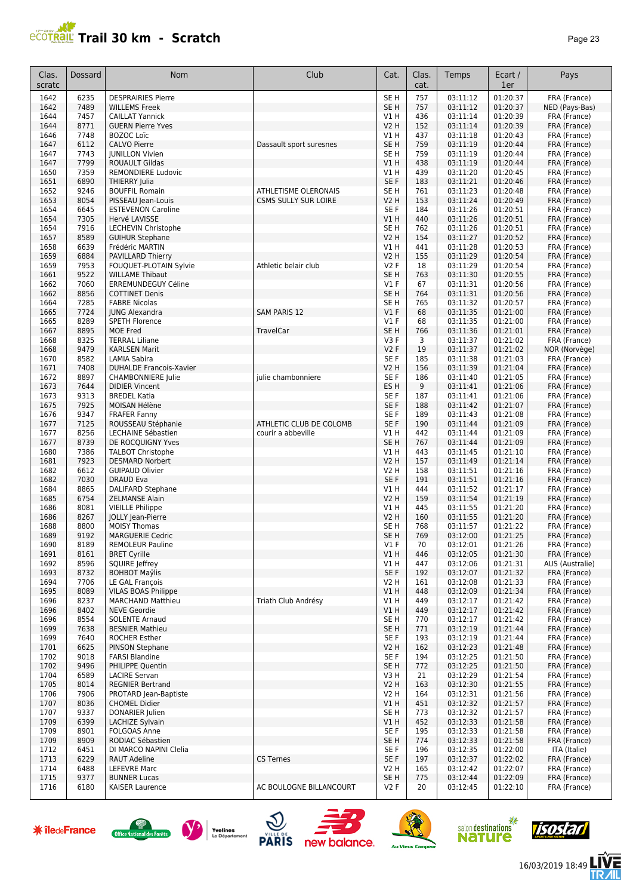# Trail 30 km - Scratch

| Clas. scratc | Dossard | Nom | Club | Cat. | Clas. cat. | Temps | Ecart / 1er | Pays |
|---|---|---|---|---|---|---|---|---|
| 1642 | 6235 | DESPRAIRIES Pierre | | SE H | 757 | 03:11:12 | 01:20:37 | FRA (France) |
| 1642 | 7489 | WILLEMS Freek | | SE H | 757 | 03:11:12 | 01:20:37 | NED (Pays-Bas) |
| 1644 | 7457 | CAILLAT Yannick | | V1 H | 436 | 03:11:14 | 01:20:39 | FRA (France) |
| 1644 | 8771 | GUERN Pierre Yves | | V2 H | 152 | 03:11:14 | 01:20:39 | FRA (France) |
| 1646 | 7748 | BOZOC Loïc | | V1 H | 437 | 03:11:18 | 01:20:43 | FRA (France) |
| 1647 | 6112 | CALVO Pierre | Dassault sport suresnes | SE H | 759 | 03:11:19 | 01:20:44 | FRA (France) |
| 1647 | 7743 | JUNILLON Vivien | | SE H | 759 | 03:11:19 | 01:20:44 | FRA (France) |
| 1647 | 7799 | ROUAULT Gildas | | V1 H | 438 | 03:11:19 | 01:20:44 | FRA (France) |
| 1650 | 7359 | REMONDIERE Ludovic | | V1 H | 439 | 03:11:20 | 01:20:45 | FRA (France) |
| 1651 | 6890 | THIERRY Julia | | SE F | 183 | 03:11:21 | 01:20:46 | FRA (France) |
| 1652 | 9246 | BOUFFIL Romain | ATHLETISME OLERONAIS | SE H | 761 | 03:11:23 | 01:20:48 | FRA (France) |
| 1653 | 8054 | PISSEAU Jean-Louis | CSMS SULLY SUR LOIRE | V2 H | 153 | 03:11:24 | 01:20:49 | FRA (France) |
| 1654 | 6645 | ESTEVENON Caroline | | SE F | 184 | 03:11:26 | 01:20:51 | FRA (France) |
| 1654 | 7305 | Hervé LAVISSE | | V1 H | 440 | 03:11:26 | 01:20:51 | FRA (France) |
| 1654 | 7916 | LECHEVIN Christophe | | SE H | 762 | 03:11:26 | 01:20:51 | FRA (France) |
| 1657 | 8589 | GUIHUR Stephane | | V2 H | 154 | 03:11:27 | 01:20:52 | FRA (France) |
| 1658 | 6639 | Frédéric MARTIN | | V1 H | 441 | 03:11:28 | 01:20:53 | FRA (France) |
| 1659 | 6884 | PAVILLARD Thierry | | V2 H | 155 | 03:11:29 | 01:20:54 | FRA (France) |
| 1659 | 7953 | FOUQUET-PLOTAIN Sylvie | Athletic belair club | V2 F | 18 | 03:11:29 | 01:20:54 | FRA (France) |
| 1661 | 9522 | WILLAME Thibaut | | SE H | 763 | 03:11:30 | 01:20:55 | FRA (France) |
| 1662 | 7060 | ERREMUNDEGUY Céline | | V1 F | 67 | 03:11:31 | 01:20:56 | FRA (France) |
| 1662 | 8856 | COTTINET Denis | | SE H | 764 | 03:11:31 | 01:20:56 | FRA (France) |
| 1664 | 7285 | FABRE Nicolas | | SE H | 765 | 03:11:32 | 01:20:57 | FRA (France) |
| 1665 | 7724 | JUNG Alexandra | SAM PARIS 12 | V1 F | 68 | 03:11:35 | 01:21:00 | FRA (France) |
| 1665 | 8289 | SPETH Florence | | V1 F | 68 | 03:11:35 | 01:21:00 | FRA (France) |
| 1667 | 8895 | MOE Fred | TravelCar | SE H | 766 | 03:11:36 | 01:21:01 | FRA (France) |
| 1668 | 8325 | TERRAL Liliane | | V3 F | 3 | 03:11:37 | 01:21:02 | FRA (France) |
| 1668 | 9479 | KARLSEN Marit | | V2 F | 19 | 03:11:37 | 01:21:02 | NOR (Norvège) |
| 1670 | 8582 | LAMIA Sabira | | SE F | 185 | 03:11:38 | 01:21:03 | FRA (France) |
| 1671 | 7408 | DUHALDE Francois-Xavier | | V2 H | 156 | 03:11:39 | 01:21:04 | FRA (France) |
| 1672 | 8897 | CHAMBONNIERE Julie | julie chambonniere | SE F | 186 | 03:11:40 | 01:21:05 | FRA (France) |
| 1673 | 7644 | DIDIER Vincent | | ES H | 9 | 03:11:41 | 01:21:06 | FRA (France) |
| 1673 | 9313 | BREDEL Katia | | SE F | 187 | 03:11:41 | 01:21:06 | FRA (France) |
| 1675 | 7925 | MOISAN Hélène | | SE F | 188 | 03:11:42 | 01:21:07 | FRA (France) |
| 1676 | 9347 | FRAFER Fanny | | SE F | 189 | 03:11:43 | 01:21:08 | FRA (France) |
| 1677 | 7125 | ROUSSEAU Stéphanie | ATHLETIC CLUB DE COLOMB | SE F | 190 | 03:11:44 | 01:21:09 | FRA (France) |
| 1677 | 8256 | LECHAINE Sébastien | courir a abbeville | V1 H | 442 | 03:11:44 | 01:21:09 | FRA (France) |
| 1677 | 8739 | DE ROCQUIGNY Yves | | SE H | 767 | 03:11:44 | 01:21:09 | FRA (France) |
| 1680 | 7386 | TALBOT Christophe | | V1 H | 443 | 03:11:45 | 01:21:10 | FRA (France) |
| 1681 | 7923 | DESMARD Norbert | | V2 H | 157 | 03:11:49 | 01:21:14 | FRA (France) |
| 1682 | 6612 | GUIPAUD Olivier | | V2 H | 158 | 03:11:51 | 01:21:16 | FRA (France) |
| 1682 | 7030 | DRAUD Eva | | SE F | 191 | 03:11:51 | 01:21:16 | FRA (France) |
| 1684 | 8865 | DALIFARD Stephane | | V1 H | 444 | 03:11:52 | 01:21:17 | FRA (France) |
| 1685 | 6754 | ZELMANSE Alain | | V2 H | 159 | 03:11:54 | 01:21:19 | FRA (France) |
| 1686 | 8081 | VIEILLE Philippe | | V1 H | 445 | 03:11:55 | 01:21:20 | FRA (France) |
| 1686 | 8267 | JOLLY Jean-Pierre | | V2 H | 160 | 03:11:55 | 01:21:20 | FRA (France) |
| 1688 | 8800 | MOISY Thomas | | SE H | 768 | 03:11:57 | 01:21:22 | FRA (France) |
| 1689 | 9192 | MARGUERIE Cedric | | SE H | 769 | 03:12:00 | 01:21:25 | FRA (France) |
| 1690 | 8189 | REMOLEUR Pauline | | V1 F | 70 | 03:12:01 | 01:21:26 | FRA (France) |
| 1691 | 8161 | BRET Cyrille | | V1 H | 446 | 03:12:05 | 01:21:30 | FRA (France) |
| 1692 | 8596 | SQUIRE Jeffrey | | V1 H | 447 | 03:12:06 | 01:21:31 | AUS (Australie) |
| 1693 | 8732 | BOHBOT Maÿlis | | SE F | 192 | 03:12:07 | 01:21:32 | FRA (France) |
| 1694 | 7706 | LE GAL François | | V2 H | 161 | 03:12:08 | 01:21:33 | FRA (France) |
| 1695 | 8089 | VILAS BOAS Philippe | | V1 H | 448 | 03:12:09 | 01:21:34 | FRA (France) |
| 1696 | 8237 | MARCHAND Matthieu | Triath Club Andrésy | V1 H | 449 | 03:12:17 | 01:21:42 | FRA (France) |
| 1696 | 8402 | NEVE Geordie | | V1 H | 449 | 03:12:17 | 01:21:42 | FRA (France) |
| 1696 | 8554 | SOLENTE Arnaud | | SE H | 770 | 03:12:17 | 01:21:42 | FRA (France) |
| 1699 | 7638 | BESNIER Mathieu | | SE H | 771 | 03:12:19 | 01:21:44 | FRA (France) |
| 1699 | 7640 | ROCHER Esther | | SE F | 193 | 03:12:19 | 01:21:44 | FRA (France) |
| 1701 | 6625 | PINSON Stephane | | V2 H | 162 | 03:12:23 | 01:21:48 | FRA (France) |
| 1702 | 9018 | FARSI Blandine | | SE F | 194 | 03:12:25 | 01:21:50 | FRA (France) |
| 1702 | 9496 | PHILIPPE Quentin | | SE H | 772 | 03:12:25 | 01:21:50 | FRA (France) |
| 1704 | 6589 | LACIRE Servan | | V3 H | 21 | 03:12:29 | 01:21:54 | FRA (France) |
| 1705 | 8014 | REGNIER Bertrand | | V2 H | 163 | 03:12:30 | 01:21:55 | FRA (France) |
| 1706 | 7906 | PROTARD Jean-Baptiste | | V2 H | 164 | 03:12:31 | 01:21:56 | FRA (France) |
| 1707 | 8036 | CHOMEL Didier | | V1 H | 451 | 03:12:32 | 01:21:57 | FRA (France) |
| 1707 | 9337 | DONARIER Julien | | SE H | 773 | 03:12:32 | 01:21:57 | FRA (France) |
| 1709 | 6399 | LACHIZE Sylvain | | V1 H | 452 | 03:12:33 | 01:21:58 | FRA (France) |
| 1709 | 8901 | FOLGOAS Anne | | SE F | 195 | 03:12:33 | 01:21:58 | FRA (France) |
| 1709 | 8909 | RODIAC Sébastien | | SE H | 774 | 03:12:33 | 01:21:58 | FRA (France) |
| 1712 | 6451 | DI MARCO NAPINI Clelia | | SE F | 196 | 03:12:35 | 01:22:00 | ITA (Italie) |
| 1713 | 6229 | RAUT Adeline | CS Ternes | SE F | 197 | 03:12:37 | 01:22:02 | FRA (France) |
| 1714 | 6488 | LEFEVRE Marc | | V2 H | 165 | 03:12:42 | 01:22:07 | FRA (France) |
| 1715 | 9377 | BUNNER Lucas | | SE H | 775 | 03:12:44 | 01:22:09 | FRA (France) |
| 1716 | 6180 | KAISER Laurence | AC BOULOGNE BILLANCOURT | V2 F | 20 | 03:12:45 | 01:22:10 | FRA (France) |

16/03/2019 18:49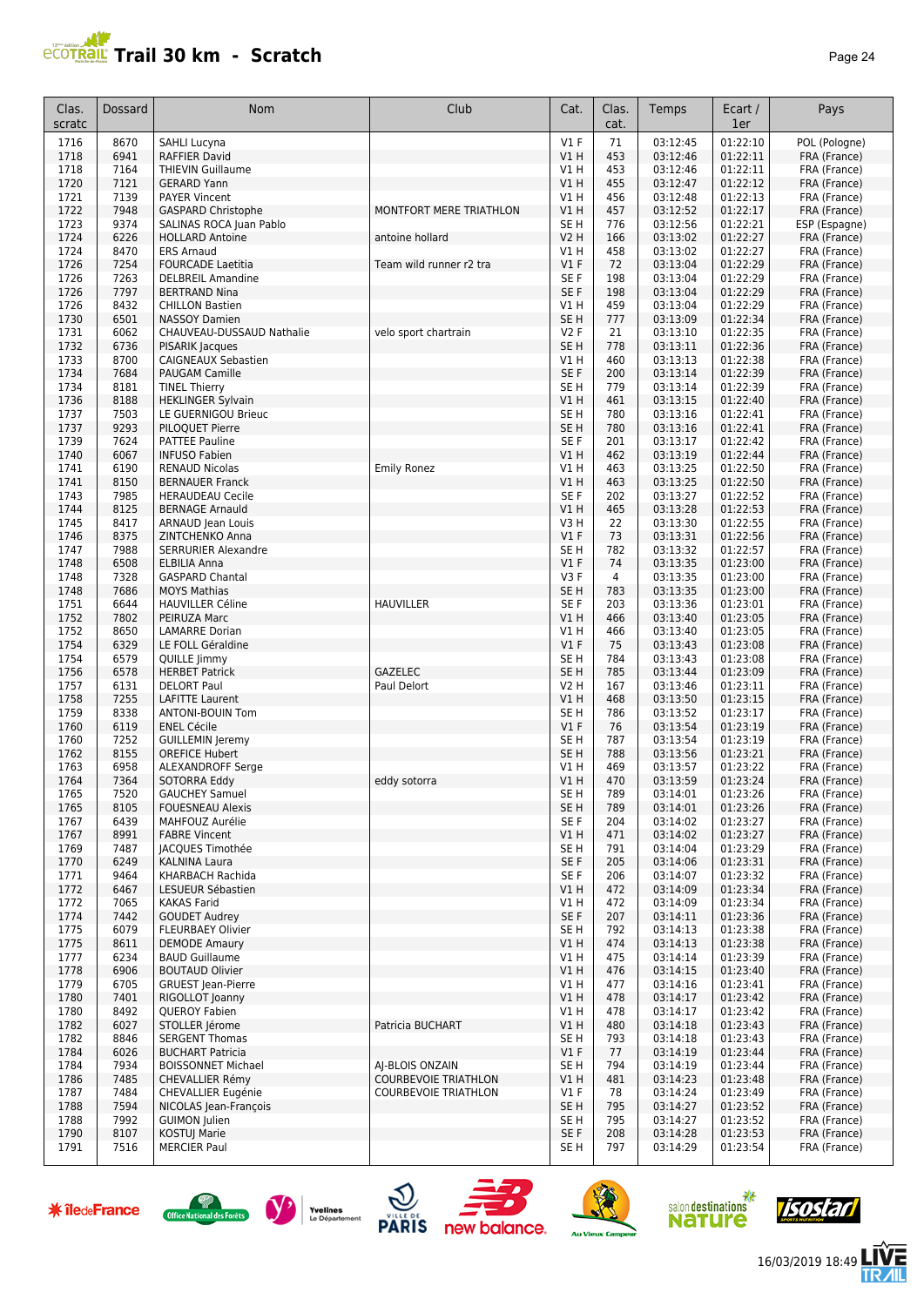# Trail 30 km - Scratch

| Clas. scratc | Dossard | Nom | Club | Cat. | Clas. cat. | Temps | Ecart / 1er | Pays |
|---|---|---|---|---|---|---|---|---|
| 1716 | 8670 | SAHLI Lucyna | | V1 F | 71 | 03:12:45 | 01:22:10 | POL (Pologne) |
| 1718 | 6941 | RAFFIER David | | V1 H | 453 | 03:12:46 | 01:22:11 | FRA (France) |
| 1718 | 7164 | THIEVIN Guillaume | | V1 H | 453 | 03:12:46 | 01:22:11 | FRA (France) |
| 1720 | 7121 | GERARD Yann | | V1 H | 455 | 03:12:47 | 01:22:12 | FRA (France) |
| 1721 | 7139 | PAYER Vincent | | V1 H | 456 | 03:12:48 | 01:22:13 | FRA (France) |
| 1722 | 7948 | GASPARD Christophe | MONTFORT MERE TRIATHLON | V1 H | 457 | 03:12:52 | 01:22:17 | FRA (France) |
| 1723 | 9374 | SALINAS ROCA Juan Pablo | | SE H | 776 | 03:12:56 | 01:22:21 | ESP (Espagne) |
| 1724 | 6226 | HOLLARD Antoine | antoine hollard | V2 H | 166 | 03:13:02 | 01:22:27 | FRA (France) |
| 1724 | 8470 | ERS Arnaud | | V1 H | 458 | 03:13:02 | 01:22:27 | FRA (France) |
| 1726 | 7254 | FOURCADE Laetitia | Team wild runner r2 tra | V1 F | 72 | 03:13:04 | 01:22:29 | FRA (France) |
| 1726 | 7263 | DELBREIL Amandine | | SE F | 198 | 03:13:04 | 01:22:29 | FRA (France) |
| 1726 | 7797 | BERTRAND Nina | | SE F | 198 | 03:13:04 | 01:22:29 | FRA (France) |
| 1726 | 8432 | CHILLON Bastien | | V1 H | 459 | 03:13:04 | 01:22:29 | FRA (France) |
| 1730 | 6501 | NASSOY Damien | | SE H | 777 | 03:13:09 | 01:22:34 | FRA (France) |
| 1731 | 6062 | CHAUVEAU-DUSSAUD Nathalie | velo sport chartrain | V2 F | 21 | 03:13:10 | 01:22:35 | FRA (France) |
| 1732 | 6736 | PISARIK Jacques | | SE H | 778 | 03:13:11 | 01:22:36 | FRA (France) |
| 1733 | 8700 | CAIGNEAUX Sebastien | | V1 H | 460 | 03:13:13 | 01:22:38 | FRA (France) |
| 1734 | 7684 | PAUGAM Camille | | SE F | 200 | 03:13:14 | 01:22:39 | FRA (France) |
| 1734 | 8181 | TINEL Thierry | | SE H | 779 | 03:13:14 | 01:22:39 | FRA (France) |
| 1736 | 8188 | HEKLINGER Sylvain | | V1 H | 461 | 03:13:15 | 01:22:40 | FRA (France) |
| 1737 | 7503 | LE GUERNIGOU Brieuc | | SE H | 780 | 03:13:16 | 01:22:41 | FRA (France) |
| 1737 | 9293 | PILOQUET Pierre | | SE H | 780 | 03:13:16 | 01:22:41 | FRA (France) |
| 1739 | 7624 | PATTEE Pauline | | SE F | 201 | 03:13:17 | 01:22:42 | FRA (France) |
| 1740 | 6067 | INFUSO Fabien | | V1 H | 462 | 03:13:19 | 01:22:44 | FRA (France) |
| 1741 | 6190 | RENAUD Nicolas | Emily Ronez | V1 H | 463 | 03:13:25 | 01:22:50 | FRA (France) |
| 1741 | 8150 | BERNAUER Franck | | V1 H | 463 | 03:13:25 | 01:22:50 | FRA (France) |
| 1743 | 7985 | HERAUDEAU Cecile | | SE F | 202 | 03:13:27 | 01:22:52 | FRA (France) |
| 1744 | 8125 | BERNAGE Arnauld | | V1 H | 465 | 03:13:28 | 01:22:53 | FRA (France) |
| 1745 | 8417 | ARNAUD Jean Louis | | V3 H | 22 | 03:13:30 | 01:22:55 | FRA (France) |
| 1746 | 8375 | ZINTCHENKO Anna | | V1 F | 73 | 03:13:31 | 01:22:56 | FRA (France) |
| 1747 | 7988 | SERRURIER Alexandre | | SE H | 782 | 03:13:32 | 01:22:57 | FRA (France) |
| 1748 | 6508 | ELBILIA Anna | | V1 F | 74 | 03:13:35 | 01:23:00 | FRA (France) |
| 1748 | 7328 | GASPARD Chantal | | V3 F | 4 | 03:13:35 | 01:23:00 | FRA (France) |
| 1748 | 7686 | MOYS Mathias | | SE H | 783 | 03:13:35 | 01:23:00 | FRA (France) |
| 1751 | 6644 | HAUVILLER Céline | HAUVILLER | SE F | 203 | 03:13:36 | 01:23:01 | FRA (France) |
| 1752 | 7802 | PEIRUZA Marc | | V1 H | 466 | 03:13:40 | 01:23:05 | FRA (France) |
| 1752 | 8650 | LAMARRE Dorian | | V1 H | 466 | 03:13:40 | 01:23:05 | FRA (France) |
| 1754 | 6329 | LE FOLL Géraldine | | V1 F | 75 | 03:13:43 | 01:23:08 | FRA (France) |
| 1754 | 6579 | QUILLE Jimmy | | SE H | 784 | 03:13:43 | 01:23:08 | FRA (France) |
| 1756 | 6578 | HERBET Patrick | GAZELEC | SE H | 785 | 03:13:44 | 01:23:09 | FRA (France) |
| 1757 | 6131 | DELORT Paul | Paul Delort | V2 H | 167 | 03:13:46 | 01:23:11 | FRA (France) |
| 1758 | 7255 | LAFITTE Laurent | | V1 H | 468 | 03:13:50 | 01:23:15 | FRA (France) |
| 1759 | 8338 | ANTONI-BOUIN Tom | | SE H | 786 | 03:13:52 | 01:23:17 | FRA (France) |
| 1760 | 6119 | ENEL Cécile | | V1 F | 76 | 03:13:54 | 01:23:19 | FRA (France) |
| 1760 | 7252 | GUILLEMIN Jeremy | | SE H | 787 | 03:13:54 | 01:23:19 | FRA (France) |
| 1762 | 8155 | OREFICE Hubert | | SE H | 788 | 03:13:56 | 01:23:21 | FRA (France) |
| 1763 | 6958 | ALEXANDROFF Serge | | V1 H | 469 | 03:13:57 | 01:23:22 | FRA (France) |
| 1764 | 7364 | SOTORRA Eddy | eddy sotorra | V1 H | 470 | 03:13:59 | 01:23:24 | FRA (France) |
| 1765 | 7520 | GAUCHEY Samuel | | SE H | 789 | 03:14:01 | 01:23:26 | FRA (France) |
| 1765 | 8105 | FOUESNEAU Alexis | | SE H | 789 | 03:14:01 | 01:23:26 | FRA (France) |
| 1767 | 6439 | MAHFOUZ Aurélie | | SE F | 204 | 03:14:02 | 01:23:27 | FRA (France) |
| 1767 | 8991 | FABRE Vincent | | V1 H | 471 | 03:14:02 | 01:23:27 | FRA (France) |
| 1769 | 7487 | JACQUES Timothée | | SE H | 791 | 03:14:04 | 01:23:29 | FRA (France) |
| 1770 | 6249 | KALNINA Laura | | SE F | 205 | 03:14:06 | 01:23:31 | FRA (France) |
| 1771 | 9464 | KHARBACH Rachida | | SE F | 206 | 03:14:07 | 01:23:32 | FRA (France) |
| 1772 | 6467 | LESUEUR Sébastien | | V1 H | 472 | 03:14:09 | 01:23:34 | FRA (France) |
| 1772 | 7065 | KAKAS Farid | | V1 H | 472 | 03:14:09 | 01:23:34 | FRA (France) |
| 1774 | 7442 | GOUDET Audrey | | SE F | 207 | 03:14:11 | 01:23:36 | FRA (France) |
| 1775 | 6079 | FLEURBAEY Olivier | | SE H | 792 | 03:14:13 | 01:23:38 | FRA (France) |
| 1775 | 8611 | DEMODE Amaury | | V1 H | 474 | 03:14:13 | 01:23:38 | FRA (France) |
| 1777 | 6234 | BAUD Guillaume | | V1 H | 475 | 03:14:14 | 01:23:39 | FRA (France) |
| 1778 | 6906 | BOUTAUD Olivier | | V1 H | 476 | 03:14:15 | 01:23:40 | FRA (France) |
| 1779 | 6705 | GRUEST Jean-Pierre | | V1 H | 477 | 03:14:16 | 01:23:41 | FRA (France) |
| 1780 | 7401 | RIGOLLOT Joanny | | V1 H | 478 | 03:14:17 | 01:23:42 | FRA (France) |
| 1780 | 8492 | QUEROY Fabien | | V1 H | 478 | 03:14:17 | 01:23:42 | FRA (France) |
| 1782 | 6027 | STOLLER Jérome | Patricia BUCHART | V1 H | 480 | 03:14:18 | 01:23:43 | FRA (France) |
| 1782 | 8846 | SERGENT Thomas | | SE H | 793 | 03:14:18 | 01:23:43 | FRA (France) |
| 1784 | 6026 | BUCHART Patricia | | V1 F | 77 | 03:14:19 | 01:23:44 | FRA (France) |
| 1784 | 7934 | BOISSONNET Michael | AJ-BLOIS ONZAIN | SE H | 794 | 03:14:19 | 01:23:44 | FRA (France) |
| 1786 | 7485 | CHEVALLIER Rémy | COURBEVOIE TRIATHLON | V1 H | 481 | 03:14:23 | 01:23:48 | FRA (France) |
| 1787 | 7484 | CHEVALLIER Eugénie | COURBEVOIE TRIATHLON | V1 F | 78 | 03:14:24 | 01:23:49 | FRA (France) |
| 1788 | 7594 | NICOLAS Jean-François | | SE H | 795 | 03:14:27 | 01:23:52 | FRA (France) |
| 1788 | 7992 | GUIMON Julien | | SE H | 795 | 03:14:27 | 01:23:52 | FRA (France) |
| 1790 | 8107 | KOSTUJ Marie | | SE F | 208 | 03:14:28 | 01:23:53 | FRA (France) |
| 1791 | 7516 | MERCIER Paul | | SE H | 797 | 03:14:29 | 01:23:54 | FRA (France) |

16/03/2019 18:49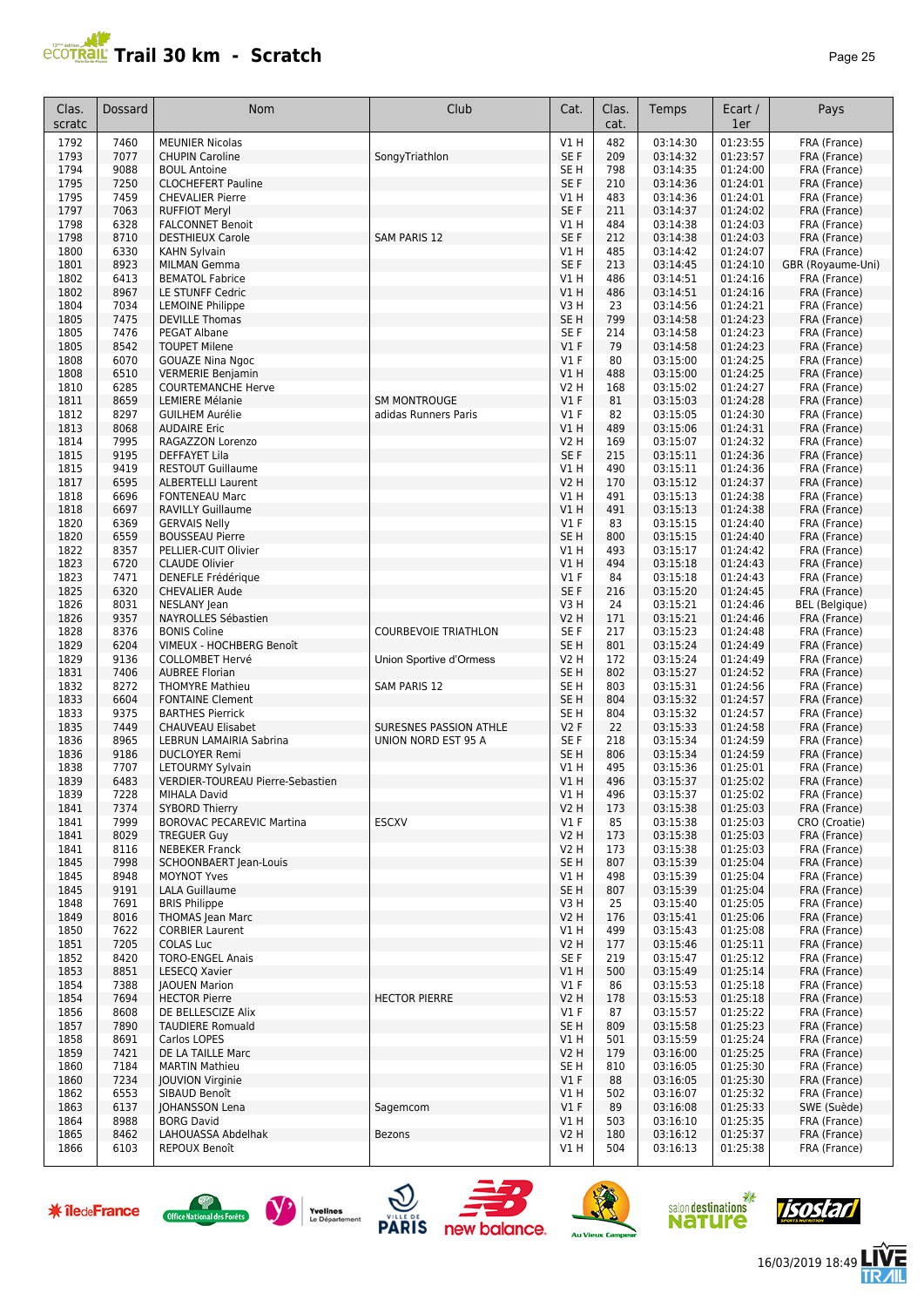# Trail 30 km - Scratch

| Clas. scratc | Dossard | Nom | Club | Cat. | Clas. cat. | Temps | Ecart / 1er | Pays |
|---|---|---|---|---|---|---|---|---|
| 1792 | 7460 | MEUNIER Nicolas | | V1 H | 482 | 03:14:30 | 01:23:55 | FRA (France) |
| 1793 | 7077 | CHUPIN Caroline | SongyTriathlon | SE F | 209 | 03:14:32 | 01:23:57 | FRA (France) |
| 1794 | 9088 | BOUL Antoine | | SE H | 798 | 03:14:35 | 01:24:00 | FRA (France) |
| 1795 | 7250 | CLOCHEFERT Pauline | | SE F | 210 | 03:14:36 | 01:24:01 | FRA (France) |
| 1795 | 7459 | CHEVALIER Pierre | | V1 H | 483 | 03:14:36 | 01:24:01 | FRA (France) |
| 1797 | 7063 | RUFFIOT Meryl | | SE F | 211 | 03:14:37 | 01:24:02 | FRA (France) |
| 1798 | 6328 | FALCONNET Benoit | | V1 H | 484 | 03:14:38 | 01:24:03 | FRA (France) |
| 1798 | 8710 | DESTHIEUX Carole | SAM PARIS 12 | SE F | 212 | 03:14:38 | 01:24:03 | FRA (France) |
| 1800 | 6330 | KAHN Sylvain | | V1 H | 485 | 03:14:42 | 01:24:07 | FRA (France) |
| 1801 | 8923 | MILMAN Gemma | | SE F | 213 | 03:14:45 | 01:24:10 | GBR (Royaume-Uni) |
| 1802 | 6413 | BEMATOL Fabrice | | V1 H | 486 | 03:14:51 | 01:24:16 | FRA (France) |
| 1802 | 8967 | LE STUNFF Cedric | | V1 H | 486 | 03:14:51 | 01:24:16 | FRA (France) |
| 1804 | 7034 | LEMOINE Philippe | | V3 H | 23 | 03:14:56 | 01:24:21 | FRA (France) |
| 1805 | 7475 | DEVILLE Thomas | | SE H | 799 | 03:14:58 | 01:24:23 | FRA (France) |
| 1805 | 7476 | PEGAT Albane | | SE F | 214 | 03:14:58 | 01:24:23 | FRA (France) |
| 1805 | 8542 | TOUPET Milene | | V1 F | 79 | 03:14:58 | 01:24:23 | FRA (France) |
| 1808 | 6070 | GOUAZE Nina Ngoc | | V1 F | 80 | 03:15:00 | 01:24:25 | FRA (France) |
| 1808 | 6510 | VERMERIE Benjamin | | V1 H | 488 | 03:15:00 | 01:24:25 | FRA (France) |
| 1810 | 6285 | COURTEMANCHE Herve | | V2 H | 168 | 03:15:02 | 01:24:27 | FRA (France) |
| 1811 | 8659 | LEMIERE Mélanie | SM MONTROUGE | V1 F | 81 | 03:15:03 | 01:24:28 | FRA (France) |
| 1812 | 8297 | GUILHEM Aurélie | adidas Runners Paris | V1 F | 82 | 03:15:05 | 01:24:30 | FRA (France) |
| 1813 | 8068 | AUDAIRE Eric | | V1 H | 489 | 03:15:06 | 01:24:31 | FRA (France) |
| 1814 | 7995 | RAGAZZON Lorenzo | | V2 H | 169 | 03:15:07 | 01:24:32 | FRA (France) |
| 1815 | 9195 | DEFFAYET Lila | | SE F | 215 | 03:15:11 | 01:24:36 | FRA (France) |
| 1815 | 9419 | RESTOUT Guillaume | | V1 H | 490 | 03:15:11 | 01:24:36 | FRA (France) |
| 1817 | 6595 | ALBERTELLI Laurent | | V2 H | 170 | 03:15:12 | 01:24:37 | FRA (France) |
| 1818 | 6696 | FONTENEAU Marc | | V1 H | 491 | 03:15:13 | 01:24:38 | FRA (France) |
| 1818 | 6697 | RAVILLY Guillaume | | V1 H | 491 | 03:15:13 | 01:24:38 | FRA (France) |
| 1820 | 6369 | GERVAIS Nelly | | V1 F | 83 | 03:15:15 | 01:24:40 | FRA (France) |
| 1820 | 6559 | BOUSSEAU Pierre | | SE H | 800 | 03:15:15 | 01:24:40 | FRA (France) |
| 1822 | 8357 | PELLIER-CUIT Olivier | | V1 H | 493 | 03:15:17 | 01:24:42 | FRA (France) |
| 1823 | 6720 | CLAUDE Olivier | | V1 H | 494 | 03:15:18 | 01:24:43 | FRA (France) |
| 1823 | 7471 | DENEFLE Frédérique | | V1 F | 84 | 03:15:18 | 01:24:43 | FRA (France) |
| 1825 | 6320 | CHEVALIER Aude | | SE F | 216 | 03:15:20 | 01:24:45 | FRA (France) |
| 1826 | 8031 | NESLANY Jean | | V3 H | 24 | 03:15:21 | 01:24:46 | BEL (Belgique) |
| 1826 | 9357 | NAYROLLES Sébastien | | V2 H | 171 | 03:15:21 | 01:24:46 | FRA (France) |
| 1828 | 8376 | BONIS Coline | COURBEVOIE TRIATHLON | SE F | 217 | 03:15:23 | 01:24:48 | FRA (France) |
| 1829 | 6204 | VIMEUX - HOCHBERG Benoît | | SE H | 801 | 03:15:24 | 01:24:49 | FRA (France) |
| 1829 | 9136 | COLLOMBET Hervé | Union Sportive d'Ormess | V2 H | 172 | 03:15:24 | 01:24:49 | FRA (France) |
| 1831 | 7406 | AUBREE Florian | | SE H | 802 | 03:15:27 | 01:24:52 | FRA (France) |
| 1832 | 8272 | THOMYRE Mathieu | SAM PARIS 12 | SE H | 803 | 03:15:31 | 01:24:56 | FRA (France) |
| 1833 | 6604 | FONTAINE Clement | | SE H | 804 | 03:15:32 | 01:24:57 | FRA (France) |
| 1833 | 9375 | BARTHES Pierrick | | SE H | 804 | 03:15:32 | 01:24:57 | FRA (France) |
| 1835 | 7449 | CHAUVEAU Elisabet | SURESNES PASSION ATHLE | V2 F | 22 | 03:15:33 | 01:24:58 | FRA (France) |
| 1836 | 8965 | LEBRUN LAMAIRIA Sabrina | UNION NORD EST 95 A | SE F | 218 | 03:15:34 | 01:24:59 | FRA (France) |
| 1836 | 9186 | DUCLOYER Remi | | SE H | 806 | 03:15:34 | 01:24:59 | FRA (France) |
| 1838 | 7707 | LETOURMY Sylvain | | V1 H | 495 | 03:15:36 | 01:25:01 | FRA (France) |
| 1839 | 6483 | VERDIER-TOUREAU Pierre-Sebastien | | V1 H | 496 | 03:15:37 | 01:25:02 | FRA (France) |
| 1839 | 7228 | MIHALA David | | V1 H | 496 | 03:15:37 | 01:25:02 | FRA (France) |
| 1841 | 7374 | SYBORD Thierry | | V2 H | 173 | 03:15:38 | 01:25:03 | FRA (France) |
| 1841 | 7999 | BOROVAC PECAREVIC Martina | ESCXV | V1 F | 85 | 03:15:38 | 01:25:03 | CRO (Croatie) |
| 1841 | 8029 | TREGUER Guy | | V2 H | 173 | 03:15:38 | 01:25:03 | FRA (France) |
| 1841 | 8116 | NEBEKER Franck | | V2 H | 173 | 03:15:38 | 01:25:03 | FRA (France) |
| 1845 | 7998 | SCHOONBAERT Jean-Louis | | SE H | 807 | 03:15:39 | 01:25:04 | FRA (France) |
| 1845 | 8948 | MOYNOT Yves | | V1 H | 498 | 03:15:39 | 01:25:04 | FRA (France) |
| 1845 | 9191 | LALA Guillaume | | SE H | 807 | 03:15:39 | 01:25:04 | FRA (France) |
| 1848 | 7691 | BRIS Philippe | | V3 H | 25 | 03:15:40 | 01:25:05 | FRA (France) |
| 1849 | 8016 | THOMAS Jean Marc | | V2 H | 176 | 03:15:41 | 01:25:06 | FRA (France) |
| 1850 | 7622 | CORBIER Laurent | | V1 H | 499 | 03:15:43 | 01:25:08 | FRA (France) |
| 1851 | 7205 | COLAS Luc | | V2 H | 177 | 03:15:46 | 01:25:11 | FRA (France) |
| 1852 | 8420 | TORO-ENGEL Anais | | SE F | 219 | 03:15:47 | 01:25:12 | FRA (France) |
| 1853 | 8851 | LESECQ Xavier | | V1 H | 500 | 03:15:49 | 01:25:14 | FRA (France) |
| 1854 | 7388 | JAOUEN Marion | | V1 F | 86 | 03:15:53 | 01:25:18 | FRA (France) |
| 1854 | 7694 | HECTOR Pierre | HECTOR PIERRE | V2 H | 178 | 03:15:53 | 01:25:18 | FRA (France) |
| 1856 | 8608 | DE BELLESCIZE Alix | | V1 F | 87 | 03:15:57 | 01:25:22 | FRA (France) |
| 1857 | 7890 | TAUDIERE Romuald | | SE H | 809 | 03:15:58 | 01:25:23 | FRA (France) |
| 1858 | 8691 | Carlos LOPES | | V1 H | 501 | 03:15:59 | 01:25:24 | FRA (France) |
| 1859 | 7421 | DE LA TAILLE Marc | | V2 H | 179 | 03:16:00 | 01:25:25 | FRA (France) |
| 1860 | 7184 | MARTIN Mathieu | | SE H | 810 | 03:16:05 | 01:25:30 | FRA (France) |
| 1860 | 7234 | JOUVION Virginie | | V1 F | 88 | 03:16:05 | 01:25:30 | FRA (France) |
| 1862 | 6553 | SIBAUD Benoît | | V1 H | 502 | 03:16:07 | 01:25:32 | FRA (France) |
| 1863 | 6137 | JOHANSSON Lena | Sagemcom | V1 F | 89 | 03:16:08 | 01:25:33 | SWE (Suède) |
| 1864 | 8988 | BORG David | | V1 H | 503 | 03:16:10 | 01:25:35 | FRA (France) |
| 1865 | 8462 | LAHOUASSA Abdelhak | Bezons | V2 H | 180 | 03:16:12 | 01:25:37 | FRA (France) |
| 1866 | 6103 | REPOUX Benoît | | V1 H | 504 | 03:16:13 | 01:25:38 | FRA (France) |

16/03/2019 18:49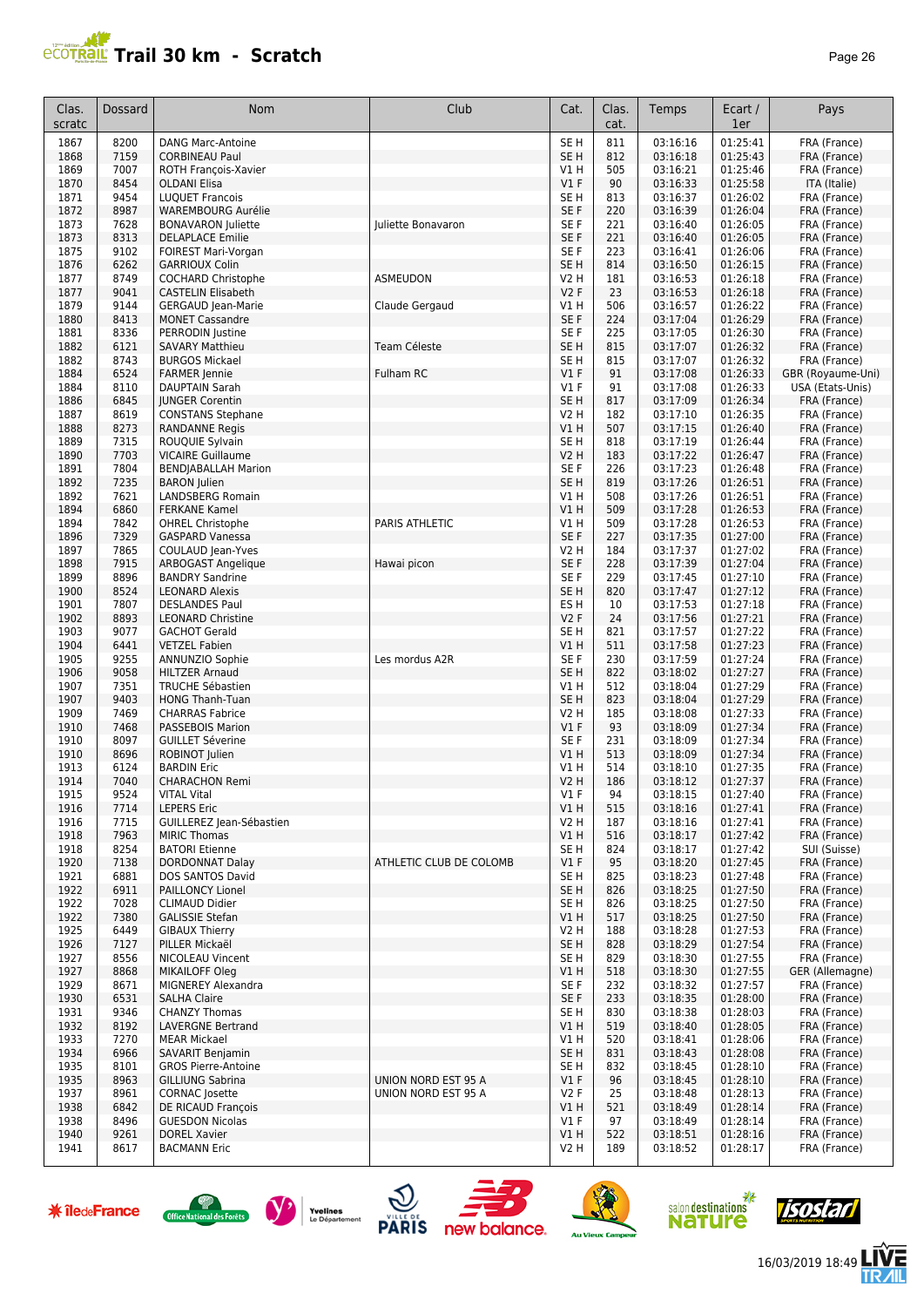# Trail 30 km - Scratch

| Clas. scratc | Dossard | Nom | Club | Cat. | Clas. cat. | Temps | Ecart / 1er | Pays |
|---|---|---|---|---|---|---|---|---|
| 1867 | 8200 | DANG Marc-Antoine | | SE H | 811 | 03:16:16 | 01:25:41 | FRA (France) |
| 1868 | 7159 | CORBINEAU Paul | | SE H | 812 | 03:16:18 | 01:25:43 | FRA (France) |
| 1869 | 7007 | ROTH François-Xavier | | V1 H | 505 | 03:16:21 | 01:25:46 | FRA (France) |
| 1870 | 8454 | OLDANI Elisa | | V1 F | 90 | 03:16:33 | 01:25:58 | ITA (Italie) |
| 1871 | 9454 | LUQUET Francois | | SE H | 813 | 03:16:37 | 01:26:02 | FRA (France) |
| 1872 | 8987 | WAREMBOURG Aurélie | | SE F | 220 | 03:16:39 | 01:26:04 | FRA (France) |
| 1873 | 7628 | BONAVARON Juliette | Juliette Bonavaron | SE F | 221 | 03:16:40 | 01:26:05 | FRA (France) |
| 1873 | 8313 | DELAPLACE Emilie | | SE F | 221 | 03:16:40 | 01:26:05 | FRA (France) |
| 1875 | 9102 | FOIREST Mari-Vorgan | | SE F | 223 | 03:16:41 | 01:26:06 | FRA (France) |
| 1876 | 6262 | GARRIOUX Colin | | SE H | 814 | 03:16:50 | 01:26:15 | FRA (France) |
| 1877 | 8749 | COCHARD Christophe | ASMEUDON | V2 H | 181 | 03:16:53 | 01:26:18 | FRA (France) |
| 1877 | 9041 | CASTELIN Elisabeth | | V2 F | 23 | 03:16:53 | 01:26:18 | FRA (France) |
| 1879 | 9144 | GERGAUD Jean-Marie | Claude Gergaud | V1 H | 506 | 03:16:57 | 01:26:22 | FRA (France) |
| 1880 | 8413 | MONET Cassandre | | SE F | 224 | 03:17:04 | 01:26:29 | FRA (France) |
| 1881 | 8336 | PERRODIN Justine | | SE F | 225 | 03:17:05 | 01:26:30 | FRA (France) |
| 1882 | 6121 | SAVARY Matthieu | Team Céleste | SE H | 815 | 03:17:07 | 01:26:32 | FRA (France) |
| 1882 | 8743 | BURGOS Mickael | | SE H | 815 | 03:17:07 | 01:26:32 | FRA (France) |
| 1884 | 6524 | FARMER Jennie | Fulham RC | V1 F | 91 | 03:17:08 | 01:26:33 | GBR (Royaume-Uni) |
| 1884 | 8110 | DAUPTAIN Sarah | | V1 F | 91 | 03:17:08 | 01:26:33 | USA (Etats-Unis) |
| 1886 | 6845 | JUNGER Corentin | | SE H | 817 | 03:17:09 | 01:26:34 | FRA (France) |
| 1887 | 8619 | CONSTANS Stephane | | V2 H | 182 | 03:17:10 | 01:26:35 | FRA (France) |
| 1888 | 8273 | RANDANNE Regis | | V1 H | 507 | 03:17:15 | 01:26:40 | FRA (France) |
| 1889 | 7315 | ROUQUIE Sylvain | | SE H | 818 | 03:17:19 | 01:26:44 | FRA (France) |
| 1890 | 7703 | VICAIRE Guillaume | | V2 H | 183 | 03:17:22 | 01:26:47 | FRA (France) |
| 1891 | 7804 | BENDJABALLAH Marion | | SE F | 226 | 03:17:23 | 01:26:48 | FRA (France) |
| 1892 | 7235 | BARON Julien | | SE H | 819 | 03:17:26 | 01:26:51 | FRA (France) |
| 1892 | 7621 | LANDSBERG Romain | | V1 H | 508 | 03:17:26 | 01:26:51 | FRA (France) |
| 1894 | 6860 | FERKANE Kamel | | V1 H | 509 | 03:17:28 | 01:26:53 | FRA (France) |
| 1894 | 7842 | OHREL Christophe | PARIS ATHLETIC | V1 H | 509 | 03:17:28 | 01:26:53 | FRA (France) |
| 1896 | 7329 | GASPARD Vanessa | | SE F | 227 | 03:17:35 | 01:27:00 | FRA (France) |
| 1897 | 7865 | COULAUD Jean-Yves | | V2 H | 184 | 03:17:37 | 01:27:02 | FRA (France) |
| 1898 | 7915 | ARBOGAST Angelique | Hawai picon | SE F | 228 | 03:17:39 | 01:27:04 | FRA (France) |
| 1899 | 8896 | BANDRY Sandrine | | SE F | 229 | 03:17:45 | 01:27:10 | FRA (France) |
| 1900 | 8524 | LEONARD Alexis | | SE H | 820 | 03:17:47 | 01:27:12 | FRA (France) |
| 1901 | 7807 | DESLANDES Paul | | ES H | 10 | 03:17:53 | 01:27:18 | FRA (France) |
| 1902 | 8893 | LEONARD Christine | | V2 F | 24 | 03:17:56 | 01:27:21 | FRA (France) |
| 1903 | 9077 | GACHOT Gerald | | SE H | 821 | 03:17:57 | 01:27:22 | FRA (France) |
| 1904 | 6441 | VETZEL Fabien | | V1 H | 511 | 03:17:58 | 01:27:23 | FRA (France) |
| 1905 | 9255 | ANNUNZIO Sophie | Les mordus A2R | SE F | 230 | 03:17:59 | 01:27:24 | FRA (France) |
| 1906 | 9058 | HILTZER Arnaud | | SE H | 822 | 03:18:02 | 01:27:27 | FRA (France) |
| 1907 | 7351 | TRUCHE Sébastien | | V1 H | 512 | 03:18:04 | 01:27:29 | FRA (France) |
| 1907 | 9403 | HONG Thanh-Tuan | | SE H | 823 | 03:18:04 | 01:27:29 | FRA (France) |
| 1909 | 7469 | CHARRAS Fabrice | | V2 H | 185 | 03:18:08 | 01:27:33 | FRA (France) |
| 1910 | 7468 | PASSEBOIS Marion | | V1 F | 93 | 03:18:09 | 01:27:34 | FRA (France) |
| 1910 | 8097 | GUILLET Séverine | | SE F | 231 | 03:18:09 | 01:27:34 | FRA (France) |
| 1910 | 8696 | ROBINOT Julien | | V1 H | 513 | 03:18:09 | 01:27:34 | FRA (France) |
| 1913 | 6124 | BARDIN Eric | | V1 H | 514 | 03:18:10 | 01:27:35 | FRA (France) |
| 1914 | 7040 | CHARACHON Remi | | V2 H | 186 | 03:18:12 | 01:27:37 | FRA (France) |
| 1915 | 9524 | VITAL Vital | | V1 F | 94 | 03:18:15 | 01:27:40 | FRA (France) |
| 1916 | 7714 | LEPERS Eric | | V1 H | 515 | 03:18:16 | 01:27:41 | FRA (France) |
| 1916 | 7715 | GUILLEREZ Jean-Sébastien | | V2 H | 187 | 03:18:16 | 01:27:41 | FRA (France) |
| 1918 | 7963 | MIRIC Thomas | | V1 H | 516 | 03:18:17 | 01:27:42 | FRA (France) |
| 1918 | 8254 | BATORI Etienne | | SE H | 824 | 03:18:17 | 01:27:42 | SUI (Suisse) |
| 1920 | 7138 | DORDONNAT Dalay | ATHLETIC CLUB DE COLOMB | V1 F | 95 | 03:18:20 | 01:27:45 | FRA (France) |
| 1921 | 6881 | DOS SANTOS David | | SE H | 825 | 03:18:23 | 01:27:48 | FRA (France) |
| 1922 | 6911 | PAILLONCY Lionel | | SE H | 826 | 03:18:25 | 01:27:50 | FRA (France) |
| 1922 | 7028 | CLIMAUD Didier | | SE H | 826 | 03:18:25 | 01:27:50 | FRA (France) |
| 1922 | 7380 | GALISSIE Stefan | | V1 H | 517 | 03:18:25 | 01:27:50 | FRA (France) |
| 1925 | 6449 | GIBAUX Thierry | | V2 H | 188 | 03:18:28 | 01:27:53 | FRA (France) |
| 1926 | 7127 | PILLER Mickaël | | SE H | 828 | 03:18:29 | 01:27:54 | FRA (France) |
| 1927 | 8556 | NICOLEAU Vincent | | SE H | 829 | 03:18:30 | 01:27:55 | FRA (France) |
| 1927 | 8868 | MIKAILOFF Oleg | | V1 H | 518 | 03:18:30 | 01:27:55 | GER (Allemagne) |
| 1929 | 8671 | MIGNEREY Alexandra | | SE F | 232 | 03:18:32 | 01:27:57 | FRA (France) |
| 1930 | 6531 | SALHA Claire | | SE F | 233 | 03:18:35 | 01:28:00 | FRA (France) |
| 1931 | 9346 | CHANZY Thomas | | SE H | 830 | 03:18:38 | 01:28:03 | FRA (France) |
| 1932 | 8192 | LAVERGNE Bertrand | | V1 H | 519 | 03:18:40 | 01:28:05 | FRA (France) |
| 1933 | 7270 | MEAR Mickael | | V1 H | 520 | 03:18:41 | 01:28:06 | FRA (France) |
| 1934 | 6966 | SAVARIT Benjamin | | SE H | 831 | 03:18:43 | 01:28:08 | FRA (France) |
| 1935 | 8101 | GROS Pierre-Antoine | | SE H | 832 | 03:18:45 | 01:28:10 | FRA (France) |
| 1935 | 8963 | GILLIUNG Sabrina | UNION NORD EST 95 A | V1 F | 96 | 03:18:45 | 01:28:10 | FRA (France) |
| 1937 | 8961 | CORNAC Josette | UNION NORD EST 95 A | V2 F | 25 | 03:18:48 | 01:28:13 | FRA (France) |
| 1938 | 6842 | DE RICAUD François | | V1 H | 521 | 03:18:49 | 01:28:14 | FRA (France) |
| 1938 | 8496 | GUESDON Nicolas | | V1 F | 97 | 03:18:49 | 01:28:14 | FRA (France) |
| 1940 | 9261 | DOREL Xavier | | V1 H | 522 | 03:18:51 | 01:28:16 | FRA (France) |
| 1941 | 8617 | BACMANN Eric | | V2 H | 189 | 03:18:52 | 01:28:17 | FRA (France) |

16/03/2019 18:49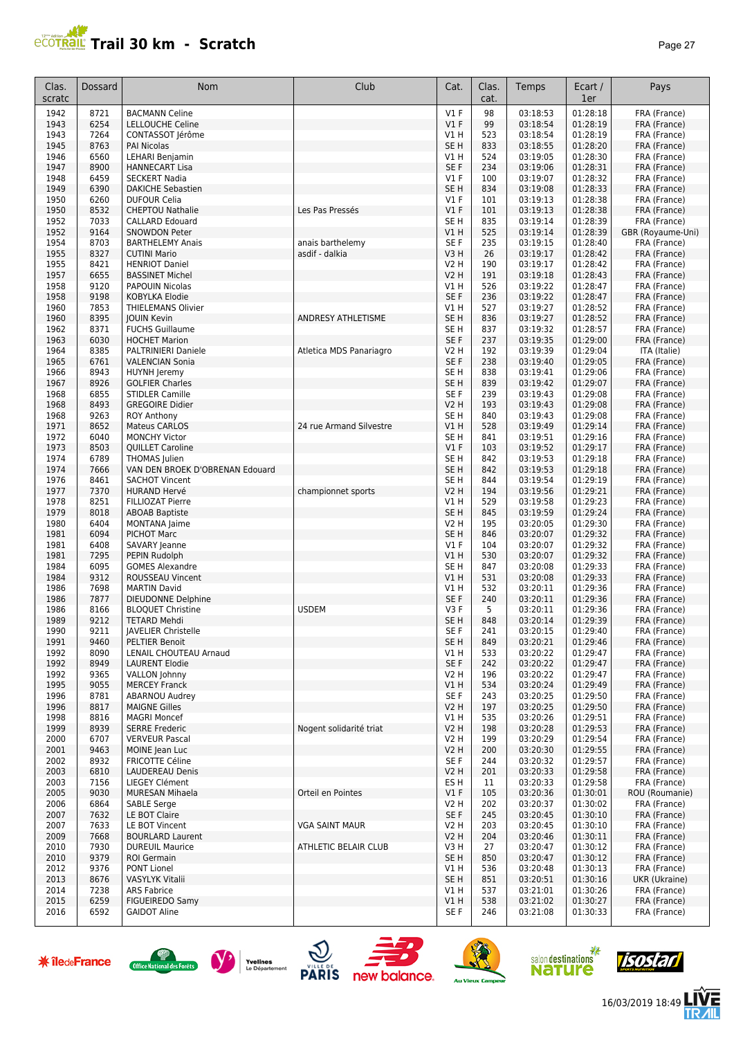# Trail 30 km - Scratch

| Clas. scratc | Dossard | Nom | Club | Cat. | Clas. cat. | Temps | Ecart / 1er | Pays |
|---|---|---|---|---|---|---|---|---|
| 1942 | 8721 | BACMANN Celine | | V1 F | 98 | 03:18:53 | 01:28:18 | FRA (France) |
| 1943 | 6254 | LELLOUCHE Celine | | V1 F | 99 | 03:18:54 | 01:28:19 | FRA (France) |
| 1943 | 7264 | CONTASSOT Jérôme | | V1 H | 523 | 03:18:54 | 01:28:19 | FRA (France) |
| 1945 | 8763 | PAI Nicolas | | SE H | 833 | 03:18:55 | 01:28:20 | FRA (France) |
| 1946 | 6560 | LEHARI Benjamin | | V1 H | 524 | 03:19:05 | 01:28:30 | FRA (France) |
| 1947 | 8900 | HANNECART Lisa | | SE F | 234 | 03:19:06 | 01:28:31 | FRA (France) |
| 1948 | 6459 | SECKERT Nadia | | V1 F | 100 | 03:19:07 | 01:28:32 | FRA (France) |
| 1949 | 6390 | DAKICHE Sebastien | | SE H | 834 | 03:19:08 | 01:28:33 | FRA (France) |
| 1950 | 6260 | DUFOUR Celia | | V1 F | 101 | 03:19:13 | 01:28:38 | FRA (France) |
| 1950 | 8532 | CHEPTOU Nathalie | Les Pas Pressés | V1 F | 101 | 03:19:13 | 01:28:38 | FRA (France) |
| 1952 | 7033 | CALLARD Edouard | | SE H | 835 | 03:19:14 | 01:28:39 | FRA (France) |
| 1952 | 9164 | SNOWDON Peter | | V1 H | 525 | 03:19:14 | 01:28:39 | GBR (Royaume-Uni) |
| 1954 | 8703 | BARTHELEMY Anais | anais barthelemy | SE F | 235 | 03:19:15 | 01:28:40 | FRA (France) |
| 1955 | 8327 | CUTINI Mario | asdif - dalkia | V3 H | 26 | 03:19:17 | 01:28:42 | FRA (France) |
| 1955 | 8421 | HENRIOT Daniel | | V2 H | 190 | 03:19:17 | 01:28:42 | FRA (France) |
| 1957 | 6655 | BASSINET Michel | | V2 H | 191 | 03:19:18 | 01:28:43 | FRA (France) |
| 1958 | 9120 | PAPOUIN Nicolas | | V1 H | 526 | 03:19:22 | 01:28:47 | FRA (France) |
| 1958 | 9198 | KOBYLKA Elodie | | SE F | 236 | 03:19:22 | 01:28:47 | FRA (France) |
| 1960 | 7853 | THIELEMANS Olivier | | V1 H | 527 | 03:19:27 | 01:28:52 | FRA (France) |
| 1960 | 8395 | JOUIN Kevin | ANDRESY ATHLETISME | SE H | 836 | 03:19:27 | 01:28:52 | FRA (France) |
| 1962 | 8371 | FUCHS Guillaume | | SE H | 837 | 03:19:32 | 01:28:57 | FRA (France) |
| 1963 | 6030 | HOCHET Marion | | SE F | 237 | 03:19:35 | 01:29:00 | FRA (France) |
| 1964 | 8385 | PALTRINIERI Daniele | Atletica MDS Panariagro | V2 H | 192 | 03:19:39 | 01:29:04 | ITA (Italie) |
| 1965 | 6761 | VALENCIAN Sonia | | SE F | 238 | 03:19:40 | 01:29:05 | FRA (France) |
| 1966 | 8943 | HUYNH Jeremy | | SE H | 838 | 03:19:41 | 01:29:06 | FRA (France) |
| 1967 | 8926 | GOLFIER Charles | | SE H | 839 | 03:19:42 | 01:29:07 | FRA (France) |
| 1968 | 6855 | STIDLER Camille | | SE F | 239 | 03:19:43 | 01:29:08 | FRA (France) |
| 1968 | 8493 | GREGOIRE Didier | | V2 H | 193 | 03:19:43 | 01:29:08 | FRA (France) |
| 1968 | 9263 | ROY Anthony | | SE H | 840 | 03:19:43 | 01:29:08 | FRA (France) |
| 1971 | 8652 | Mateus CARLOS | 24 rue Armand Silvestre | V1 H | 528 | 03:19:49 | 01:29:14 | FRA (France) |
| 1972 | 6040 | MONCHY Victor | | SE H | 841 | 03:19:51 | 01:29:16 | FRA (France) |
| 1973 | 8503 | QUILLET Caroline | | V1 F | 103 | 03:19:52 | 01:29:17 | FRA (France) |
| 1974 | 6789 | THOMAS Julien | | SE H | 842 | 03:19:53 | 01:29:18 | FRA (France) |
| 1974 | 7666 | VAN DEN BROEK D'OBRENAN Edouard | | SE H | 842 | 03:19:53 | 01:29:18 | FRA (France) |
| 1976 | 8461 | SACHOT Vincent | | SE H | 844 | 03:19:54 | 01:29:19 | FRA (France) |
| 1977 | 7370 | HURAND Hervé | championnet sports | V2 H | 194 | 03:19:56 | 01:29:21 | FRA (France) |
| 1978 | 8251 | FILLIOZAT Pierre | | V1 H | 529 | 03:19:58 | 01:29:23 | FRA (France) |
| 1979 | 8018 | ABOAB Baptiste | | SE H | 845 | 03:19:59 | 01:29:24 | FRA (France) |
| 1980 | 6404 | MONTANA Jaime | | V2 H | 195 | 03:20:05 | 01:29:30 | FRA (France) |
| 1981 | 6094 | PICHOT Marc | | SE H | 846 | 03:20:07 | 01:29:32 | FRA (France) |
| 1981 | 6408 | SAVARY Jeanne | | V1 F | 104 | 03:20:07 | 01:29:32 | FRA (France) |
| 1981 | 7295 | PEPIN Rudolph | | V1 H | 530 | 03:20:07 | 01:29:32 | FRA (France) |
| 1984 | 6095 | GOMES Alexandre | | SE H | 847 | 03:20:08 | 01:29:33 | FRA (France) |
| 1984 | 9312 | ROUSSEAU Vincent | | V1 H | 531 | 03:20:08 | 01:29:33 | FRA (France) |
| 1986 | 7698 | MARTIN David | | V1 H | 532 | 03:20:11 | 01:29:36 | FRA (France) |
| 1986 | 7877 | DIEUDONNE Delphine | | SE F | 240 | 03:20:11 | 01:29:36 | FRA (France) |
| 1986 | 8166 | BLOQUET Christine | USDEM | V3 F | 5 | 03:20:11 | 01:29:36 | FRA (France) |
| 1989 | 9212 | TETARD Mehdi | | SE H | 848 | 03:20:14 | 01:29:39 | FRA (France) |
| 1990 | 9211 | JAVELIER Christelle | | SE F | 241 | 03:20:15 | 01:29:40 | FRA (France) |
| 1991 | 9460 | PELTIER Benoit | | SE H | 849 | 03:20:21 | 01:29:46 | FRA (France) |
| 1992 | 8090 | LENAIL CHOUTEAU Arnaud | | V1 H | 533 | 03:20:22 | 01:29:47 | FRA (France) |
| 1992 | 8949 | LAURENT Elodie | | SE F | 242 | 03:20:22 | 01:29:47 | FRA (France) |
| 1992 | 9365 | VALLON Johnny | | V2 H | 196 | 03:20:22 | 01:29:47 | FRA (France) |
| 1995 | 9055 | MERCEY Franck | | V1 H | 534 | 03:20:24 | 01:29:49 | FRA (France) |
| 1996 | 8781 | ABARNOU Audrey | | SE F | 243 | 03:20:25 | 01:29:50 | FRA (France) |
| 1996 | 8817 | MAIGNE Gilles | | V2 H | 197 | 03:20:25 | 01:29:50 | FRA (France) |
| 1998 | 8816 | MAGRI Moncef | | V1 H | 535 | 03:20:26 | 01:29:51 | FRA (France) |
| 1999 | 8939 | SERRE Frederic | Nogent solidarité triat | V2 H | 198 | 03:20:28 | 01:29:53 | FRA (France) |
| 2000 | 6707 | VERVEUR Pascal | | V2 H | 199 | 03:20:29 | 01:29:54 | FRA (France) |
| 2001 | 9463 | MOINE Jean Luc | | V2 H | 200 | 03:20:30 | 01:29:55 | FRA (France) |
| 2002 | 8932 | FRICOTTE Céline | | SE F | 244 | 03:20:32 | 01:29:57 | FRA (France) |
| 2003 | 6810 | LAUDEREAU Denis | | V2 H | 201 | 03:20:33 | 01:29:58 | FRA (France) |
| 2003 | 7156 | LIEGEY Clément | | ES H | 11 | 03:20:33 | 01:29:58 | FRA (France) |
| 2005 | 9030 | MURESAN Mihaela | Orteil en Pointes | V1 F | 105 | 03:20:36 | 01:30:01 | ROU (Roumanie) |
| 2006 | 6864 | SABLE Serge | | V2 H | 202 | 03:20:37 | 01:30:02 | FRA (France) |
| 2007 | 7632 | LE BOT Claire | | SE F | 245 | 03:20:45 | 01:30:10 | FRA (France) |
| 2007 | 7633 | LE BOT Vincent | VGA SAINT MAUR | V2 H | 203 | 03:20:45 | 01:30:10 | FRA (France) |
| 2009 | 7668 | BOURLARD Laurent | | V2 H | 204 | 03:20:46 | 01:30:11 | FRA (France) |
| 2010 | 7930 | DUREUIL Maurice | ATHLETIC BELAIR CLUB | V3 H | 27 | 03:20:47 | 01:30:12 | FRA (France) |
| 2010 | 9379 | ROI Germain | | SE H | 850 | 03:20:47 | 01:30:12 | FRA (France) |
| 2012 | 9376 | PONT Lionel | | V1 H | 536 | 03:20:48 | 01:30:13 | FRA (France) |
| 2013 | 8676 | VASYLYK Vitalii | | SE H | 851 | 03:20:51 | 01:30:16 | UKR (Ukraine) |
| 2014 | 7238 | ARS Fabrice | | V1 H | 537 | 03:21:01 | 01:30:26 | FRA (France) |
| 2015 | 6259 | FIGUEIREDO Samy | | V1 H | 538 | 03:21:02 | 01:30:27 | FRA (France) |
| 2016 | 6592 | GAIDOT Aline | | SE F | 246 | 03:21:08 | 01:30:33 | FRA (France) |

16/03/2019 18:49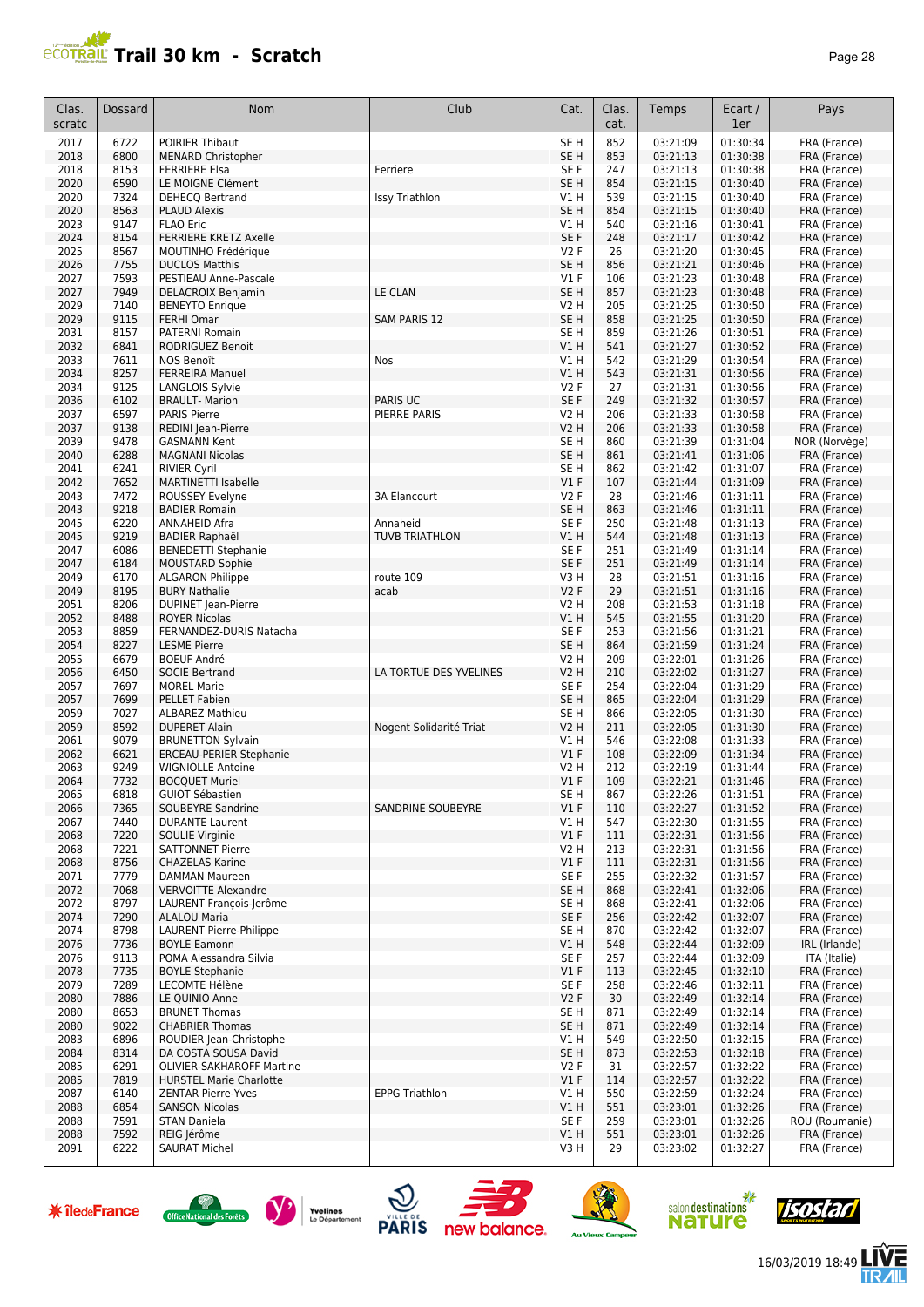# Trail 30 km - Scratch

| Clas. scratc | Dossard | Nom | Club | Cat. | Clas. cat. | Temps | Ecart / 1er | Pays |
|---|---|---|---|---|---|---|---|---|
| 2017 | 6722 | POIRIER Thibaut | | SE H | 852 | 03:21:09 | 01:30:34 | FRA (France) |
| 2018 | 6800 | MENARD Christopher | | SE H | 853 | 03:21:13 | 01:30:38 | FRA (France) |
| 2018 | 8153 | FERRIERE Elsa | Ferriere | SE F | 247 | 03:21:13 | 01:30:38 | FRA (France) |
| 2020 | 6590 | LE MOIGNE Clément | | SE H | 854 | 03:21:15 | 01:30:40 | FRA (France) |
| 2020 | 7324 | DEHECQ Bertrand | Issy Triathlon | V1 H | 539 | 03:21:15 | 01:30:40 | FRA (France) |
| 2020 | 8563 | PLAUD Alexis | | SE H | 854 | 03:21:15 | 01:30:40 | FRA (France) |
| 2023 | 9147 | FLAO Eric | | V1 H | 540 | 03:21:16 | 01:30:41 | FRA (France) |
| 2024 | 8154 | FERRIERE KRETZ Axelle | | SE F | 248 | 03:21:17 | 01:30:42 | FRA (France) |
| 2025 | 8567 | MOUTINHO Frédérique | | V2 F | 26 | 03:21:20 | 01:30:45 | FRA (France) |
| 2026 | 7755 | DUCLOS Matthis | | SE H | 856 | 03:21:21 | 01:30:46 | FRA (France) |
| 2027 | 7593 | PESTIEAU Anne-Pascale | | V1 F | 106 | 03:21:23 | 01:30:48 | FRA (France) |
| 2027 | 7949 | DELACROIX Benjamin | LE CLAN | SE H | 857 | 03:21:23 | 01:30:48 | FRA (France) |
| 2029 | 7140 | BENEYTO Enrique | | V2 H | 205 | 03:21:25 | 01:30:50 | FRA (France) |
| 2029 | 9115 | FERHI Omar | SAM PARIS 12 | SE H | 858 | 03:21:25 | 01:30:50 | FRA (France) |
| 2031 | 8157 | PATERNI Romain | | SE H | 859 | 03:21:26 | 01:30:51 | FRA (France) |
| 2032 | 6841 | RODRIGUEZ Benoit | | V1 H | 541 | 03:21:27 | 01:30:52 | FRA (France) |
| 2033 | 7611 | NOS Benoît | Nos | V1 H | 542 | 03:21:29 | 01:30:54 | FRA (France) |
| 2034 | 8257 | FERREIRA Manuel | | V1 H | 543 | 03:21:31 | 01:30:56 | FRA (France) |
| 2034 | 9125 | LANGLOIS Sylvie | | V2 F | 27 | 03:21:31 | 01:30:56 | FRA (France) |
| 2036 | 6102 | BRAULT- Marion | PARIS UC | SE F | 249 | 03:21:32 | 01:30:57 | FRA (France) |
| 2037 | 6597 | PARIS Pierre | PIERRE PARIS | V2 H | 206 | 03:21:33 | 01:30:58 | FRA (France) |
| 2037 | 9138 | REDINI Jean-Pierre | | V2 H | 206 | 03:21:33 | 01:30:58 | FRA (France) |
| 2039 | 9478 | GASMANN Kent | | SE H | 860 | 03:21:39 | 01:31:04 | NOR (Norvège) |
| 2040 | 6288 | MAGNANI Nicolas | | SE H | 861 | 03:21:41 | 01:31:06 | FRA (France) |
| 2041 | 6241 | RIVIER Cyril | | SE H | 862 | 03:21:42 | 01:31:07 | FRA (France) |
| 2042 | 7652 | MARTINETTI Isabelle | | V1 F | 107 | 03:21:44 | 01:31:09 | FRA (France) |
| 2043 | 7472 | ROUSSEY Evelyne | 3A Elancourt | V2 F | 28 | 03:21:46 | 01:31:11 | FRA (France) |
| 2043 | 9218 | BADIER Romain | | SE H | 863 | 03:21:46 | 01:31:11 | FRA (France) |
| 2045 | 6220 | ANNAHEID Afra | Annaheid | SE F | 250 | 03:21:48 | 01:31:13 | FRA (France) |
| 2045 | 9219 | BADIER Raphaël | TUVB TRIATHLON | V1 H | 544 | 03:21:48 | 01:31:13 | FRA (France) |
| 2047 | 6086 | BENEDETTI Stephanie | | SE F | 251 | 03:21:49 | 01:31:14 | FRA (France) |
| 2047 | 6184 | MOUSTARD Sophie | | SE F | 251 | 03:21:49 | 01:31:14 | FRA (France) |
| 2049 | 6170 | ALGARON Philippe | route 109 | V3 H | 28 | 03:21:51 | 01:31:16 | FRA (France) |
| 2049 | 8195 | BURY Nathalie | acab | V2 F | 29 | 03:21:51 | 01:31:16 | FRA (France) |
| 2051 | 8206 | DUPINET Jean-Pierre | | V2 H | 208 | 03:21:53 | 01:31:18 | FRA (France) |
| 2052 | 8488 | ROYER Nicolas | | V1 H | 545 | 03:21:55 | 01:31:20 | FRA (France) |
| 2053 | 8859 | FERNANDEZ-DURIS Natacha | | SE F | 253 | 03:21:56 | 01:31:21 | FRA (France) |
| 2054 | 8227 | LESME Pierre | | SE H | 864 | 03:21:59 | 01:31:24 | FRA (France) |
| 2055 | 6679 | BOEUF André | | V2 H | 209 | 03:22:01 | 01:31:26 | FRA (France) |
| 2056 | 6450 | SOCIE Bertrand | LA TORTUE DES YVELINES | V2 H | 210 | 03:22:02 | 01:31:27 | FRA (France) |
| 2057 | 7697 | MOREL Marie | | SE F | 254 | 03:22:04 | 01:31:29 | FRA (France) |
| 2057 | 7699 | PELLET Fabien | | SE H | 865 | 03:22:04 | 01:31:29 | FRA (France) |
| 2059 | 7027 | ALBAREZ Mathieu | | SE H | 866 | 03:22:05 | 01:31:30 | FRA (France) |
| 2059 | 8592 | DUPERET Alain | Nogent Solidarité Triat | V2 H | 211 | 03:22:05 | 01:31:30 | FRA (France) |
| 2061 | 9079 | BRUNETTON Sylvain | | V1 H | 546 | 03:22:08 | 01:31:33 | FRA (France) |
| 2062 | 6621 | ERCEAU-PERIER Stephanie | | V1 F | 108 | 03:22:09 | 01:31:34 | FRA (France) |
| 2063 | 9249 | WIGNIOLLE Antoine | | V2 H | 212 | 03:22:19 | 01:31:44 | FRA (France) |
| 2064 | 7732 | BOCQUET Muriel | | V1 F | 109 | 03:22:21 | 01:31:46 | FRA (France) |
| 2065 | 6818 | GUIOT Sébastien | | SE H | 867 | 03:22:26 | 01:31:51 | FRA (France) |
| 2066 | 7365 | SOUBEYRE Sandrine | SANDRINE SOUBEYRE | V1 F | 110 | 03:22:27 | 01:31:52 | FRA (France) |
| 2067 | 7440 | DURANTE Laurent | | V1 H | 547 | 03:22:30 | 01:31:55 | FRA (France) |
| 2068 | 7220 | SOULIE Virginie | | V1 F | 111 | 03:22:31 | 01:31:56 | FRA (France) |
| 2068 | 7221 | SATTONNET Pierre | | V2 H | 213 | 03:22:31 | 01:31:56 | FRA (France) |
| 2068 | 8756 | CHAZELAS Karine | | V1 F | 111 | 03:22:31 | 01:31:56 | FRA (France) |
| 2071 | 7779 | DAMMAN Maureen | | SE F | 255 | 03:22:32 | 01:31:57 | FRA (France) |
| 2072 | 7068 | VERVOITTE Alexandre | | SE H | 868 | 03:22:41 | 01:32:06 | FRA (France) |
| 2072 | 8797 | LAURENT François-Jerôme | | SE H | 868 | 03:22:41 | 01:32:06 | FRA (France) |
| 2074 | 7290 | ALALOU Maria | | SE F | 256 | 03:22:42 | 01:32:07 | FRA (France) |
| 2074 | 8798 | LAURENT Pierre-Philippe | | SE H | 870 | 03:22:42 | 01:32:07 | FRA (France) |
| 2076 | 7736 | BOYLE Eamonn | | V1 H | 548 | 03:22:44 | 01:32:09 | IRL (Irlande) |
| 2076 | 9113 | POMA Alessandra Silvia | | SE F | 257 | 03:22:44 | 01:32:09 | ITA (Italie) |
| 2078 | 7735 | BOYLE Stephanie | | V1 F | 113 | 03:22:45 | 01:32:10 | FRA (France) |
| 2079 | 7289 | LECOMTE Hélène | | SE F | 258 | 03:22:46 | 01:32:11 | FRA (France) |
| 2080 | 7886 | LE QUINIO Anne | | V2 F | 30 | 03:22:49 | 01:32:14 | FRA (France) |
| 2080 | 8653 | BRUNET Thomas | | SE H | 871 | 03:22:49 | 01:32:14 | FRA (France) |
| 2080 | 9022 | CHABRIER Thomas | | SE H | 871 | 03:22:49 | 01:32:14 | FRA (France) |
| 2083 | 6896 | ROUDIER Jean-Christophe | | V1 H | 549 | 03:22:50 | 01:32:15 | FRA (France) |
| 2084 | 8314 | DA COSTA SOUSA David | | SE H | 873 | 03:22:53 | 01:32:18 | FRA (France) |
| 2085 | 6291 | OLIVIER-SAKHAROFF Martine | | V2 F | 31 | 03:22:57 | 01:32:22 | FRA (France) |
| 2085 | 7819 | HURSTEL Marie Charlotte | | V1 F | 114 | 03:22:57 | 01:32:22 | FRA (France) |
| 2087 | 6140 | ZENTAR Pierre-Yves | EPPG Triathlon | V1 H | 550 | 03:22:59 | 01:32:24 | FRA (France) |
| 2088 | 6854 | SANSON Nicolas | | V1 H | 551 | 03:23:01 | 01:32:26 | FRA (France) |
| 2088 | 7591 | STAN Daniela | | SE F | 259 | 03:23:01 | 01:32:26 | ROU (Roumanie) |
| 2088 | 7592 | REIG Jérôme | | V1 H | 551 | 03:23:01 | 01:32:26 | FRA (France) |
| 2091 | 6222 | SAURAT Michel | | V3 H | 29 | 03:23:02 | 01:32:27 | FRA (France) |

16/03/2019 18:49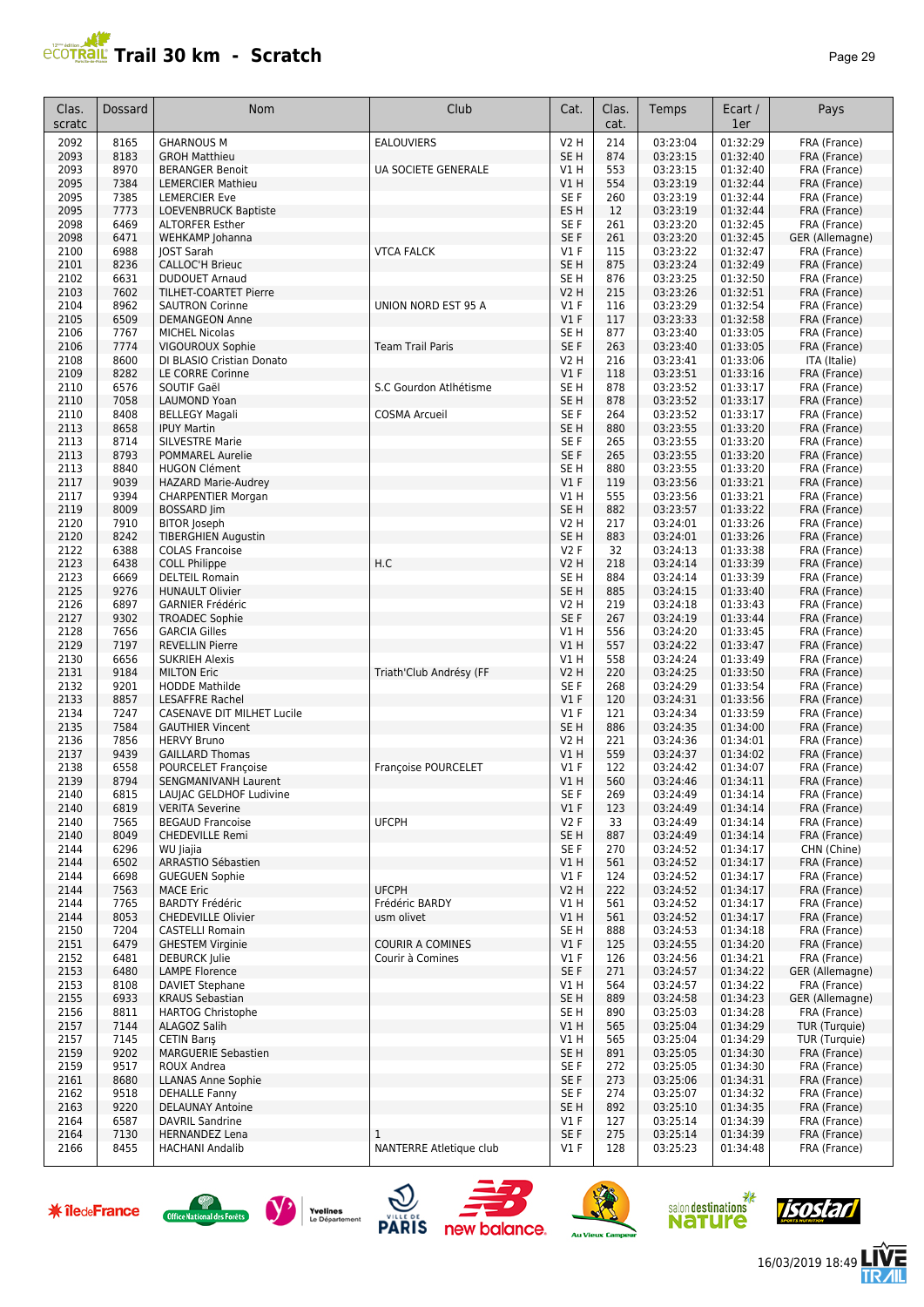# Trail 30 km - Scratch

| Clas. scratc | Dossard | Nom | Club | Cat. | Clas. cat. | Temps | Ecart / 1er | Pays |
|---|---|---|---|---|---|---|---|---|
| 2092 | 8165 | GHARNOUS M | EALOUVIERS | V2 H | 214 | 03:23:04 | 01:32:29 | FRA (France) |
| 2093 | 8183 | GROH Matthieu | | SE H | 874 | 03:23:15 | 01:32:40 | FRA (France) |
| 2093 | 8970 | BERANGER Benoit | UA SOCIETE GENERALE | V1 H | 553 | 03:23:15 | 01:32:40 | FRA (France) |
| 2095 | 7384 | LEMERCIER Mathieu | | V1 H | 554 | 03:23:19 | 01:32:44 | FRA (France) |
| 2095 | 7385 | LEMERCIER Eve | | SE F | 260 | 03:23:19 | 01:32:44 | FRA (France) |
| 2095 | 7773 | LOEVENBRUCK Baptiste | | ES H | 12 | 03:23:19 | 01:32:44 | FRA (France) |
| 2098 | 6469 | ALTORFER Esther | | SE F | 261 | 03:23:20 | 01:32:45 | FRA (France) |
| 2098 | 6471 | WEHKAMP Johanna | | SE F | 261 | 03:23:20 | 01:32:45 | GER (Allemagne) |
| 2100 | 6988 | JOST Sarah | VTCA FALCK | V1 F | 115 | 03:23:22 | 01:32:47 | FRA (France) |
| 2101 | 8236 | CALLOC'H Brieuc | | SE H | 875 | 03:23:24 | 01:32:49 | FRA (France) |
| 2102 | 6631 | DUDOUET Arnaud | | SE H | 876 | 03:23:25 | 01:32:50 | FRA (France) |
| 2103 | 7602 | TILHET-COARTET Pierre | | V2 H | 215 | 03:23:26 | 01:32:51 | FRA (France) |
| 2104 | 8962 | SAUTRON Corinne | UNION NORD EST 95 A | V1 F | 116 | 03:23:29 | 01:32:54 | FRA (France) |
| 2105 | 6509 | DEMANGEON Anne | | V1 F | 117 | 03:23:33 | 01:32:58 | FRA (France) |
| 2106 | 7767 | MICHEL Nicolas | | SE H | 877 | 03:23:40 | 01:33:05 | FRA (France) |
| 2106 | 7774 | VIGOUROUX Sophie | Team Trail Paris | SE F | 263 | 03:23:40 | 01:33:05 | FRA (France) |
| 2108 | 8600 | DI BLASIO Cristian Donato | | V2 H | 216 | 03:23:41 | 01:33:06 | ITA (Italie) |
| 2109 | 8282 | LE CORRE Corinne | | V1 F | 118 | 03:23:51 | 01:33:16 | FRA (France) |
| 2110 | 6576 | SOUTIF Gaël | S.C Gourdon Atlhétisme | SE H | 878 | 03:23:52 | 01:33:17 | FRA (France) |
| 2110 | 7058 | LAUMOND Yoan | | SE H | 878 | 03:23:52 | 01:33:17 | FRA (France) |
| 2110 | 8408 | BELLEGY Magali | COSMA Arcueil | SE F | 264 | 03:23:52 | 01:33:17 | FRA (France) |
| 2113 | 8658 | IPUY Martin | | SE H | 880 | 03:23:55 | 01:33:20 | FRA (France) |
| 2113 | 8714 | SILVESTRE Marie | | SE F | 265 | 03:23:55 | 01:33:20 | FRA (France) |
| 2113 | 8793 | POMMAREL Aurelie | | SE F | 265 | 03:23:55 | 01:33:20 | FRA (France) |
| 2113 | 8840 | HUGON Clément | | SE H | 880 | 03:23:55 | 01:33:20 | FRA (France) |
| 2117 | 9039 | HAZARD Marie-Audrey | | V1 F | 119 | 03:23:56 | 01:33:21 | FRA (France) |
| 2117 | 9394 | CHARPENTIER Morgan | | V1 H | 555 | 03:23:56 | 01:33:21 | FRA (France) |
| 2119 | 8009 | BOSSARD Jim | | SE H | 882 | 03:23:57 | 01:33:22 | FRA (France) |
| 2120 | 7910 | BITOR Joseph | | V2 H | 217 | 03:24:01 | 01:33:26 | FRA (France) |
| 2120 | 8242 | TIBERGHIEN Augustin | | SE H | 883 | 03:24:01 | 01:33:26 | FRA (France) |
| 2122 | 6388 | COLAS Francoise | | V2 F | 32 | 03:24:13 | 01:33:38 | FRA (France) |
| 2123 | 6438 | COLL Philippe | H.C | V2 H | 218 | 03:24:14 | 01:33:39 | FRA (France) |
| 2123 | 6669 | DELTEIL Romain | | SE H | 884 | 03:24:14 | 01:33:39 | FRA (France) |
| 2125 | 9276 | HUNAULT Olivier | | SE H | 885 | 03:24:15 | 01:33:40 | FRA (France) |
| 2126 | 6897 | GARNIER Frédéric | | V2 H | 219 | 03:24:18 | 01:33:43 | FRA (France) |
| 2127 | 9302 | TROADEC Sophie | | SE F | 267 | 03:24:19 | 01:33:44 | FRA (France) |
| 2128 | 7656 | GARCIA Gilles | | V1 H | 556 | 03:24:20 | 01:33:45 | FRA (France) |
| 2129 | 7197 | REVELLIN Pierre | | V1 H | 557 | 03:24:22 | 01:33:47 | FRA (France) |
| 2130 | 6656 | SUKRIEH Alexis | | V1 H | 558 | 03:24:24 | 01:33:49 | FRA (France) |
| 2131 | 9184 | MILTON Eric | Triath'Club Andrésy (FF | V2 H | 220 | 03:24:25 | 01:33:50 | FRA (France) |
| 2132 | 9201 | HODDE Mathilde | | SE F | 268 | 03:24:29 | 01:33:54 | FRA (France) |
| 2133 | 8857 | LESAFFRE Rachel | | V1 F | 120 | 03:24:31 | 01:33:56 | FRA (France) |
| 2134 | 7247 | CASENAVE DIT MILHET Lucile | | V1 F | 121 | 03:24:34 | 01:33:59 | FRA (France) |
| 2135 | 7584 | GAUTHIER Vincent | | SE H | 886 | 03:24:35 | 01:34:00 | FRA (France) |
| 2136 | 7856 | HERVY Bruno | | V2 H | 221 | 03:24:36 | 01:34:01 | FRA (France) |
| 2137 | 9439 | GAILLARD Thomas | | V1 H | 559 | 03:24:37 | 01:34:02 | FRA (France) |
| 2138 | 6558 | POURCELET Françoise | Françoise POURCELET | V1 F | 122 | 03:24:42 | 01:34:07 | FRA (France) |
| 2139 | 8794 | SENGMANIVANH Laurent | | V1 H | 560 | 03:24:46 | 01:34:11 | FRA (France) |
| 2140 | 6815 | LAUJAC GELDHOF Ludivine | | SE F | 269 | 03:24:49 | 01:34:14 | FRA (France) |
| 2140 | 6819 | VERITA Severine | | V1 F | 123 | 03:24:49 | 01:34:14 | FRA (France) |
| 2140 | 7565 | BEGAUD Francoise | UFCPH | V2 F | 33 | 03:24:49 | 01:34:14 | FRA (France) |
| 2140 | 8049 | CHEDEVILLE Remi | | SE H | 887 | 03:24:49 | 01:34:14 | FRA (France) |
| 2144 | 6296 | WU Jiajia | | SE F | 270 | 03:24:52 | 01:34:17 | CHN (Chine) |
| 2144 | 6502 | ARRASTIO Sébastien | | V1 H | 561 | 03:24:52 | 01:34:17 | FRA (France) |
| 2144 | 6698 | GUEGUEN Sophie | | V1 F | 124 | 03:24:52 | 01:34:17 | FRA (France) |
| 2144 | 7563 | MACE Eric | UFCPH | V2 H | 222 | 03:24:52 | 01:34:17 | FRA (France) |
| 2144 | 7765 | BARDTY Frédéric | Frédéric BARDY | V1 H | 561 | 03:24:52 | 01:34:17 | FRA (France) |
| 2144 | 8053 | CHEDEVILLE Olivier | usm olivet | V1 H | 561 | 03:24:52 | 01:34:17 | FRA (France) |
| 2150 | 7204 | CASTELLI Romain | | SE H | 888 | 03:24:53 | 01:34:18 | FRA (France) |
| 2151 | 6479 | GHESTEM Virginie | COURIR A COMINES | V1 F | 125 | 03:24:55 | 01:34:20 | FRA (France) |
| 2152 | 6481 | DEBURCK Julie | Courir à Comines | V1 F | 126 | 03:24:56 | 01:34:21 | FRA (France) |
| 2153 | 6480 | LAMPE Florence | | SE F | 271 | 03:24:57 | 01:34:22 | GER (Allemagne) |
| 2153 | 8108 | DAVIET Stephane | | V1 H | 564 | 03:24:57 | 01:34:22 | FRA (France) |
| 2155 | 6933 | KRAUS Sebastian | | SE H | 889 | 03:24:58 | 01:34:23 | GER (Allemagne) |
| 2156 | 8811 | HARTOG Christophe | | SE H | 890 | 03:25:03 | 01:34:28 | FRA (France) |
| 2157 | 7144 | ALAGOZ Salih | | V1 H | 565 | 03:25:04 | 01:34:29 | TUR (Turquie) |
| 2157 | 7145 | CETIN Barış | | V1 H | 565 | 03:25:04 | 01:34:29 | TUR (Turquie) |
| 2159 | 9202 | MARGUERIE Sebastien | | SE H | 891 | 03:25:05 | 01:34:30 | FRA (France) |
| 2159 | 9517 | ROUX Andrea | | SE F | 272 | 03:25:05 | 01:34:30 | FRA (France) |
| 2161 | 8680 | LLANAS Anne Sophie | | SE F | 273 | 03:25:06 | 01:34:31 | FRA (France) |
| 2162 | 9518 | DEHALLE Fanny | | SE F | 274 | 03:25:07 | 01:34:32 | FRA (France) |
| 2163 | 9220 | DELAUNAY Antoine | | SE H | 892 | 03:25:10 | 01:34:35 | FRA (France) |
| 2164 | 6587 | DAVRIL Sandrine | | V1 F | 127 | 03:25:14 | 01:34:39 | FRA (France) |
| 2164 | 7130 | HERNANDEZ Lena | 1 | SE F | 275 | 03:25:14 | 01:34:39 | FRA (France) |
| 2166 | 8455 | HACHANI Andalib | NANTERRE Atletique club | V1 F | 128 | 03:25:23 | 01:34:48 | FRA (France) |

16/03/2019 18:49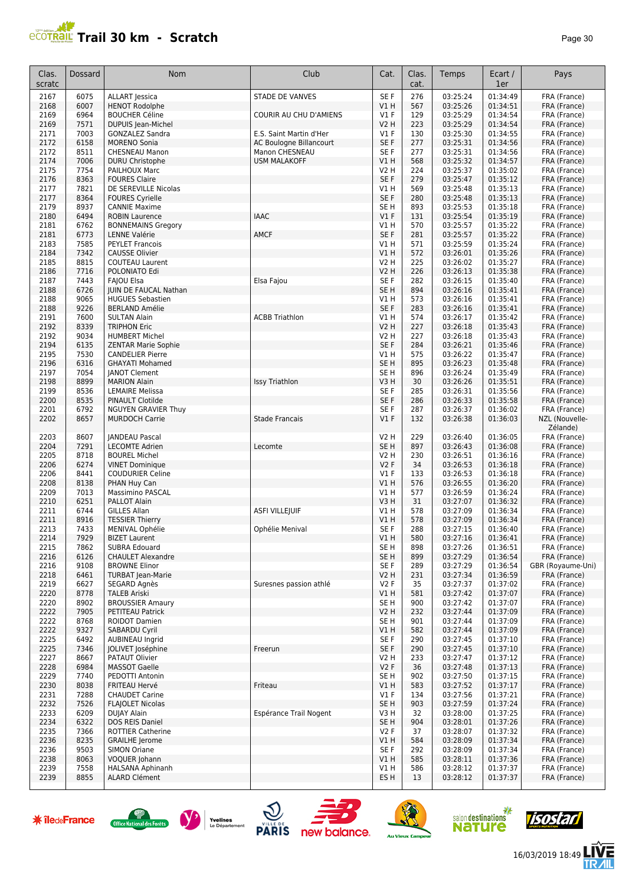# Trail 30 km - Scratch

| Clas. scratc | Dossard | Nom | Club | Cat. | Clas. cat. | Temps | Ecart / 1er | Pays |
|---|---|---|---|---|---|---|---|---|
| 2167 | 6075 | ALLART Jessica | STADE DE VANVES | SE F | 276 | 03:25:24 | 01:34:49 | FRA (France) |
| 2168 | 6007 | HENOT Rodolphe | | V1 H | 567 | 03:25:26 | 01:34:51 | FRA (France) |
| 2169 | 6964 | BOUCHER Céline | COURIR AU CHU D'AMIENS | V1 F | 129 | 03:25:29 | 01:34:54 | FRA (France) |
| 2169 | 7571 | DUPUIS Jean-Michel | | V2 H | 223 | 03:25:29 | 01:34:54 | FRA (France) |
| 2171 | 7003 | GONZALEZ Sandra | E.S. Saint Martin d'Her | V1 F | 130 | 03:25:30 | 01:34:55 | FRA (France) |
| 2172 | 6158 | MORENO Sonia | AC Boulogne Billancourt | SE F | 277 | 03:25:31 | 01:34:56 | FRA (France) |
| 2172 | 8511 | CHESNEAU Manon | Manon CHESNEAU | SE F | 277 | 03:25:31 | 01:34:56 | FRA (France) |
| 2174 | 7006 | DURU Christophe | USM MALAKOFF | V1 H | 568 | 03:25:32 | 01:34:57 | FRA (France) |
| 2175 | 7754 | PAILHOUX Marc | | V2 H | 224 | 03:25:37 | 01:35:02 | FRA (France) |
| 2176 | 8363 | FOURES Claire | | SE F | 279 | 03:25:47 | 01:35:12 | FRA (France) |
| 2177 | 7821 | DE SEREVILLE Nicolas | | V1 H | 569 | 03:25:48 | 01:35:13 | FRA (France) |
| 2177 | 8364 | FOURES Cyrielle | | SE F | 280 | 03:25:48 | 01:35:13 | FRA (France) |
| 2179 | 8937 | CANNIE Maxime | | SE H | 893 | 03:25:53 | 01:35:18 | FRA (France) |
| 2180 | 6494 | ROBIN Laurence | IAAC | V1 F | 131 | 03:25:54 | 01:35:19 | FRA (France) |
| 2181 | 6762 | BONNEMAINS Gregory | | V1 H | 570 | 03:25:57 | 01:35:22 | FRA (France) |
| 2181 | 6773 | LENNE Valérie | AMCF | SE F | 281 | 03:25:57 | 01:35:22 | FRA (France) |
| 2183 | 7585 | PEYLET Francois | | V1 H | 571 | 03:25:59 | 01:35:24 | FRA (France) |
| 2184 | 7342 | CAUSSE Olivier | | V1 H | 572 | 03:26:01 | 01:35:26 | FRA (France) |
| 2185 | 8815 | COUTEAU Laurent | | V2 H | 225 | 03:26:02 | 01:35:27 | FRA (France) |
| 2186 | 7716 | POLONIATO Edi | | V2 H | 226 | 03:26:13 | 01:35:38 | FRA (France) |
| 2187 | 7443 | FAJOU Elsa | Elsa Fajou | SE F | 282 | 03:26:15 | 01:35:40 | FRA (France) |
| 2188 | 6726 | JUIN DE FAUCAL Nathan | | SE H | 894 | 03:26:16 | 01:35:41 | FRA (France) |
| 2188 | 9065 | HUGUES Sebastien | | V1 H | 573 | 03:26:16 | 01:35:41 | FRA (France) |
| 2188 | 9226 | BERLAND Amélie | | SE F | 283 | 03:26:16 | 01:35:41 | FRA (France) |
| 2191 | 7600 | SULTAN Alain | ACBB Triathlon | V1 H | 574 | 03:26:17 | 01:35:42 | FRA (France) |
| 2192 | 8339 | TRIPHON Eric | | V2 H | 227 | 03:26:18 | 01:35:43 | FRA (France) |
| 2192 | 9034 | HUMBERT Michel | | V2 H | 227 | 03:26:18 | 01:35:43 | FRA (France) |
| 2194 | 6135 | ZENTAR Marie Sophie | | SE F | 284 | 03:26:21 | 01:35:46 | FRA (France) |
| 2195 | 7530 | CANDELIER Pierre | | V1 H | 575 | 03:26:22 | 01:35:47 | FRA (France) |
| 2196 | 6316 | GHAYATI Mohamed | | SE H | 895 | 03:26:23 | 01:35:48 | FRA (France) |
| 2197 | 7054 | JANOT Clement | | SE H | 896 | 03:26:24 | 01:35:49 | FRA (France) |
| 2198 | 8899 | MARION Alain | Issy Triathlon | V3 H | 30 | 03:26:26 | 01:35:51 | FRA (France) |
| 2199 | 8536 | LEMAIRE Melissa | | SE F | 285 | 03:26:31 | 01:35:56 | FRA (France) |
| 2200 | 8535 | PINAULT Clotilde | | SE F | 286 | 03:26:33 | 01:35:58 | FRA (France) |
| 2201 | 6792 | NGUYEN GRAVIER Thuy | | SE F | 287 | 03:26:37 | 01:36:02 | FRA (France) |
| 2202 | 8657 | MURDOCH Carrie | Stade Francais | V1 F | 132 | 03:26:38 | 01:36:03 | NZL (Nouvelle-Zélande) |
| 2203 | 8607 | JANDEAU Pascal | | V2 H | 229 | 03:26:40 | 01:36:05 | FRA (France) |
| 2204 | 7291 | LECOMTE Adrien | Lecomte | SE H | 897 | 03:26:43 | 01:36:08 | FRA (France) |
| 2205 | 8718 | BOUREL Michel | | V2 H | 230 | 03:26:51 | 01:36:16 | FRA (France) |
| 2206 | 6274 | VINET Dominique | | V2 F | 34 | 03:26:53 | 01:36:18 | FRA (France) |
| 2206 | 8441 | COUDURIER Celine | | V1 F | 133 | 03:26:53 | 01:36:18 | FRA (France) |
| 2208 | 8138 | PHAN Huy Can | | V1 H | 576 | 03:26:55 | 01:36:20 | FRA (France) |
| 2209 | 7013 | Massimino PASCAL | | V1 H | 577 | 03:26:59 | 01:36:24 | FRA (France) |
| 2210 | 6251 | PALLOT Alain | | V3 H | 31 | 03:27:07 | 01:36:32 | FRA (France) |
| 2211 | 6744 | GILLES Allan | ASFI VILLEJUIF | V1 H | 578 | 03:27:09 | 01:36:34 | FRA (France) |
| 2211 | 8916 | TESSIER Thierry | | V1 H | 578 | 03:27:09 | 01:36:34 | FRA (France) |
| 2213 | 7433 | MENIVAL Ophélie | Ophélie Menival | SE F | 288 | 03:27:15 | 01:36:40 | FRA (France) |
| 2214 | 7929 | BIZET Laurent | | V1 H | 580 | 03:27:16 | 01:36:41 | FRA (France) |
| 2215 | 7862 | SUBRA Edouard | | SE H | 898 | 03:27:26 | 01:36:51 | FRA (France) |
| 2216 | 6126 | CHAULET Alexandre | | SE H | 899 | 03:27:29 | 01:36:54 | FRA (France) |
| 2216 | 9108 | BROWNE Elinor | | SE F | 289 | 03:27:29 | 01:36:54 | GBR (Royaume-Uni) |
| 2218 | 6461 | TURBAT Jean-Marie | | V2 H | 231 | 03:27:34 | 01:36:59 | FRA (France) |
| 2219 | 6627 | SEGARD Agnès | Suresnes passion athlé | V2 F | 35 | 03:27:37 | 01:37:02 | FRA (France) |
| 2220 | 8778 | TALEB Ariski | | V1 H | 581 | 03:27:42 | 01:37:07 | FRA (France) |
| 2220 | 8902 | BROUSSIER Amaury | | SE H | 900 | 03:27:42 | 01:37:07 | FRA (France) |
| 2222 | 7905 | PETITEAU Patrick | | V2 H | 232 | 03:27:44 | 01:37:09 | FRA (France) |
| 2222 | 8768 | ROIDOT Damien | | SE H | 901 | 03:27:44 | 01:37:09 | FRA (France) |
| 2222 | 9327 | SABARDU Cyril | | V1 H | 582 | 03:27:44 | 01:37:09 | FRA (France) |
| 2225 | 6492 | AUBINEAU Ingrid | | SE F | 290 | 03:27:45 | 01:37:10 | FRA (France) |
| 2225 | 7346 | JOLIVET Joséphine | Freerun | SE F | 290 | 03:27:45 | 01:37:10 | FRA (France) |
| 2227 | 8667 | PATAUT Olivier | | V2 H | 233 | 03:27:47 | 01:37:12 | FRA (France) |
| 2228 | 6984 | MASSOT Gaelle | | V2 F | 36 | 03:27:48 | 01:37:13 | FRA (France) |
| 2229 | 7740 | PEDOTTI Antonin | | SE H | 902 | 03:27:50 | 01:37:15 | FRA (France) |
| 2230 | 8038 | FRITEAU Hervé | Friteau | V1 H | 583 | 03:27:52 | 01:37:17 | FRA (France) |
| 2231 | 7288 | CHAUDET Carine | | V1 F | 134 | 03:27:56 | 01:37:21 | FRA (France) |
| 2232 | 7526 | FLAJOLET Nicolas | | SE H | 903 | 03:27:59 | 01:37:24 | FRA (France) |
| 2233 | 6209 | DUJAY Alain | Espérance Trail Nogent | V3 H | 32 | 03:28:00 | 01:37:25 | FRA (France) |
| 2234 | 6322 | DOS REIS Daniel | | SE H | 904 | 03:28:01 | 01:37:26 | FRA (France) |
| 2235 | 7366 | ROTTIER Catherine | | V2 F | 37 | 03:28:07 | 01:37:32 | FRA (France) |
| 2236 | 8235 | GRAILHE Jerome | | V1 H | 584 | 03:28:09 | 01:37:34 | FRA (France) |
| 2236 | 9503 | SIMON Oriane | | SE F | 292 | 03:28:09 | 01:37:34 | FRA (France) |
| 2238 | 8063 | VOQUER Johann | | V1 H | 585 | 03:28:11 | 01:37:36 | FRA (France) |
| 2239 | 7558 | HALSANA Aphinanh | | V1 H | 586 | 03:28:12 | 01:37:37 | FRA (France) |
| 2239 | 8855 | ALARD Clément | | ES H | 13 | 03:28:12 | 01:37:37 | FRA (France) |

16/03/2019 18:49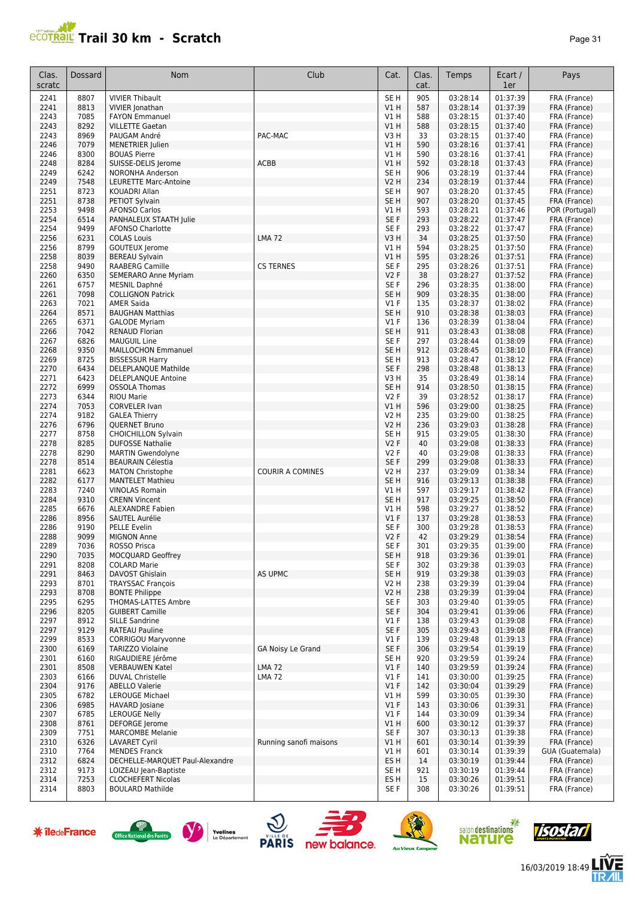# Trail 30 km - Scratch

| Clas. scratc | Dossard | Nom | Club | Cat. | Clas. cat. | Temps | Ecart / 1er | Pays |
|---|---|---|---|---|---|---|---|---|
| 2241 | 8807 | VIVIER Thibault | | SE H | 905 | 03:28:14 | 01:37:39 | FRA (France) |
| 2241 | 8813 | VIVIER Jonathan | | V1 H | 587 | 03:28:14 | 01:37:39 | FRA (France) |
| 2243 | 7085 | FAYON Emmanuel | | V1 H | 588 | 03:28:15 | 01:37:40 | FRA (France) |
| 2243 | 8292 | VILLETTE Gaetan | | V1 H | 588 | 03:28:15 | 01:37:40 | FRA (France) |
| 2243 | 8969 | PAUGAM André | PAC-MAC | V3 H | 33 | 03:28:15 | 01:37:40 | FRA (France) |
| 2246 | 7079 | MENETRIER Julien | | V1 H | 590 | 03:28:16 | 01:37:41 | FRA (France) |
| 2246 | 8300 | BOUAS Pierre | | V1 H | 590 | 03:28:16 | 01:37:41 | FRA (France) |
| 2248 | 8284 | SUISSE-DELIS Jerome | ACBB | V1 H | 592 | 03:28:18 | 01:37:43 | FRA (France) |
| 2249 | 6242 | NORONHA Anderson | | SE H | 906 | 03:28:19 | 01:37:44 | FRA (France) |
| 2249 | 7548 | LEURETTE Marc-Antoine | | V2 H | 234 | 03:28:19 | 01:37:44 | FRA (France) |
| 2251 | 8723 | KOUADRI Allan | | SE H | 907 | 03:28:20 | 01:37:45 | FRA (France) |
| 2251 | 8738 | PETIOT Sylvain | | SE H | 907 | 03:28:20 | 01:37:45 | FRA (France) |
| 2253 | 9498 | AFONSO Carlos | | V1 H | 593 | 03:28:21 | 01:37:46 | POR (Portugal) |
| 2254 | 6514 | PANHALEUX STAATH Julie | | SE F | 293 | 03:28:22 | 01:37:47 | FRA (France) |
| 2254 | 9499 | AFONSO Charlotte | | SE F | 293 | 03:28:22 | 01:37:47 | FRA (France) |
| 2256 | 6231 | COLAS Louis | LMA 72 | V3 H | 34 | 03:28:25 | 01:37:50 | FRA (France) |
| 2256 | 8799 | GOUTEUX Jerome | | V1 H | 594 | 03:28:25 | 01:37:50 | FRA (France) |
| 2258 | 8039 | BEREAU Sylvain | | V1 H | 595 | 03:28:26 | 01:37:51 | FRA (France) |
| 2258 | 9490 | RAABERG Camille | CS TERNES | SE F | 295 | 03:28:26 | 01:37:51 | FRA (France) |
| 2260 | 6350 | SEMERARO Anne Myriam | | V2 F | 38 | 03:28:27 | 01:37:52 | FRA (France) |
| 2261 | 6757 | MESNIL Daphné | | SE F | 296 | 03:28:35 | 01:38:00 | FRA (France) |
| 2261 | 7098 | COLLIGNON Patrick | | SE H | 909 | 03:28:35 | 01:38:00 | FRA (France) |
| 2263 | 7021 | AMER Saida | | V1 F | 135 | 03:28:37 | 01:38:02 | FRA (France) |
| 2264 | 8571 | BAUGHAN Matthias | | SE H | 910 | 03:28:38 | 01:38:03 | FRA (France) |
| 2265 | 6371 | GALODE Myriam | | V1 F | 136 | 03:28:39 | 01:38:04 | FRA (France) |
| 2266 | 7042 | RENAUD Florian | | SE H | 911 | 03:28:43 | 01:38:08 | FRA (France) |
| 2267 | 6826 | MAUGUIL Line | | SE F | 297 | 03:28:44 | 01:38:09 | FRA (France) |
| 2268 | 9350 | MAILLOCHON Emmanuel | | SE H | 912 | 03:28:45 | 01:38:10 | FRA (France) |
| 2269 | 8725 | BISSESSUR Harry | | SE H | 913 | 03:28:47 | 01:38:12 | FRA (France) |
| 2270 | 6434 | DELEPLANQUE Mathilde | | SE F | 298 | 03:28:48 | 01:38:13 | FRA (France) |
| 2271 | 6423 | DELEPLANQUE Antoine | | V3 H | 35 | 03:28:49 | 01:38:14 | FRA (France) |
| 2272 | 6999 | OSSOLA Thomas | | SE H | 914 | 03:28:50 | 01:38:15 | FRA (France) |
| 2273 | 6344 | RIOU Marie | | V2 F | 39 | 03:28:52 | 01:38:17 | FRA (France) |
| 2274 | 7053 | CORVELER Ivan | | V1 H | 596 | 03:29:00 | 01:38:25 | FRA (France) |
| 2274 | 9182 | GALEA Thierry | | V2 H | 235 | 03:29:00 | 01:38:25 | FRA (France) |
| 2276 | 6796 | QUERNET Bruno | | V2 H | 236 | 03:29:03 | 01:38:28 | FRA (France) |
| 2277 | 8758 | CHOICHILLON Sylvain | | SE H | 915 | 03:29:05 | 01:38:30 | FRA (France) |
| 2278 | 8285 | DUFOSSE Nathalie | | V2 F | 40 | 03:29:08 | 01:38:33 | FRA (France) |
| 2278 | 8290 | MARTIN Gwendolyne | | V2 F | 40 | 03:29:08 | 01:38:33 | FRA (France) |
| 2278 | 8514 | BEAURAIN Célestia | | SE F | 299 | 03:29:08 | 01:38:33 | FRA (France) |
| 2281 | 6623 | MATON Christophe | COURIR A COMINES | V2 H | 237 | 03:29:09 | 01:38:34 | FRA (France) |
| 2282 | 6177 | MANTELET Mathieu | | SE H | 916 | 03:29:13 | 01:38:38 | FRA (France) |
| 2283 | 7240 | VINOLAS Romain | | V1 H | 597 | 03:29:17 | 01:38:42 | FRA (France) |
| 2284 | 9310 | CRENN Vincent | | SE H | 917 | 03:29:25 | 01:38:50 | FRA (France) |
| 2285 | 6676 | ALEXANDRE Fabien | | V1 H | 598 | 03:29:27 | 01:38:52 | FRA (France) |
| 2286 | 8956 | SAUTEL Aurélie | | V1 F | 137 | 03:29:28 | 01:38:53 | FRA (France) |
| 2286 | 9190 | PELLE Evelin | | SE F | 300 | 03:29:28 | 01:38:53 | FRA (France) |
| 2288 | 9099 | MIGNON Anne | | V2 F | 42 | 03:29:29 | 01:38:54 | FRA (France) |
| 2289 | 7036 | ROSSO Prisca | | SE F | 301 | 03:29:35 | 01:39:00 | FRA (France) |
| 2290 | 7035 | MOCQUARD Geoffrey | | SE H | 918 | 03:29:36 | 01:39:01 | FRA (France) |
| 2291 | 8208 | COLARD Marie | | SE F | 302 | 03:29:38 | 01:39:03 | FRA (France) |
| 2291 | 8463 | DAVOST Ghislain | AS UPMC | SE H | 919 | 03:29:38 | 01:39:03 | FRA (France) |
| 2293 | 8701 | TRAYSSAC François | | V2 H | 238 | 03:29:39 | 01:39:04 | FRA (France) |
| 2293 | 8708 | BONTE Philippe | | V2 H | 238 | 03:29:39 | 01:39:04 | FRA (France) |
| 2295 | 6295 | THOMAS-LATTES Ambre | | SE F | 303 | 03:29:40 | 01:39:05 | FRA (France) |
| 2296 | 8205 | GUIBERT Camille | | SE F | 304 | 03:29:41 | 01:39:06 | FRA (France) |
| 2297 | 8912 | SILLE Sandrine | | V1 F | 138 | 03:29:43 | 01:39:08 | FRA (France) |
| 2297 | 9129 | RATEAU Pauline | | SE F | 305 | 03:29:43 | 01:39:08 | FRA (France) |
| 2299 | 8533 | CORRIGOU Maryvonne | | V1 F | 139 | 03:29:48 | 01:39:13 | FRA (France) |
| 2300 | 6169 | TARIZZO Violaine | GA Noisy Le Grand | SE F | 306 | 03:29:54 | 01:39:19 | FRA (France) |
| 2301 | 6160 | RIGAUDIERE Jérôme | | SE H | 920 | 03:29:59 | 01:39:24 | FRA (France) |
| 2301 | 8508 | VERBAUWEN Katel | LMA 72 | V1 F | 140 | 03:29:59 | 01:39:24 | FRA (France) |
| 2303 | 6166 | DUVAL Christelle | LMA 72 | V1 F | 141 | 03:30:00 | 01:39:25 | FRA (France) |
| 2304 | 9176 | ABELLO Valerie | | V1 F | 142 | 03:30:04 | 01:39:29 | FRA (France) |
| 2305 | 6782 | LEROUGE Michael | | V1 H | 599 | 03:30:05 | 01:39:30 | FRA (France) |
| 2306 | 6985 | HAVARD Josiane | | V1 F | 143 | 03:30:06 | 01:39:31 | FRA (France) |
| 2307 | 6785 | LEROUGE Nelly | | V1 F | 144 | 03:30:09 | 01:39:34 | FRA (France) |
| 2308 | 8761 | DEFORGE Jerome | | V1 H | 600 | 03:30:12 | 01:39:37 | FRA (France) |
| 2309 | 7751 | MARCOMBE Melanie | | SE F | 307 | 03:30:13 | 01:39:38 | FRA (France) |
| 2310 | 6326 | LAVARET Cyril | Running sanofi maisons | V1 H | 601 | 03:30:14 | 01:39:39 | FRA (France) |
| 2310 | 7764 | MENDES Franck | | V1 H | 601 | 03:30:14 | 01:39:39 | GUA (Guatemala) |
| 2312 | 6824 | DECHELLE-MARQUET Paul-Alexandre | | ES H | 14 | 03:30:19 | 01:39:44 | FRA (France) |
| 2312 | 9173 | LOIZEAU Jean-Baptiste | | SE H | 921 | 03:30:19 | 01:39:44 | FRA (France) |
| 2314 | 7253 | CLOCHEFERT Nicolas | | ES H | 15 | 03:30:26 | 01:39:51 | FRA (France) |
| 2314 | 8803 | BOULARD Mathilde | | SE F | 308 | 03:30:26 | 01:39:51 | FRA (France) |

16/03/2019 18:49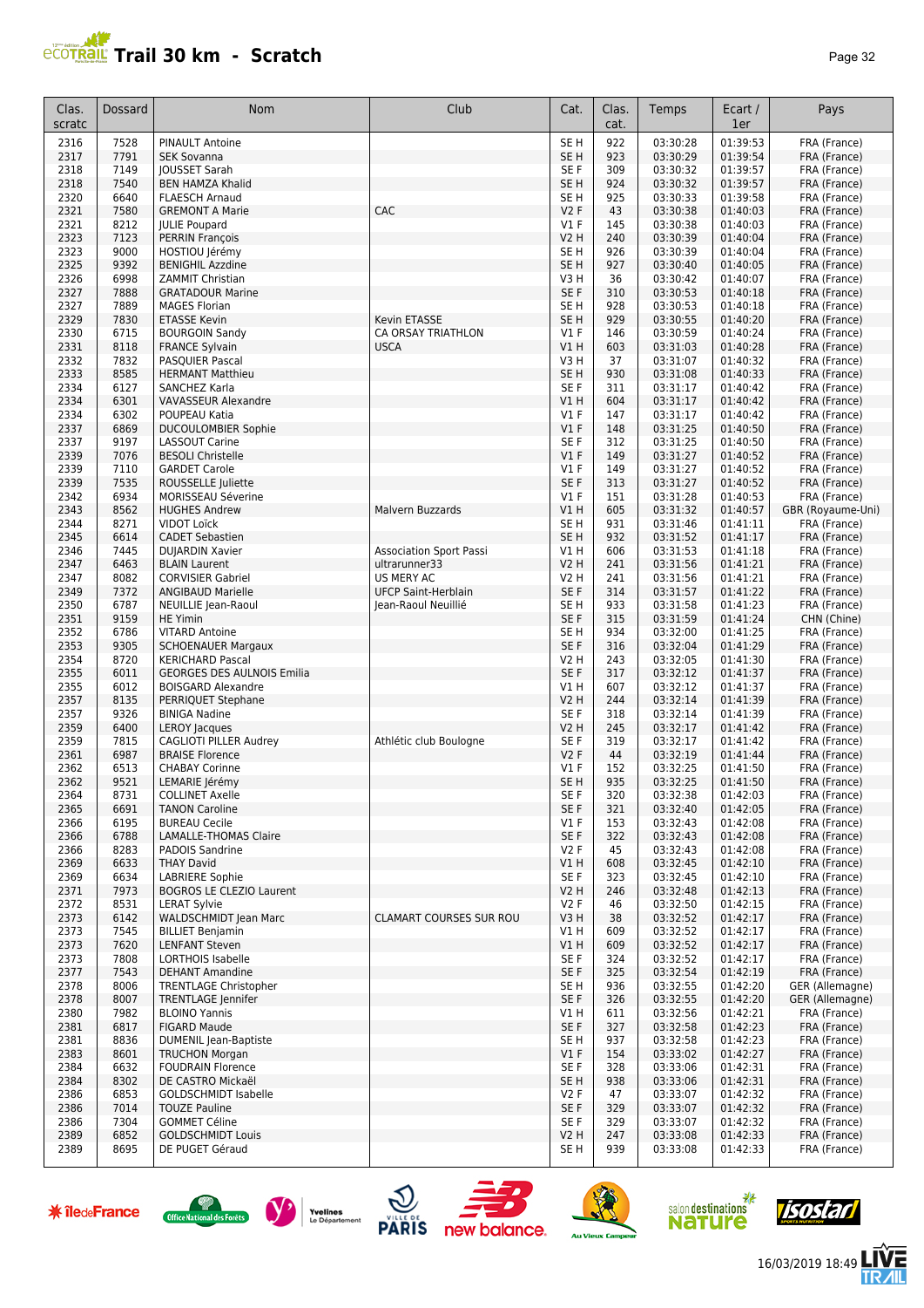# Trail 30 km - Scratch

| Clas. scratc | Dossard | Nom | Club | Cat. | Clas. cat. | Temps | Ecart / 1er | Pays |
|---|---|---|---|---|---|---|---|---|
| 2316 | 7528 | PINAULT Antoine | | SE H | 922 | 03:30:28 | 01:39:53 | FRA (France) |
| 2317 | 7791 | SEK Sovanna | | SE H | 923 | 03:30:29 | 01:39:54 | FRA (France) |
| 2318 | 7149 | JOUSSET Sarah | | SE F | 309 | 03:30:32 | 01:39:57 | FRA (France) |
| 2318 | 7540 | BEN HAMZA Khalid | | SE H | 924 | 03:30:32 | 01:39:57 | FRA (France) |
| 2320 | 6640 | FLAESCH Arnaud | | SE H | 925 | 03:30:33 | 01:39:58 | FRA (France) |
| 2321 | 7580 | GREMONT A Marie | CAC | V2 F | 43 | 03:30:38 | 01:40:03 | FRA (France) |
| 2321 | 8212 | JULIE Poupard | | V1 F | 145 | 03:30:38 | 01:40:03 | FRA (France) |
| 2323 | 7123 | PERRIN François | | V2 H | 240 | 03:30:39 | 01:40:04 | FRA (France) |
| 2323 | 9000 | HOSTIOU Jérémy | | SE H | 926 | 03:30:39 | 01:40:04 | FRA (France) |
| 2325 | 9392 | BENIGHIL Azzdine | | SE H | 927 | 03:30:40 | 01:40:05 | FRA (France) |
| 2326 | 6998 | ZAMMIT Christian | | V3 H | 36 | 03:30:42 | 01:40:07 | FRA (France) |
| 2327 | 7888 | GRATADOUR Marine | | SE F | 310 | 03:30:53 | 01:40:18 | FRA (France) |
| 2327 | 7889 | MAGES Florian | | SE H | 928 | 03:30:53 | 01:40:18 | FRA (France) |
| 2329 | 7830 | ETASSE Kevin | Kevin ETASSE | SE H | 929 | 03:30:55 | 01:40:20 | FRA (France) |
| 2330 | 6715 | BOURGOIN Sandy | CA ORSAY TRIATHLON | V1 F | 146 | 03:30:59 | 01:40:24 | FRA (France) |
| 2331 | 8118 | FRANCE Sylvain | USCA | V1 H | 603 | 03:31:03 | 01:40:28 | FRA (France) |
| 2332 | 7832 | PASQUIER Pascal | | V3 H | 37 | 03:31:07 | 01:40:32 | FRA (France) |
| 2333 | 8585 | HERMANT Matthieu | | SE H | 930 | 03:31:08 | 01:40:33 | FRA (France) |
| 2334 | 6127 | SANCHEZ Karla | | SE F | 311 | 03:31:17 | 01:40:42 | FRA (France) |
| 2334 | 6301 | VAVASSEUR Alexandre | | V1 H | 604 | 03:31:17 | 01:40:42 | FRA (France) |
| 2334 | 6302 | POUPEAU Katia | | V1 F | 147 | 03:31:17 | 01:40:42 | FRA (France) |
| 2337 | 6869 | DUCOULOMBIER Sophie | | V1 F | 148 | 03:31:25 | 01:40:50 | FRA (France) |
| 2337 | 9197 | LASSOUT Carine | | SE F | 312 | 03:31:25 | 01:40:50 | FRA (France) |
| 2339 | 7076 | BESOLI Christelle | | V1 F | 149 | 03:31:27 | 01:40:52 | FRA (France) |
| 2339 | 7110 | GARDET Carole | | V1 F | 149 | 03:31:27 | 01:40:52 | FRA (France) |
| 2339 | 7535 | ROUSSELLE Juliette | | SE F | 313 | 03:31:27 | 01:40:52 | FRA (France) |
| 2342 | 6934 | MORISSEAU Séverine | | V1 F | 151 | 03:31:28 | 01:40:53 | FRA (France) |
| 2343 | 8562 | HUGHES Andrew | Malvern Buzzards | V1 H | 605 | 03:31:32 | 01:40:57 | GBR (Royaume-Uni) |
| 2344 | 8271 | VIDOT Loïck | | SE H | 931 | 03:31:46 | 01:41:11 | FRA (France) |
| 2345 | 6614 | CADET Sebastien | | SE H | 932 | 03:31:52 | 01:41:17 | FRA (France) |
| 2346 | 7445 | DUJARDIN Xavier | Association Sport Passi | V1 H | 606 | 03:31:53 | 01:41:18 | FRA (France) |
| 2347 | 6463 | BLAIN Laurent | ultrarunner33 | V2 H | 241 | 03:31:56 | 01:41:21 | FRA (France) |
| 2347 | 8082 | CORVISIER Gabriel | US MERY AC | V2 H | 241 | 03:31:56 | 01:41:21 | FRA (France) |
| 2349 | 7372 | ANGIBAUD Marielle | UFCP Saint-Herblain | SE F | 314 | 03:31:57 | 01:41:22 | FRA (France) |
| 2350 | 6787 | NEUILLIE Jean-Raoul | Jean-Raoul Neuillié | SE H | 933 | 03:31:58 | 01:41:23 | FRA (France) |
| 2351 | 9159 | HE Yimin | | SE F | 315 | 03:31:59 | 01:41:24 | CHN (Chine) |
| 2352 | 6786 | VITARD Antoine | | SE H | 934 | 03:32:00 | 01:41:25 | FRA (France) |
| 2353 | 9305 | SCHOENAUER Margaux | | SE F | 316 | 03:32:04 | 01:41:29 | FRA (France) |
| 2354 | 8720 | KERICHARD Pascal | | V2 H | 243 | 03:32:05 | 01:41:30 | FRA (France) |
| 2355 | 6011 | GEORGES DES AULNOIS Emilia | | SE F | 317 | 03:32:12 | 01:41:37 | FRA (France) |
| 2355 | 6012 | BOISGARD Alexandre | | V1 H | 607 | 03:32:12 | 01:41:37 | FRA (France) |
| 2357 | 8135 | PERRIQUET Stephane | | V2 H | 244 | 03:32:14 | 01:41:39 | FRA (France) |
| 2357 | 9326 | BINIGA Nadine | | SE F | 318 | 03:32:14 | 01:41:39 | FRA (France) |
| 2359 | 6400 | LEROY Jacques | | V2 H | 245 | 03:32:17 | 01:41:42 | FRA (France) |
| 2359 | 7815 | CAGLIOTI PILLER Audrey | Athlétic club Boulogne | SE F | 319 | 03:32:17 | 01:41:42 | FRA (France) |
| 2361 | 6987 | BRAISE Florence | | V2 F | 44 | 03:32:19 | 01:41:44 | FRA (France) |
| 2362 | 6513 | CHABAY Corinne | | V1 F | 152 | 03:32:25 | 01:41:50 | FRA (France) |
| 2362 | 9521 | LEMARIE Jérémy | | SE H | 935 | 03:32:25 | 01:41:50 | FRA (France) |
| 2364 | 8731 | COLLINET Axelle | | SE F | 320 | 03:32:38 | 01:42:03 | FRA (France) |
| 2365 | 6691 | TANON Caroline | | SE F | 321 | 03:32:40 | 01:42:05 | FRA (France) |
| 2366 | 6195 | BUREAU Cecile | | V1 F | 153 | 03:32:43 | 01:42:08 | FRA (France) |
| 2366 | 6788 | LAMALLE-THOMAS Claire | | SE F | 322 | 03:32:43 | 01:42:08 | FRA (France) |
| 2366 | 8283 | PADOIS Sandrine | | V2 F | 45 | 03:32:43 | 01:42:08 | FRA (France) |
| 2369 | 6633 | THAY David | | V1 H | 608 | 03:32:45 | 01:42:10 | FRA (France) |
| 2369 | 6634 | LABRIERE Sophie | | SE F | 323 | 03:32:45 | 01:42:10 | FRA (France) |
| 2371 | 7973 | BOGROS LE CLEZIO Laurent | | V2 H | 246 | 03:32:48 | 01:42:13 | FRA (France) |
| 2372 | 8531 | LERAT Sylvie | | V2 F | 46 | 03:32:50 | 01:42:15 | FRA (France) |
| 2373 | 6142 | WALDSCHMIDT Jean Marc | CLAMART COURSES SUR ROU | V3 H | 38 | 03:32:52 | 01:42:17 | FRA (France) |
| 2373 | 7545 | BILLIET Benjamin | | V1 H | 609 | 03:32:52 | 01:42:17 | FRA (France) |
| 2373 | 7620 | LENFANT Steven | | V1 H | 609 | 03:32:52 | 01:42:17 | FRA (France) |
| 2373 | 7808 | LORTHOIS Isabelle | | SE F | 324 | 03:32:52 | 01:42:17 | FRA (France) |
| 2377 | 7543 | DEHANT Amandine | | SE F | 325 | 03:32:54 | 01:42:19 | FRA (France) |
| 2378 | 8006 | TRENTLAGE Christopher | | SE H | 936 | 03:32:55 | 01:42:20 | GER (Allemagne) |
| 2378 | 8007 | TRENTLAGE Jennifer | | SE F | 326 | 03:32:55 | 01:42:20 | GER (Allemagne) |
| 2380 | 7982 | BLOINO Yannis | | V1 H | 611 | 03:32:56 | 01:42:21 | FRA (France) |
| 2381 | 6817 | FIGARD Maude | | SE F | 327 | 03:32:58 | 01:42:23 | FRA (France) |
| 2381 | 8836 | DUMENIL Jean-Baptiste | | SE H | 937 | 03:32:58 | 01:42:23 | FRA (France) |
| 2383 | 8601 | TRUCHON Morgan | | V1 F | 154 | 03:33:02 | 01:42:27 | FRA (France) |
| 2384 | 6632 | FOUDRAIN Florence | | SE F | 328 | 03:33:06 | 01:42:31 | FRA (France) |
| 2384 | 8302 | DE CASTRO Mickaël | | SE H | 938 | 03:33:06 | 01:42:31 | FRA (France) |
| 2386 | 6853 | GOLDSCHMIDT Isabelle | | V2 F | 47 | 03:33:07 | 01:42:32 | FRA (France) |
| 2386 | 7014 | TOUZE Pauline | | SE F | 329 | 03:33:07 | 01:42:32 | FRA (France) |
| 2386 | 7304 | GOMMET Céline | | SE F | 329 | 03:33:07 | 01:42:32 | FRA (France) |
| 2389 | 6852 | GOLDSCHMIDT Louis | | V2 H | 247 | 03:33:08 | 01:42:33 | FRA (France) |
| 2389 | 8695 | DE PUGET Géraud | | SE H | 939 | 03:33:08 | 01:42:33 | FRA (France) |

16/03/2019 18:49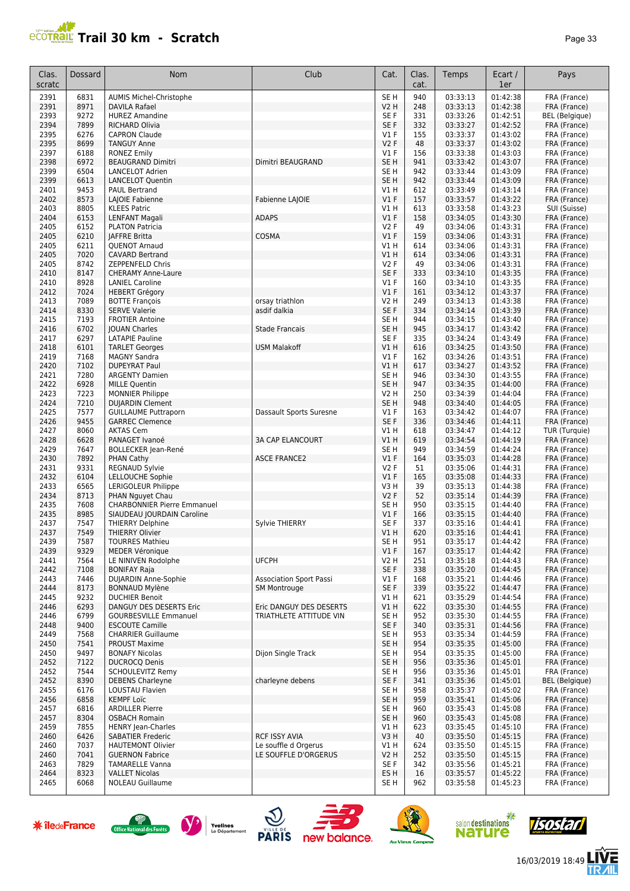# Trail 30 km - Scratch

| Clas. scratc | Dossard | Nom | Club | Cat. | Clas. cat. | Temps | Ecart / 1er | Pays |
|---|---|---|---|---|---|---|---|---|
| 2391 | 6831 | AUMIS Michel-Christophe | | SE H | 940 | 03:33:13 | 01:42:38 | FRA (France) |
| 2391 | 8971 | DAVILA Rafael | | V2 H | 248 | 03:33:13 | 01:42:38 | FRA (France) |
| 2393 | 9272 | HUREZ Amandine | | SE F | 331 | 03:33:26 | 01:42:51 | BEL (Belgique) |
| 2394 | 7899 | RICHARD Olivia | | SE F | 332 | 03:33:27 | 01:42:52 | FRA (France) |
| 2395 | 6276 | CAPRON Claude | | V1 F | 155 | 03:33:37 | 01:43:02 | FRA (France) |
| 2395 | 8699 | TANGUY Anne | | V2 F | 48 | 03:33:37 | 01:43:02 | FRA (France) |
| 2397 | 6188 | RONEZ Emily | | V1 F | 156 | 03:33:38 | 01:43:03 | FRA (France) |
| 2398 | 6972 | BEAUGRAND Dimitri | Dimitri BEAUGRAND | SE H | 941 | 03:33:42 | 01:43:07 | FRA (France) |
| 2399 | 6504 | LANCELOT Adrien | | SE H | 942 | 03:33:44 | 01:43:09 | FRA (France) |
| 2399 | 6613 | LANCELOT Quentin | | SE H | 942 | 03:33:44 | 01:43:09 | FRA (France) |
| 2401 | 9453 | PAUL Bertrand | | V1 H | 612 | 03:33:49 | 01:43:14 | FRA (France) |
| 2402 | 8573 | LAJOIE Fabienne | Fabienne LAJOIE | V1 F | 157 | 03:33:57 | 01:43:22 | FRA (France) |
| 2403 | 8805 | KLEES Patric | | V1 H | 613 | 03:33:58 | 01:43:23 | SUI (Suisse) |
| 2404 | 6153 | LENFANT Magali | ADAPS | V1 F | 158 | 03:34:05 | 01:43:30 | FRA (France) |
| 2405 | 6152 | PLATON Patricia | | V2 F | 49 | 03:34:06 | 01:43:31 | FRA (France) |
| 2405 | 6210 | JAFFRE Britta | COSMA | V1 F | 159 | 03:34:06 | 01:43:31 | FRA (France) |
| 2405 | 6211 | QUENOT Arnaud | | V1 H | 614 | 03:34:06 | 01:43:31 | FRA (France) |
| 2405 | 7020 | CAVARD Bertrand | | V1 H | 614 | 03:34:06 | 01:43:31 | FRA (France) |
| 2405 | 8742 | ZEPPENFELD Chris | | V2 F | 49 | 03:34:06 | 01:43:31 | FRA (France) |
| 2410 | 8147 | CHERAMY Anne-Laure | | SE F | 333 | 03:34:10 | 01:43:35 | FRA (France) |
| 2410 | 8928 | LANIEL Caroline | | V1 F | 160 | 03:34:10 | 01:43:35 | FRA (France) |
| 2412 | 7024 | HEBERT Grégory | | V1 F | 161 | 03:34:12 | 01:43:37 | FRA (France) |
| 2413 | 7089 | BOTTE François | orsay triathlon | V2 H | 249 | 03:34:13 | 01:43:38 | FRA (France) |
| 2414 | 8330 | SERVE Valerie | asdif dalkia | SE F | 334 | 03:34:14 | 01:43:39 | FRA (France) |
| 2415 | 7193 | FROTIER Antoine | | SE H | 944 | 03:34:15 | 01:43:40 | FRA (France) |
| 2416 | 6702 | JOUAN Charles | Stade Francais | SE H | 945 | 03:34:17 | 01:43:42 | FRA (France) |
| 2417 | 6297 | LATAPIE Pauline | | SE F | 335 | 03:34:24 | 01:43:49 | FRA (France) |
| 2418 | 6101 | TARLET Georges | USM Malakoff | V1 H | 616 | 03:34:25 | 01:43:50 | FRA (France) |
| 2419 | 7168 | MAGNY Sandra | | V1 F | 162 | 03:34:26 | 01:43:51 | FRA (France) |
| 2420 | 7102 | DUPEYRAT Paul | | V1 H | 617 | 03:34:27 | 01:43:52 | FRA (France) |
| 2421 | 7280 | ARGENTY Damien | | SE H | 946 | 03:34:30 | 01:43:55 | FRA (France) |
| 2422 | 6928 | MILLE Quentin | | SE H | 947 | 03:34:35 | 01:44:00 | FRA (France) |
| 2423 | 7223 | MONNIER Philippe | | V2 H | 250 | 03:34:39 | 01:44:04 | FRA (France) |
| 2424 | 7210 | DUJARDIN Clement | | SE H | 948 | 03:34:40 | 01:44:05 | FRA (France) |
| 2425 | 7577 | GUILLAUME Puttraporn | Dassault Sports Suresne | V1 F | 163 | 03:34:42 | 01:44:07 | FRA (France) |
| 2426 | 9455 | GARREC Clemence | | SE F | 336 | 03:34:46 | 01:44:11 | FRA (France) |
| 2427 | 8060 | AKTAS Cem | | V1 H | 618 | 03:34:47 | 01:44:12 | TUR (Turquie) |
| 2428 | 6628 | PANAGET Ivanoé | 3A CAP ELANCOURT | V1 H | 619 | 03:34:54 | 01:44:19 | FRA (France) |
| 2429 | 7647 | BOLLECKER Jean-René | | SE H | 949 | 03:34:59 | 01:44:24 | FRA (France) |
| 2430 | 7892 | PHAN Cathy | ASCE FRANCE2 | V1 F | 164 | 03:35:03 | 01:44:28 | FRA (France) |
| 2431 | 9331 | REGNAUD Sylvie | | V2 F | 51 | 03:35:06 | 01:44:31 | FRA (France) |
| 2432 | 6104 | LELLOUCHE Sophie | | V1 F | 165 | 03:35:08 | 01:44:33 | FRA (France) |
| 2433 | 6565 | LERIGOLEUR Philippe | | V3 H | 39 | 03:35:13 | 01:44:38 | FRA (France) |
| 2434 | 8713 | PHAN Nguyet Chau | | V2 F | 52 | 03:35:14 | 01:44:39 | FRA (France) |
| 2435 | 7608 | CHARBONNIER Pierre Emmanuel | | SE H | 950 | 03:35:15 | 01:44:40 | FRA (France) |
| 2435 | 8985 | SIAUDEAU JOURDAIN Caroline | | V1 F | 166 | 03:35:15 | 01:44:40 | FRA (France) |
| 2437 | 7547 | THIERRY Delphine | Sylvie THIERRY | SE F | 337 | 03:35:16 | 01:44:41 | FRA (France) |
| 2437 | 7549 | THIERRY Olivier | | V1 H | 620 | 03:35:16 | 01:44:41 | FRA (France) |
| 2439 | 7587 | TOURRES Mathieu | | SE H | 951 | 03:35:17 | 01:44:42 | FRA (France) |
| 2439 | 9329 | MEDER Véronique | | V1 F | 167 | 03:35:17 | 01:44:42 | FRA (France) |
| 2441 | 7564 | LE NINIVEN Rodolphe | UFCPH | V2 H | 251 | 03:35:18 | 01:44:43 | FRA (France) |
| 2442 | 7108 | BONIFAY Raja | | SE F | 338 | 03:35:20 | 01:44:45 | FRA (France) |
| 2443 | 7446 | DUJARDIN Anne-Sophie | Association Sport Passi | V1 F | 168 | 03:35:21 | 01:44:46 | FRA (France) |
| 2444 | 8173 | BONNAUD Mylène | SM Montrouge | SE F | 339 | 03:35:22 | 01:44:47 | FRA (France) |
| 2445 | 9232 | DUCHIER Benoit | | V1 H | 621 | 03:35:29 | 01:44:54 | FRA (France) |
| 2446 | 6293 | DANGUY DES DESERTS Eric | Eric DANGUY DES DESERTS | V1 H | 622 | 03:35:30 | 01:44:55 | FRA (France) |
| 2446 | 6799 | GOURBESVILLE Emmanuel | TRIATHLETE ATTITUDE VIN | SE H | 952 | 03:35:30 | 01:44:55 | FRA (France) |
| 2448 | 9400 | ESCOUTE Camille | | SE F | 340 | 03:35:31 | 01:44:56 | FRA (France) |
| 2449 | 7568 | CHARRIER Guillaume | | SE H | 953 | 03:35:34 | 01:44:59 | FRA (France) |
| 2450 | 7541 | PROUST Maxime | | SE H | 954 | 03:35:35 | 01:45:00 | FRA (France) |
| 2450 | 9497 | BONAFY Nicolas | Dijon Single Track | SE H | 954 | 03:35:35 | 01:45:00 | FRA (France) |
| 2452 | 7122 | DUCROCQ Denis | | SE H | 956 | 03:35:36 | 01:45:01 | FRA (France) |
| 2452 | 7544 | SCHOULEVITZ Remy | | SE H | 956 | 03:35:36 | 01:45:01 | FRA (France) |
| 2452 | 8390 | DEBENS Charleyne | charleyne debens | SE F | 341 | 03:35:36 | 01:45:01 | BEL (Belgique) |
| 2455 | 6176 | LOUSTAU Flavien | | SE H | 958 | 03:35:37 | 01:45:02 | FRA (France) |
| 2456 | 6858 | KEMPF Loïc | | SE H | 959 | 03:35:41 | 01:45:06 | FRA (France) |
| 2457 | 6816 | ARDILLER Pierre | | SE H | 960 | 03:35:43 | 01:45:08 | FRA (France) |
| 2457 | 8304 | OSBACH Romain | | SE H | 960 | 03:35:43 | 01:45:08 | FRA (France) |
| 2459 | 7855 | HENRY Jean-Charles | | V1 H | 623 | 03:35:45 | 01:45:10 | FRA (France) |
| 2460 | 6426 | SABATIER Frederic | RCF ISSY AVIA | V3 H | 40 | 03:35:50 | 01:45:15 | FRA (France) |
| 2460 | 7037 | HAUTEMONT Olivier | Le souffle d Orgerus | V1 H | 624 | 03:35:50 | 01:45:15 | FRA (France) |
| 2460 | 7041 | GUERNON Fabrice | LE SOUFFLE D'ORGERUS | V2 H | 252 | 03:35:50 | 01:45:15 | FRA (France) |
| 2463 | 7829 | TAMARELLE Vanna | | SE F | 342 | 03:35:56 | 01:45:21 | FRA (France) |
| 2464 | 8323 | VALLET Nicolas | | ES H | 16 | 03:35:57 | 01:45:22 | FRA (France) |
| 2465 | 6068 | NOLEAU Guillaume | | SE H | 962 | 03:35:58 | 01:45:23 | FRA (France) |

16/03/2019 18:49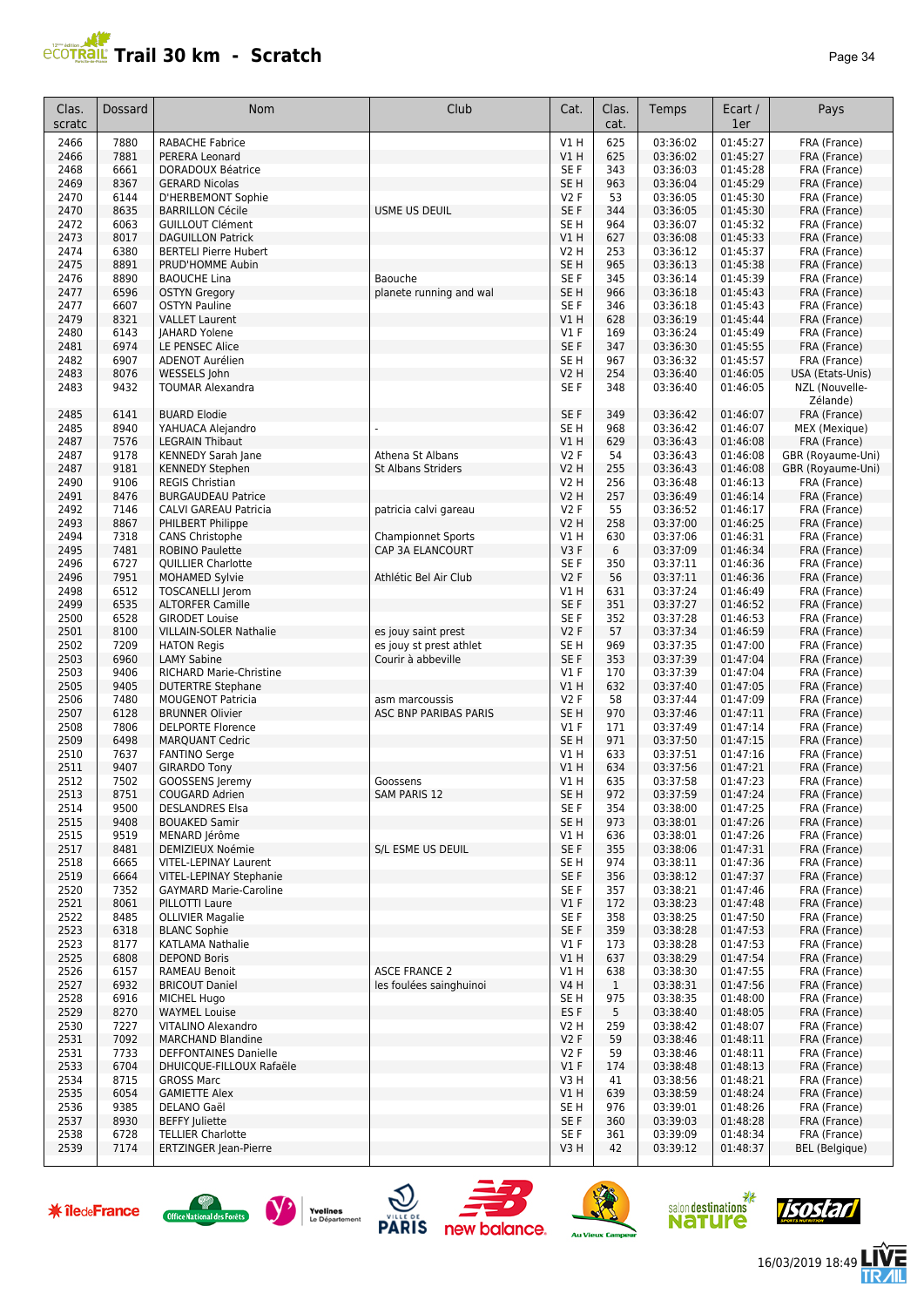# Trail 30 km - Scratch

| Clas. scratc | Dossard | Nom | Club | Cat. | Clas. cat. | Temps | Ecart / 1er | Pays |
|---|---|---|---|---|---|---|---|---|
| 2466 | 7880 | RABACHE Fabrice | | V1 H | 625 | 03:36:02 | 01:45:27 | FRA (France) |
| 2466 | 7881 | PERERA Leonard | | V1 H | 625 | 03:36:02 | 01:45:27 | FRA (France) |
| 2468 | 6661 | DORADOUX Béatrice | | SE F | 343 | 03:36:03 | 01:45:28 | FRA (France) |
| 2469 | 8367 | GERARD Nicolas | | SE H | 963 | 03:36:04 | 01:45:29 | FRA (France) |
| 2470 | 6144 | D'HERBEMONT Sophie | | V2 F | 53 | 03:36:05 | 01:45:30 | FRA (France) |
| 2470 | 8635 | BARRILLON Cécile | USME US DEUIL | SE F | 344 | 03:36:05 | 01:45:30 | FRA (France) |
| 2472 | 6063 | GUILLOUT Clément | | SE H | 964 | 03:36:07 | 01:45:32 | FRA (France) |
| 2473 | 8017 | DAGUILLON Patrick | | V1 H | 627 | 03:36:08 | 01:45:33 | FRA (France) |
| 2474 | 6380 | BERTELI Pierre Hubert | | V2 H | 253 | 03:36:12 | 01:45:37 | FRA (France) |
| 2475 | 8891 | PRUD'HOMME Aubin | | SE H | 965 | 03:36:13 | 01:45:38 | FRA (France) |
| 2476 | 8890 | BAOUCHE Lina | Baouche | SE F | 345 | 03:36:14 | 01:45:39 | FRA (France) |
| 2477 | 6596 | OSTYN Gregory | planete running and wal | SE H | 966 | 03:36:18 | 01:45:43 | FRA (France) |
| 2477 | 6607 | OSTYN Pauline | | SE F | 346 | 03:36:18 | 01:45:43 | FRA (France) |
| 2479 | 8321 | VALLET Laurent | | V1 H | 628 | 03:36:19 | 01:45:44 | FRA (France) |
| 2480 | 6143 | JAHARD Yolene | | V1 F | 169 | 03:36:24 | 01:45:49 | FRA (France) |
| 2481 | 6974 | LE PENSEC Alice | | SE F | 347 | 03:36:30 | 01:45:55 | FRA (France) |
| 2482 | 6907 | ADENOT Aurélien | | SE H | 967 | 03:36:32 | 01:45:57 | FRA (France) |
| 2483 | 8076 | WESSELS John | | V2 H | 254 | 03:36:40 | 01:46:05 | USA (Etats-Unis) |
| 2483 | 9432 | TOUMAR Alexandra | | SE F | 348 | 03:36:40 | 01:46:05 | NZL (Nouvelle-Zélande) |
| 2485 | 6141 | BUARD Elodie | | SE F | 349 | 03:36:42 | 01:46:07 | FRA (France) |
| 2485 | 8940 | YAHUACA Alejandro | - | SE H | 968 | 03:36:42 | 01:46:07 | MEX (Mexique) |
| 2487 | 7576 | LEGRAIN Thibaut | | V1 H | 629 | 03:36:43 | 01:46:08 | FRA (France) |
| 2487 | 9178 | KENNEDY Sarah Jane | Athena St Albans | V2 F | 54 | 03:36:43 | 01:46:08 | GBR (Royaume-Uni) |
| 2487 | 9181 | KENNEDY Stephen | St Albans Striders | V2 H | 255 | 03:36:43 | 01:46:08 | GBR (Royaume-Uni) |
| 2490 | 9106 | REGIS Christian | | V2 H | 256 | 03:36:48 | 01:46:13 | FRA (France) |
| 2491 | 8476 | BURGAUDEAU Patrice | | V2 H | 257 | 03:36:49 | 01:46:14 | FRA (France) |
| 2492 | 7146 | CALVI GAREAU Patricia | patricia calvi gareau | V2 F | 55 | 03:36:52 | 01:46:17 | FRA (France) |
| 2493 | 8867 | PHILBERT Philippe | | V2 H | 258 | 03:37:00 | 01:46:25 | FRA (France) |
| 2494 | 7318 | CANS Christophe | Championnet Sports | V1 H | 630 | 03:37:06 | 01:46:31 | FRA (France) |
| 2495 | 7481 | ROBINO Paulette | CAP 3A ELANCOURT | V3 F | 6 | 03:37:09 | 01:46:34 | FRA (France) |
| 2496 | 6727 | QUILLIER Charlotte | | SE F | 350 | 03:37:11 | 01:46:36 | FRA (France) |
| 2496 | 7951 | MOHAMED Sylvie | Athlétic Bel Air Club | V2 F | 56 | 03:37:11 | 01:46:36 | FRA (France) |
| 2498 | 6512 | TOSCANELLI Jerom | | V1 H | 631 | 03:37:24 | 01:46:49 | FRA (France) |
| 2499 | 6535 | ALTORFER Camille | | SE F | 351 | 03:37:27 | 01:46:52 | FRA (France) |
| 2500 | 6528 | GIRODET Louise | | SE F | 352 | 03:37:28 | 01:46:53 | FRA (France) |
| 2501 | 8100 | VILLAIN-SOLER Nathalie | es jouy saint prest | V2 F | 57 | 03:37:34 | 01:46:59 | FRA (France) |
| 2502 | 7209 | HATON Regis | es jouy st prest athlet | SE H | 969 | 03:37:35 | 01:47:00 | FRA (France) |
| 2503 | 6960 | LAMY Sabine | Courir à abbeville | SE F | 353 | 03:37:39 | 01:47:04 | FRA (France) |
| 2503 | 9406 | RICHARD Marie-Christine | | V1 F | 170 | 03:37:39 | 01:47:04 | FRA (France) |
| 2505 | 9405 | DUTERTRE Stephane | | V1 H | 632 | 03:37:40 | 01:47:05 | FRA (France) |
| 2506 | 7480 | MOUGENOT Patricia | asm marcoussis | V2 F | 58 | 03:37:44 | 01:47:09 | FRA (France) |
| 2507 | 6128 | BRUNNER Olivier | ASC BNP PARIBAS PARIS | SE H | 970 | 03:37:46 | 01:47:11 | FRA (France) |
| 2508 | 7806 | DELPORTE Florence | | V1 F | 171 | 03:37:49 | 01:47:14 | FRA (France) |
| 2509 | 6498 | MARQUANT Cedric | | SE H | 971 | 03:37:50 | 01:47:15 | FRA (France) |
| 2510 | 7637 | FANTINO Serge | | V1 H | 633 | 03:37:51 | 01:47:16 | FRA (France) |
| 2511 | 9407 | GIRARDO Tony | | V1 H | 634 | 03:37:56 | 01:47:21 | FRA (France) |
| 2512 | 7502 | GOOSSENS Jeremy | Goossens | V1 H | 635 | 03:37:58 | 01:47:23 | FRA (France) |
| 2513 | 8751 | COUGARD Adrien | SAM PARIS 12 | SE H | 972 | 03:37:59 | 01:47:24 | FRA (France) |
| 2514 | 9500 | DESLANDRES Elsa | | SE F | 354 | 03:38:00 | 01:47:25 | FRA (France) |
| 2515 | 9408 | BOUAKED Samir | | SE H | 973 | 03:38:01 | 01:47:26 | FRA (France) |
| 2515 | 9519 | MENARD Jérôme | | V1 H | 636 | 03:38:01 | 01:47:26 | FRA (France) |
| 2517 | 8481 | DEMIZIEUX Noémie | S/L ESME US DEUIL | SE F | 355 | 03:38:06 | 01:47:31 | FRA (France) |
| 2518 | 6665 | VITEL-LEPINAY Laurent | | SE H | 974 | 03:38:11 | 01:47:36 | FRA (France) |
| 2519 | 6664 | VITEL-LEPINAY Stephanie | | SE F | 356 | 03:38:12 | 01:47:37 | FRA (France) |
| 2520 | 7352 | GAYMARD Marie-Caroline | | SE F | 357 | 03:38:21 | 01:47:46 | FRA (France) |
| 2521 | 8061 | PILLOTTI Laure | | V1 F | 172 | 03:38:23 | 01:47:48 | FRA (France) |
| 2522 | 8485 | OLLIVIER Magalie | | SE F | 358 | 03:38:25 | 01:47:50 | FRA (France) |
| 2523 | 6318 | BLANC Sophie | | SE F | 359 | 03:38:28 | 01:47:53 | FRA (France) |
| 2523 | 8177 | KATLAMA Nathalie | | V1 F | 173 | 03:38:28 | 01:47:53 | FRA (France) |
| 2525 | 6808 | DEPOND Boris | | V1 H | 637 | 03:38:29 | 01:47:54 | FRA (France) |
| 2526 | 6157 | RAMEAU Benoit | ASCE FRANCE 2 | V1 H | 638 | 03:38:30 | 01:47:55 | FRA (France) |
| 2527 | 6932 | BRICOUT Daniel | les foulées sainghuinoi | V4 H | 1 | 03:38:31 | 01:47:56 | FRA (France) |
| 2528 | 6916 | MICHEL Hugo | | SE H | 975 | 03:38:35 | 01:48:00 | FRA (France) |
| 2529 | 8270 | WAYMEL Louise | | ES F | 5 | 03:38:40 | 01:48:05 | FRA (France) |
| 2530 | 7227 | VITALINO Alexandro | | V2 H | 259 | 03:38:42 | 01:48:07 | FRA (France) |
| 2531 | 7092 | MARCHAND Blandine | | V2 F | 59 | 03:38:46 | 01:48:11 | FRA (France) |
| 2531 | 7733 | DEFFONTAINES Danielle | | V2 F | 59 | 03:38:46 | 01:48:11 | FRA (France) |
| 2533 | 6704 | DHUICQUE-FILLOUX Rafaële | | V1 F | 174 | 03:38:48 | 01:48:13 | FRA (France) |
| 2534 | 8715 | GROSS Marc | | V3 H | 41 | 03:38:56 | 01:48:21 | FRA (France) |
| 2535 | 6054 | GAMIETTE Alex | | V1 H | 639 | 03:38:59 | 01:48:24 | FRA (France) |
| 2536 | 9385 | DELANO Gaël | | SE H | 976 | 03:39:01 | 01:48:26 | FRA (France) |
| 2537 | 8930 | BEFFY Juliette | | SE F | 360 | 03:39:03 | 01:48:28 | FRA (France) |
| 2538 | 6728 | TELLIER Charlotte | | SE F | 361 | 03:39:09 | 01:48:34 | FRA (France) |
| 2539 | 7174 | ERTZINGER Jean-Pierre | | V3 H | 42 | 03:39:12 | 01:48:37 | BEL (Belgique) |

16/03/2019 18:49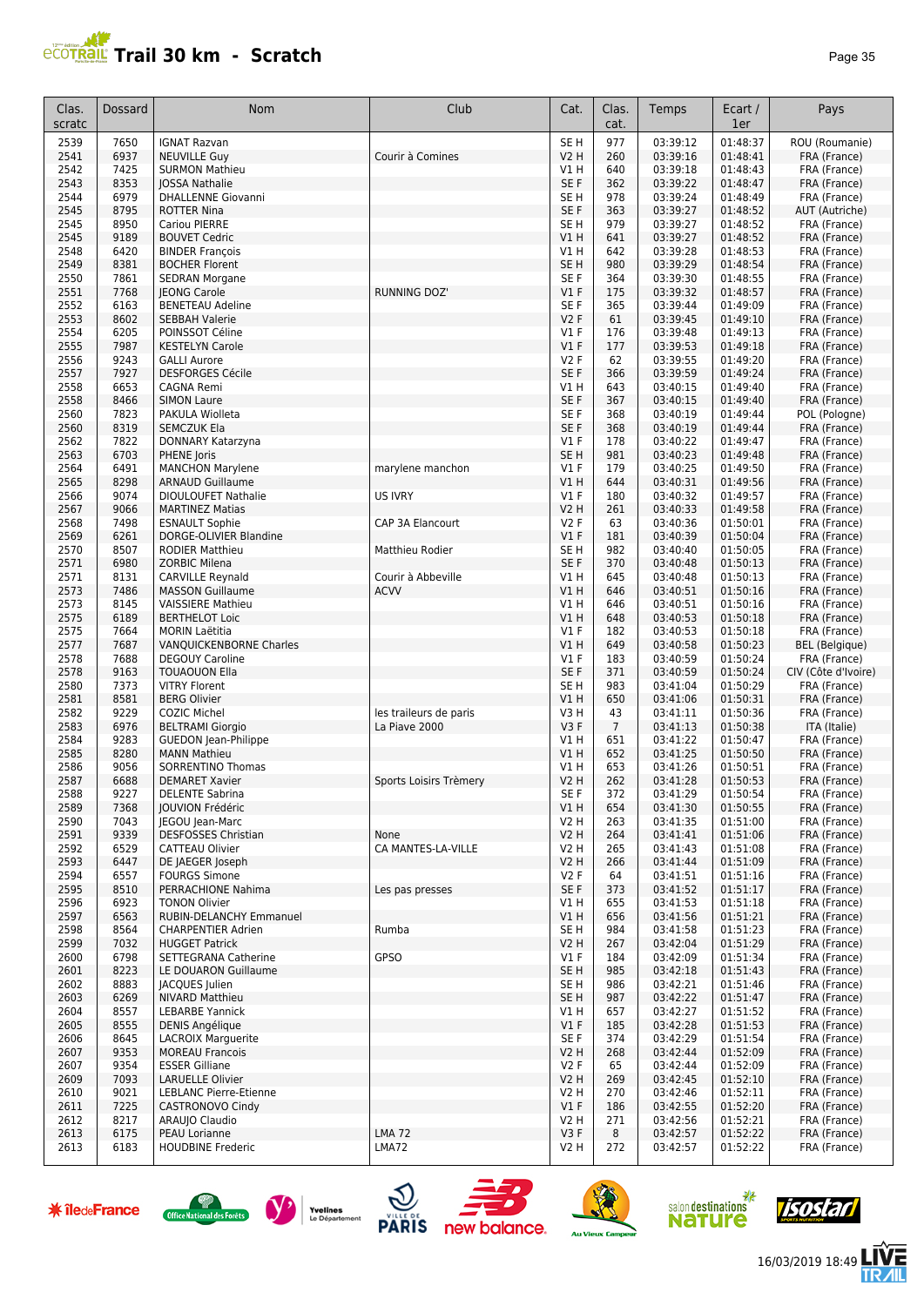# Trail 30 km - Scratch

| Clas. scratc | Dossard | Nom | Club | Cat. | Clas. cat. | Temps | Ecart / 1er | Pays |
|---|---|---|---|---|---|---|---|---|
| 2539 | 7650 | IGNAT Razvan | | SE H | 977 | 03:39:12 | 01:48:37 | ROU (Roumanie) |
| 2541 | 6937 | NEUVILLE Guy | Courir à Comines | V2 H | 260 | 03:39:16 | 01:48:41 | FRA (France) |
| 2542 | 7425 | SURMON Mathieu | | V1 H | 640 | 03:39:18 | 01:48:43 | FRA (France) |
| 2543 | 8353 | JOSSA Nathalie | | SE F | 362 | 03:39:22 | 01:48:47 | FRA (France) |
| 2544 | 6979 | DHALLENNE Giovanni | | SE H | 978 | 03:39:24 | 01:48:49 | FRA (France) |
| 2545 | 8795 | ROTTER Nina | | SE F | 363 | 03:39:27 | 01:48:52 | AUT (Autriche) |
| 2545 | 8950 | Cariou PIERRE | | SE H | 979 | 03:39:27 | 01:48:52 | FRA (France) |
| 2545 | 9189 | BOUVET Cedric | | V1 H | 641 | 03:39:27 | 01:48:52 | FRA (France) |
| 2548 | 6420 | BINDER François | | V1 H | 642 | 03:39:28 | 01:48:53 | FRA (France) |
| 2549 | 8381 | BOCHER Florent | | SE H | 980 | 03:39:29 | 01:48:54 | FRA (France) |
| 2550 | 7861 | SEDRAN Morgane | | SE F | 364 | 03:39:30 | 01:48:55 | FRA (France) |
| 2551 | 7768 | JEONG Carole | RUNNING DOZ' | V1 F | 175 | 03:39:32 | 01:48:57 | FRA (France) |
| 2552 | 6163 | BENETEAU Adeline | | SE F | 365 | 03:39:44 | 01:49:09 | FRA (France) |
| 2553 | 8602 | SEBBAH Valerie | | V2 F | 61 | 03:39:45 | 01:49:10 | FRA (France) |
| 2554 | 6205 | POINSSOT Céline | | V1 F | 176 | 03:39:48 | 01:49:13 | FRA (France) |
| 2555 | 7987 | KESTELYN Carole | | V1 F | 177 | 03:39:53 | 01:49:18 | FRA (France) |
| 2556 | 9243 | GALLI Aurore | | V2 F | 62 | 03:39:55 | 01:49:20 | FRA (France) |
| 2557 | 7927 | DESFORGES Cécile | | SE F | 366 | 03:39:59 | 01:49:24 | FRA (France) |
| 2558 | 6653 | CAGNA Remi | | V1 H | 643 | 03:40:15 | 01:49:40 | FRA (France) |
| 2558 | 8466 | SIMON Laure | | SE F | 367 | 03:40:15 | 01:49:40 | FRA (France) |
| 2560 | 7823 | PAKULA Wiolleta | | SE F | 368 | 03:40:19 | 01:49:44 | POL (Pologne) |
| 2560 | 8319 | SEMCZUK Ela | | SE F | 368 | 03:40:19 | 01:49:44 | FRA (France) |
| 2562 | 7822 | DONNARY Katarzyna | | V1 F | 178 | 03:40:22 | 01:49:47 | FRA (France) |
| 2563 | 6703 | PHENE Joris | | SE H | 981 | 03:40:23 | 01:49:48 | FRA (France) |
| 2564 | 6491 | MANCHON Marylene | marylene manchon | V1 F | 179 | 03:40:25 | 01:49:50 | FRA (France) |
| 2565 | 8298 | ARNAUD Guillaume | | V1 H | 644 | 03:40:31 | 01:49:56 | FRA (France) |
| 2566 | 9074 | DIOULOUFET Nathalie | US IVRY | V1 F | 180 | 03:40:32 | 01:49:57 | FRA (France) |
| 2567 | 9066 | MARTINEZ Matias | | V2 H | 261 | 03:40:33 | 01:49:58 | FRA (France) |
| 2568 | 7498 | ESNAULT Sophie | CAP 3A Elancourt | V2 F | 63 | 03:40:36 | 01:50:01 | FRA (France) |
| 2569 | 6261 | DORGE-OLIVIER Blandine | | V1 F | 181 | 03:40:39 | 01:50:04 | FRA (France) |
| 2570 | 8507 | RODIER Matthieu | Matthieu Rodier | SE H | 982 | 03:40:40 | 01:50:05 | FRA (France) |
| 2571 | 6980 | ZORBIC Milena | | SE F | 370 | 03:40:48 | 01:50:13 | FRA (France) |
| 2571 | 8131 | CARVILLE Reynald | Courir à Abbeville | V1 H | 645 | 03:40:48 | 01:50:13 | FRA (France) |
| 2573 | 7486 | MASSON Guillaume | ACVV | V1 H | 646 | 03:40:51 | 01:50:16 | FRA (France) |
| 2573 | 8145 | VAISSIERE Mathieu | | V1 H | 646 | 03:40:51 | 01:50:16 | FRA (France) |
| 2575 | 6189 | BERTHELOT Loic | | V1 H | 648 | 03:40:53 | 01:50:18 | FRA (France) |
| 2575 | 7664 | MORIN Laëtitia | | V1 F | 182 | 03:40:53 | 01:50:18 | FRA (France) |
| 2577 | 7687 | VANQUICKENBORNE Charles | | V1 H | 649 | 03:40:58 | 01:50:23 | BEL (Belgique) |
| 2578 | 7688 | DEGOUY Caroline | | V1 F | 183 | 03:40:59 | 01:50:24 | FRA (France) |
| 2578 | 9163 | TOUAOUON Ella | | SE F | 371 | 03:40:59 | 01:50:24 | CIV (Côte d'Ivoire) |
| 2580 | 7373 | VITRY Florent | | SE H | 983 | 03:41:04 | 01:50:29 | FRA (France) |
| 2581 | 8581 | BERG Olivier | | V1 H | 650 | 03:41:06 | 01:50:31 | FRA (France) |
| 2582 | 9229 | COZIC Michel | les traileurs de paris | V3 H | 43 | 03:41:11 | 01:50:36 | FRA (France) |
| 2583 | 6976 | BELTRAMI Giorgio | La Piave 2000 | V3 F | 7 | 03:41:13 | 01:50:38 | ITA (Italie) |
| 2584 | 9283 | GUEDON Jean-Philippe | | V1 H | 651 | 03:41:22 | 01:50:47 | FRA (France) |
| 2585 | 8280 | MANN Mathieu | | V1 H | 652 | 03:41:25 | 01:50:50 | FRA (France) |
| 2586 | 9056 | SORRENTINO Thomas | | V1 H | 653 | 03:41:26 | 01:50:51 | FRA (France) |
| 2587 | 6688 | DEMARET Xavier | Sports Loisirs Trèmery | V2 H | 262 | 03:41:28 | 01:50:53 | FRA (France) |
| 2588 | 9227 | DELENTE Sabrina | | SE F | 372 | 03:41:29 | 01:50:54 | FRA (France) |
| 2589 | 7368 | JOUVION Frédéric | | V1 H | 654 | 03:41:30 | 01:50:55 | FRA (France) |
| 2590 | 7043 | JEGOU Jean-Marc | | V2 H | 263 | 03:41:35 | 01:51:00 | FRA (France) |
| 2591 | 9339 | DESFOSSES Christian | None | V2 H | 264 | 03:41:41 | 01:51:06 | FRA (France) |
| 2592 | 6529 | CATTEAU Olivier | CA MANTES-LA-VILLE | V2 H | 265 | 03:41:43 | 01:51:08 | FRA (France) |
| 2593 | 6447 | DE JAEGER Joseph | | V2 H | 266 | 03:41:44 | 01:51:09 | FRA (France) |
| 2594 | 6557 | FOURGS Simone | | V2 F | 64 | 03:41:51 | 01:51:16 | FRA (France) |
| 2595 | 8510 | PERRACHIONE Nahima | Les pas presses | SE F | 373 | 03:41:52 | 01:51:17 | FRA (France) |
| 2596 | 6923 | TONON Olivier | | V1 H | 655 | 03:41:53 | 01:51:18 | FRA (France) |
| 2597 | 6563 | RUBIN-DELANCHY Emmanuel | | V1 H | 656 | 03:41:56 | 01:51:21 | FRA (France) |
| 2598 | 8564 | CHARPENTIER Adrien | Rumba | SE H | 984 | 03:41:58 | 01:51:23 | FRA (France) |
| 2599 | 7032 | HUGGET Patrick | | V2 H | 267 | 03:42:04 | 01:51:29 | FRA (France) |
| 2600 | 6798 | SETTEGRANA Catherine | GPSO | V1 F | 184 | 03:42:09 | 01:51:34 | FRA (France) |
| 2601 | 8223 | LE DOUARON Guillaume | | SE H | 985 | 03:42:18 | 01:51:43 | FRA (France) |
| 2602 | 8883 | JACQUES Julien | | SE H | 986 | 03:42:21 | 01:51:46 | FRA (France) |
| 2603 | 6269 | NIVARD Matthieu | | SE H | 987 | 03:42:22 | 01:51:47 | FRA (France) |
| 2604 | 8557 | LEBARBE Yannick | | V1 H | 657 | 03:42:27 | 01:51:52 | FRA (France) |
| 2605 | 8555 | DENIS Angélique | | V1 F | 185 | 03:42:28 | 01:51:53 | FRA (France) |
| 2606 | 8645 | LACROIX Marguerite | | SE F | 374 | 03:42:29 | 01:51:54 | FRA (France) |
| 2607 | 9353 | MOREAU Francois | | V2 H | 268 | 03:42:44 | 01:52:09 | FRA (France) |
| 2607 | 9354 | ESSER Gilliane | | V2 F | 65 | 03:42:44 | 01:52:09 | FRA (France) |
| 2609 | 7093 | LARUELLE Olivier | | V2 H | 269 | 03:42:45 | 01:52:10 | FRA (France) |
| 2610 | 9021 | LEBLANC Pierre-Etienne | | V2 H | 270 | 03:42:46 | 01:52:11 | FRA (France) |
| 2611 | 7225 | CASTRONOVO Cindy | | V1 F | 186 | 03:42:55 | 01:52:20 | FRA (France) |
| 2612 | 8217 | ARAUJO Claudio | | V2 H | 271 | 03:42:56 | 01:52:21 | FRA (France) |
| 2613 | 6175 | PEAU Lorianne | LMA 72 | V3 F | 8 | 03:42:57 | 01:52:22 | FRA (France) |
| 2613 | 6183 | HOUDBINE Frederic | LMA72 | V2 H | 272 | 03:42:57 | 01:52:22 | FRA (France) |

16/03/2019 18:49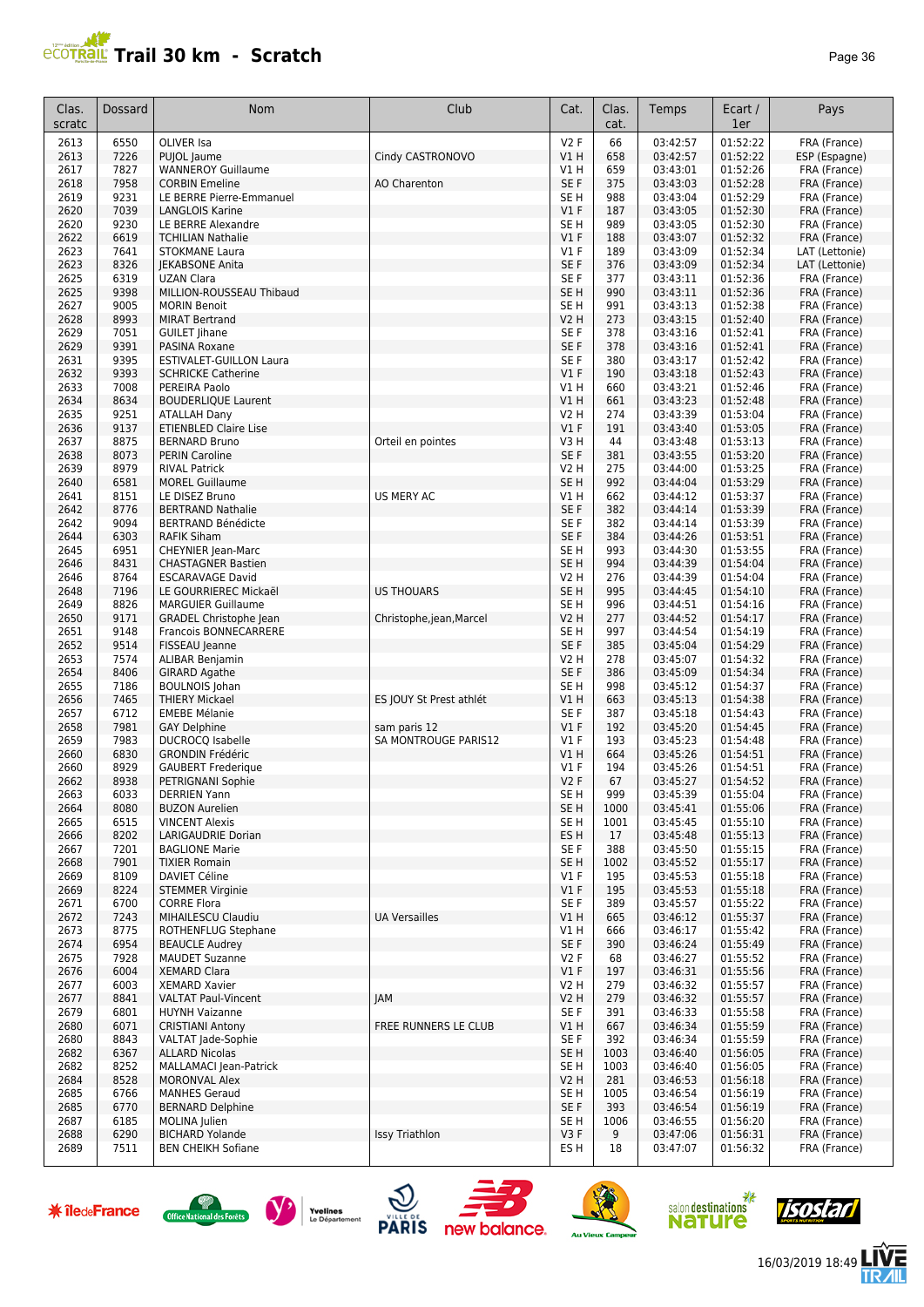# Trail 30 km - Scratch

| Clas. scratc | Dossard | Nom | Club | Cat. | Clas. cat. | Temps | Ecart / 1er | Pays |
|---|---|---|---|---|---|---|---|---|
| 2613 | 6550 | OLIVER Isa | | V2 F | 66 | 03:42:57 | 01:52:22 | FRA (France) |
| 2613 | 7226 | PUJOL Jaume | Cindy CASTRONOVO | V1 H | 658 | 03:42:57 | 01:52:22 | ESP (Espagne) |
| 2617 | 7827 | WANNEROY Guillaume | | V1 H | 659 | 03:43:01 | 01:52:26 | FRA (France) |
| 2618 | 7958 | CORBIN Emeline | AO Charenton | SE F | 375 | 03:43:03 | 01:52:28 | FRA (France) |
| 2619 | 9231 | LE BERRE Pierre-Emmanuel | | SE H | 988 | 03:43:04 | 01:52:29 | FRA (France) |
| 2620 | 7039 | LANGLOIS Karine | | V1 F | 187 | 03:43:05 | 01:52:30 | FRA (France) |
| 2620 | 9230 | LE BERRE Alexandre | | SE H | 989 | 03:43:05 | 01:52:30 | FRA (France) |
| 2622 | 6619 | TCHILIAN Nathalie | | V1 F | 188 | 03:43:07 | 01:52:32 | FRA (France) |
| 2623 | 7641 | STOKMANE Laura | | V1 F | 189 | 03:43:09 | 01:52:34 | LAT (Lettonie) |
| 2623 | 8326 | JEKABSONE Anita | | SE F | 376 | 03:43:09 | 01:52:34 | LAT (Lettonie) |
| 2625 | 6319 | UZAN Clara | | SE F | 377 | 03:43:11 | 01:52:36 | FRA (France) |
| 2625 | 9398 | MILLION-ROUSSEAU Thibaud | | SE H | 990 | 03:43:11 | 01:52:36 | FRA (France) |
| 2627 | 9005 | MORIN Benoit | | SE H | 991 | 03:43:13 | 01:52:38 | FRA (France) |
| 2628 | 8993 | MIRAT Bertrand | | V2 H | 273 | 03:43:15 | 01:52:40 | FRA (France) |
| 2629 | 7051 | GUILET Jihane | | SE F | 378 | 03:43:16 | 01:52:41 | FRA (France) |
| 2629 | 9391 | PASINA Roxane | | SE F | 378 | 03:43:16 | 01:52:41 | FRA (France) |
| 2631 | 9395 | ESTIVALET-GUILLON Laura | | SE F | 380 | 03:43:17 | 01:52:42 | FRA (France) |
| 2632 | 9393 | SCHRICKE Catherine | | V1 F | 190 | 03:43:18 | 01:52:43 | FRA (France) |
| 2633 | 7008 | PEREIRA Paolo | | V1 H | 660 | 03:43:21 | 01:52:46 | FRA (France) |
| 2634 | 8634 | BOUDERLIQUE Laurent | | V1 H | 661 | 03:43:23 | 01:52:48 | FRA (France) |
| 2635 | 9251 | ATALLAH Dany | | V2 H | 274 | 03:43:39 | 01:53:04 | FRA (France) |
| 2636 | 9137 | ETIENBLED Claire Lise | | V1 F | 191 | 03:43:40 | 01:53:05 | FRA (France) |
| 2637 | 8875 | BERNARD Bruno | Orteil en pointes | V3 H | 44 | 03:43:48 | 01:53:13 | FRA (France) |
| 2638 | 8073 | PERIN Caroline | | SE F | 381 | 03:43:55 | 01:53:20 | FRA (France) |
| 2639 | 8979 | RIVAL Patrick | | V2 H | 275 | 03:44:00 | 01:53:25 | FRA (France) |
| 2640 | 6581 | MOREL Guillaume | | SE H | 992 | 03:44:04 | 01:53:29 | FRA (France) |
| 2641 | 8151 | LE DISEZ Bruno | US MERY AC | V1 H | 662 | 03:44:12 | 01:53:37 | FRA (France) |
| 2642 | 8776 | BERTRAND Nathalie | | SE F | 382 | 03:44:14 | 01:53:39 | FRA (France) |
| 2642 | 9094 | BERTRAND Bénédicte | | SE F | 382 | 03:44:14 | 01:53:39 | FRA (France) |
| 2644 | 6303 | RAFIK Siham | | SE F | 384 | 03:44:26 | 01:53:51 | FRA (France) |
| 2645 | 6951 | CHEYNIER Jean-Marc | | SE H | 993 | 03:44:30 | 01:53:55 | FRA (France) |
| 2646 | 8431 | CHASTAGNER Bastien | | SE H | 994 | 03:44:39 | 01:54:04 | FRA (France) |
| 2646 | 8764 | ESCARAVAGE David | | V2 H | 276 | 03:44:39 | 01:54:04 | FRA (France) |
| 2648 | 7196 | LE GOURRIEREC Mickaël | US THOUARS | SE H | 995 | 03:44:45 | 01:54:10 | FRA (France) |
| 2649 | 8826 | MARGUIER Guillaume | | SE H | 996 | 03:44:51 | 01:54:16 | FRA (France) |
| 2650 | 9171 | GRADEL Christophe Jean | Christophe,jean,Marcel | V2 H | 277 | 03:44:52 | 01:54:17 | FRA (France) |
| 2651 | 9148 | Francois BONNECARRERE | | SE H | 997 | 03:44:54 | 01:54:19 | FRA (France) |
| 2652 | 9514 | FISSEAU Jeanne | | SE F | 385 | 03:45:04 | 01:54:29 | FRA (France) |
| 2653 | 7574 | ALIBAR Benjamin | | V2 H | 278 | 03:45:07 | 01:54:32 | FRA (France) |
| 2654 | 8406 | GIRARD Agathe | | SE F | 386 | 03:45:09 | 01:54:34 | FRA (France) |
| 2655 | 7186 | BOULNOIS Johan | | SE H | 998 | 03:45:12 | 01:54:37 | FRA (France) |
| 2656 | 7465 | THIERY Mickael | ES JOUY St Prest athlét | V1 H | 663 | 03:45:13 | 01:54:38 | FRA (France) |
| 2657 | 6712 | EMEBE Mélanie | | SE F | 387 | 03:45:18 | 01:54:43 | FRA (France) |
| 2658 | 7981 | GAY Delphine | sam paris 12 | V1 F | 192 | 03:45:20 | 01:54:45 | FRA (France) |
| 2659 | 7983 | DUCROCQ Isabelle | SA MONTROUGE PARIS12 | V1 F | 193 | 03:45:23 | 01:54:48 | FRA (France) |
| 2660 | 6830 | GRONDIN Frédéric | | V1 H | 664 | 03:45:26 | 01:54:51 | FRA (France) |
| 2660 | 8929 | GAUBERT Frederique | | V1 F | 194 | 03:45:26 | 01:54:51 | FRA (France) |
| 2662 | 8938 | PETRIGNANI Sophie | | V2 F | 67 | 03:45:27 | 01:54:52 | FRA (France) |
| 2663 | 6033 | DERRIEN Yann | | SE H | 999 | 03:45:39 | 01:55:04 | FRA (France) |
| 2664 | 8080 | BUZON Aurelien | | SE H | 1000 | 03:45:41 | 01:55:06 | FRA (France) |
| 2665 | 6515 | VINCENT Alexis | | SE H | 1001 | 03:45:45 | 01:55:10 | FRA (France) |
| 2666 | 8202 | LARIGAUDRIE Dorian | | ES H | 17 | 03:45:48 | 01:55:13 | FRA (France) |
| 2667 | 7201 | BAGLIONE Marie | | SE F | 388 | 03:45:50 | 01:55:15 | FRA (France) |
| 2668 | 7901 | TIXIER Romain | | SE H | 1002 | 03:45:52 | 01:55:17 | FRA (France) |
| 2669 | 8109 | DAVIET Céline | | V1 F | 195 | 03:45:53 | 01:55:18 | FRA (France) |
| 2669 | 8224 | STEMMER Virginie | | V1 F | 195 | 03:45:53 | 01:55:18 | FRA (France) |
| 2671 | 6700 | CORRE Flora | | SE F | 389 | 03:45:57 | 01:55:22 | FRA (France) |
| 2672 | 7243 | MIHAILESCU Claudiu | UA Versailles | V1 H | 665 | 03:46:12 | 01:55:37 | FRA (France) |
| 2673 | 8775 | ROTHENFLUG Stephane | | V1 H | 666 | 03:46:17 | 01:55:42 | FRA (France) |
| 2674 | 6954 | BEAUCLE Audrey | | SE F | 390 | 03:46:24 | 01:55:49 | FRA (France) |
| 2675 | 7928 | MAUDET Suzanne | | V2 F | 68 | 03:46:27 | 01:55:52 | FRA (France) |
| 2676 | 6004 | XEMARD Clara | | V1 F | 197 | 03:46:31 | 01:55:56 | FRA (France) |
| 2677 | 6003 | XEMARD Xavier | | V2 H | 279 | 03:46:32 | 01:55:57 | FRA (France) |
| 2677 | 8841 | VALTAT Paul-Vincent | JAM | V2 H | 279 | 03:46:32 | 01:55:57 | FRA (France) |
| 2679 | 6801 | HUYNH Vaizanne | | SE F | 391 | 03:46:33 | 01:55:58 | FRA (France) |
| 2680 | 6071 | CRISTIANI Antony | FREE RUNNERS LE CLUB | V1 H | 667 | 03:46:34 | 01:55:59 | FRA (France) |
| 2680 | 8843 | VALTAT Jade-Sophie | | SE F | 392 | 03:46:34 | 01:55:59 | FRA (France) |
| 2682 | 6367 | ALLARD Nicolas | | SE H | 1003 | 03:46:40 | 01:56:05 | FRA (France) |
| 2682 | 8252 | MALLAMACI Jean-Patrick | | SE H | 1003 | 03:46:40 | 01:56:05 | FRA (France) |
| 2684 | 8528 | MORONVAL Alex | | V2 H | 281 | 03:46:53 | 01:56:18 | FRA (France) |
| 2685 | 6766 | MANHES Geraud | | SE H | 1005 | 03:46:54 | 01:56:19 | FRA (France) |
| 2685 | 6770 | BERNARD Delphine | | SE F | 393 | 03:46:54 | 01:56:19 | FRA (France) |
| 2687 | 6185 | MOLINA Julien | | SE H | 1006 | 03:46:55 | 01:56:20 | FRA (France) |
| 2688 | 6290 | BICHARD Yolande | Issy Triathlon | V3 F | 9 | 03:47:06 | 01:56:31 | FRA (France) |
| 2689 | 7511 | BEN CHEIKH Sofiane | | ES H | 18 | 03:47:07 | 01:56:32 | FRA (France) |

16/03/2019 18:49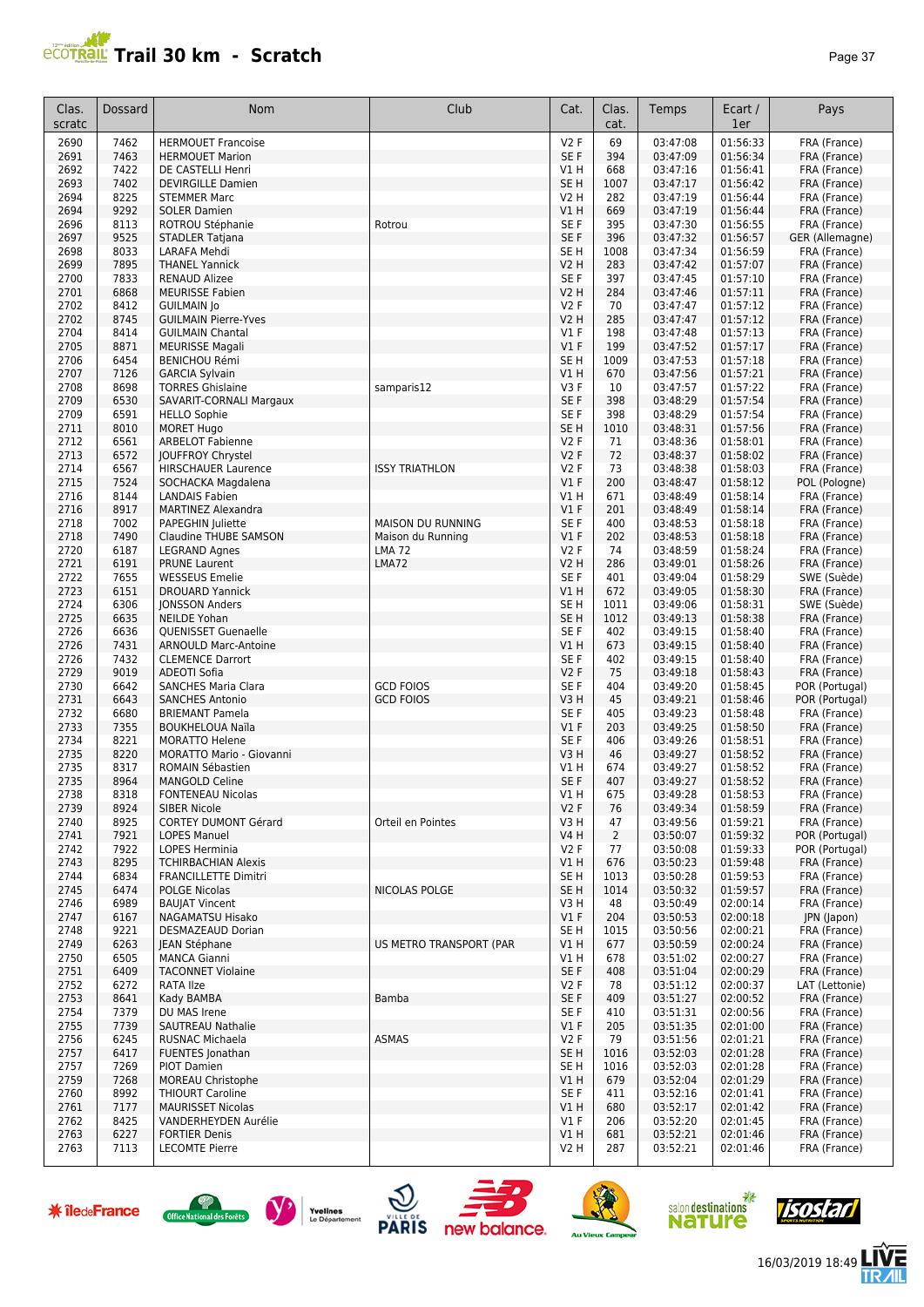# Trail 30 km - Scratch

| Clas. scratc | Dossard | Nom | Club | Cat. | Clas. cat. | Temps | Ecart / 1er | Pays |
|---|---|---|---|---|---|---|---|---|
| 2690 | 7462 | HERMOUET Francoise | | V2 F | 69 | 03:47:08 | 01:56:33 | FRA (France) |
| 2691 | 7463 | HERMOUET Marion | | SE F | 394 | 03:47:09 | 01:56:34 | FRA (France) |
| 2692 | 7422 | DE CASTELLI Henri | | V1 H | 668 | 03:47:16 | 01:56:41 | FRA (France) |
| 2693 | 7402 | DEVIRGILLE Damien | | SE H | 1007 | 03:47:17 | 01:56:42 | FRA (France) |
| 2694 | 8225 | STEMMER Marc | | V2 H | 282 | 03:47:19 | 01:56:44 | FRA (France) |
| 2694 | 9292 | SOLER Damien | | V1 H | 669 | 03:47:19 | 01:56:44 | FRA (France) |
| 2696 | 8113 | ROTROU Stéphanie | Rotrou | SE F | 395 | 03:47:30 | 01:56:55 | FRA (France) |
| 2697 | 9525 | STADLER Tatjana | | SE F | 396 | 03:47:32 | 01:56:57 | GER (Allemagne) |
| 2698 | 8033 | LARAFA Mehdi | | SE H | 1008 | 03:47:34 | 01:56:59 | FRA (France) |
| 2699 | 7895 | THANEL Yannick | | V2 H | 283 | 03:47:42 | 01:57:07 | FRA (France) |
| 2700 | 7833 | RENAUD Alizee | | SE F | 397 | 03:47:45 | 01:57:10 | FRA (France) |
| 2701 | 6868 | MEURISSE Fabien | | V2 H | 284 | 03:47:46 | 01:57:11 | FRA (France) |
| 2702 | 8412 | GUILMAIN Jo | | V2 F | 70 | 03:47:47 | 01:57:12 | FRA (France) |
| 2702 | 8745 | GUILMAIN Pierre-Yves | | V2 H | 285 | 03:47:47 | 01:57:12 | FRA (France) |
| 2704 | 8414 | GUILMAIN Chantal | | V1 F | 198 | 03:47:48 | 01:57:13 | FRA (France) |
| 2705 | 8871 | MEURISSE Magali | | V1 F | 199 | 03:47:52 | 01:57:17 | FRA (France) |
| 2706 | 6454 | BENICHOU Rémi | | SE H | 1009 | 03:47:53 | 01:57:18 | FRA (France) |
| 2707 | 7126 | GARCIA Sylvain | | V1 H | 670 | 03:47:56 | 01:57:21 | FRA (France) |
| 2708 | 8698 | TORRES Ghislaine | samparis12 | V3 F | 10 | 03:47:57 | 01:57:22 | FRA (France) |
| 2709 | 6530 | SAVARIT-CORNALI Margaux | | SE F | 398 | 03:48:29 | 01:57:54 | FRA (France) |
| 2709 | 6591 | HELLO Sophie | | SE F | 398 | 03:48:29 | 01:57:54 | FRA (France) |
| 2711 | 8010 | MORET Hugo | | SE H | 1010 | 03:48:31 | 01:57:56 | FRA (France) |
| 2712 | 6561 | ARBELOT Fabienne | | V2 F | 71 | 03:48:36 | 01:58:01 | FRA (France) |
| 2713 | 6572 | JOUFFROY Chrystel | | V2 F | 72 | 03:48:37 | 01:58:02 | FRA (France) |
| 2714 | 6567 | HIRSCHAUER Laurence | ISSY TRIATHLON | V2 F | 73 | 03:48:38 | 01:58:03 | FRA (France) |
| 2715 | 7524 | SOCHACKA Magdalena | | V1 F | 200 | 03:48:47 | 01:58:12 | POL (Pologne) |
| 2716 | 8144 | LANDAIS Fabien | | V1 H | 671 | 03:48:49 | 01:58:14 | FRA (France) |
| 2716 | 8917 | MARTINEZ Alexandra | | V1 F | 201 | 03:48:49 | 01:58:14 | FRA (France) |
| 2718 | 7002 | PAPEGHIN Juliette | MAISON DU RUNNING | SE F | 400 | 03:48:53 | 01:58:18 | FRA (France) |
| 2718 | 7490 | Claudine THUBE SAMSON | Maison du Running | V1 F | 202 | 03:48:53 | 01:58:18 | FRA (France) |
| 2720 | 6187 | LEGRAND Agnes | LMA 72 | V2 F | 74 | 03:48:59 | 01:58:24 | FRA (France) |
| 2721 | 6191 | PRUNE Laurent | LMA72 | V2 H | 286 | 03:49:01 | 01:58:26 | FRA (France) |
| 2722 | 7655 | WESSEUS Emelie | | SE F | 401 | 03:49:04 | 01:58:29 | SWE (Suède) |
| 2723 | 6151 | DROUARD Yannick | | V1 H | 672 | 03:49:05 | 01:58:30 | FRA (France) |
| 2724 | 6306 | JONSSON Anders | | SE H | 1011 | 03:49:06 | 01:58:31 | SWE (Suède) |
| 2725 | 6635 | NEILDE Yohan | | SE H | 1012 | 03:49:13 | 01:58:38 | FRA (France) |
| 2726 | 6636 | QUENISSET Guenaelle | | SE F | 402 | 03:49:15 | 01:58:40 | FRA (France) |
| 2726 | 7431 | ARNOULD Marc-Antoine | | V1 H | 673 | 03:49:15 | 01:58:40 | FRA (France) |
| 2726 | 7432 | CLEMENCE Darrort | | SE F | 402 | 03:49:15 | 01:58:40 | FRA (France) |
| 2729 | 9019 | ADEOTI Sofia | | V2 F | 75 | 03:49:18 | 01:58:43 | FRA (France) |
| 2730 | 6642 | SANCHES Maria Clara | GCD FOIOS | SE F | 404 | 03:49:20 | 01:58:45 | POR (Portugal) |
| 2731 | 6643 | SANCHES Antonio | GCD FOIOS | V3 H | 45 | 03:49:21 | 01:58:46 | POR (Portugal) |
| 2732 | 6680 | BRIEMANT Pamela | | SE F | 405 | 03:49:23 | 01:58:48 | FRA (France) |
| 2733 | 7355 | BOUKHELOUA Naïla | | V1 F | 203 | 03:49:25 | 01:58:50 | FRA (France) |
| 2734 | 8221 | MORATTO Helene | | SE F | 406 | 03:49:26 | 01:58:51 | FRA (France) |
| 2735 | 8220 | MORATTO Mario - Giovanni | | V3 H | 46 | 03:49:27 | 01:58:52 | FRA (France) |
| 2735 | 8317 | ROMAIN Sébastien | | V1 H | 674 | 03:49:27 | 01:58:52 | FRA (France) |
| 2735 | 8964 | MANGOLD Celine | | SE F | 407 | 03:49:27 | 01:58:52 | FRA (France) |
| 2738 | 8318 | FONTENEAU Nicolas | | V1 H | 675 | 03:49:28 | 01:58:53 | FRA (France) |
| 2739 | 8924 | SIBER Nicole | | V2 F | 76 | 03:49:34 | 01:58:59 | FRA (France) |
| 2740 | 8925 | CORTEY DUMONT Gérard | Orteil en Pointes | V3 H | 47 | 03:49:56 | 01:59:21 | FRA (France) |
| 2741 | 7921 | LOPES Manuel | | V4 H | 2 | 03:50:07 | 01:59:32 | POR (Portugal) |
| 2742 | 7922 | LOPES Herminia | | V2 F | 77 | 03:50:08 | 01:59:33 | POR (Portugal) |
| 2743 | 8295 | TCHIRBACHIAN Alexis | | V1 H | 676 | 03:50:23 | 01:59:48 | FRA (France) |
| 2744 | 6834 | FRANCILLETTE Dimitri | | SE H | 1013 | 03:50:28 | 01:59:53 | FRA (France) |
| 2745 | 6474 | POLGE Nicolas | NICOLAS POLGE | SE H | 1014 | 03:50:32 | 01:59:57 | FRA (France) |
| 2746 | 6989 | BAUJAT Vincent | | V3 H | 48 | 03:50:49 | 02:00:14 | FRA (France) |
| 2747 | 6167 | NAGAMATSU Hisako | | V1 F | 204 | 03:50:53 | 02:00:18 | JPN (Japon) |
| 2748 | 9221 | DESMAZEAUD Dorian | | SE H | 1015 | 03:50:56 | 02:00:21 | FRA (France) |
| 2749 | 6263 | JEAN Stéphane | US METRO TRANSPORT (PAR | V1 H | 677 | 03:50:59 | 02:00:24 | FRA (France) |
| 2750 | 6505 | MANCA Gianni | | V1 H | 678 | 03:51:02 | 02:00:27 | FRA (France) |
| 2751 | 6409 | TACONNET Violaine | | SE F | 408 | 03:51:04 | 02:00:29 | FRA (France) |
| 2752 | 6272 | RATA Ilze | | V2 F | 78 | 03:51:12 | 02:00:37 | LAT (Lettonie) |
| 2753 | 8641 | Kady BAMBA | Bamba | SE F | 409 | 03:51:27 | 02:00:52 | FRA (France) |
| 2754 | 7379 | DU MAS Irene | | SE F | 410 | 03:51:31 | 02:00:56 | FRA (France) |
| 2755 | 7739 | SAUTREAU Nathalie | | V1 F | 205 | 03:51:35 | 02:01:00 | FRA (France) |
| 2756 | 6245 | RUSNAC Michaela | ASMAS | V2 F | 79 | 03:51:56 | 02:01:21 | FRA (France) |
| 2757 | 6417 | FUENTES Jonathan | | SE H | 1016 | 03:52:03 | 02:01:28 | FRA (France) |
| 2757 | 7269 | PIOT Damien | | SE H | 1016 | 03:52:03 | 02:01:28 | FRA (France) |
| 2759 | 7268 | MOREAU Christophe | | V1 H | 679 | 03:52:04 | 02:01:29 | FRA (France) |
| 2760 | 8992 | THIOURT Caroline | | SE F | 411 | 03:52:16 | 02:01:41 | FRA (France) |
| 2761 | 7177 | MAURISSET Nicolas | | V1 H | 680 | 03:52:17 | 02:01:42 | FRA (France) |
| 2762 | 8425 | VANDERHEYDEN Aurélie | | V1 F | 206 | 03:52:20 | 02:01:45 | FRA (France) |
| 2763 | 6227 | FORTIER Denis | | V1 H | 681 | 03:52:21 | 02:01:46 | FRA (France) |
| 2763 | 7113 | LECOMTE Pierre | | V2 H | 287 | 03:52:21 | 02:01:46 | FRA (France) |

16/03/2019 18:49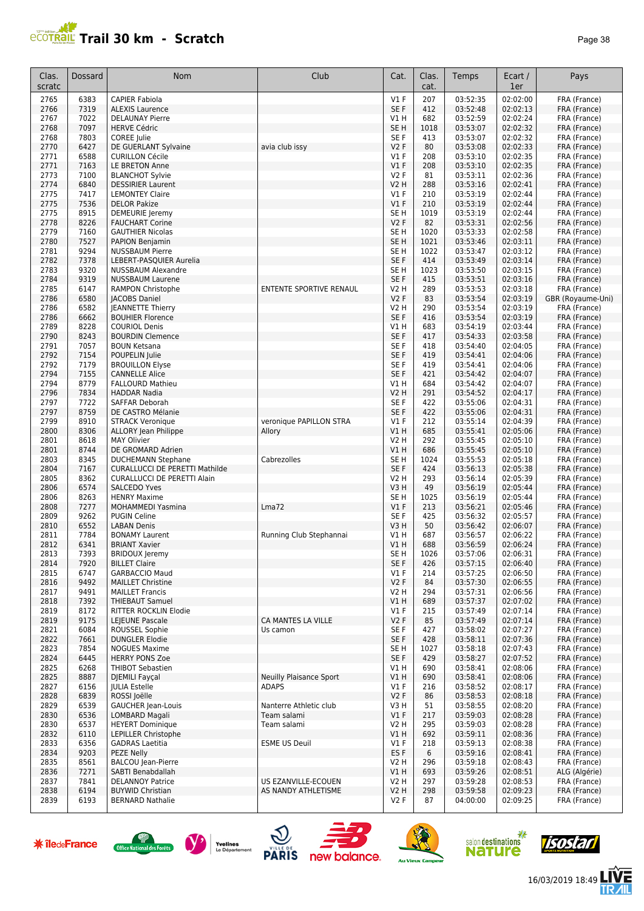# Trail 30 km - Scratch

| Clas. scratc | Dossard | Nom | Club | Cat. | Clas. cat. | Temps | Ecart / 1er | Pays |
|---|---|---|---|---|---|---|---|---|
| 2765 | 6383 | CAPIER Fabiola | | V1 F | 207 | 03:52:35 | 02:02:00 | FRA (France) |
| 2766 | 7319 | ALEXIS Laurence | | SE F | 412 | 03:52:48 | 02:02:13 | FRA (France) |
| 2767 | 7022 | DELAUNAY Pierre | | V1 H | 682 | 03:52:59 | 02:02:24 | FRA (France) |
| 2768 | 7097 | HERVE Cédric | | SE H | 1018 | 03:53:07 | 02:02:32 | FRA (France) |
| 2768 | 7803 | COREE Julie | | SE F | 413 | 03:53:07 | 02:02:32 | FRA (France) |
| 2770 | 6427 | DE GUERLANT Sylvaine | avia club issy | V2 F | 80 | 03:53:08 | 02:02:33 | FRA (France) |
| 2771 | 6588 | CURILLON Cécile | | V1 F | 208 | 03:53:10 | 02:02:35 | FRA (France) |
| 2771 | 7163 | LE BRETON Anne | | V1 F | 208 | 03:53:10 | 02:02:35 | FRA (France) |
| 2773 | 7100 | BLANCHOT Sylvie | | V2 F | 81 | 03:53:11 | 02:02:36 | FRA (France) |
| 2774 | 6840 | DESSIRIER Laurent | | V2 H | 288 | 03:53:16 | 02:02:41 | FRA (France) |
| 2775 | 7417 | LEMONTEY Claire | | V1 F | 210 | 03:53:19 | 02:02:44 | FRA (France) |
| 2775 | 7536 | DELOR Pakize | | V1 F | 210 | 03:53:19 | 02:02:44 | FRA (France) |
| 2775 | 8915 | DEMEURIE Jeremy | | SE H | 1019 | 03:53:19 | 02:02:44 | FRA (France) |
| 2778 | 8226 | FAUCHART Corine | | V2 F | 82 | 03:53:31 | 02:02:56 | FRA (France) |
| 2779 | 7160 | GAUTHIER Nicolas | | SE H | 1020 | 03:53:33 | 02:02:58 | FRA (France) |
| 2780 | 7527 | PAPION Benjamin | | SE H | 1021 | 03:53:46 | 02:03:11 | FRA (France) |
| 2781 | 9294 | NUSSBAUM Pierre | | SE H | 1022 | 03:53:47 | 02:03:12 | FRA (France) |
| 2782 | 7378 | LEBERT-PASQUIER Aurelia | | SE F | 414 | 03:53:49 | 02:03:14 | FRA (France) |
| 2783 | 9320 | NUSSBAUM Alexandre | | SE H | 1023 | 03:53:50 | 02:03:15 | FRA (France) |
| 2784 | 9319 | NUSSBAUM Laurene | | SE F | 415 | 03:53:51 | 02:03:16 | FRA (France) |
| 2785 | 6147 | RAMPON Christophe | ENTENTE SPORTIVE RENAUL | V2 H | 289 | 03:53:53 | 02:03:18 | FRA (France) |
| 2786 | 6580 | JACOBS Daniel | | V2 F | 83 | 03:53:54 | 02:03:19 | GBR (Royaume-Uni) |
| 2786 | 6582 | JEANNETTE Thierry | | V2 H | 290 | 03:53:54 | 02:03:19 | FRA (France) |
| 2786 | 6662 | BOUHIER Florence | | SE F | 416 | 03:53:54 | 02:03:19 | FRA (France) |
| 2789 | 8228 | COURIOL Denis | | V1 H | 683 | 03:54:19 | 02:03:44 | FRA (France) |
| 2790 | 8243 | BOURDIN Clemence | | SE F | 417 | 03:54:33 | 02:03:58 | FRA (France) |
| 2791 | 7057 | BOUN Ketsana | | SE F | 418 | 03:54:40 | 02:04:05 | FRA (France) |
| 2792 | 7154 | POUPELIN Julie | | SE F | 419 | 03:54:41 | 02:04:06 | FRA (France) |
| 2792 | 7179 | BROUILLON Elyse | | SE F | 419 | 03:54:41 | 02:04:06 | FRA (France) |
| 2794 | 7155 | CANNELLE Alice | | SE F | 421 | 03:54:42 | 02:04:07 | FRA (France) |
| 2794 | 8779 | FALLOURD Mathieu | | V1 H | 684 | 03:54:42 | 02:04:07 | FRA (France) |
| 2796 | 7834 | HADDAR Nadia | | V2 H | 291 | 03:54:52 | 02:04:17 | FRA (France) |
| 2797 | 7722 | SAFFAR Deborah | | SE F | 422 | 03:55:06 | 02:04:31 | FRA (France) |
| 2797 | 8759 | DE CASTRO Mélanie | | SE F | 422 | 03:55:06 | 02:04:31 | FRA (France) |
| 2799 | 8910 | STRACK Veronique | veronique PAPILLON STRA | V1 F | 212 | 03:55:14 | 02:04:39 | FRA (France) |
| 2800 | 8306 | ALLORY Jean Philippe | Allory | V1 H | 685 | 03:55:41 | 02:05:06 | FRA (France) |
| 2801 | 8618 | MAY Olivier | | V2 H | 292 | 03:55:45 | 02:05:10 | FRA (France) |
| 2801 | 8744 | DE GROMARD Adrien | | V1 H | 686 | 03:55:45 | 02:05:10 | FRA (France) |
| 2803 | 8345 | DUCHEMANN Stephane | Cabrezolles | SE H | 1024 | 03:55:53 | 02:05:18 | FRA (France) |
| 2804 | 7167 | CURALLUCCI DE PERETTI Mathilde | | SE F | 424 | 03:56:13 | 02:05:38 | FRA (France) |
| 2805 | 8362 | CURALLUCCI DE PERETTI Alain | | V2 H | 293 | 03:56:14 | 02:05:39 | FRA (France) |
| 2806 | 6574 | SALCEDO Yves | | V3 H | 49 | 03:56:19 | 02:05:44 | FRA (France) |
| 2806 | 8263 | HENRY Maxime | | SE H | 1025 | 03:56:19 | 02:05:44 | FRA (France) |
| 2808 | 7277 | MOHAMMEDI Yasmina | Lma72 | V1 F | 213 | 03:56:21 | 02:05:46 | FRA (France) |
| 2809 | 9262 | PUGIN Celine | | SE F | 425 | 03:56:32 | 02:05:57 | FRA (France) |
| 2810 | 6552 | LABAN Denis | | V3 H | 50 | 03:56:42 | 02:06:07 | FRA (France) |
| 2811 | 7784 | BONAMY Laurent | Running Club Stephannai | V1 H | 687 | 03:56:57 | 02:06:22 | FRA (France) |
| 2812 | 6341 | BRIANT Xavier | | V1 H | 688 | 03:56:59 | 02:06:24 | FRA (France) |
| 2813 | 7393 | BRIDOUX Jeremy | | SE H | 1026 | 03:57:06 | 02:06:31 | FRA (France) |
| 2814 | 7920 | BILLET Claire | | SE F | 426 | 03:57:15 | 02:06:40 | FRA (France) |
| 2815 | 6747 | GARBACCIO Maud | | V1 F | 214 | 03:57:25 | 02:06:50 | FRA (France) |
| 2816 | 9492 | MAILLET Christine | | V2 F | 84 | 03:57:30 | 02:06:55 | FRA (France) |
| 2817 | 9491 | MAILLET Francis | | V2 H | 294 | 03:57:31 | 02:06:56 | FRA (France) |
| 2818 | 7392 | THIEBAUT Samuel | | V1 H | 689 | 03:57:37 | 02:07:02 | FRA (France) |
| 2819 | 8172 | RITTER ROCKLIN Elodie | | V1 F | 215 | 03:57:49 | 02:07:14 | FRA (France) |
| 2819 | 9175 | LEJEUNE Pascale | CA MANTES LA VILLE | V2 F | 85 | 03:57:49 | 02:07:14 | FRA (France) |
| 2821 | 6084 | ROUSSEL Sophie | Us camon | SE F | 427 | 03:58:02 | 02:07:27 | FRA (France) |
| 2822 | 7661 | DUNGLER Elodie | | SE F | 428 | 03:58:11 | 02:07:36 | FRA (France) |
| 2823 | 7854 | NOGUES Maxime | | SE H | 1027 | 03:58:18 | 02:07:43 | FRA (France) |
| 2824 | 6445 | HERRY PONS Zoe | | SE F | 429 | 03:58:27 | 02:07:52 | FRA (France) |
| 2825 | 6268 | THIBOT Sebastien | | V1 H | 690 | 03:58:41 | 02:08:06 | FRA (France) |
| 2825 | 8887 | DJEMILI Fayçal | Neuilly Plaisance Sport | V1 H | 690 | 03:58:41 | 02:08:06 | FRA (France) |
| 2827 | 6156 | JULIA Estelle | ADAPS | V1 F | 216 | 03:58:52 | 02:08:17 | FRA (France) |
| 2828 | 6839 | ROSSI Joëlle | | V2 F | 86 | 03:58:53 | 02:08:18 | FRA (France) |
| 2829 | 6539 | GAUCHER Jean-Louis | Nanterre Athletic club | V3 H | 51 | 03:58:55 | 02:08:20 | FRA (France) |
| 2830 | 6536 | LOMBARD Magali | Team salami | V1 F | 217 | 03:59:03 | 02:08:28 | FRA (France) |
| 2830 | 6537 | HEYERT Dominique | Team salami | V2 H | 295 | 03:59:03 | 02:08:28 | FRA (France) |
| 2832 | 6110 | LEPILLER Christophe | | V1 H | 692 | 03:59:11 | 02:08:36 | FRA (France) |
| 2833 | 6356 | GADRAS Laetitia | ESME US Deuil | V1 F | 218 | 03:59:13 | 02:08:38 | FRA (France) |
| 2834 | 9203 | PEZE Nelly | | ES F | 6 | 03:59:16 | 02:08:41 | FRA (France) |
| 2835 | 8561 | BALCOU Jean-Pierre | | V2 H | 296 | 03:59:18 | 02:08:43 | FRA (France) |
| 2836 | 7271 | SABTI Benabdallah | | V1 H | 693 | 03:59:26 | 02:08:51 | ALG (Algérie) |
| 2837 | 7841 | DELANNOY Patrice | US EZANVILLE-ECOUEN | V2 H | 297 | 03:59:28 | 02:08:53 | FRA (France) |
| 2838 | 6194 | BUYWID Christian | AS NANDY ATHLETISME | V2 H | 298 | 03:59:58 | 02:09:23 | FRA (France) |
| 2839 | 6193 | BERNARD Nathalie | | V2 F | 87 | 04:00:00 | 02:09:25 | FRA (France) |

16/03/2019 18:49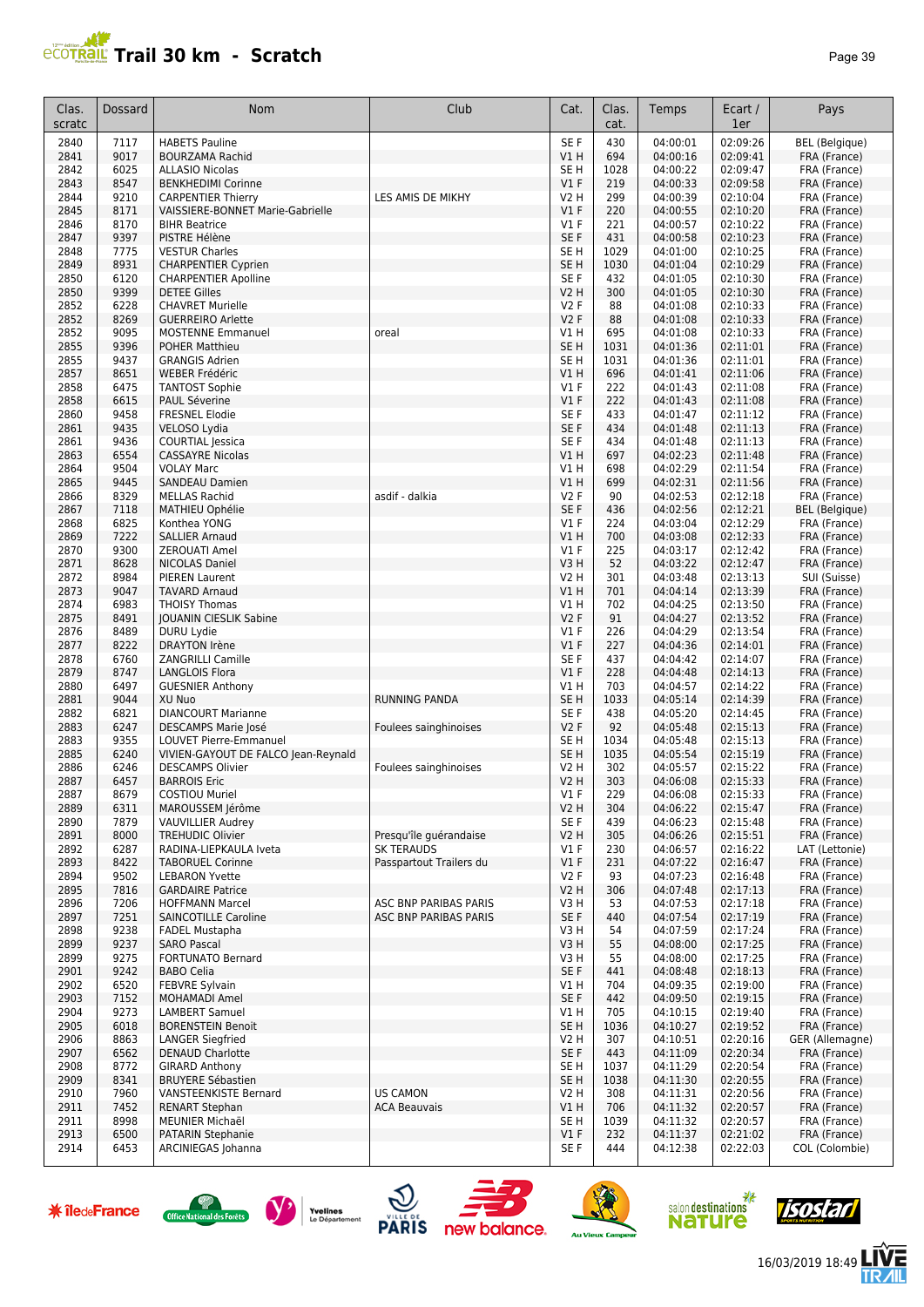# Trail 30 km - Scratch

| Clas. scratc | Dossard | Nom | Club | Cat. | Clas. cat. | Temps | Ecart / 1er | Pays |
|---|---|---|---|---|---|---|---|---|
| 2840 | 7117 | HABETS Pauline | | SE F | 430 | 04:00:01 | 02:09:26 | BEL (Belgique) |
| 2841 | 9017 | BOURZAMA Rachid | | V1 H | 694 | 04:00:16 | 02:09:41 | FRA (France) |
| 2842 | 6025 | ALLASIO Nicolas | | SE H | 1028 | 04:00:22 | 02:09:47 | FRA (France) |
| 2843 | 8547 | BENKHEDIMI Corinne | | V1 F | 219 | 04:00:33 | 02:09:58 | FRA (France) |
| 2844 | 9210 | CARPENTIER Thierry | LES AMIS DE MIKHY | V2 H | 299 | 04:00:39 | 02:10:04 | FRA (France) |
| 2845 | 8171 | VAISSIERE-BONNET Marie-Gabrielle | | V1 F | 220 | 04:00:55 | 02:10:20 | FRA (France) |
| 2846 | 8170 | BIHR Beatrice | | V1 F | 221 | 04:00:57 | 02:10:22 | FRA (France) |
| 2847 | 9397 | PISTRE Hélène | | SE F | 431 | 04:00:58 | 02:10:23 | FRA (France) |
| 2848 | 7775 | VESTUR Charles | | SE H | 1029 | 04:01:00 | 02:10:25 | FRA (France) |
| 2849 | 8931 | CHARPENTIER Cyprien | | SE H | 1030 | 04:01:04 | 02:10:29 | FRA (France) |
| 2850 | 6120 | CHARPENTIER Apolline | | SE F | 432 | 04:01:05 | 02:10:30 | FRA (France) |
| 2850 | 9399 | DETEE Gilles | | V2 H | 300 | 04:01:05 | 02:10:30 | FRA (France) |
| 2852 | 6228 | CHAVRET Murielle | | V2 F | 88 | 04:01:08 | 02:10:33 | FRA (France) |
| 2852 | 8269 | GUERREIRO Arlette | | V2 F | 88 | 04:01:08 | 02:10:33 | FRA (France) |
| 2852 | 9095 | MOSTENNE Emmanuel | oreal | V1 H | 695 | 04:01:08 | 02:10:33 | FRA (France) |
| 2855 | 9396 | POHER Matthieu | | SE H | 1031 | 04:01:36 | 02:11:01 | FRA (France) |
| 2855 | 9437 | GRANGIS Adrien | | SE H | 1031 | 04:01:36 | 02:11:01 | FRA (France) |
| 2857 | 8651 | WEBER Frédéric | | V1 H | 696 | 04:01:41 | 02:11:06 | FRA (France) |
| 2858 | 6475 | TANTOST Sophie | | V1 F | 222 | 04:01:43 | 02:11:08 | FRA (France) |
| 2858 | 6615 | PAUL Séverine | | V1 F | 222 | 04:01:43 | 02:11:08 | FRA (France) |
| 2860 | 9458 | FRESNEL Elodie | | SE F | 433 | 04:01:47 | 02:11:12 | FRA (France) |
| 2861 | 9435 | VELOSO Lydia | | SE F | 434 | 04:01:48 | 02:11:13 | FRA (France) |
| 2861 | 9436 | COURTIAL Jessica | | SE F | 434 | 04:01:48 | 02:11:13 | FRA (France) |
| 2863 | 6554 | CASSAYRE Nicolas | | V1 H | 697 | 04:02:23 | 02:11:48 | FRA (France) |
| 2864 | 9504 | VOLAY Marc | | V1 H | 698 | 04:02:29 | 02:11:54 | FRA (France) |
| 2865 | 9445 | SANDEAU Damien | | V1 H | 699 | 04:02:31 | 02:11:56 | FRA (France) |
| 2866 | 8329 | MELLAS Rachid | asdif - dalkia | V2 F | 90 | 04:02:53 | 02:12:18 | FRA (France) |
| 2867 | 7118 | MATHIEU Ophélie | | SE F | 436 | 04:02:56 | 02:12:21 | BEL (Belgique) |
| 2868 | 6825 | Konthea YONG | | V1 F | 224 | 04:03:04 | 02:12:29 | FRA (France) |
| 2869 | 7222 | SALLIER Arnaud | | V1 H | 700 | 04:03:08 | 02:12:33 | FRA (France) |
| 2870 | 9300 | ZEROUATI Amel | | V1 F | 225 | 04:03:17 | 02:12:42 | FRA (France) |
| 2871 | 8628 | NICOLAS Daniel | | V3 H | 52 | 04:03:22 | 02:12:47 | FRA (France) |
| 2872 | 8984 | PIEREN Laurent | | V2 H | 301 | 04:03:48 | 02:13:13 | SUI (Suisse) |
| 2873 | 9047 | TAVARD Arnaud | | V1 H | 701 | 04:04:14 | 02:13:39 | FRA (France) |
| 2874 | 6983 | THOISY Thomas | | V1 H | 702 | 04:04:25 | 02:13:50 | FRA (France) |
| 2875 | 8491 | JOUANIN CIESLIK Sabine | | V2 F | 91 | 04:04:27 | 02:13:52 | FRA (France) |
| 2876 | 8489 | DURU Lydie | | V1 F | 226 | 04:04:29 | 02:13:54 | FRA (France) |
| 2877 | 8222 | DRAYTON Irène | | V1 F | 227 | 04:04:36 | 02:14:01 | FRA (France) |
| 2878 | 6760 | ZANGRILLI Camille | | SE F | 437 | 04:04:42 | 02:14:07 | FRA (France) |
| 2879 | 8747 | LANGLOIS Flora | | V1 F | 228 | 04:04:48 | 02:14:13 | FRA (France) |
| 2880 | 6497 | GUESNIER Anthony | | V1 H | 703 | 04:04:57 | 02:14:22 | FRA (France) |
| 2881 | 9044 | XU Nuo | RUNNING PANDA | SE H | 1033 | 04:05:14 | 02:14:39 | FRA (France) |
| 2882 | 6821 | DIANCOURT Marianne | | SE F | 438 | 04:05:20 | 02:14:45 | FRA (France) |
| 2883 | 6247 | DESCAMPS Marie José | Foulees sainghinoises | V2 F | 92 | 04:05:48 | 02:15:13 | FRA (France) |
| 2883 | 9355 | LOUVET Pierre-Emmanuel | | SE H | 1034 | 04:05:48 | 02:15:13 | FRA (France) |
| 2885 | 6240 | VIVIEN-GAYOUT DE FALCO Jean-Reynald | | SE H | 1035 | 04:05:54 | 02:15:19 | FRA (France) |
| 2886 | 6246 | DESCAMPS Olivier | Foulees sainghinoises | V2 H | 302 | 04:05:57 | 02:15:22 | FRA (France) |
| 2887 | 6457 | BARROIS Eric | | V2 H | 303 | 04:06:08 | 02:15:33 | FRA (France) |
| 2887 | 8679 | COSTIOU Muriel | | V1 F | 229 | 04:06:08 | 02:15:33 | FRA (France) |
| 2889 | 6311 | MAROUSSEM Jérôme | | V2 H | 304 | 04:06:22 | 02:15:47 | FRA (France) |
| 2890 | 7879 | VAUVILLIER Audrey | | SE F | 439 | 04:06:23 | 02:15:48 | FRA (France) |
| 2891 | 8000 | TREHUDIC Olivier | Presqu'île guérandaise | V2 H | 305 | 04:06:26 | 02:15:51 | FRA (France) |
| 2892 | 6287 | RADINA-LIEPKAULA Iveta | SK TERAUDS | V1 F | 230 | 04:06:57 | 02:16:22 | LAT (Lettonie) |
| 2893 | 8422 | TABORUEL Corinne | Passpartout Trailers du | V1 F | 231 | 04:07:22 | 02:16:47 | FRA (France) |
| 2894 | 9502 | LEBARON Yvette | | V2 F | 93 | 04:07:23 | 02:16:48 | FRA (France) |
| 2895 | 7816 | GARDAIRE Patrice | | V2 H | 306 | 04:07:48 | 02:17:13 | FRA (France) |
| 2896 | 7206 | HOFFMANN Marcel | ASC BNP PARIBAS PARIS | V3 H | 53 | 04:07:53 | 02:17:18 | FRA (France) |
| 2897 | 7251 | SAINCOTILLE Caroline | ASC BNP PARIBAS PARIS | SE F | 440 | 04:07:54 | 02:17:19 | FRA (France) |
| 2898 | 9238 | FADEL Mustapha | | V3 H | 54 | 04:07:59 | 02:17:24 | FRA (France) |
| 2899 | 9237 | SARO Pascal | | V3 H | 55 | 04:08:00 | 02:17:25 | FRA (France) |
| 2899 | 9275 | FORTUNATO Bernard | | V3 H | 55 | 04:08:00 | 02:17:25 | FRA (France) |
| 2901 | 9242 | BABO Celia | | SE F | 441 | 04:08:48 | 02:18:13 | FRA (France) |
| 2902 | 6520 | FEBVRE Sylvain | | V1 H | 704 | 04:09:35 | 02:19:00 | FRA (France) |
| 2903 | 7152 | MOHAMADI Amel | | SE F | 442 | 04:09:50 | 02:19:15 | FRA (France) |
| 2904 | 9273 | LAMBERT Samuel | | V1 H | 705 | 04:10:15 | 02:19:40 | FRA (France) |
| 2905 | 6018 | BORENSTEIN Benoit | | SE H | 1036 | 04:10:27 | 02:19:52 | FRA (France) |
| 2906 | 8863 | LANGER Siegfried | | V2 H | 307 | 04:10:51 | 02:20:16 | GER (Allemagne) |
| 2907 | 6562 | DENAUD Charlotte | | SE F | 443 | 04:11:09 | 02:20:34 | FRA (France) |
| 2908 | 8772 | GIRARD Anthony | | SE H | 1037 | 04:11:29 | 02:20:54 | FRA (France) |
| 2909 | 8341 | BRUYERE Sébastien | | SE H | 1038 | 04:11:30 | 02:20:55 | FRA (France) |
| 2910 | 7960 | VANSTEENKISTE Bernard | US CAMON | V2 H | 308 | 04:11:31 | 02:20:56 | FRA (France) |
| 2911 | 7452 | RENART Stephan | ACA Beauvais | V1 H | 706 | 04:11:32 | 02:20:57 | FRA (France) |
| 2911 | 8998 | MEUNIER Michaël | | SE H | 1039 | 04:11:32 | 02:20:57 | FRA (France) |
| 2913 | 6500 | PATARIN Stephanie | | V1 F | 232 | 04:11:37 | 02:21:02 | FRA (France) |
| 2914 | 6453 | ARCINIEGAS Johanna | | SE F | 444 | 04:12:38 | 02:22:03 | COL (Colombie) |

16/03/2019 18:49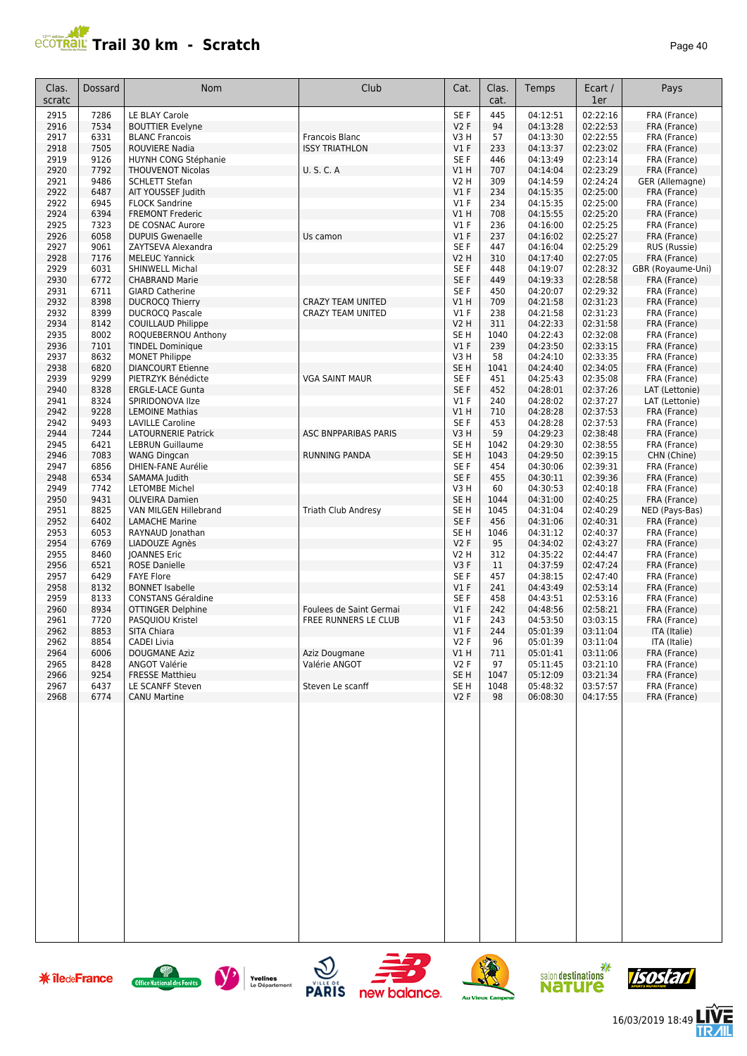# Trail 30 km - Scratch

| Clas. scratc | Dossard | Nom | Club | Cat. | Clas. cat. | Temps | Ecart / 1er | Pays |
|---|---|---|---|---|---|---|---|---|
| 2915 | 7286 | LE BLAY Carole | | SE F | 445 | 04:12:51 | 02:22:16 | FRA (France) |
| 2916 | 7534 | BOUTTIER Evelyne | | V2 F | 94 | 04:13:28 | 02:22:53 | FRA (France) |
| 2917 | 6331 | BLANC Francois | Francois Blanc | V3 H | 57 | 04:13:30 | 02:22:55 | FRA (France) |
| 2918 | 7505 | ROUVIERE Nadia | ISSY TRIATHLON | V1 F | 233 | 04:13:37 | 02:23:02 | FRA (France) |
| 2919 | 9126 | HUYNH CONG Stéphanie | | SE F | 446 | 04:13:49 | 02:23:14 | FRA (France) |
| 2920 | 7792 | THOUVENOT Nicolas | U. S. C. A | V1 H | 707 | 04:14:04 | 02:23:29 | FRA (France) |
| 2921 | 9486 | SCHLETT Stefan | | V2 H | 309 | 04:14:59 | 02:24:24 | GER (Allemagne) |
| 2922 | 6487 | AIT YOUSSEF Judith | | V1 F | 234 | 04:15:35 | 02:25:00 | FRA (France) |
| 2922 | 6945 | FLOCK Sandrine | | V1 F | 234 | 04:15:35 | 02:25:00 | FRA (France) |
| 2924 | 6394 | FREMONT Frederic | | V1 H | 708 | 04:15:55 | 02:25:20 | FRA (France) |
| 2925 | 7323 | DE COSNAC Aurore | | V1 F | 236 | 04:16:00 | 02:25:25 | FRA (France) |
| 2926 | 6058 | DUPUIS Gwenaelle | Us camon | V1 F | 237 | 04:16:02 | 02:25:27 | FRA (France) |
| 2927 | 9061 | ZAYTSEVA Alexandra | | SE F | 447 | 04:16:04 | 02:25:29 | RUS (Russie) |
| 2928 | 7176 | MELEUC Yannick | | V2 H | 310 | 04:17:40 | 02:27:05 | FRA (France) |
| 2929 | 6031 | SHINWELL Michal | | SE F | 448 | 04:19:07 | 02:28:32 | GBR (Royaume-Uni) |
| 2930 | 6772 | CHABRAND Marie | | SE F | 449 | 04:19:33 | 02:28:58 | FRA (France) |
| 2931 | 6711 | GIARD Catherine | | SE F | 450 | 04:20:07 | 02:29:32 | FRA (France) |
| 2932 | 8398 | DUCROCQ Thierry | CRAZY TEAM UNITED | V1 H | 709 | 04:21:58 | 02:31:23 | FRA (France) |
| 2932 | 8399 | DUCROCQ Pascale | CRAZY TEAM UNITED | V1 F | 238 | 04:21:58 | 02:31:23 | FRA (France) |
| 2934 | 8142 | COUILLAUD Philippe | | V2 H | 311 | 04:22:33 | 02:31:58 | FRA (France) |
| 2935 | 8002 | ROQUEBERNOU Anthony | | SE H | 1040 | 04:22:43 | 02:32:08 | FRA (France) |
| 2936 | 7101 | TINDEL Dominique | | V1 F | 239 | 04:23:50 | 02:33:15 | FRA (France) |
| 2937 | 8632 | MONET Philippe | | V3 H | 58 | 04:24:10 | 02:33:35 | FRA (France) |
| 2938 | 6820 | DIANCOURT Etienne | | SE H | 1041 | 04:24:40 | 02:34:05 | FRA (France) |
| 2939 | 9299 | PIETRZYK Bénédicte | VGA SAINT MAUR | SE F | 451 | 04:25:43 | 02:35:08 | FRA (France) |
| 2940 | 8328 | ERGLE-LACE Gunta | | SE F | 452 | 04:28:01 | 02:37:26 | LAT (Lettonie) |
| 2941 | 8324 | SPIRIDONOVA Ilze | | V1 F | 240 | 04:28:02 | 02:37:27 | LAT (Lettonie) |
| 2942 | 9228 | LEMOINE Mathias | | V1 H | 710 | 04:28:28 | 02:37:53 | FRA (France) |
| 2942 | 9493 | LAVILLE Caroline | | SE F | 453 | 04:28:28 | 02:37:53 | FRA (France) |
| 2944 | 7244 | LATOURNERIE Patrick | ASC BNPPARIBAS PARIS | V3 H | 59 | 04:29:23 | 02:38:48 | FRA (France) |
| 2945 | 6421 | LEBRUN Guillaume | | SE H | 1042 | 04:29:30 | 02:38:55 | FRA (France) |
| 2946 | 7083 | WANG Dingcan | RUNNING PANDA | SE H | 1043 | 04:29:50 | 02:39:15 | CHN (Chine) |
| 2947 | 6856 | DHIEN-FANE Aurélie | | SE F | 454 | 04:30:06 | 02:39:31 | FRA (France) |
| 2948 | 6534 | SAMAMA Judith | | SE F | 455 | 04:30:11 | 02:39:36 | FRA (France) |
| 2949 | 7742 | LETOMBE Michel | | V3 H | 60 | 04:30:53 | 02:40:18 | FRA (France) |
| 2950 | 9431 | OLIVEIRA Damien | | SE H | 1044 | 04:31:00 | 02:40:25 | FRA (France) |
| 2951 | 8825 | VAN MILGEN Hillebrand | Triath Club Andresy | SE H | 1045 | 04:31:04 | 02:40:29 | NED (Pays-Bas) |
| 2952 | 6402 | LAMACHE Marine | | SE F | 456 | 04:31:06 | 02:40:31 | FRA (France) |
| 2953 | 6053 | RAYNAUD Jonathan | | SE H | 1046 | 04:31:12 | 02:40:37 | FRA (France) |
| 2954 | 6769 | LIADOUZE Agnès | | V2 F | 95 | 04:34:02 | 02:43:27 | FRA (France) |
| 2955 | 8460 | JOANNES Eric | | V2 H | 312 | 04:35:22 | 02:44:47 | FRA (France) |
| 2956 | 6521 | ROSE Danielle | | V3 F | 11 | 04:37:59 | 02:47:24 | FRA (France) |
| 2957 | 6429 | FAYE Flore | | SE F | 457 | 04:38:15 | 02:47:40 | FRA (France) |
| 2958 | 8132 | BONNET Isabelle | | V1 F | 241 | 04:43:49 | 02:53:14 | FRA (France) |
| 2959 | 8133 | CONSTANS Géraldine | | SE F | 458 | 04:43:51 | 02:53:16 | FRA (France) |
| 2960 | 8934 | OTTINGER Delphine | Foulees de Saint Germai | V1 F | 242 | 04:48:56 | 02:58:21 | FRA (France) |
| 2961 | 7720 | PASQUIOU Kristel | FREE RUNNERS LE CLUB | V1 F | 243 | 04:53:50 | 03:03:15 | FRA (France) |
| 2962 | 8853 | SITA Chiara | | V1 F | 244 | 05:01:39 | 03:11:04 | ITA (Italie) |
| 2962 | 8854 | CADEI Livia | | V2 F | 96 | 05:01:39 | 03:11:04 | ITA (Italie) |
| 2964 | 6006 | DOUGMANE Aziz | Aziz Dougmane | V1 H | 711 | 05:01:41 | 03:11:06 | FRA (France) |
| 2965 | 8428 | ANGOT Valérie | Valérie ANGOT | V2 F | 97 | 05:11:45 | 03:21:10 | FRA (France) |
| 2966 | 9254 | FRESSE Matthieu | | SE H | 1047 | 05:12:09 | 03:21:34 | FRA (France) |
| 2967 | 6437 | LE SCANFF Steven | Steven Le scanff | SE H | 1048 | 05:48:32 | 03:57:57 | FRA (France) |
| 2968 | 6774 | CANU Martine | | V2 F | 98 | 06:08:30 | 04:17:55 | FRA (France) |

16/03/2019 18:49